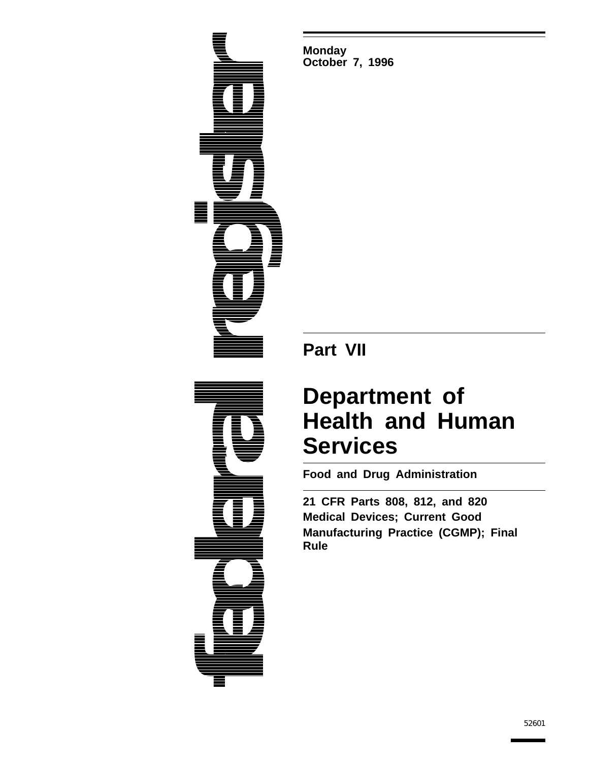federal register

Monday
October 7, 1996

# Part VII

# Department of Health and Human Services

## Food and Drug Administration

**21 CFR Parts 808, 812, and 820**
**Medical Devices; Current Good Manufacturing Practice (CGMP); Final Rule**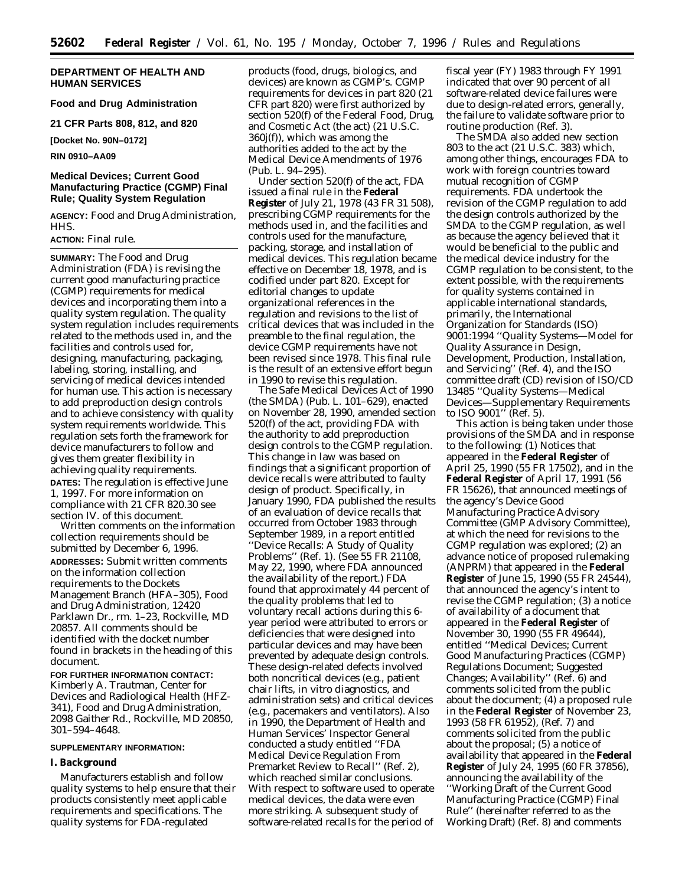**DEPARTMENT OF HEALTH AND HUMAN SERVICES**

**Food and Drug Administration**

**21 CFR Parts 808, 812, and 820**

**[Docket No. 90N–0172]**

**RIN 0910–AA09**

**Medical Devices; Current Good Manufacturing Practice (CGMP) Final Rule; Quality System Regulation**

**AGENCY:** Food and Drug Administration, HHS.

**ACTION:** Final rule.

**SUMMARY:** The Food and Drug Administration (FDA) is revising the current good manufacturing practice (CGMP) requirements for medical devices and incorporating them into a quality system regulation. The quality system regulation includes requirements related to the methods used in, and the facilities and controls used for, designing, manufacturing, packaging, labeling, storing, installing, and servicing of medical devices intended for human use. This action is necessary to add preproduction design controls and to achieve consistency with quality system requirements worldwide. This regulation sets forth the framework for device manufacturers to follow and gives them greater flexibility in achieving quality requirements.

**DATES:** The regulation is effective June 1, 1997. For more information on compliance with 21 CFR 820.30 see section IV. of this document.

Written comments on the information collection requirements should be submitted by December 6, 1996.

**ADDRESSES:** Submit written comments on the information collection requirements to the Dockets Management Branch (HFA–305), Food and Drug Administration, 12420 Parklawn Dr., rm. 1–23, Rockville, MD 20857. All comments should be identified with the docket number found in brackets in the heading of this document.

**FOR FURTHER INFORMATION CONTACT:** Kimberly A. Trautman, Center for Devices and Radiological Health (HFZ-341), Food and Drug Administration, 2098 Gaither Rd., Rockville, MD 20850, 301–594–4648.

**SUPPLEMENTARY INFORMATION:**

## I. Background

Manufacturers establish and follow quality systems to help ensure that their products consistently meet applicable requirements and specifications. The quality systems for FDA-regulated products (food, drugs, biologics, and devices) are known as CGMP's. CGMP requirements for devices in part 820 (21 CFR part 820) were first authorized by section 520(f) of the Federal Food, Drug, and Cosmetic Act (the act) (21 U.S.C. 360j(f)), which was among the authorities added to the act by the Medical Device Amendments of 1976 (Pub. L. 94–295).

Under section 520(f) of the act, FDA issued a final rule in the **Federal Register** of July 21, 1978 (43 FR 31 508), prescribing CGMP requirements for the methods used in, and the facilities and controls used for the manufacture, packing, storage, and installation of medical devices. This regulation became effective on December 18, 1978, and is codified under part 820. Except for editorial changes to update organizational references in the regulation and revisions to the list of critical devices that was included in the preamble to the final regulation, the device CGMP requirements have not been revised since 1978. This final rule is the result of an extensive effort begun in 1990 to revise this regulation.

The Safe Medical Devices Act of 1990 (the SMDA) (Pub. L. 101–629), enacted on November 28, 1990, amended section 520(f) of the act, providing FDA with the authority to add preproduction design controls to the CGMP regulation. This change in law was based on findings that a significant proportion of device recalls were attributed to faulty design of product. Specifically, in January 1990, FDA published the results of an evaluation of device recalls that occurred from October 1983 through September 1989, in a report entitled ''Device Recalls: A Study of Quality Problems'' (Ref. 1). (See 55 FR 21108, May 22, 1990, where FDA announced the availability of the report.) FDA found that approximately 44 percent of the quality problems that led to voluntary recall actions during this 6-year period were attributed to errors or deficiencies that were designed into particular devices and may have been prevented by adequate design controls. These design-related defects involved both noncritical devices (e.g., patient chair lifts, in vitro diagnostics, and administration sets) and critical devices (e.g., pacemakers and ventilators). Also in 1990, the Department of Health and Human Services' Inspector General conducted a study entitled ''FDA Medical Device Regulation From Premarket Review to Recall'' (Ref. 2), which reached similar conclusions. With respect to software used to operate medical devices, the data were even more striking. A subsequent study of software-related recalls for the period of fiscal year (FY) 1983 through FY 1991 indicated that over 90 percent of all software-related device failures were due to design-related errors, generally, the failure to validate software prior to routine production (Ref. 3).

The SMDA also added new section 803 to the act (21 U.S.C. 383) which, among other things, encourages FDA to work with foreign countries toward mutual recognition of CGMP requirements. FDA undertook the revision of the CGMP regulation to add the design controls authorized by the SMDA to the CGMP regulation, as well as because the agency believed that it would be beneficial to the public and the medical device industry for the CGMP regulation to be consistent, to the extent possible, with the requirements for quality systems contained in applicable international standards, primarily, the International Organization for Standards (ISO) 9001:1994 ''Quality Systems—Model for Quality Assurance in Design, Development, Production, Installation, and Servicing'' (Ref. 4), and the ISO committee draft (CD) revision of ISO/CD 13485 ''Quality Systems—Medical Devices—Supplementary Requirements to ISO 9001'' (Ref. 5).

This action is being taken under those provisions of the SMDA and in response to the following: (1) Notices that appeared in the **Federal Register** of April 25, 1990 (55 FR 17502), and in the **Federal Register** of April 17, 1991 (56 FR 15626), that announced meetings of the agency's Device Good Manufacturing Practice Advisory Committee (GMP Advisory Committee), at which the need for revisions to the CGMP regulation was explored; (2) an advance notice of proposed rulemaking (ANPRM) that appeared in the **Federal Register** of June 15, 1990 (55 FR 24544), that announced the agency's intent to revise the CGMP regulation; (3) a notice of availability of a document that appeared in the **Federal Register** of November 30, 1990 (55 FR 49644), entitled ''Medical Devices; Current Good Manufacturing Practices (CGMP) Regulations Document; Suggested Changes; Availability'' (Ref. 6) and comments solicited from the public about the document; (4) a proposed rule in the **Federal Register** of November 23, 1993 (58 FR 61952), (Ref. 7) and comments solicited from the public about the proposal; (5) a notice of availability that appeared in the **Federal Register** of July 24, 1995 (60 FR 37856), announcing the availability of the ''Working Draft of the Current Good Manufacturing Practice (CGMP) Final Rule'' (hereinafter referred to as the Working Draft) (Ref. 8) and comments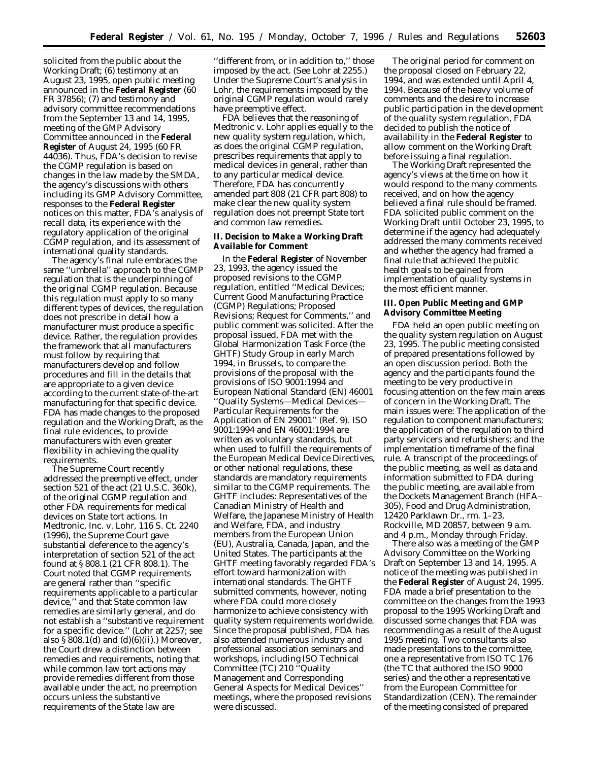solicited from the public about the Working Draft; (6) testimony at an August 23, 1995, open public meeting announced in the **Federal Register** (60 FR 37856); (7) and testimony and advisory committee recommendations from the September 13 and 14, 1995, meeting of the GMP Advisory Committee announced in the **Federal Register** of August 24, 1995 (60 FR 44036). Thus, FDA's decision to revise the CGMP regulation is based on changes in the law made by the SMDA, the agency's discussions with others including its GMP Advisory Committee, responses to the **Federal Register** notices on this matter, FDA's analysis of recall data, its experience with the regulatory application of the original CGMP regulation, and its assessment of international quality standards.

The agency's final rule embraces the same ''umbrella'' approach to the CGMP regulation that is the underpinning of the original CGMP regulation. Because this regulation must apply to so many different types of devices, the regulation does not prescribe in detail how a manufacturer must produce a specific device. Rather, the regulation provides the framework that all manufacturers must follow by requiring that manufacturers develop and follow procedures and fill in the details that are appropriate to a given device according to the current state-of-the-art manufacturing for that specific device. FDA has made changes to the proposed regulation and the Working Draft, as the final rule evidences, to provide manufacturers with even greater flexibility in achieving the quality requirements.

The Supreme Court recently addressed the preemptive effect, under section 521 of the act (21 U.S.C. 360k), of the original CGMP regulation and other FDA requirements for medical devices on State tort actions. In *Medtronic, Inc.* v. *Lohr*, 116 S. Ct. 2240 (1996), the Supreme Court gave substantial deference to the agency's interpretation of section 521 of the act found at § 808.1 (21 CFR 808.1). The Court noted that CGMP requirements are general rather than ''specific requirements applicable to a particular device,'' and that State common law remedies are similarly general, and do not establish a ''substantive requirement for a specific device.'' (*Lohr* at 2257; see also § 808.1(d) and (d)(6)(ii).) Moreover, the Court drew a distinction between remedies and requirements, noting that while common law tort actions may provide remedies different from those available under the act, no preemption occurs unless the substantive requirements of the State law are ''different from, or in addition to,'' those imposed by the act. (See *Lohr* at 2255.) Under the Supreme Court's analysis in *Lohr*, the requirements imposed by the original CGMP regulation would rarely have preemptive effect.

FDA believes that the reasoning of *Medtronic* v. *Lohr* applies equally to the new quality system regulation, which, as does the original CGMP regulation, prescribes requirements that apply to medical devices in general, rather than to any particular medical device. Therefore, FDA has concurrently amended part 808 (21 CFR part 808) to make clear the new quality system regulation does not preempt State tort and common law remedies.

## II. Decision to Make a Working Draft Available for Comment

In the **Federal Register** of November 23, 1993, the agency issued the proposed revisions to the CGMP regulation, entitled ''Medical Devices; Current Good Manufacturing Practice (CGMP) Regulations; Proposed Revisions; Request for Comments,'' and public comment was solicited. After the proposal issued, FDA met with the Global Harmonization Task Force (the GHTF) Study Group in early March 1994, in Brussels, to compare the provisions of the proposal with the provisions of ISO 9001:1994 and European National Standard (EN) 46001 ''Quality Systems—Medical Devices—Particular Requirements for the Application of EN 29001'' (Ref. 9). ISO 9001:1994 and EN 46001:1994 are written as voluntary standards, but when used to fulfill the requirements of the European Medical Device Directives, or other national regulations, these standards are mandatory requirements similar to the CGMP requirements. The GHTF includes: Representatives of the Canadian Ministry of Health and Welfare, the Japanese Ministry of Health and Welfare, FDA, and industry members from the European Union (EU), Australia, Canada, Japan, and the United States. The participants at the GHTF meeting favorably regarded FDA's effort toward harmonization with international standards. The GHTF submitted comments, however, noting where FDA could more closely harmonize to achieve consistency with quality system requirements worldwide. Since the proposal published, FDA has also attended numerous industry and professional association seminars and workshops, including ISO Technical Committee (TC) 210 ''Quality Management and Corresponding General Aspects for Medical Devices'' meetings, where the proposed revisions were discussed.

The original period for comment on the proposal closed on February 22, 1994, and was extended until April 4, 1994. Because of the heavy volume of comments and the desire to increase public participation in the development of the quality system regulation, FDA decided to publish the notice of availability in the **Federal Register** to allow comment on the Working Draft before issuing a final regulation.

The Working Draft represented the agency's views at the time on how it would respond to the many comments received, and on how the agency believed a final rule should be framed. FDA solicited public comment on the Working Draft until October 23, 1995, to determine if the agency had adequately addressed the many comments received and whether the agency had framed a final rule that achieved the public health goals to be gained from implementation of quality systems in the most efficient manner.

## III. Open Public Meeting and GMP Advisory Committee Meeting

FDA held an open public meeting on the quality system regulation on August 23, 1995. The public meeting consisted of prepared presentations followed by an open discussion period. Both the agency and the participants found the meeting to be very productive in focusing attention on the few main areas of concern in the Working Draft. The main issues were: The application of the regulation to component manufacturers; the application of the regulation to third party servicers and refurbishers; and the implementation timeframe of the final rule. A transcript of the proceedings of the public meeting, as well as data and information submitted to FDA during the public meeting, are available from the Dockets Management Branch (HFA–305), Food and Drug Administration, 12420 Parklawn Dr., rm. 1–23, Rockville, MD 20857, between 9 a.m. and 4 p.m., Monday through Friday.

There also was a meeting of the GMP Advisory Committee on the Working Draft on September 13 and 14, 1995. A notice of the meeting was published in the **Federal Register** of August 24, 1995. FDA made a brief presentation to the committee on the changes from the 1993 proposal to the 1995 Working Draft and discussed some changes that FDA was recommending as a result of the August 1995 meeting. Two consultants also made presentations to the committee, one a representative from ISO TC 176 (the TC that authored the ISO 9000 series) and the other a representative from the European Committee for Standardization (CEN). The remainder of the meeting consisted of prepared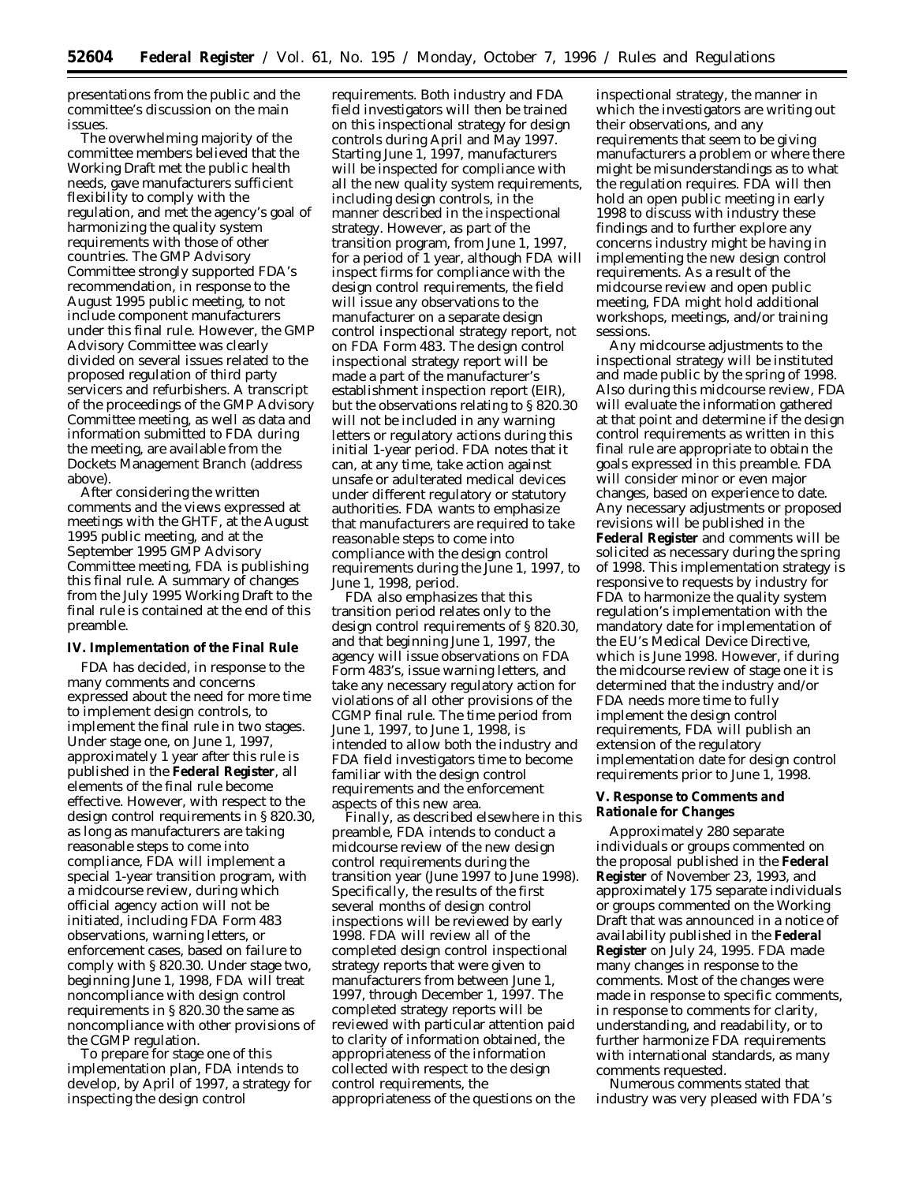presentations from the public and the committee's discussion on the main issues.

The overwhelming majority of the committee members believed that the Working Draft met the public health needs, gave manufacturers sufficient flexibility to comply with the regulation, and met the agency's goal of harmonizing the quality system requirements with those of other countries. The GMP Advisory Committee strongly supported FDA's recommendation, in response to the August 1995 public meeting, to not include component manufacturers under this final rule. However, the GMP Advisory Committee was clearly divided on several issues related to the proposed regulation of third party servicers and refurbishers. A transcript of the proceedings of the GMP Advisory Committee meeting, as well as data and information submitted to FDA during the meeting, are available from the Dockets Management Branch (address above).

After considering the written comments and the views expressed at meetings with the GHTF, at the August 1995 public meeting, and at the September 1995 GMP Advisory Committee meeting, FDA is publishing this final rule. A summary of changes from the July 1995 Working Draft to the final rule is contained at the end of this preamble.

## IV. Implementation of the Final Rule

FDA has decided, in response to the many comments and concerns expressed about the need for more time to implement design controls, to implement the final rule in two stages. Under stage one, on June 1, 1997, approximately 1 year after this rule is published in the **Federal Register**, all elements of the final rule become effective. However, with respect to the design control requirements in § 820.30, as long as manufacturers are taking reasonable steps to come into compliance, FDA will implement a special 1-year transition program, with a midcourse review, during which official agency action will not be initiated, including FDA Form 483 observations, warning letters, or enforcement cases, based on failure to comply with § 820.30. Under stage two, beginning June 1, 1998, FDA will treat noncompliance with design control requirements in § 820.30 the same as noncompliance with other provisions of the CGMP regulation.

To prepare for stage one of this implementation plan, FDA intends to develop, by April of 1997, a strategy for inspecting the design control requirements. Both industry and FDA field investigators will then be trained on this inspectional strategy for design controls during April and May 1997. Starting June 1, 1997, manufacturers will be inspected for compliance with all the new quality system requirements, including design controls, in the manner described in the inspectional strategy. However, as part of the transition program, from June 1, 1997, for a period of 1 year, although FDA will inspect firms for compliance with the design control requirements, the field will issue any observations to the manufacturer on a separate design control inspectional strategy report, not on FDA Form 483. The design control inspectional strategy report will be made a part of the manufacturer's establishment inspection report (EIR), but the observations relating to § 820.30 will not be included in any warning letters or regulatory actions during this initial 1-year period. FDA notes that it can, at any time, take action against unsafe or adulterated medical devices under different regulatory or statutory authorities. FDA wants to emphasize that manufacturers are required to take reasonable steps to come into compliance with the design control requirements during the June 1, 1997, to June 1, 1998, period.

FDA also emphasizes that this transition period relates only to the design control requirements of § 820.30, and that beginning June 1, 1997, the agency will issue observations on FDA Form 483's, issue warning letters, and take any necessary regulatory action for violations of all other provisions of the CGMP final rule. The time period from June 1, 1997, to June 1, 1998, is intended to allow both the industry and FDA field investigators time to become familiar with the design control requirements and the enforcement aspects of this new area.

Finally, as described elsewhere in this preamble, FDA intends to conduct a midcourse review of the new design control requirements during the transition year (June 1997 to June 1998). Specifically, the results of the first several months of design control inspections will be reviewed by early 1998. FDA will review all of the completed design control inspectional strategy reports that were given to manufacturers from between June 1, 1997, through December 1, 1997. The completed strategy reports will be reviewed with particular attention paid to clarity of information obtained, the appropriateness of the information collected with respect to the design control requirements, the appropriateness of the questions on the inspectional strategy, the manner in which the investigators are writing out their observations, and any requirements that seem to be giving manufacturers a problem or where there might be misunderstandings as to what the regulation requires. FDA will then hold an open public meeting in early 1998 to discuss with industry these findings and to further explore any concerns industry might be having in implementing the new design control requirements. As a result of the midcourse review and open public meeting, FDA might hold additional workshops, meetings, and/or training sessions.

Any midcourse adjustments to the inspectional strategy will be instituted and made public by the spring of 1998. Also during this midcourse review, FDA will evaluate the information gathered at that point and determine if the design control requirements as written in this final rule are appropriate to obtain the goals expressed in this preamble. FDA will consider minor or even major changes, based on experience to date. Any necessary adjustments or proposed revisions will be published in the **Federal Register** and comments will be solicited as necessary during the spring of 1998. This implementation strategy is responsive to requests by industry for FDA to harmonize the quality system regulation's implementation with the mandatory date for implementation of the EU's Medical Device Directive, which is June 1998. However, if during the midcourse review of stage one it is determined that the industry and/or FDA needs more time to fully implement the design control requirements, FDA will publish an extension of the regulatory implementation date for design control requirements prior to June 1, 1998.

## V. Response to Comments and Rationale for Changes

Approximately 280 separate individuals or groups commented on the proposal published in the **Federal Register** of November 23, 1993, and approximately 175 separate individuals or groups commented on the Working Draft that was announced in a notice of availability published in the **Federal Register** on July 24, 1995. FDA made many changes in response to the comments. Most of the changes were made in response to specific comments, in response to comments for clarity, understanding, and readability, or to further harmonize FDA requirements with international standards, as many comments requested.

Numerous comments stated that industry was very pleased with FDA's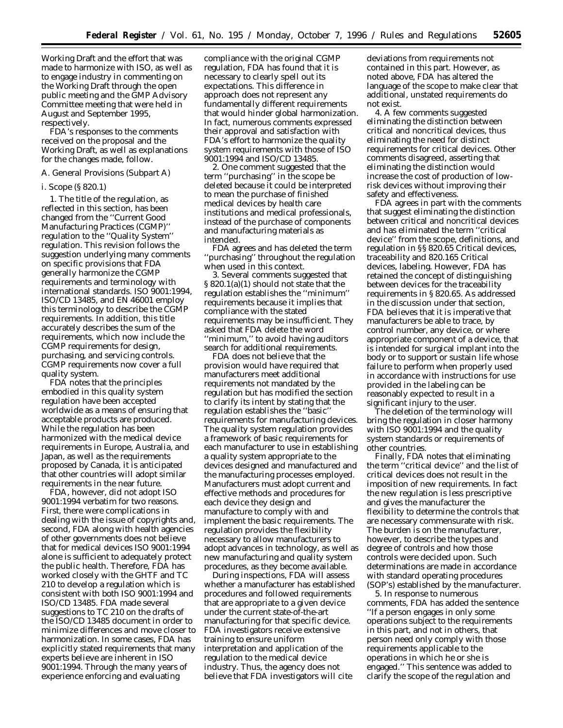Working Draft and the effort that was made to harmonize with ISO, as well as to engage industry in commenting on the Working Draft through the open public meeting and the GMP Advisory Committee meeting that were held in August and September 1995, respectively.

FDA's responses to the comments received on the proposal and the Working Draft, as well as explanations for the changes made, follow.

## A. General Provisions (Subpart A)

### i. Scope (§ 820.1)

1. The title of the regulation, as reflected in this section, has been changed from the ''Current Good Manufacturing Practices (CGMP)'' regulation to the ''Quality System'' regulation. This revision follows the suggestion underlying many comments on specific provisions that FDA generally harmonize the CGMP requirements and terminology with international standards. ISO 9001:1994, ISO/CD 13485, and EN 46001 employ this terminology to describe the CGMP requirements. In addition, this title accurately describes the sum of the requirements, which now include the CGMP requirements for design, purchasing, and servicing controls. CGMP requirements now cover a full quality system.

FDA notes that the principles embodied in this quality system regulation have been accepted worldwide as a means of ensuring that acceptable products are produced. While the regulation has been harmonized with the medical device requirements in Europe, Australia, and Japan, as well as the requirements proposed by Canada, it is anticipated that other countries will adopt similar requirements in the near future.

FDA, however, did not adopt ISO 9001:1994 verbatim for two reasons. First, there were complications in dealing with the issue of copyrights and, second, FDA along with health agencies of other governments does not believe that for medical devices ISO 9001:1994 alone is sufficient to adequately protect the public health. Therefore, FDA has worked closely with the GHTF and TC 210 to develop a regulation which is consistent with both ISO 9001:1994 and ISO/CD 13485. FDA made several suggestions to TC 210 on the drafts of the ISO/CD 13485 document in order to minimize differences and move closer to harmonization. In some cases, FDA has explicitly stated requirements that many experts believe are inherent in ISO 9001:1994. Through the many years of experience enforcing and evaluating compliance with the original CGMP regulation, FDA has found that it is necessary to clearly spell out its expectations. This difference in approach does not represent any fundamentally different requirements that would hinder global harmonization. In fact, numerous comments expressed their approval and satisfaction with FDA's effort to harmonize the quality system requirements with those of ISO 9001:1994 and ISO/CD 13485.

2. One comment suggested that the term ''purchasing'' in the scope be deleted because it could be interpreted to mean the purchase of finished medical devices by health care institutions and medical professionals, instead of the purchase of components and manufacturing materials as intended.

FDA agrees and has deleted the term ''purchasing'' throughout the regulation when used in this context.

3. Several comments suggested that § 820.1(a)(1) should not state that the regulation establishes the ''minimum'' requirements because it implies that compliance with the stated requirements may be insufficient. They asked that FDA delete the word ''minimum,'' to avoid having auditors search for additional requirements.

FDA does not believe that the provision would have required that manufacturers meet additional requirements not mandated by the regulation but has modified the section to clarify its intent by stating that the regulation establishes the ''basic'' requirements for manufacturing devices. The quality system regulation provides a framework of basic requirements for each manufacturer to use in establishing a quality system appropriate to the devices designed and manufactured and the manufacturing processes employed. Manufacturers must adopt current and effective methods and procedures for each device they design and manufacture to comply with and implement the basic requirements. The regulation provides the flexibility necessary to allow manufacturers to adopt advances in technology, as well as new manufacturing and quality system procedures, as they become available.

During inspections, FDA will assess whether a manufacturer has established procedures and followed requirements that are appropriate to a given device under the current state-of-the-art manufacturing for that specific device. FDA investigators receive extensive training to ensure uniform interpretation and application of the regulation to the medical device industry. Thus, the agency does not believe that FDA investigators will cite deviations from requirements not contained in this part. However, as noted above, FDA has altered the language of the scope to make clear that additional, unstated requirements do not exist.

4. A few comments suggested eliminating the distinction between critical and noncritical devices, thus eliminating the need for distinct requirements for critical devices. Other comments disagreed, asserting that eliminating the distinction would increase the cost of production of low-risk devices without improving their safety and effectiveness.

FDA agrees in part with the comments that suggest eliminating the distinction between critical and noncritical devices and has eliminated the term ''critical device'' from the scope, definitions, and regulation in §§ 820.65 Critical devices, traceability and 820.165 Critical devices, labeling. However, FDA has retained the concept of distinguishing between devices for the traceability requirements in § 820.65. As addressed in the discussion under that section, FDA believes that it is imperative that manufacturers be able to trace, by control number, any device, or where appropriate component of a device, that is intended for surgical implant into the body or to support or sustain life whose failure to perform when properly used in accordance with instructions for use provided in the labeling can be reasonably expected to result in a significant injury to the user.

The deletion of the terminology will bring the regulation in closer harmony with ISO 9001:1994 and the quality system standards or requirements of other countries.

Finally, FDA notes that eliminating the term ''critical device'' and the list of critical devices does not result in the imposition of new requirements. In fact the new regulation is less prescriptive and gives the manufacturer the flexibility to determine the controls that are necessary commensurate with risk. The burden is on the manufacturer, however, to describe the types and degree of controls and how those controls were decided upon. Such determinations are made in accordance with standard operating procedures (SOP's) established by the manufacturer.

5. In response to numerous comments, FDA has added the sentence ''If a person engages in only some operations subject to the requirements in this part, and not in others, that person need only comply with those requirements applicable to the operations in which he or she is engaged.'' This sentence was added to clarify the scope of the regulation and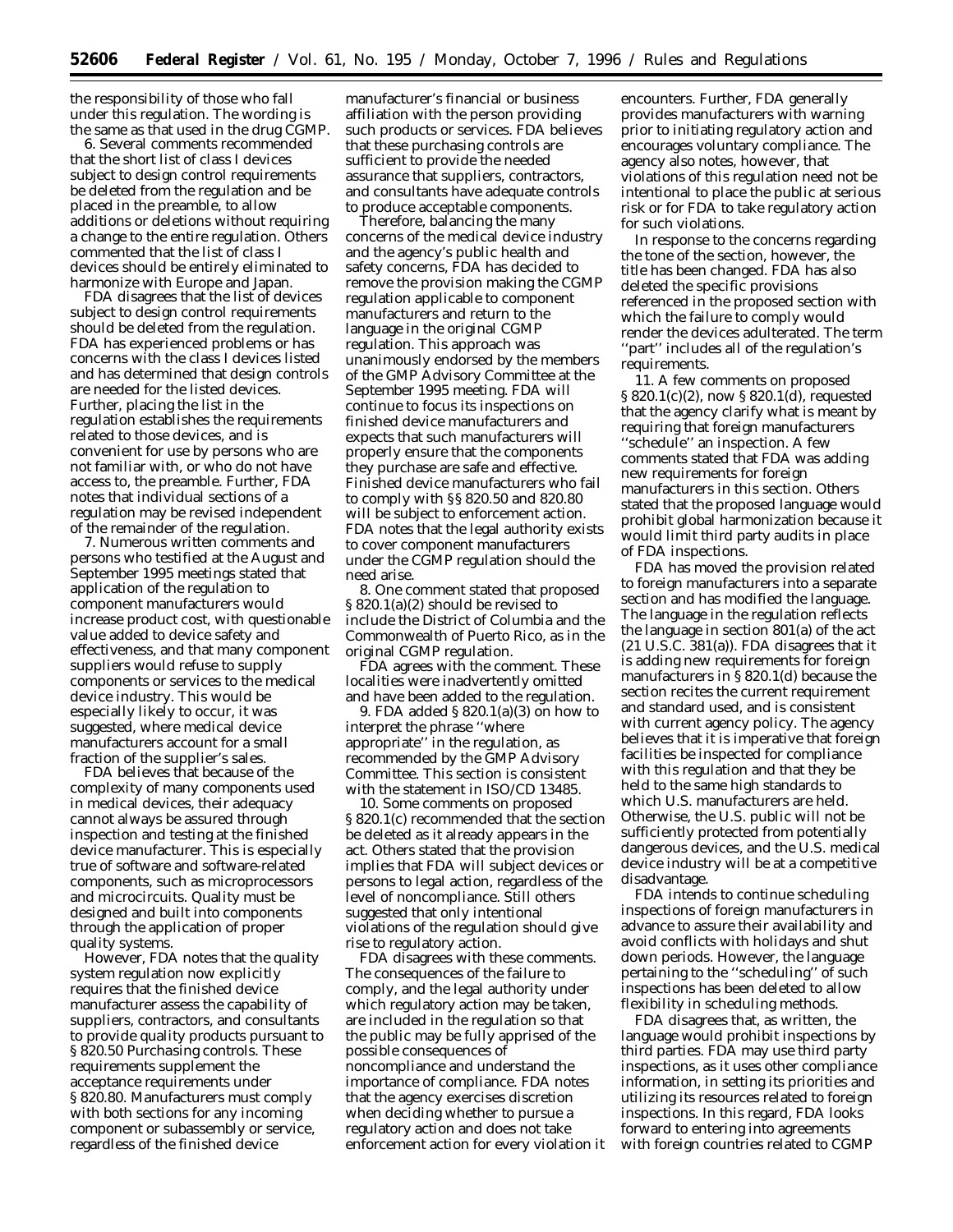the responsibility of those who fall under this regulation. The wording is the same as that used in the drug CGMP.

6. Several comments recommended that the short list of class I devices subject to design control requirements be deleted from the regulation and be placed in the preamble, to allow additions or deletions without requiring a change to the entire regulation. Others commented that the list of class I devices should be entirely eliminated to harmonize with Europe and Japan.

FDA disagrees that the list of devices subject to design control requirements should be deleted from the regulation. FDA has experienced problems or has concerns with the class I devices listed and has determined that design controls are needed for the listed devices. Further, placing the list in the regulation establishes the requirements related to those devices, and is convenient for use by persons who are not familiar with, or who do not have access to, the preamble. Further, FDA notes that individual sections of a regulation may be revised independent of the remainder of the regulation.

7. Numerous written comments and persons who testified at the August and September 1995 meetings stated that application of the regulation to component manufacturers would increase product cost, with questionable value added to device safety and effectiveness, and that many component suppliers would refuse to supply components or services to the medical device industry. This would be especially likely to occur, it was suggested, where medical device manufacturers account for a small fraction of the supplier's sales.

FDA believes that because of the complexity of many components used in medical devices, their adequacy cannot always be assured through inspection and testing at the finished device manufacturer. This is especially true of software and software-related components, such as microprocessors and microcircuits. Quality must be designed and built into components through the application of proper quality systems.

However, FDA notes that the quality system regulation now explicitly requires that the finished device manufacturer assess the capability of suppliers, contractors, and consultants to provide quality products pursuant to § 820.50 Purchasing controls. These requirements supplement the acceptance requirements under § 820.80. Manufacturers must comply with both sections for any incoming component or subassembly or service, regardless of the finished device manufacturer's financial or business affiliation with the person providing such products or services. FDA believes that these purchasing controls are sufficient to provide the needed assurance that suppliers, contractors, and consultants have adequate controls to produce acceptable components.

Therefore, balancing the many concerns of the medical device industry and the agency's public health and safety concerns, FDA has decided to remove the provision making the CGMP regulation applicable to component manufacturers and return to the language in the original CGMP regulation. This approach was unanimously endorsed by the members of the GMP Advisory Committee at the September 1995 meeting. FDA will continue to focus its inspections on finished device manufacturers and expects that such manufacturers will properly ensure that the components they purchase are safe and effective. Finished device manufacturers who fail to comply with §§ 820.50 and 820.80 will be subject to enforcement action. FDA notes that the legal authority exists to cover component manufacturers under the CGMP regulation should the need arise.

8. One comment stated that proposed § 820.1(a)(2) should be revised to include the District of Columbia and the Commonwealth of Puerto Rico, as in the original CGMP regulation.

FDA agrees with the comment. These localities were inadvertently omitted and have been added to the regulation.

9. FDA added § 820.1(a)(3) on how to interpret the phrase "where appropriate" in the regulation, as recommended by the GMP Advisory Committee. This section is consistent with the statement in ISO/CD 13485.

10. Some comments on proposed § 820.1(c) recommended that the section be deleted as it already appears in the act. Others stated that the provision implies that FDA will subject devices or persons to legal action, regardless of the level of noncompliance. Still others suggested that only intentional violations of the regulation should give rise to regulatory action.

FDA disagrees with these comments. The consequences of the failure to comply, and the legal authority under which regulatory action may be taken, are included in the regulation so that the public may be fully apprised of the possible consequences of noncompliance and understand the importance of compliance. FDA notes that the agency exercises discretion when deciding whether to pursue a regulatory action and does not take enforcement action for every violation it encounters. Further, FDA generally provides manufacturers with warning prior to initiating regulatory action and encourages voluntary compliance. The agency also notes, however, that violations of this regulation need not be intentional to place the public at serious risk or for FDA to take regulatory action for such violations.

In response to the concerns regarding the tone of the section, however, the title has been changed. FDA has also deleted the specific provisions referenced in the proposed section with which the failure to comply would render the devices adulterated. The term "part" includes all of the regulation's requirements.

11. A few comments on proposed § 820.1(c)(2), now § 820.1(d), requested that the agency clarify what is meant by requiring that foreign manufacturers "schedule" an inspection. A few comments stated that FDA was adding new requirements for foreign manufacturers in this section. Others stated that the proposed language would prohibit global harmonization because it would limit third party audits in place of FDA inspections.

FDA has moved the provision related to foreign manufacturers into a separate section and has modified the language. The language in the regulation reflects the language in section 801(a) of the act (21 U.S.C. 381(a)). FDA disagrees that it is adding new requirements for foreign manufacturers in § 820.1(d) because the section recites the current requirement and standard used, and is consistent with current agency policy. The agency believes that it is imperative that foreign facilities be inspected for compliance with this regulation and that they be held to the same high standards to which U.S. manufacturers are held. Otherwise, the U.S. public will not be sufficiently protected from potentially dangerous devices, and the U.S. medical device industry will be at a competitive disadvantage.

FDA intends to continue scheduling inspections of foreign manufacturers in advance to assure their availability and avoid conflicts with holidays and shut down periods. However, the language pertaining to the "scheduling" of such inspections has been deleted to allow flexibility in scheduling methods.

FDA disagrees that, as written, the language would prohibit inspections by third parties. FDA may use third party inspections, as it uses other compliance information, in setting its priorities and utilizing its resources related to foreign inspections. In this regard, FDA looks forward to entering into agreements with foreign countries related to CGMP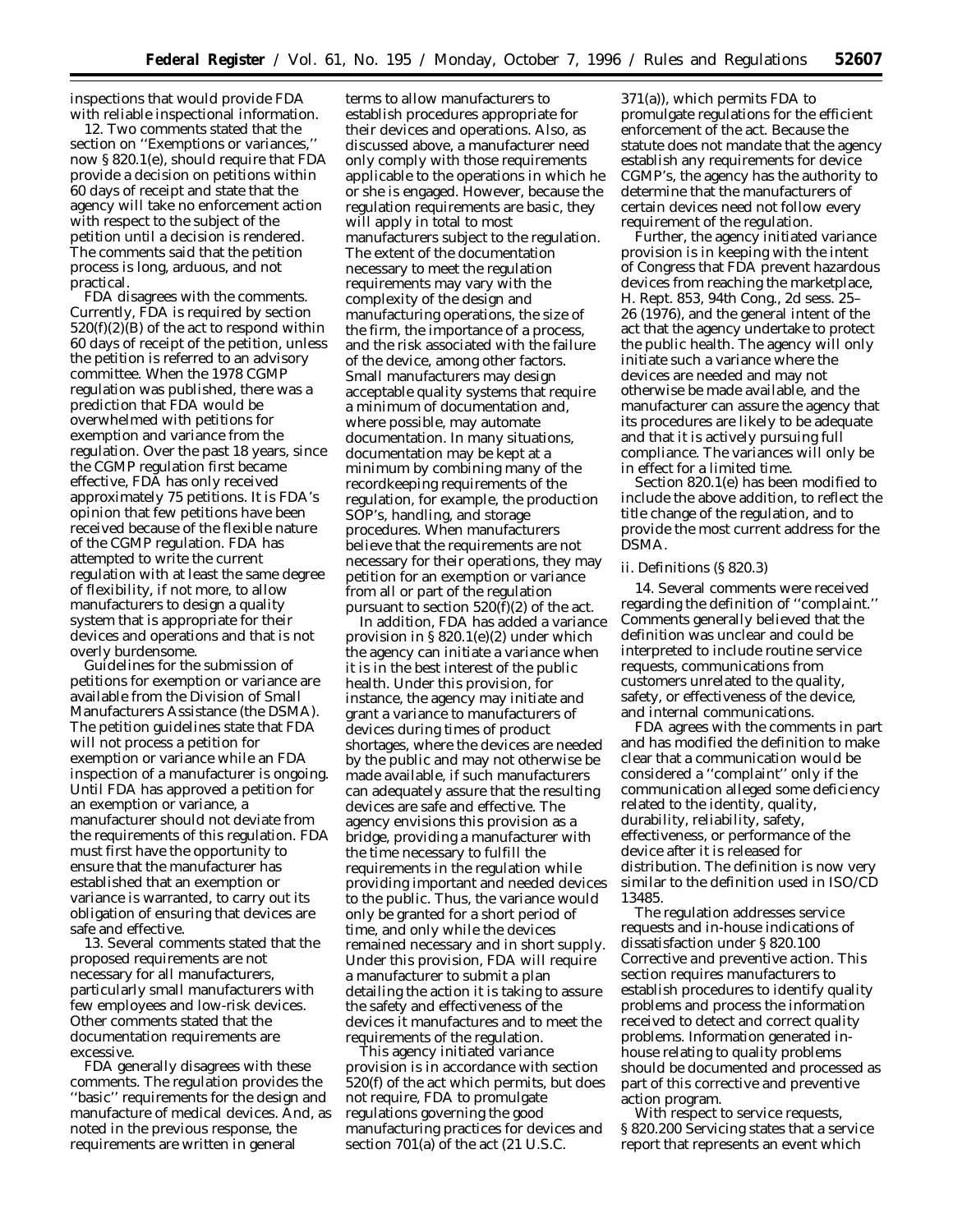inspections that would provide FDA with reliable inspectional information.

12. Two comments stated that the section on ''Exemptions or variances,'' now § 820.1(e), should require that FDA provide a decision on petitions within 60 days of receipt and state that the agency will take no enforcement action with respect to the subject of the petition until a decision is rendered. The comments said that the petition process is long, arduous, and not practical.

FDA disagrees with the comments. Currently, FDA is required by section 520(f)(2)(B) of the act to respond within 60 days of receipt of the petition, unless the petition is referred to an advisory committee. When the 1978 CGMP regulation was published, there was a prediction that FDA would be overwhelmed with petitions for exemption and variance from the regulation. Over the past 18 years, since the CGMP regulation first became effective, FDA has only received approximately 75 petitions. It is FDA's opinion that few petitions have been received because of the flexible nature of the CGMP regulation. FDA has attempted to write the current regulation with at least the same degree of flexibility, if not more, to allow manufacturers to design a quality system that is appropriate for their devices and operations and that is not overly burdensome.

Guidelines for the submission of petitions for exemption or variance are available from the Division of Small Manufacturers Assistance (the DSMA). The petition guidelines state that FDA will not process a petition for exemption or variance while an FDA inspection of a manufacturer is ongoing. Until FDA has approved a petition for an exemption or variance, a manufacturer should not deviate from the requirements of this regulation. FDA must first have the opportunity to ensure that the manufacturer has established that an exemption or variance is warranted, to carry out its obligation of ensuring that devices are safe and effective.

13. Several comments stated that the proposed requirements are not necessary for all manufacturers, particularly small manufacturers with few employees and low-risk devices. Other comments stated that the documentation requirements are excessive.

FDA generally disagrees with these comments. The regulation provides the ''basic'' requirements for the design and manufacture of medical devices. And, as noted in the previous response, the requirements are written in general terms to allow manufacturers to establish procedures appropriate for their devices and operations. Also, as discussed above, a manufacturer need only comply with those requirements applicable to the operations in which he or she is engaged. However, because the regulation requirements are basic, they will apply in total to most manufacturers subject to the regulation. The extent of the documentation necessary to meet the regulation requirements may vary with the complexity of the design and manufacturing operations, the size of the firm, the importance of a process, and the risk associated with the failure of the device, among other factors. Small manufacturers may design acceptable quality systems that require a minimum of documentation and, where possible, may automate documentation. In many situations, documentation may be kept at a minimum by combining many of the recordkeeping requirements of the regulation, for example, the production SOP's, handling, and storage procedures. When manufacturers believe that the requirements are not necessary for their operations, they may petition for an exemption or variance from all or part of the regulation pursuant to section 520(f)(2) of the act.

In addition, FDA has added a variance provision in § 820.1(e)(2) under which the agency can initiate a variance when it is in the best interest of the public health. Under this provision, for instance, the agency may initiate and grant a variance to manufacturers of devices during times of product shortages, where the devices are needed by the public and may not otherwise be made available, if such manufacturers can adequately assure that the resulting devices are safe and effective. The agency envisions this provision as a bridge, providing a manufacturer with the time necessary to fulfill the requirements in the regulation while providing important and needed devices to the public. Thus, the variance would only be granted for a short period of time, and only while the devices remained necessary and in short supply. Under this provision, FDA will require a manufacturer to submit a plan detailing the action it is taking to assure the safety and effectiveness of the devices it manufactures and to meet the requirements of the regulation.

This agency initiated variance provision is in accordance with section 520(f) of the act which permits, but does not require, FDA to promulgate regulations governing the good manufacturing practices for devices and section 701(a) of the act (21 U.S.C. 371(a)), which permits FDA to promulgate regulations for the efficient enforcement of the act. Because the statute does not mandate that the agency establish any requirements for device CGMP's, the agency has the authority to determine that the manufacturers of certain devices need not follow every requirement of the regulation.

Further, the agency initiated variance provision is in keeping with the intent of Congress that FDA prevent hazardous devices from reaching the marketplace, H. Rept. 853, 94th Cong., 2d sess. 25–26 (1976), and the general intent of the act that the agency undertake to protect the public health. The agency will only initiate such a variance where the devices are needed and may not otherwise be made available, and the manufacturer can assure the agency that its procedures are likely to be adequate and that it is actively pursuing full compliance. The variances will only be in effect for a limited time.

Section 820.1(e) has been modified to include the above addition, to reflect the title change of the regulation, and to provide the most current address for the DSMA.

### ii. Definitions (§ 820.3)

14. Several comments were received regarding the definition of ''complaint.'' Comments generally believed that the definition was unclear and could be interpreted to include routine service requests, communications from customers unrelated to the quality, safety, or effectiveness of the device, and internal communications.

FDA agrees with the comments in part and has modified the definition to make clear that a communication would be considered a ''complaint'' only if the communication alleged some deficiency related to the identity, quality, durability, reliability, safety, effectiveness, or performance of the device after it is released for distribution. The definition is now very similar to the definition used in ISO/CD 13485.

The regulation addresses service requests and in-house indications of dissatisfaction under § 820.100 *Corrective and preventive action*. This section requires manufacturers to establish procedures to identify quality problems and process the information received to detect and correct quality problems. Information generated in-house relating to quality problems should be documented and processed as part of this corrective and preventive action program.

With respect to service requests, § 820.200 *Servicing* states that a service report that represents an event which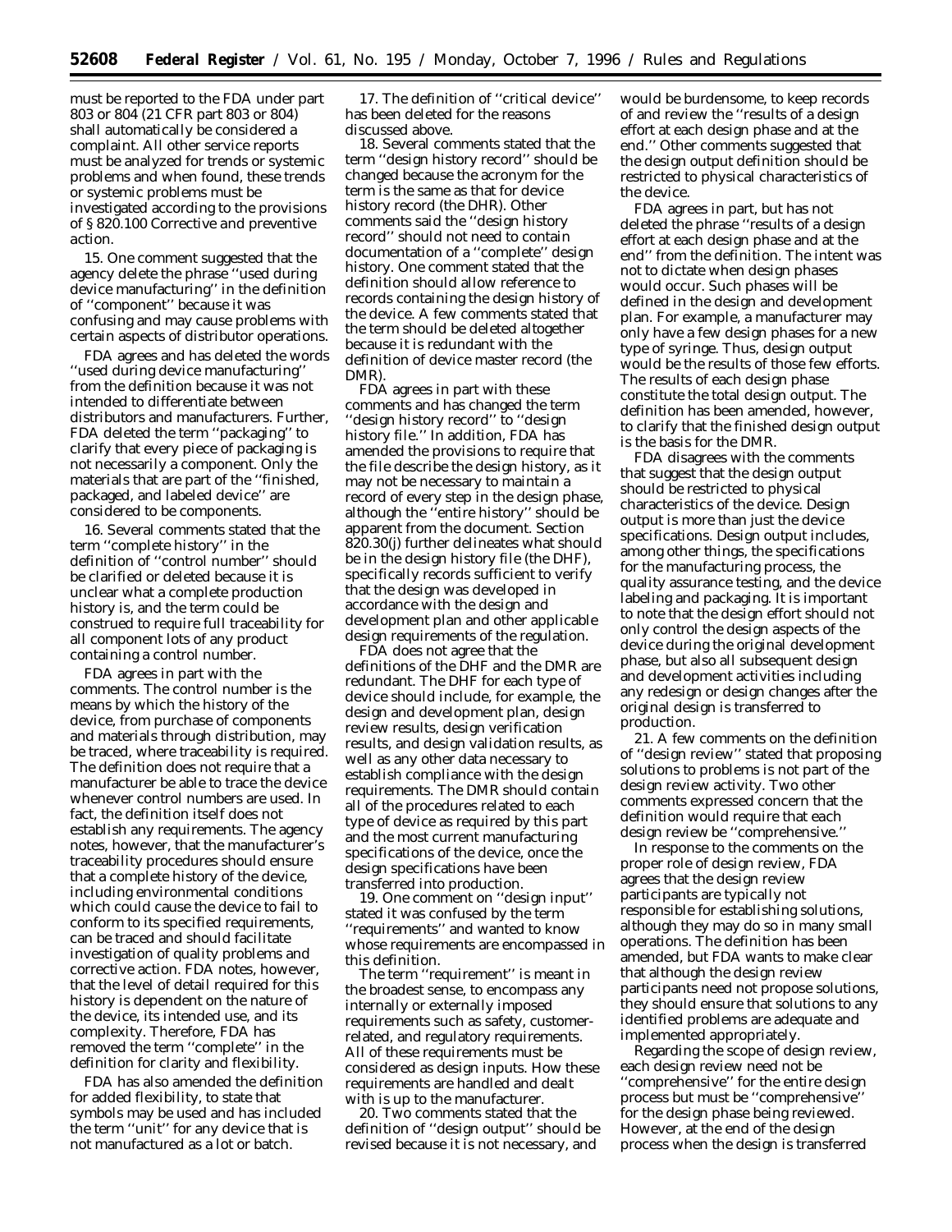must be reported to the FDA under part 803 or 804 (21 CFR part 803 or 804) shall automatically be considered a complaint. All other service reports must be analyzed for trends or systemic problems and when found, these trends or systemic problems must be investigated according to the provisions of § 820.100 Corrective and preventive action.

15. One comment suggested that the agency delete the phrase ''used during device manufacturing'' in the definition of ''component'' because it was confusing and may cause problems with certain aspects of distributor operations.

FDA agrees and has deleted the words ''used during device manufacturing'' from the definition because it was not intended to differentiate between distributors and manufacturers. Further, FDA deleted the term ''packaging'' to clarify that every piece of packaging is not necessarily a component. Only the materials that are part of the ''finished, packaged, and labeled device'' are considered to be components.

16. Several comments stated that the term ''complete history'' in the definition of ''control number'' should be clarified or deleted because it is unclear what a complete production history is, and the term could be construed to require full traceability for all component lots of any product containing a control number.

FDA agrees in part with the comments. The control number is the means by which the history of the device, from purchase of components and materials through distribution, may be traced, where traceability is required. The definition does not require that a manufacturer be able to trace the device whenever control numbers are used. In fact, the definition itself does not establish any requirements. The agency notes, however, that the manufacturer's traceability procedures should ensure that a complete history of the device, including environmental conditions which could cause the device to fail to conform to its specified requirements, can be traced and should facilitate investigation of quality problems and corrective action. FDA notes, however, that the level of detail required for this history is dependent on the nature of the device, its intended use, and its complexity. Therefore, FDA has removed the term ''complete'' in the definition for clarity and flexibility.

FDA has also amended the definition for added flexibility, to state that symbols may be used and has included the term ''unit'' for any device that is not manufactured as a lot or batch.

17. The definition of ''critical device'' has been deleted for the reasons discussed above.

18. Several comments stated that the term ''design history record'' should be changed because the acronym for the term is the same as that for device history record (the DHR). Other comments said the ''design history record'' should not need to contain documentation of a ''complete'' design history. One comment stated that the definition should allow reference to records containing the design history of the device. A few comments stated that the term should be deleted altogether because it is redundant with the definition of device master record (the DMR).

FDA agrees in part with these comments and has changed the term ''design history record'' to ''design history file.'' In addition, FDA has amended the provisions to require that the file describe the design history, as it may not be necessary to maintain a record of every step in the design phase, although the ''entire history'' should be apparent from the document. Section 820.30(j) further delineates what should be in the design history file (the DHF), specifically records sufficient to verify that the design was developed in accordance with the design and development plan and other applicable design requirements of the regulation.

FDA does not agree that the definitions of the DHF and the DMR are redundant. The DHF for each type of device should include, for example, the design and development plan, design review results, design verification results, and design validation results, as well as any other data necessary to establish compliance with the design requirements. The DMR should contain all of the procedures related to each type of device as required by this part and the most current manufacturing specifications of the device, once the design specifications have been transferred into production.

19. One comment on ''design input'' stated it was confused by the term ''requirements'' and wanted to know whose requirements are encompassed in this definition.

The term ''requirement'' is meant in the broadest sense, to encompass any internally or externally imposed requirements such as safety, customer-related, and regulatory requirements. All of these requirements must be considered as design inputs. How these requirements are handled and dealt with is up to the manufacturer.

20. Two comments stated that the definition of ''design output'' should be revised because it is not necessary, and would be burdensome, to keep records of and review the ''results of a design effort at each design phase and at the end.'' Other comments suggested that the design output definition should be restricted to physical characteristics of the device.

FDA agrees in part, but has not deleted the phrase ''results of a design effort at each design phase and at the end'' from the definition. The intent was not to dictate when design phases would occur. Such phases will be defined in the design and development plan. For example, a manufacturer may only have a few design phases for a new type of syringe. Thus, design output would be the results of those few efforts. The results of each design phase constitute the total design output. The definition has been amended, however, to clarify that the finished design output is the basis for the DMR.

FDA disagrees with the comments that suggest that the design output should be restricted to physical characteristics of the device. Design output is more than just the device specifications. Design output includes, among other things, the specifications for the manufacturing process, the quality assurance testing, and the device labeling and packaging. It is important to note that the design effort should not only control the design aspects of the device during the original development phase, but also all subsequent design and development activities including any redesign or design changes after the original design is transferred to production.

21. A few comments on the definition of ''design review'' stated that proposing solutions to problems is not part of the design review activity. Two other comments expressed concern that the definition would require that each design review be ''comprehensive.''

In response to the comments on the proper role of design review, FDA agrees that the design review participants are typically not responsible for establishing solutions, although they may do so in many small operations. The definition has been amended, but FDA wants to make clear that although the design review participants need not propose solutions, they should ensure that solutions to any identified problems are adequate and implemented appropriately.

Regarding the scope of design review, each design review need not be ''comprehensive'' for the entire design process but must be ''comprehensive'' for the design phase being reviewed. However, at the end of the design process when the design is transferred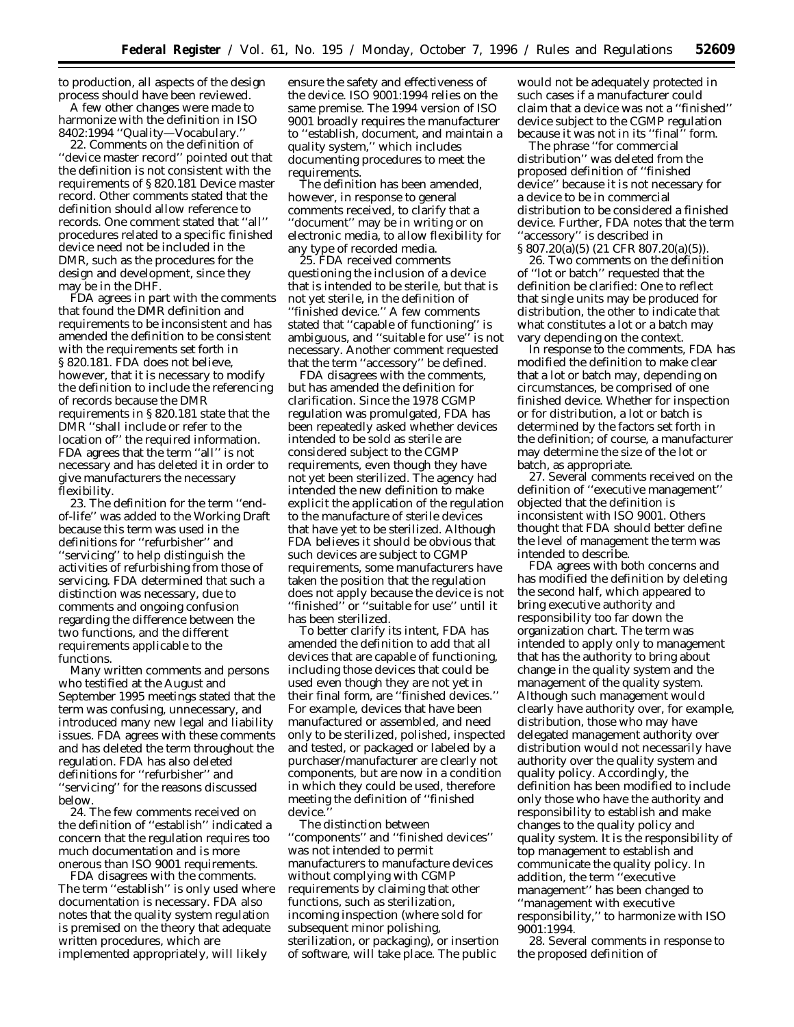to production, all aspects of the design process should have been reviewed.

A few other changes were made to harmonize with the definition in ISO 8402:1994 ''Quality—Vocabulary.''

22. Comments on the definition of ''device master record'' pointed out that the definition is not consistent with the requirements of § 820.181 Device master record. Other comments stated that the definition should allow reference to records. One comment stated that ''all'' procedures related to a specific finished device need not be included in the DMR, such as the procedures for the design and development, since they may be in the DHF.

FDA agrees in part with the comments that found the DMR definition and requirements to be inconsistent and has amended the definition to be consistent with the requirements set forth in § 820.181. FDA does not believe, however, that it is necessary to modify the definition to include the referencing of records because the DMR requirements in § 820.181 state that the DMR ''shall include or refer to the location of'' the required information. FDA agrees that the term ''all'' is not necessary and has deleted it in order to give manufacturers the necessary flexibility.

23. The definition for the term ''end-of-life'' was added to the Working Draft because this term was used in the definitions for ''refurbisher'' and ''servicing'' to help distinguish the activities of refurbishing from those of servicing. FDA determined that such a distinction was necessary, due to comments and ongoing confusion regarding the difference between the two functions, and the different requirements applicable to the functions.

Many written comments and persons who testified at the August and September 1995 meetings stated that the term was confusing, unnecessary, and introduced many new legal and liability issues. FDA agrees with these comments and has deleted the term throughout the regulation. FDA has also deleted definitions for ''refurbisher'' and ''servicing'' for the reasons discussed below.

24. The few comments received on the definition of ''establish'' indicated a concern that the regulation requires too much documentation and is more onerous than ISO 9001 requirements.

FDA disagrees with the comments. The term ''establish'' is only used where documentation is necessary. FDA also notes that the quality system regulation is premised on the theory that adequate written procedures, which are implemented appropriately, will likely ensure the safety and effectiveness of the device. ISO 9001:1994 relies on the same premise. The 1994 version of ISO 9001 broadly requires the manufacturer to ''establish, document, and maintain a quality system,'' which includes documenting procedures to meet the requirements.

The definition has been amended, however, in response to general comments received, to clarify that a ''document'' may be in writing or on electronic media, to allow flexibility for any type of recorded media.

25. FDA received comments questioning the inclusion of a device that is intended to be sterile, but that is not yet sterile, in the definition of ''finished device.'' A few comments stated that ''capable of functioning'' is ambiguous, and ''suitable for use'' is not necessary. Another comment requested that the term ''accessory'' be defined.

FDA disagrees with the comments, but has amended the definition for clarification. Since the 1978 CGMP regulation was promulgated, FDA has been repeatedly asked whether devices intended to be sold as sterile are considered subject to the CGMP requirements, even though they have not yet been sterilized. The agency had intended the new definition to make explicit the application of the regulation to the manufacture of sterile devices that have yet to be sterilized. Although FDA believes it should be obvious that such devices are subject to CGMP requirements, some manufacturers have taken the position that the regulation does not apply because the device is not ''finished'' or ''suitable for use'' until it has been sterilized.

To better clarify its intent, FDA has amended the definition to add that all devices that are capable of functioning, including those devices that could be used even though they are not yet in their final form, are ''finished devices.'' For example, devices that have been manufactured or assembled, and need only to be sterilized, polished, inspected and tested, or packaged or labeled by a purchaser/manufacturer are clearly not components, but are now in a condition in which they could be used, therefore meeting the definition of ''finished device.''

The distinction between ''components'' and ''finished devices'' was not intended to permit manufacturers to manufacture devices without complying with CGMP requirements by claiming that other functions, such as sterilization, incoming inspection (where sold for subsequent minor polishing, sterilization, or packaging), or insertion of software, will take place. The public would not be adequately protected in such cases if a manufacturer could claim that a device was not a ''finished'' device subject to the CGMP regulation because it was not in its ''final'' form.

The phrase ''for commercial distribution'' was deleted from the proposed definition of ''finished device'' because it is not necessary for a device to be in commercial distribution to be considered a finished device. Further, FDA notes that the term ''accessory'' is described in § 807.20(a)(5) (21 CFR 807.20(a)(5)).

26. Two comments on the definition of ''lot or batch'' requested that the definition be clarified: One to reflect that single units may be produced for distribution, the other to indicate that what constitutes a lot or a batch may vary depending on the context.

In response to the comments, FDA has modified the definition to make clear that a lot or batch may, depending on circumstances, be comprised of one finished device. Whether for inspection or for distribution, a lot or batch is determined by the factors set forth in the definition; of course, a manufacturer may determine the size of the lot or batch, as appropriate.

27. Several comments received on the definition of ''executive management'' objected that the definition is inconsistent with ISO 9001. Others thought that FDA should better define the level of management the term was intended to describe.

FDA agrees with both concerns and has modified the definition by deleting the second half, which appeared to bring executive authority and responsibility too far down the organization chart. The term was intended to apply only to management that has the authority to bring about change in the quality system and the management of the quality system. Although such management would clearly have authority over, for example, distribution, those who may have delegated management authority over distribution would not necessarily have authority over the quality system and quality policy. Accordingly, the definition has been modified to include only those who have the authority and responsibility to establish and make changes to the quality policy and quality system. It is the responsibility of top management to establish and communicate the quality policy. In addition, the term ''executive management'' has been changed to ''management with executive responsibility,'' to harmonize with ISO 9001:1994.

28. Several comments in response to the proposed definition of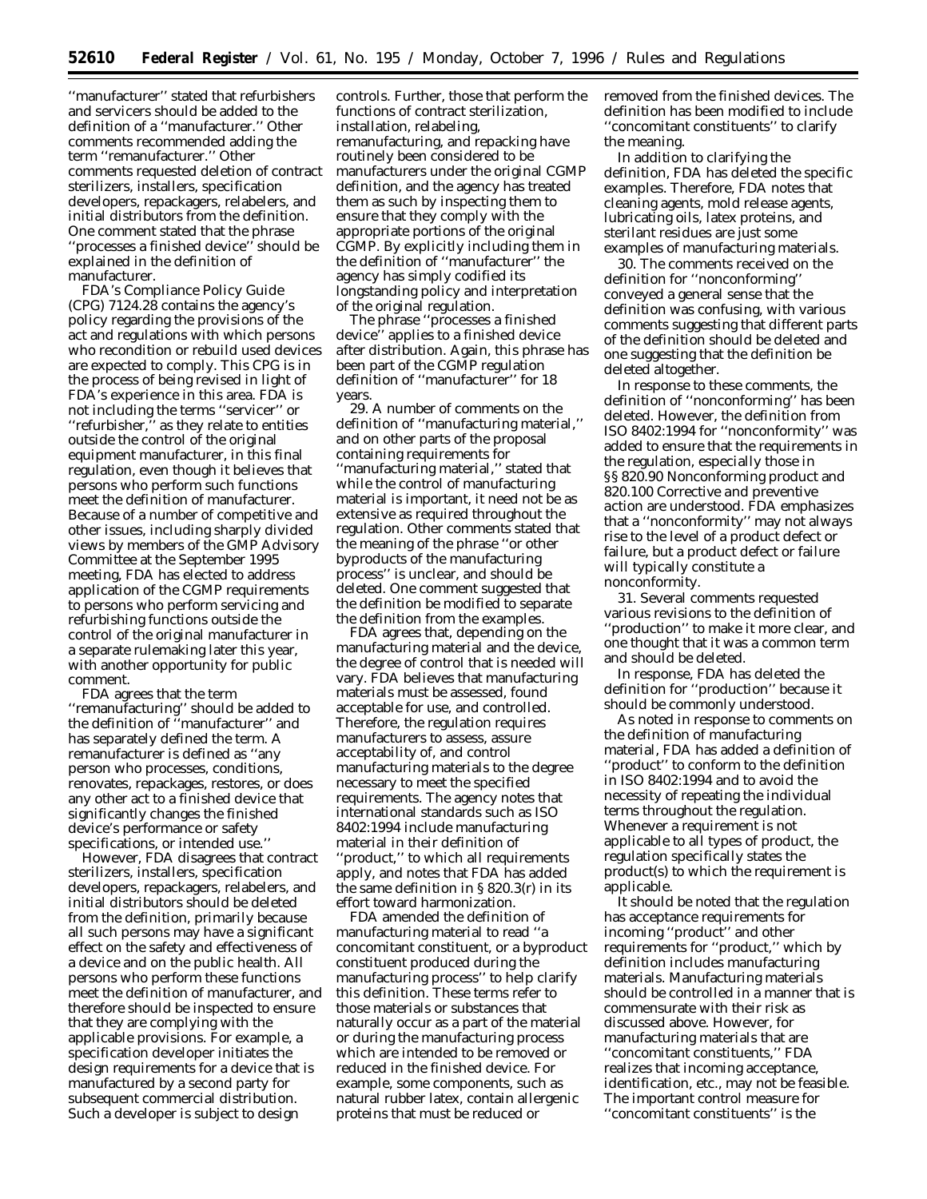''manufacturer'' stated that refurbishers and servicers should be added to the definition of a ''manufacturer.'' Other comments recommended adding the term ''remanufacturer.'' Other comments requested deletion of contract sterilizers, installers, specification developers, repackagers, relabelers, and initial distributors from the definition. One comment stated that the phrase ''processes a finished device'' should be explained in the definition of manufacturer.

FDA's Compliance Policy Guide (CPG) 7124.28 contains the agency's policy regarding the provisions of the act and regulations with which persons who recondition or rebuild used devices are expected to comply. This CPG is in the process of being revised in light of FDA's experience in this area. FDA is not including the terms ''servicer'' or ''refurbisher,'' as they relate to entities outside the control of the original equipment manufacturer, in this final regulation, even though it believes that persons who perform such functions meet the definition of manufacturer. Because of a number of competitive and other issues, including sharply divided views by members of the GMP Advisory Committee at the September 1995 meeting, FDA has elected to address application of the CGMP requirements to persons who perform servicing and refurbishing functions outside the control of the original manufacturer in a separate rulemaking later this year, with another opportunity for public comment.

FDA agrees that the term ''remanufacturing'' should be added to the definition of ''manufacturer'' and has separately defined the term. A remanufacturer is defined as ''any person who processes, conditions, renovates, repackages, restores, or does any other act to a finished device that significantly changes the finished device's performance or safety specifications, or intended use.''

However, FDA disagrees that contract sterilizers, installers, specification developers, repackagers, relabelers, and initial distributors should be deleted from the definition, primarily because all such persons may have a significant effect on the safety and effectiveness of a device and on the public health. All persons who perform these functions meet the definition of manufacturer, and therefore should be inspected to ensure that they are complying with the applicable provisions. For example, a specification developer initiates the design requirements for a device that is manufactured by a second party for subsequent commercial distribution. Such a developer is subject to design controls. Further, those that perform the functions of contract sterilization, installation, relabeling, remanufacturing, and repacking have routinely been considered to be manufacturers under the original CGMP definition, and the agency has treated them as such by inspecting them to ensure that they comply with the appropriate portions of the original CGMP. By explicitly including them in the definition of ''manufacturer'' the agency has simply codified its longstanding policy and interpretation of the original regulation.

The phrase ''processes a finished device'' applies to a finished device after distribution. Again, this phrase has been part of the CGMP regulation definition of ''manufacturer'' for 18 years.

29. A number of comments on the definition of ''manufacturing material,'' and on other parts of the proposal containing requirements for ''manufacturing material,'' stated that while the control of manufacturing material is important, it need not be as extensive as required throughout the regulation. Other comments stated that the meaning of the phrase ''or other byproducts of the manufacturing process'' is unclear, and should be deleted. One comment suggested that the definition be modified to separate the definition from the examples.

FDA agrees that, depending on the manufacturing material and the device, the degree of control that is needed will vary. FDA believes that manufacturing materials must be assessed, found acceptable for use, and controlled. Therefore, the regulation requires manufacturers to assess, assure acceptability of, and control manufacturing materials to the degree necessary to meet the specified requirements. The agency notes that international standards such as ISO 8402:1994 include manufacturing material in their definition of ''product,'' to which all requirements apply, and notes that FDA has added the same definition in § 820.3(r) in its effort toward harmonization.

FDA amended the definition of manufacturing material to read ''a concomitant constituent, or a byproduct constituent produced during the manufacturing process'' to help clarify this definition. These terms refer to those materials or substances that naturally occur as a part of the material or during the manufacturing process which are intended to be removed or reduced in the finished device. For example, some components, such as natural rubber latex, contain allergenic proteins that must be reduced or removed from the finished devices. The definition has been modified to include ''concomitant constituents'' to clarify the meaning.

In addition to clarifying the definition, FDA has deleted the specific examples. Therefore, FDA notes that cleaning agents, mold release agents, lubricating oils, latex proteins, and sterilant residues are just some examples of manufacturing materials.

30. The comments received on the definition for ''nonconforming'' conveyed a general sense that the definition was confusing, with various comments suggesting that different parts of the definition should be deleted and one suggesting that the definition be deleted altogether.

In response to these comments, the definition of ''nonconforming'' has been deleted. However, the definition from ISO 8402:1994 for ''nonconformity'' was added to ensure that the requirements in the regulation, especially those in §§ 820.90 Nonconforming product and 820.100 Corrective and preventive action are understood. FDA emphasizes that a ''nonconformity'' may not always rise to the level of a product defect or failure, but a product defect or failure will typically constitute a nonconformity.

31. Several comments requested various revisions to the definition of ''production'' to make it more clear, and one thought that it was a common term and should be deleted.

In response, FDA has deleted the definition for ''production'' because it should be commonly understood.

As noted in response to comments on the definition of manufacturing material, FDA has added a definition of ''product'' to conform to the definition in ISO 8402:1994 and to avoid the necessity of repeating the individual terms throughout the regulation. Whenever a requirement is not applicable to all types of product, the regulation specifically states the product(s) to which the requirement is applicable.

It should be noted that the regulation has acceptance requirements for incoming ''product'' and other requirements for ''product,'' which by definition includes manufacturing materials. Manufacturing materials should be controlled in a manner that is commensurate with their risk as discussed above. However, for manufacturing materials that are ''concomitant constituents,'' FDA realizes that incoming acceptance, identification, etc., may not be feasible. The important control measure for ''concomitant constituents'' is the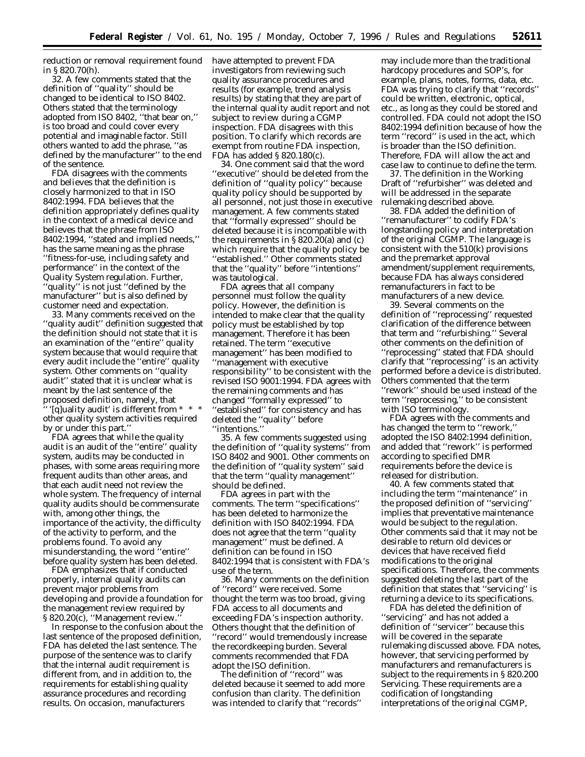reduction or removal requirement found in § 820.70(h).

32. A few comments stated that the definition of ''quality'' should be changed to be identical to ISO 8402. Others stated that the terminology adopted from ISO 8402, ''that bear on,'' is too broad and could cover every potential and imaginable factor. Still others wanted to add the phrase, ''as defined by the manufacturer'' to the end of the sentence.

FDA disagrees with the comments and believes that the definition is closely harmonized to that in ISO 8402:1994. FDA believes that the definition appropriately defines quality in the context of a medical device and believes that the phrase from ISO 8402:1994, ''stated and implied needs,'' has the same meaning as the phrase ''fitness-for-use, including safety and performance'' in the context of the Quality System regulation. Further, ''quality'' is not just ''defined by the manufacturer'' but is also defined by customer need and expectation.

33. Many comments received on the ''quality audit'' definition suggested that the definition should not state that it is an examination of the ''entire'' quality system because that would require that every audit include the ''entire'' quality system. Other comments on ''quality audit'' stated that it is unclear what is meant by the last sentence of the proposed definition, namely, that '' '[q]uality audit' is different from * * * other quality system activities required by or under this part.''

FDA agrees that while the quality audit is an audit of the ''entire'' quality system, audits may be conducted in phases, with some areas requiring more frequent audits than other areas, and that each audit need not review the whole system. The frequency of internal quality audits should be commensurate with, among other things, the importance of the activity, the difficulty of the activity to perform, and the problems found. To avoid any misunderstanding, the word ''entire'' before quality system has been deleted.

FDA emphasizes that if conducted properly, internal quality audits can prevent major problems from developing and provide a foundation for the management review required by § 820.20(c), ''Management review.''

In response to the confusion about the last sentence of the proposed definition, FDA has deleted the last sentence. The purpose of the sentence was to clarify that the internal audit requirement is different from, and in addition to, the requirements for establishing quality assurance procedures and recording results. On occasion, manufacturers have attempted to prevent FDA investigators from reviewing such quality assurance procedures and results (for example, trend analysis results) by stating that they are part of the internal quality audit report and not subject to review during a CGMP inspection. FDA disagrees with this position. To clarify which records are exempt from routine FDA inspection, FDA has added § 820.180(c).

34. One comment said that the word ''executive'' should be deleted from the definition of ''quality policy'' because quality policy should be supported by all personnel, not just those in executive management. A few comments stated that ''formally expressed'' should be deleted because it is incompatible with the requirements in § 820.20(a) and (c) which require that the quality policy be ''established.'' Other comments stated that the ''quality'' before ''intentions'' was tautological.

FDA agrees that all company personnel must follow the quality policy. However, the definition is intended to make clear that the quality policy must be established by top management. Therefore it has been retained. The term ''executive management'' has been modified to ''management with executive responsibility'' to be consistent with the revised ISO 9001:1994. FDA agrees with the remaining comments and has changed ''formally expressed'' to ''established'' for consistency and has deleted the ''quality'' before ''intentions.''

35. A few comments suggested using the definition of ''quality systems'' from ISO 8402 and 9001. Other comments on the definition of ''quality system'' said that the term ''quality management'' should be defined.

FDA agrees in part with the comments. The term ''specifications'' has been deleted to harmonize the definition with ISO 8402:1994. FDA does not agree that the term ''quality management'' must be defined. A definition can be found in ISO 8402:1994 that is consistent with FDA's use of the term.

36. Many comments on the definition of ''record'' were received. Some thought the term was too broad, giving FDA access to all documents and exceeding FDA's inspection authority. Others thought that the definition of ''record'' would tremendously increase the recordkeeping burden. Several comments recommended that FDA adopt the ISO definition.

The definition of ''record'' was deleted because it seemed to add more confusion than clarity. The definition was intended to clarify that ''records'' may include more than the traditional hardcopy procedures and SOP's, for example, plans, notes, forms, data, etc. FDA was trying to clarify that ''records'' could be written, electronic, optical, etc., as long as they could be stored and controlled. FDA could not adopt the ISO 8402:1994 definition because of how the term ''record'' is used in the act, which is broader than the ISO definition. Therefore, FDA will allow the act and case law to continue to define the term.

37. The definition in the Working Draft of ''refurbisher'' was deleted and will be addressed in the separate rulemaking described above.

38. FDA added the definition of ''remanufacturer'' to codify FDA's longstanding policy and interpretation of the original CGMP. The language is consistent with the 510(k) provisions and the premarket approval amendment/supplement requirements, because FDA has always considered remanufacturers in fact to be manufacturers of a new device.

39. Several comments on the definition of ''reprocessing'' requested clarification of the difference between that term and ''refurbishing.'' Several other comments on the definition of ''reprocessing'' stated that FDA should clarify that ''reprocessing'' is an activity performed before a device is distributed. Others commented that the term ''rework'' should be used instead of the term ''reprocessing,'' to be consistent with ISO terminology.

FDA agrees with the comments and has changed the term to ''rework,'' adopted the ISO 8402:1994 definition, and added that ''rework'' is performed according to specified DMR requirements before the device is released for distribution.

40. A few comments stated that including the term ''maintenance'' in the proposed definition of ''servicing'' implies that preventative maintenance would be subject to the regulation. Other comments said that it may not be desirable to return old devices or devices that have received field modifications to the original specifications. Therefore, the comments suggested deleting the last part of the definition that states that ''servicing'' is returning a device to its specifications.

FDA has deleted the definition of ''servicing'' and has not added a definition of ''servicer'' because this will be covered in the separate rulemaking discussed above. FDA notes, however, that servicing performed by manufacturers and remanufacturers is subject to the requirements in § 820.200 Servicing. These requirements are a codification of longstanding interpretations of the original CGMP,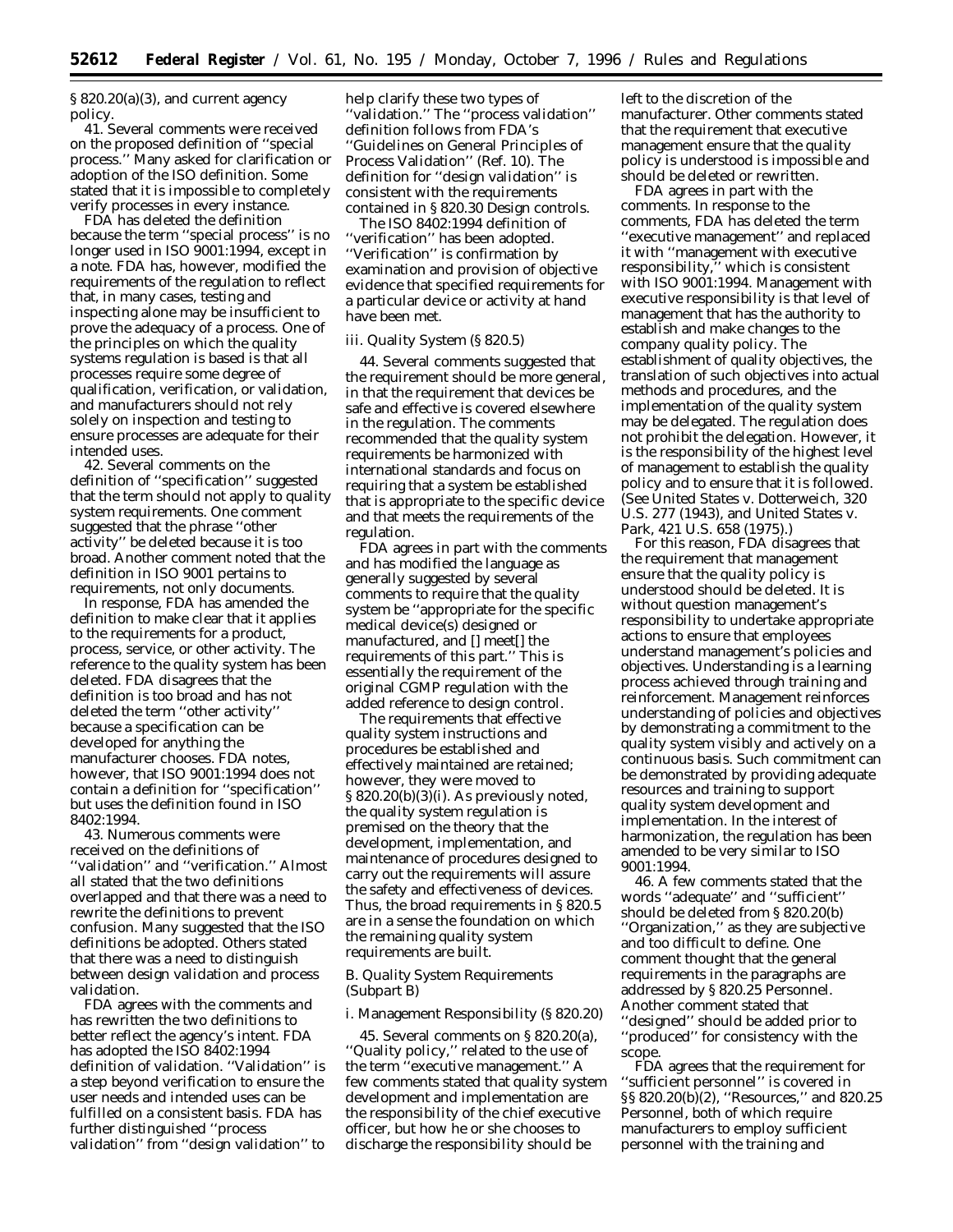§ 820.20(a)(3), and current agency policy.

41. Several comments were received on the proposed definition of ''special process.'' Many asked for clarification or adoption of the ISO definition. Some stated that it is impossible to completely verify processes in every instance.

FDA has deleted the definition because the term ''special process'' is no longer used in ISO 9001:1994, except in a note. FDA has, however, modified the requirements of the regulation to reflect that, in many cases, testing and inspecting alone may be insufficient to prove the adequacy of a process. One of the principles on which the quality systems regulation is based is that all processes require some degree of qualification, verification, or validation, and manufacturers should not rely solely on inspection and testing to ensure processes are adequate for their intended uses.

42. Several comments on the definition of ''specification'' suggested that the term should not apply to quality system requirements. One comment suggested that the phrase ''other activity'' be deleted because it is too broad. Another comment noted that the definition in ISO 9001 pertains to requirements, not only documents.

In response, FDA has amended the definition to make clear that it applies to the requirements for a product, process, service, or other activity. The reference to the quality system has been deleted. FDA disagrees that the definition is too broad and has not deleted the term ''other activity'' because a specification can be developed for anything the manufacturer chooses. FDA notes, however, that ISO 9001:1994 does not contain a definition for ''specification'' but uses the definition found in ISO 8402:1994.

43. Numerous comments were received on the definitions of ''validation'' and ''verification.'' Almost all stated that the two definitions overlapped and that there was a need to rewrite the definitions to prevent confusion. Many suggested that the ISO definitions be adopted. Others stated that there was a need to distinguish between design validation and process validation.

FDA agrees with the comments and has rewritten the two definitions to better reflect the agency's intent. FDA has adopted the ISO 8402:1994 definition of validation. ''Validation'' is a step beyond verification to ensure the user needs and intended uses can be fulfilled on a consistent basis. FDA has further distinguished ''process validation'' from ''design validation'' to help clarify these two types of ''validation.'' The ''process validation'' definition follows from FDA's ''Guidelines on General Principles of Process Validation'' (Ref. 10). The definition for ''design validation'' is consistent with the requirements contained in § 820.30 Design controls.

The ISO 8402:1994 definition of ''verification'' has been adopted. ''Verification'' is confirmation by examination and provision of objective evidence that specified requirements for a particular device or activity at hand have been met.

*iii. Quality System (§ 820.5)*

44. Several comments suggested that the requirement should be more general, in that the requirement that devices be safe and effective is covered elsewhere in the regulation. The comments recommended that the quality system requirements be harmonized with international standards and focus on requiring that a system be established that is appropriate to the specific device and that meets the requirements of the regulation.

FDA agrees in part with the comments and has modified the language as generally suggested by several comments to require that the quality system be ''appropriate for the specific medical device(s) designed or manufactured, and [] meet[] the requirements of this part.'' This is essentially the requirement of the original CGMP regulation with the added reference to design control.

The requirements that effective quality system instructions and procedures be established and effectively maintained are retained; however, they were moved to § 820.20(b)(3)(i). As previously noted, the quality system regulation is premised on the theory that the development, implementation, and maintenance of procedures designed to carry out the requirements will assure the safety and effectiveness of devices. Thus, the broad requirements in § 820.5 are in a sense the foundation on which the remaining quality system requirements are built.

*B. Quality System Requirements (Subpart B)*

*i. Management Responsibility (§ 820.20)*

45. Several comments on § 820.20(a), ''Quality policy,'' related to the use of the term ''executive management.'' A few comments stated that quality system development and implementation are the responsibility of the chief executive officer, but how he or she chooses to discharge the responsibility should be left to the discretion of the manufacturer. Other comments stated that the requirement that executive management ensure that the quality policy is understood is impossible and should be deleted or rewritten.

FDA agrees in part with the comments. In response to the comments, FDA has deleted the term ''executive management'' and replaced it with ''management with executive responsibility,'' which is consistent with ISO 9001:1994. Management with executive responsibility is that level of management that has the authority to establish and make changes to the company quality policy. The establishment of quality objectives, the translation of such objectives into actual methods and procedures, and the implementation of the quality system may be delegated. The regulation does not prohibit the delegation. However, it is the responsibility of the highest level of management to establish the quality policy and to ensure that it is followed. (See United States v. Dotterweich, 320 U.S. 277 (1943), and United States v. Park, 421 U.S. 658 (1975).)

For this reason, FDA disagrees that the requirement that management ensure that the quality policy is understood should be deleted. It is without question management's responsibility to undertake appropriate actions to ensure that employees understand management's policies and objectives. Understanding is a learning process achieved through training and reinforcement. Management reinforces understanding of policies and objectives by demonstrating a commitment to the quality system visibly and actively on a continuous basis. Such commitment can be demonstrated by providing adequate resources and training to support quality system development and implementation. In the interest of harmonization, the regulation has been amended to be very similar to ISO 9001:1994.

46. A few comments stated that the words ''adequate'' and ''sufficient'' should be deleted from § 820.20(b) ''Organization,'' as they are subjective and too difficult to define. One comment thought that the general requirements in the paragraphs are addressed by § 820.25 Personnel. Another comment stated that ''designed'' should be added prior to ''produced'' for consistency with the scope.

FDA agrees that the requirement for ''sufficient personnel'' is covered in §§ 820.20(b)(2), ''Resources,'' and 820.25 Personnel, both of which require manufacturers to employ sufficient personnel with the training and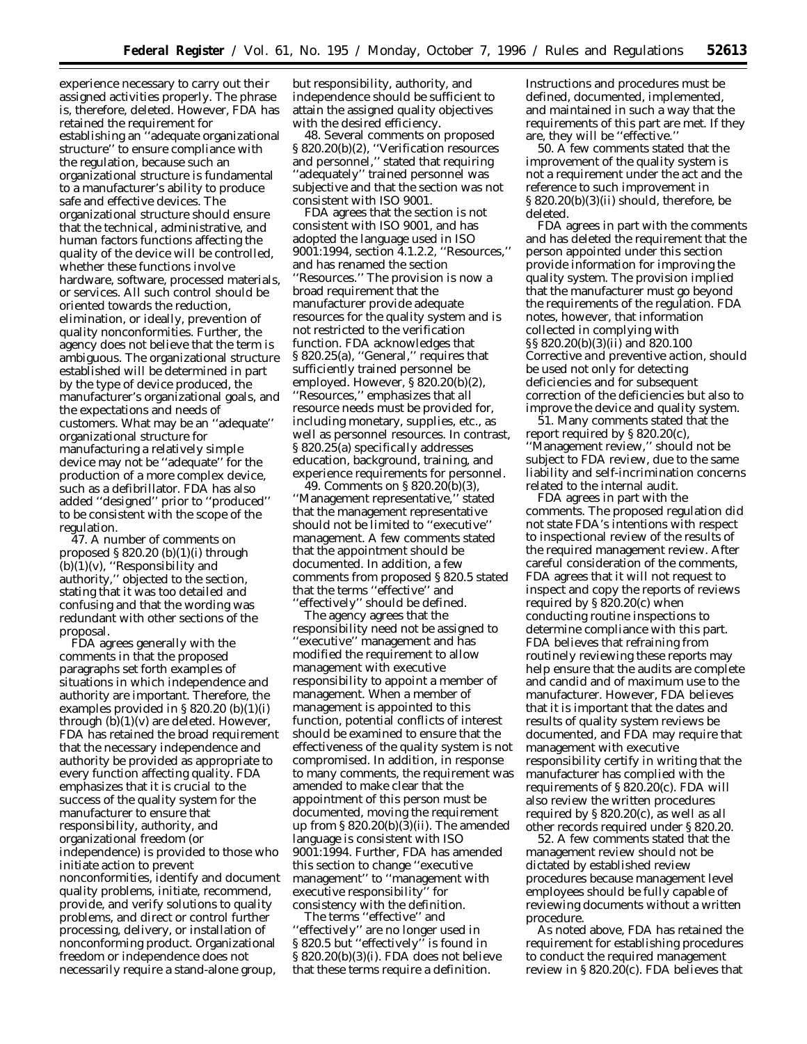experience necessary to carry out their assigned activities properly. The phrase is, therefore, deleted. However, FDA has retained the requirement for establishing an ''adequate organizational structure'' to ensure compliance with the regulation, because such an organizational structure is fundamental to a manufacturer's ability to produce safe and effective devices. The organizational structure should ensure that the technical, administrative, and human factors functions affecting the quality of the device will be controlled, whether these functions involve hardware, software, processed materials, or services. All such control should be oriented towards the reduction, elimination, or ideally, prevention of quality nonconformities. Further, the agency does not believe that the term is ambiguous. The organizational structure established will be determined in part by the type of device produced, the manufacturer's organizational goals, and the expectations and needs of customers. What may be an ''adequate'' organizational structure for manufacturing a relatively simple device may not be ''adequate'' for the production of a more complex device, such as a defibrillator. FDA has also added ''designed'' prior to ''produced'' to be consistent with the scope of the regulation.

47. A number of comments on proposed § 820.20 (b)(1)(i) through (b)(1)(v), ''Responsibility and authority,'' objected to the section, stating that it was too detailed and confusing and that the wording was redundant with other sections of the proposal.

FDA agrees generally with the comments in that the proposed paragraphs set forth examples of situations in which independence and authority are important. Therefore, the examples provided in § 820.20 (b)(1)(i) through (b)(1)(v) are deleted. However, FDA has retained the broad requirement that the necessary independence and authority be provided as appropriate to every function affecting quality. FDA emphasizes that it is crucial to the success of the quality system for the manufacturer to ensure that responsibility, authority, and organizational freedom (or independence) is provided to those who initiate action to prevent nonconformities, identify and document quality problems, initiate, recommend, provide, and verify solutions to quality problems, and direct or control further processing, delivery, or installation of nonconforming product. Organizational freedom or independence does not necessarily require a stand-alone group, but responsibility, authority, and independence should be sufficient to attain the assigned quality objectives with the desired efficiency.

48. Several comments on proposed § 820.20(b)(2), ''Verification resources and personnel,'' stated that requiring ''adequately'' trained personnel was subjective and that the section was not consistent with ISO 9001.

FDA agrees that the section is not consistent with ISO 9001, and has adopted the language used in ISO 9001:1994, section 4.1.2.2, ''Resources,'' and has renamed the section ''Resources.'' The provision is now a broad requirement that the manufacturer provide adequate resources for the quality system and is not restricted to the verification function. FDA acknowledges that § 820.25(a), ''General,'' requires that sufficiently trained personnel be employed. However, § 820.20(b)(2), ''Resources,'' emphasizes that all resource needs must be provided for, including monetary, supplies, etc., as well as personnel resources. In contrast, § 820.25(a) specifically addresses education, background, training, and experience requirements for personnel.

49. Comments on § 820.20(b)(3), ''Management representative,'' stated that the management representative should not be limited to ''executive'' management. A few comments stated that the appointment should be documented. In addition, a few comments from proposed § 820.5 stated that the terms ''effective'' and ''effectively'' should be defined.

The agency agrees that the responsibility need not be assigned to ''executive'' management and has modified the requirement to allow management with executive responsibility to appoint a member of management. When a member of management is appointed to this function, potential conflicts of interest should be examined to ensure that the effectiveness of the quality system is not compromised. In addition, in response to many comments, the requirement was amended to make clear that the appointment of this person must be documented, moving the requirement up from § 820.20(b)(3)(ii). The amended language is consistent with ISO 9001:1994. Further, FDA has amended this section to change ''executive management'' to ''management with executive responsibility'' for consistency with the definition.

The terms ''effective'' and ''effectively'' are no longer used in § 820.5 but ''effectively'' is found in § 820.20(b)(3)(i). FDA does not believe that these terms require a definition. Instructions and procedures must be defined, documented, implemented, and maintained in such a way that the requirements of this part are met. If they are, they will be ''effective.''

50. A few comments stated that the improvement of the quality system is not a requirement under the act and the reference to such improvement in § 820.20(b)(3)(ii) should, therefore, be deleted.

FDA agrees in part with the comments and has deleted the requirement that the person appointed under this section provide information for improving the quality system. The provision implied that the manufacturer must go beyond the requirements of the regulation. FDA notes, however, that information collected in complying with §§ 820.20(b)(3)(ii) and 820.100 *Corrective and preventive action*, should be used not only for detecting deficiencies and for subsequent correction of the deficiencies but also to improve the device and quality system.

51. Many comments stated that the report required by § 820.20(c), ''Management review,'' should not be subject to FDA review, due to the same liability and self-incrimination concerns related to the internal audit.

FDA agrees in part with the comments. The proposed regulation did not state FDA's intentions with respect to inspectional review of the results of the required management review. After careful consideration of the comments, FDA agrees that it will not request to inspect and copy the reports of reviews required by § 820.20(c) when conducting routine inspections to determine compliance with this part. FDA believes that refraining from routinely reviewing these reports may help ensure that the audits are complete and candid and of maximum use to the manufacturer. However, FDA believes that it is important that the dates and results of quality system reviews be documented, and FDA may require that management with executive responsibility certify in writing that the manufacturer has complied with the requirements of § 820.20(c). FDA will also review the written procedures required by § 820.20(c), as well as all other records required under § 820.20.

52. A few comments stated that the management review should not be dictated by established review procedures because management level employees should be fully capable of reviewing documents without a written procedure.

As noted above, FDA has retained the requirement for establishing procedures to conduct the required management review in § 820.20(c). FDA believes that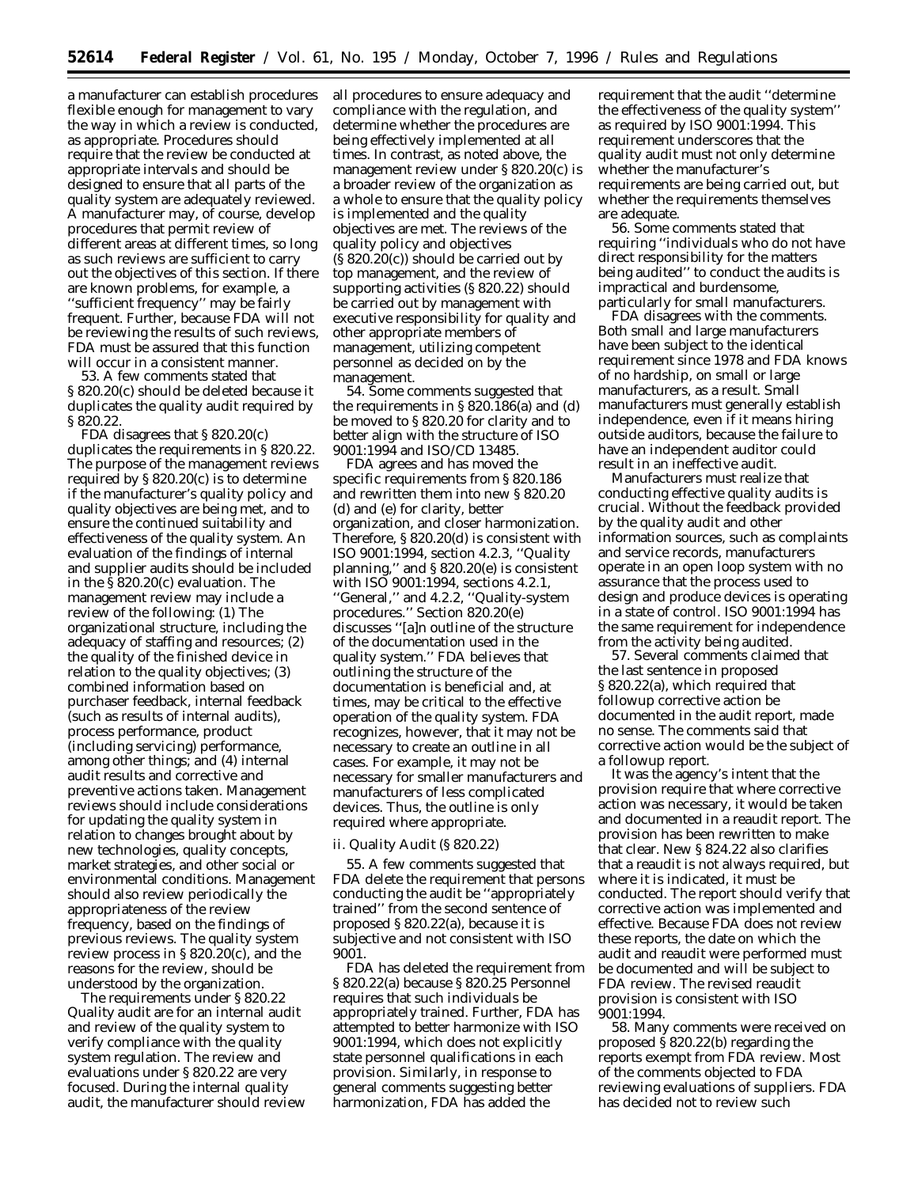a manufacturer can establish procedures flexible enough for management to vary the way in which a review is conducted, as appropriate. Procedures should require that the review be conducted at appropriate intervals and should be designed to ensure that all parts of the quality system are adequately reviewed. A manufacturer may, of course, develop procedures that permit review of different areas at different times, so long as such reviews are sufficient to carry out the objectives of this section. If there are known problems, for example, a ''sufficient frequency'' may be fairly frequent. Further, because FDA will not be reviewing the results of such reviews, FDA must be assured that this function will occur in a consistent manner.

53. A few comments stated that § 820.20(c) should be deleted because it duplicates the quality audit required by § 820.22.

FDA disagrees that § 820.20(c) duplicates the requirements in § 820.22. The purpose of the management reviews required by § 820.20(c) is to determine if the manufacturer's quality policy and quality objectives are being met, and to ensure the continued suitability and effectiveness of the quality system. An evaluation of the findings of internal and supplier audits should be included in the § 820.20(c) evaluation. The management review may include a review of the following: (1) The organizational structure, including the adequacy of staffing and resources; (2) the quality of the finished device in relation to the quality objectives; (3) combined information based on purchaser feedback, internal feedback (such as results of internal audits), process performance, product (including servicing) performance, among other things; and (4) internal audit results and corrective and preventive actions taken. Management reviews should include considerations for updating the quality system in relation to changes brought about by new technologies, quality concepts, market strategies, and other social or environmental conditions. Management should also review periodically the appropriateness of the review frequency, based on the findings of previous reviews. The quality system review process in § 820.20(c), and the reasons for the review, should be understood by the organization.

The requirements under § 820.22 Quality audit are for an internal audit and review of the quality system to verify compliance with the quality system regulation. The review and evaluations under § 820.22 are very focused. During the internal quality audit, the manufacturer should review all procedures to ensure adequacy and compliance with the regulation, and determine whether the procedures are being effectively implemented at all times. In contrast, as noted above, the management review under § 820.20(c) is a broader review of the organization as a whole to ensure that the quality policy is implemented and the quality objectives are met. The reviews of the quality policy and objectives (§ 820.20(c)) should be carried out by top management, and the review of supporting activities (§ 820.22) should be carried out by management with executive responsibility for quality and other appropriate members of management, utilizing competent personnel as decided on by the management.

54. Some comments suggested that the requirements in § 820.186(a) and (d) be moved to § 820.20 for clarity and to better align with the structure of ISO 9001:1994 and ISO/CD 13485.

FDA agrees and has moved the specific requirements from § 820.186 and rewritten them into new § 820.20 (d) and (e) for clarity, better organization, and closer harmonization. Therefore, § 820.20(d) is consistent with ISO 9001:1994, section 4.2.3, ''Quality planning,'' and § 820.20(e) is consistent with ISO 9001:1994, sections 4.2.1, ''General,'' and 4.2.2, ''Quality-system procedures.'' Section 820.20(e) discusses ''[a]n outline of the structure of the documentation used in the quality system.'' FDA believes that outlining the structure of the documentation is beneficial and, at times, may be critical to the effective operation of the quality system. FDA recognizes, however, that it may not be necessary to create an outline in all cases. For example, it may not be necessary for smaller manufacturers and manufacturers of less complicated devices. Thus, the outline is only required where appropriate.

*ii. Quality Audit (§ 820.22)*

55. A few comments suggested that FDA delete the requirement that persons conducting the audit be ''appropriately trained'' from the second sentence of proposed § 820.22(a), because it is subjective and not consistent with ISO 9001.

FDA has deleted the requirement from § 820.22(a) because § 820.25 Personnel requires that such individuals be appropriately trained. Further, FDA has attempted to better harmonize with ISO 9001:1994, which does not explicitly state personnel qualifications in each provision. Similarly, in response to general comments suggesting better harmonization, FDA has added the requirement that the audit ''determine the effectiveness of the quality system'' as required by ISO 9001:1994. This requirement underscores that the quality audit must not only determine whether the manufacturer's requirements are being carried out, but whether the requirements themselves are adequate.

56. Some comments stated that requiring ''individuals who do not have direct responsibility for the matters being audited'' to conduct the audits is impractical and burdensome, particularly for small manufacturers.

FDA disagrees with the comments. Both small and large manufacturers have been subject to the identical requirement since 1978 and FDA knows of no hardship, on small or large manufacturers, as a result. Small manufacturers must generally establish independence, even if it means hiring outside auditors, because the failure to have an independent auditor could result in an ineffective audit.

Manufacturers must realize that conducting effective quality audits is crucial. Without the feedback provided by the quality audit and other information sources, such as complaints and service records, manufacturers operate in an open loop system with no assurance that the process used to design and produce devices is operating in a state of control. ISO 9001:1994 has the same requirement for independence from the activity being audited.

57. Several comments claimed that the last sentence in proposed § 820.22(a), which required that followup corrective action be documented in the audit report, made no sense. The comments said that corrective action would be the subject of a followup report.

It was the agency's intent that the provision require that where corrective action was necessary, it would be taken and documented in a reaudit report. The provision has been rewritten to make that clear. New § 824.22 also clarifies that a reaudit is not always required, but where it is indicated, it must be conducted. The report should verify that corrective action was implemented and effective. Because FDA does not review these reports, the date on which the audit and reaudit were performed must be documented and will be subject to FDA review. The revised reaudit provision is consistent with ISO 9001:1994.

58. Many comments were received on proposed § 820.22(b) regarding the reports exempt from FDA review. Most of the comments objected to FDA reviewing evaluations of suppliers. FDA has decided not to review such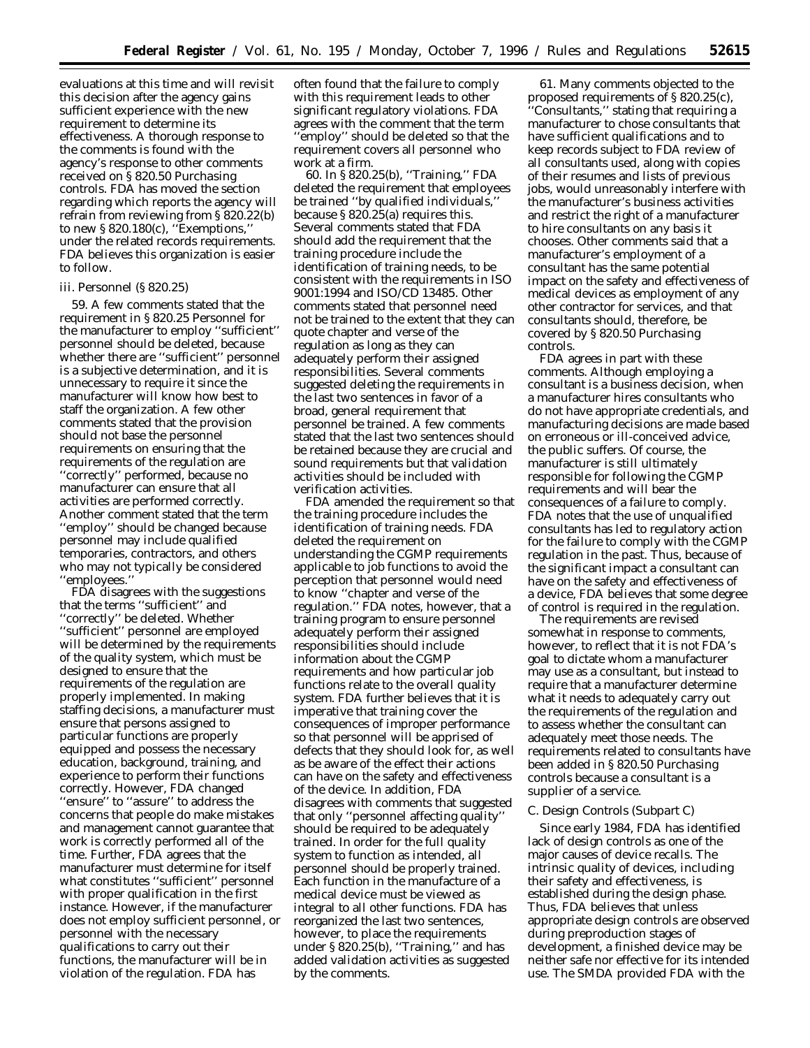evaluations at this time and will revisit this decision after the agency gains sufficient experience with the new requirement to determine its effectiveness. A thorough response to the comments is found with the agency's response to other comments received on § 820.50 Purchasing controls. FDA has moved the section regarding which reports the agency will refrain from reviewing from § 820.22(b) to new § 820.180(c), ''Exemptions,'' under the related records requirements. FDA believes this organization is easier to follow.

*iii. Personnel (§ 820.25)*

59. A few comments stated that the requirement in § 820.25 Personnel for the manufacturer to employ ''sufficient'' personnel should be deleted, because whether there are ''sufficient'' personnel is a subjective determination, and it is unnecessary to require it since the manufacturer will know how best to staff the organization. A few other comments stated that the provision should not base the personnel requirements on ensuring that the requirements of the regulation are ''correctly'' performed, because no manufacturer can ensure that all activities are performed correctly. Another comment stated that the term ''employ'' should be changed because personnel may include qualified temporaries, contractors, and others who may not typically be considered ''employees.''

FDA disagrees with the suggestions that the terms ''sufficient'' and ''correctly'' be deleted. Whether ''sufficient'' personnel are employed will be determined by the requirements of the quality system, which must be designed to ensure that the requirements of the regulation are properly implemented. In making staffing decisions, a manufacturer must ensure that persons assigned to particular functions are properly equipped and possess the necessary education, background, training, and experience to perform their functions correctly. However, FDA changed ''ensure'' to ''assure'' to address the concerns that people do make mistakes and management cannot guarantee that work is correctly performed all of the time. Further, FDA agrees that the manufacturer must determine for itself what constitutes ''sufficient'' personnel with proper qualification in the first instance. However, if the manufacturer does not employ sufficient personnel, or personnel with the necessary qualifications to carry out their functions, the manufacturer will be in violation of the regulation. FDA has often found that the failure to comply with this requirement leads to other significant regulatory violations. FDA agrees with the comment that the term ''employ'' should be deleted so that the requirement covers all personnel who work at a firm.

60. In § 820.25(b), ''Training,'' FDA deleted the requirement that employees be trained ''by qualified individuals,'' because § 820.25(a) requires this. Several comments stated that FDA should add the requirement that the training procedure include the identification of training needs, to be consistent with the requirements in ISO 9001:1994 and ISO/CD 13485. Other comments stated that personnel need not be trained to the extent that they can quote chapter and verse of the regulation as long as they can adequately perform their assigned responsibilities. Several comments suggested deleting the requirements in the last two sentences in favor of a broad, general requirement that personnel be trained. A few comments stated that the last two sentences should be retained because they are crucial and sound requirements but that validation activities should be included with verification activities.

FDA amended the requirement so that the training procedure includes the identification of training needs. FDA deleted the requirement on understanding the CGMP requirements applicable to job functions to avoid the perception that personnel would need to know ''chapter and verse of the regulation.'' FDA notes, however, that a training program to ensure personnel adequately perform their assigned responsibilities should include information about the CGMP requirements and how particular job functions relate to the overall quality system. FDA further believes that it is imperative that training cover the consequences of improper performance so that personnel will be apprised of defects that they should look for, as well as be aware of the effect their actions can have on the safety and effectiveness of the device. In addition, FDA disagrees with comments that suggested that only ''personnel affecting quality'' should be required to be adequately trained. In order for the full quality system to function as intended, all personnel should be properly trained. Each function in the manufacture of a medical device must be viewed as integral to all other functions. FDA has reorganized the last two sentences, however, to place the requirements under § 820.25(b), ''Training,'' and has added validation activities as suggested by the comments.

61. Many comments objected to the proposed requirements of § 820.25(c), ''Consultants,'' stating that requiring a manufacturer to chose consultants that have sufficient qualifications and to keep records subject to FDA review of all consultants used, along with copies of their resumes and lists of previous jobs, would unreasonably interfere with the manufacturer's business activities and restrict the right of a manufacturer to hire consultants on any basis it chooses. Other comments said that a manufacturer's employment of a consultant has the same potential impact on the safety and effectiveness of medical devices as employment of any other contractor for services, and that consultants should, therefore, be covered by § 820.50 Purchasing controls.

FDA agrees in part with these comments. Although employing a consultant is a business decision, when a manufacturer hires consultants who do not have appropriate credentials, and manufacturing decisions are made based on erroneous or ill-conceived advice, the public suffers. Of course, the manufacturer is still ultimately responsible for following the CGMP requirements and will bear the consequences of a failure to comply. FDA notes that the use of unqualified consultants has led to regulatory action for the failure to comply with the CGMP regulation in the past. Thus, because of the significant impact a consultant can have on the safety and effectiveness of a device, FDA believes that some degree of control is required in the regulation.

The requirements are revised somewhat in response to comments, however, to reflect that it is not FDA's goal to dictate whom a manufacturer may use as a consultant, but instead to require that a manufacturer determine what it needs to adequately carry out the requirements of the regulation and to assess whether the consultant can adequately meet those needs. The requirements related to consultants have been added in § 820.50 Purchasing controls because a consultant is a supplier of a service.

*C. Design Controls (Subpart C)*

Since early 1984, FDA has identified lack of design controls as one of the major causes of device recalls. The intrinsic quality of devices, including their safety and effectiveness, is established during the design phase. Thus, FDA believes that unless appropriate design controls are observed during preproduction stages of development, a finished device may be neither safe nor effective for its intended use. The SMDA provided FDA with the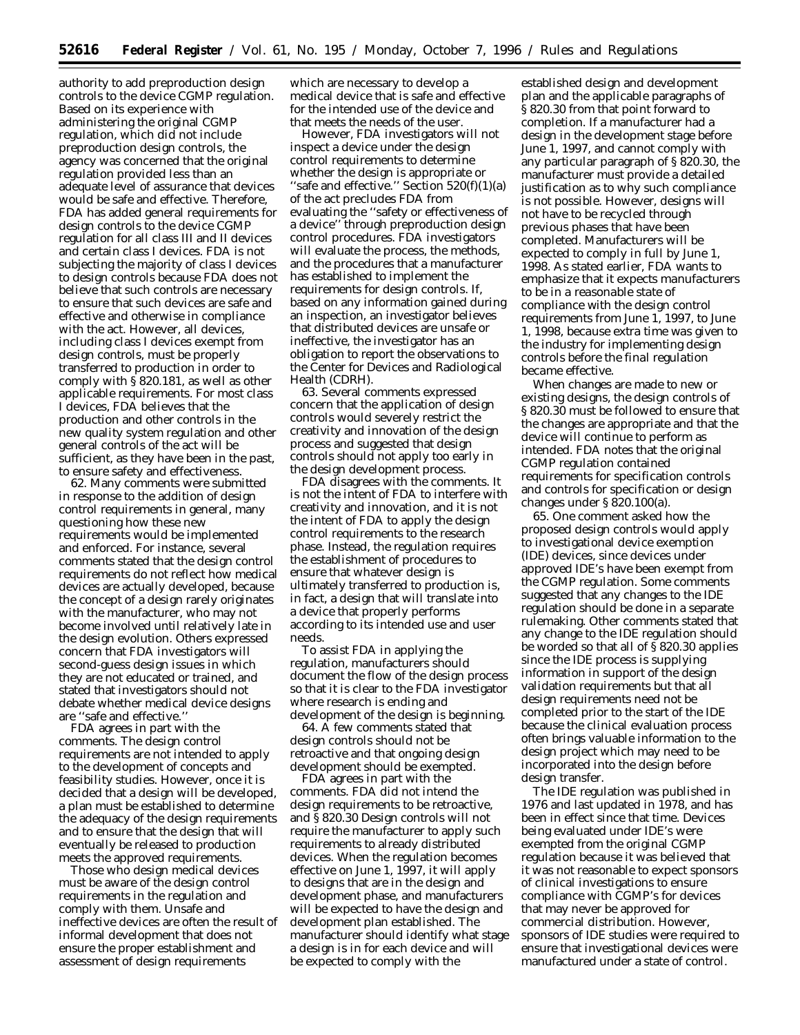authority to add preproduction design controls to the device CGMP regulation. Based on its experience with administering the original CGMP regulation, which did not include preproduction design controls, the agency was concerned that the original regulation provided less than an adequate level of assurance that devices would be safe and effective. Therefore, FDA has added general requirements for design controls to the device CGMP regulation for all class III and II devices and certain class I devices. FDA is not subjecting the majority of class I devices to design controls because FDA does not believe that such controls are necessary to ensure that such devices are safe and effective and otherwise in compliance with the act. However, all devices, including class I devices exempt from design controls, must be properly transferred to production in order to comply with § 820.181, as well as other applicable requirements. For most class I devices, FDA believes that the production and other controls in the new quality system regulation and other general controls of the act will be sufficient, as they have been in the past, to ensure safety and effectiveness.

62. Many comments were submitted in response to the addition of design control requirements in general, many questioning how these new requirements would be implemented and enforced. For instance, several comments stated that the design control requirements do not reflect how medical devices are actually developed, because the concept of a design rarely originates with the manufacturer, who may not become involved until relatively late in the design evolution. Others expressed concern that FDA investigators will second-guess design issues in which they are not educated or trained, and stated that investigators should not debate whether medical device designs are ''safe and effective.''

FDA agrees in part with the comments. The design control requirements are not intended to apply to the development of concepts and feasibility studies. However, once it is decided that a design will be developed, a plan must be established to determine the adequacy of the design requirements and to ensure that the design that will eventually be released to production meets the approved requirements.

Those who design medical devices must be aware of the design control requirements in the regulation and comply with them. Unsafe and ineffective devices are often the result of informal development that does not ensure the proper establishment and assessment of design requirements which are necessary to develop a medical device that is safe and effective for the intended use of the device and that meets the needs of the user.

However, FDA investigators will not inspect a device under the design control requirements to determine whether the design is appropriate or ''safe and effective.'' Section 520(f)(1)(a) of the act precludes FDA from evaluating the ''safety or effectiveness of a device'' through preproduction design control procedures. FDA investigators will evaluate the process, the methods, and the procedures that a manufacturer has established to implement the requirements for design controls. If, based on any information gained during an inspection, an investigator believes that distributed devices are unsafe or ineffective, the investigator has an obligation to report the observations to the Center for Devices and Radiological Health (CDRH).

63. Several comments expressed concern that the application of design controls would severely restrict the creativity and innovation of the design process and suggested that design controls should not apply too early in the design development process.

FDA disagrees with the comments. It is not the intent of FDA to interfere with creativity and innovation, and it is not the intent of FDA to apply the design control requirements to the research phase. Instead, the regulation requires the establishment of procedures to ensure that whatever design is ultimately transferred to production is, in fact, a design that will translate into a device that properly performs according to its intended use and user needs.

To assist FDA in applying the regulation, manufacturers should document the flow of the design process so that it is clear to the FDA investigator where research is ending and development of the design is beginning.

64. A few comments stated that design controls should not be retroactive and that ongoing design development should be exempted.

FDA agrees in part with the comments. FDA did not intend the design requirements to be retroactive, and § 820.30 Design controls will not require the manufacturer to apply such requirements to already distributed devices. When the regulation becomes effective on June 1, 1997, it will apply to designs that are in the design and development phase, and manufacturers will be expected to have the design and development plan established. The manufacturer should identify what stage a design is in for each device and will be expected to comply with the established design and development plan and the applicable paragraphs of § 820.30 from that point forward to completion. If a manufacturer had a design in the development stage before June 1, 1997, and cannot comply with any particular paragraph of § 820.30, the manufacturer must provide a detailed justification as to why such compliance is not possible. However, designs will not have to be recycled through previous phases that have been completed. Manufacturers will be expected to comply in full by June 1, 1998. As stated earlier, FDA wants to emphasize that it expects manufacturers to be in a reasonable state of compliance with the design control requirements from June 1, 1997, to June 1, 1998, because extra time was given to the industry for implementing design controls before the final regulation became effective.

When changes are made to new or existing designs, the design controls of § 820.30 must be followed to ensure that the changes are appropriate and that the device will continue to perform as intended. FDA notes that the original CGMP regulation contained requirements for specification controls and controls for specification or design changes under § 820.100(a).

65. One comment asked how the proposed design controls would apply to investigational device exemption (IDE) devices, since devices under approved IDE's have been exempt from the CGMP regulation. Some comments suggested that any changes to the IDE regulation should be done in a separate rulemaking. Other comments stated that any change to the IDE regulation should be worded so that all of § 820.30 applies since the IDE process is supplying information in support of the design validation requirements but that all design requirements need not be completed prior to the start of the IDE because the clinical evaluation process often brings valuable information to the design project which may need to be incorporated into the design before design transfer.

The IDE regulation was published in 1976 and last updated in 1978, and has been in effect since that time. Devices being evaluated under IDE's were exempted from the original CGMP regulation because it was believed that it was not reasonable to expect sponsors of clinical investigations to ensure compliance with CGMP's for devices that may never be approved for commercial distribution. However, sponsors of IDE studies were required to ensure that investigational devices were manufactured under a state of control.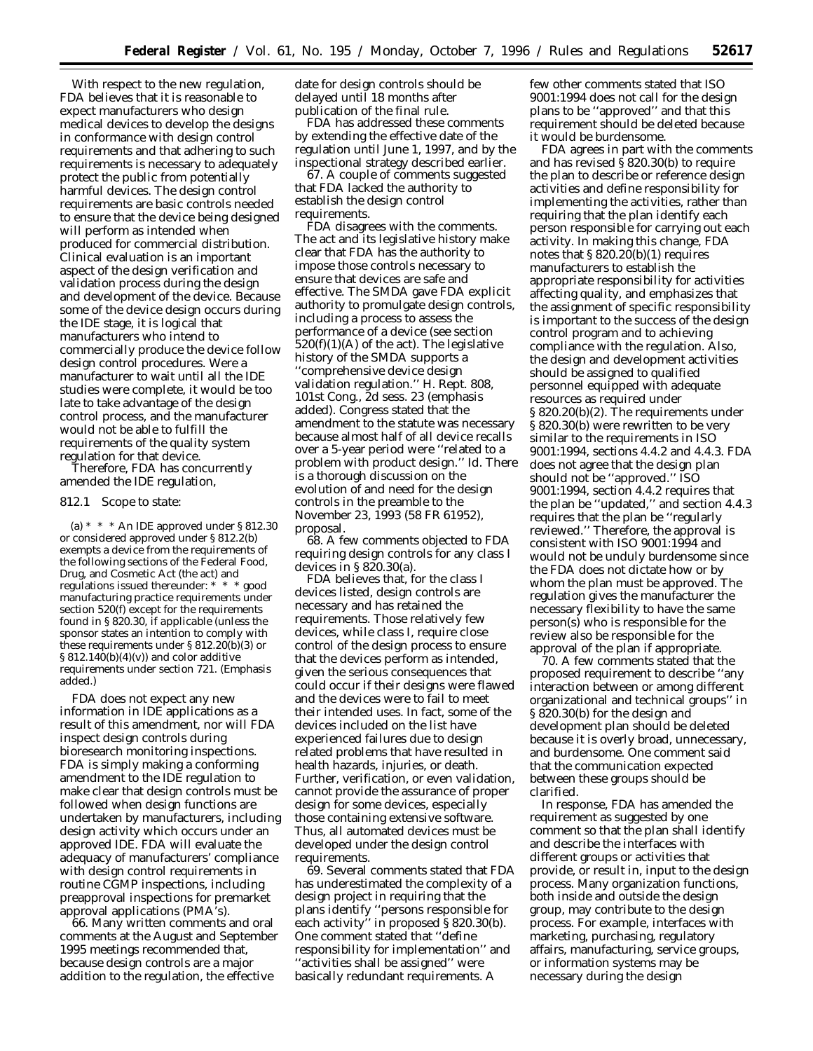With respect to the new regulation, FDA believes that it is reasonable to expect manufacturers who design medical devices to develop the designs in conformance with design control requirements and that adhering to such requirements is necessary to adequately protect the public from potentially harmful devices. The design control requirements are basic controls needed to ensure that the device being designed will perform as intended when produced for commercial distribution. Clinical evaluation is an important aspect of the design verification and validation process during the design and development of the device. Because some of the device design occurs during the IDE stage, it is logical that manufacturers who intend to commercially produce the device follow design control procedures. Were a manufacturer to wait until all the IDE studies were complete, it would be too late to take advantage of the design control process, and the manufacturer would not be able to fulfill the requirements of the quality system regulation for that device.

Therefore, FDA has concurrently amended the IDE regulation,

812.1 Scope to state:

> (a) * * * An IDE approved under § 812.30 or considered approved under § 812.2(b) exempts a device from the requirements of the following sections of the Federal Food, Drug, and Cosmetic Act (the act) and regulations issued thereunder: * * * good manufacturing practice requirements under section 520(f) *except for the requirements found in § 820.30, if applicable* (unless the sponsor states an intention to comply with these requirements under § 812.20(b)(3) or § 812.140(b)(4)(v)) and color additive requirements under section 721. (Emphasis added.)

FDA does not expect any new information in IDE applications as a result of this amendment, nor will FDA inspect design controls during bioresearch monitoring inspections. FDA is simply making a conforming amendment to the IDE regulation to make clear that design controls must be followed when design functions are undertaken by manufacturers, including design activity which occurs under an approved IDE. FDA will evaluate the adequacy of manufacturers' compliance with design control requirements in routine CGMP inspections, including preapproval inspections for premarket approval applications (PMA's).

66. Many written comments and oral comments at the August and September 1995 meetings recommended that, because design controls are a major addition to the regulation, the effective date for design controls should be delayed until 18 months after publication of the final rule.

FDA has addressed these comments by extending the effective date of the regulation until June 1, 1997, and by the inspectional strategy described earlier.

67. A couple of comments suggested that FDA lacked the authority to establish the design control requirements.

FDA disagrees with the comments. The act and its legislative history make clear that FDA has the authority to impose those controls necessary to ensure that devices are safe and effective. The SMDA gave FDA explicit authority to promulgate design controls, including a process to assess the performance of a device (see section 520(f)(1)(A) of the act). The legislative history of the SMDA supports a ''comprehensive device design validation regulation.'' H. Rept. 808, 101st Cong., 2d sess. 23 (emphasis added). Congress stated that the amendment to the statute was necessary because almost half of all device recalls over a 5-year period were ''related to a problem with product design.'' Id. There is a thorough discussion on the evolution of and need for the design controls in the preamble to the November 23, 1993 (58 FR 61952), proposal.

68. A few comments objected to FDA requiring design controls for any class I devices in § 820.30(a).

FDA believes that, for the class I devices listed, design controls are necessary and has retained the requirements. Those relatively few devices, while class I, require close control of the design process to ensure that the devices perform as intended, given the serious consequences that could occur if their designs were flawed and the devices were to fail to meet their intended uses. In fact, some of the devices included on the list have experienced failures due to design related problems that have resulted in health hazards, injuries, or death. Further, verification, or even validation, cannot provide the assurance of proper design for some devices, especially those containing extensive software. Thus, all automated devices must be developed under the design control requirements.

69. Several comments stated that FDA has underestimated the complexity of a design project in requiring that the plans identify ''persons responsible for each activity'' in proposed § 820.30(b). One comment stated that ''define responsibility for implementation'' and ''activities shall be assigned'' were basically redundant requirements. A few other comments stated that ISO 9001:1994 does not call for the design plans to be ''approved'' and that this requirement should be deleted because it would be burdensome.

FDA agrees in part with the comments and has revised § 820.30(b) to require the plan to describe or reference design activities and define responsibility for implementing the activities, rather than requiring that the plan identify each person responsible for carrying out each activity. In making this change, FDA notes that § 820.20(b)(1) requires manufacturers to establish the appropriate responsibility for activities affecting quality, and emphasizes that the assignment of specific responsibility is important to the success of the design control program and to achieving compliance with the regulation. Also, the design and development activities should be assigned to qualified personnel equipped with adequate resources as required under § 820.20(b)(2). The requirements under § 820.30(b) were rewritten to be very similar to the requirements in ISO 9001:1994, sections 4.4.2 and 4.4.3. FDA does not agree that the design plan should not be ''approved.'' ISO 9001:1994, section 4.4.2 requires that the plan be ''updated,'' and section 4.4.3 requires that the plan be ''regularly reviewed.'' Therefore, the approval is consistent with ISO 9001:1994 and would not be unduly burdensome since the FDA does not dictate how or by whom the plan must be approved. The regulation gives the manufacturer the necessary flexibility to have the same person(s) who is responsible for the review also be responsible for the approval of the plan if appropriate.

70. A few comments stated that the proposed requirement to describe ''any interaction between or among different organizational and technical groups'' in § 820.30(b) for the design and development plan should be deleted because it is overly broad, unnecessary, and burdensome. One comment said that the communication expected between these groups should be clarified.

In response, FDA has amended the requirement as suggested by one comment so that the plan shall identify and describe the interfaces with different groups or activities that provide, or result in, input to the design process. Many organization functions, both inside and outside the design group, may contribute to the design process. For example, interfaces with marketing, purchasing, regulatory affairs, manufacturing, service groups, or information systems may be necessary during the design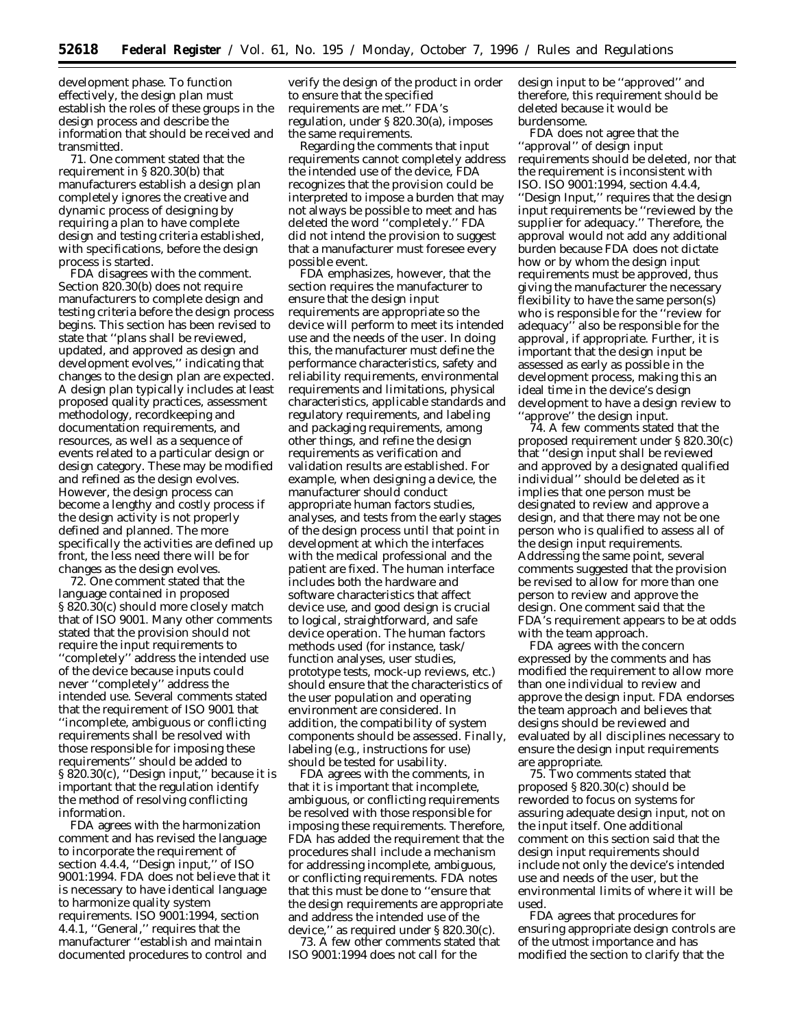development phase. To function effectively, the design plan must establish the roles of these groups in the design process and describe the information that should be received and transmitted.

71. One comment stated that the requirement in § 820.30(b) that manufacturers establish a design plan completely ignores the creative and dynamic process of designing by requiring a plan to have complete design and testing criteria established, with specifications, before the design process is started.

FDA disagrees with the comment. Section 820.30(b) does not require manufacturers to complete design and testing criteria before the design process begins. This section has been revised to state that ''plans shall be reviewed, updated, and approved as design and development evolves,'' indicating that changes to the design plan are expected. A design plan typically includes at least proposed quality practices, assessment methodology, recordkeeping and documentation requirements, and resources, as well as a sequence of events related to a particular design or design category. These may be modified and refined as the design evolves. However, the design process can become a lengthy and costly process if the design activity is not properly defined and planned. The more specifically the activities are defined up front, the less need there will be for changes as the design evolves.

72. One comment stated that the language contained in proposed § 820.30(c) should more closely match that of ISO 9001. Many other comments stated that the provision should not require the input requirements to ''completely'' address the intended use of the device because inputs could never ''completely'' address the intended use. Several comments stated that the requirement of ISO 9001 that ''incomplete, ambiguous or conflicting requirements shall be resolved with those responsible for imposing these requirements'' should be added to § 820.30(c), ''Design input,'' because it is important that the regulation identify the method of resolving conflicting information.

FDA agrees with the harmonization comment and has revised the language to incorporate the requirement of section 4.4.4, ''Design input,'' of ISO 9001:1994. FDA does not believe that it is necessary to have identical language to harmonize quality system requirements. ISO 9001:1994, section 4.4.1, ''General,'' requires that the manufacturer ''establish and maintain documented procedures to control and verify the design of the product in order to ensure that the specified requirements are met.'' FDA's regulation, under § 820.30(a), imposes the same requirements.

Regarding the comments that input requirements cannot completely address the intended use of the device, FDA recognizes that the provision could be interpreted to impose a burden that may not always be possible to meet and has deleted the word ''completely.'' FDA did not intend the provision to suggest that a manufacturer must foresee every possible event.

FDA emphasizes, however, that the section requires the manufacturer to ensure that the design input requirements are appropriate so the device will perform to meet its intended use and the needs of the user. In doing this, the manufacturer must define the performance characteristics, safety and reliability requirements, environmental requirements and limitations, physical characteristics, applicable standards and regulatory requirements, and labeling and packaging requirements, among other things, and refine the design requirements as verification and validation results are established. For example, when designing a device, the manufacturer should conduct appropriate human factors studies, analyses, and tests from the early stages of the design process until that point in development at which the interfaces with the medical professional and the patient are fixed. The human interface includes both the hardware and software characteristics that affect device use, and good design is crucial to logical, straightforward, and safe device operation. The human factors methods used (for instance, task/function analyses, user studies, prototype tests, mock-up reviews, etc.) should ensure that the characteristics of the user population and operating environment are considered. In addition, the compatibility of system components should be assessed. Finally, labeling (e.g., instructions for use) should be tested for usability.

FDA agrees with the comments, in that it is important that incomplete, ambiguous, or conflicting requirements be resolved with those responsible for imposing these requirements. Therefore, FDA has added the requirement that the procedures shall include a mechanism for addressing incomplete, ambiguous, or conflicting requirements. FDA notes that this must be done to ''ensure that the design requirements are appropriate and address the intended use of the device,'' as required under § 820.30(c).

73. A few other comments stated that ISO 9001:1994 does not call for the design input to be ''approved'' and therefore, this requirement should be deleted because it would be burdensome.

FDA does not agree that the ''approval'' of design input requirements should be deleted, nor that the requirement is inconsistent with ISO. ISO 9001:1994, section 4.4.4, ''Design Input,'' requires that the design input requirements be ''reviewed by the supplier for adequacy.'' Therefore, the approval would not add any additional burden because FDA does not dictate how or by whom the design input requirements must be approved, thus giving the manufacturer the necessary flexibility to have the same person(s) who is responsible for the ''review for adequacy'' also be responsible for the approval, if appropriate. Further, it is important that the design input be assessed as early as possible in the development process, making this an ideal time in the device's design development to have a design review to ''approve'' the design input.

74. A few comments stated that the proposed requirement under § 820.30(c) that ''design input shall be reviewed and approved by a designated qualified individual'' should be deleted as it implies that one person must be designated to review and approve a design, and that there may not be one person who is qualified to assess all of the design input requirements. Addressing the same point, several comments suggested that the provision be revised to allow for more than one person to review and approve the design. One comment said that the FDA's requirement appears to be at odds with the team approach.

FDA agrees with the concern expressed by the comments and has modified the requirement to allow more than one individual to review and approve the design input. FDA endorses the team approach and believes that designs should be reviewed and evaluated by all disciplines necessary to ensure the design input requirements are appropriate.

75. Two comments stated that proposed § 820.30(c) should be reworded to focus on systems for assuring adequate design input, not on the input itself. One additional comment on this section said that the design input requirements should include not only the device's intended use and needs of the user, but the environmental limits of where it will be used.

FDA agrees that procedures for ensuring appropriate design controls are of the utmost importance and has modified the section to clarify that the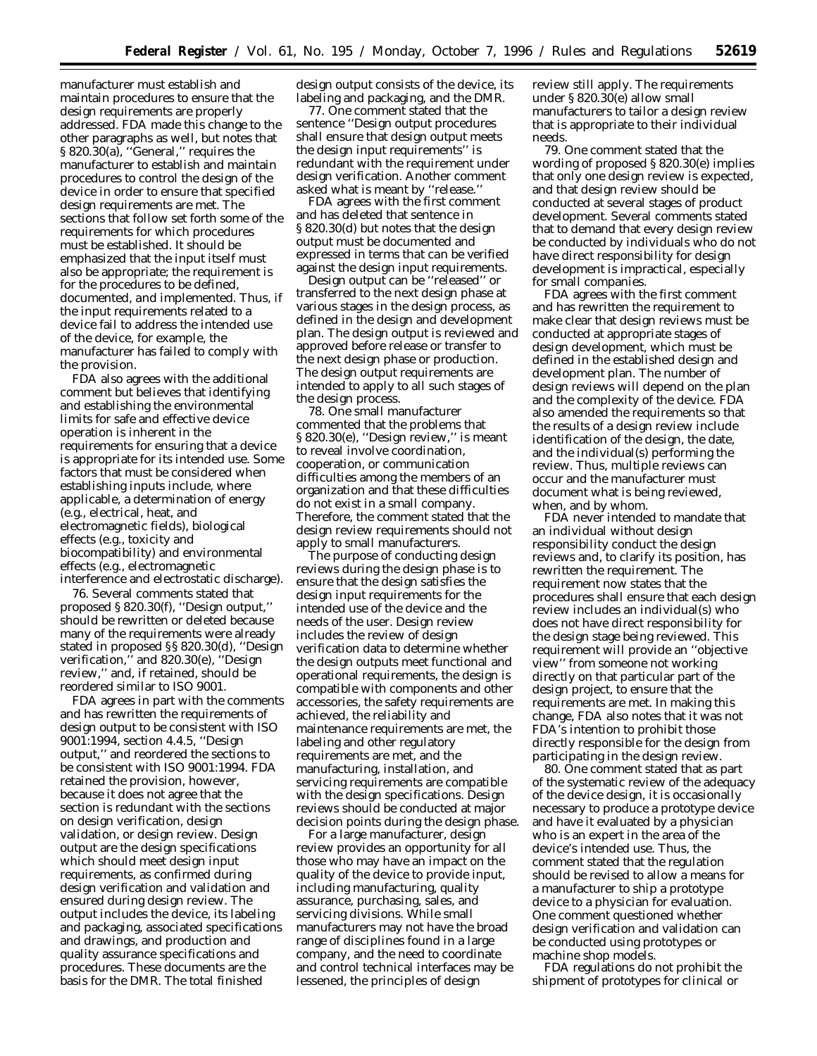manufacturer must establish and maintain procedures to ensure that the design requirements are properly addressed. FDA made this change to the other paragraphs as well, but notes that § 820.30(a), ''General,'' requires the manufacturer to establish and maintain procedures to control the design of the device in order to ensure that specified design requirements are met. The sections that follow set forth some of the requirements for which procedures must be established. It should be emphasized that the input itself must also be appropriate; the requirement is for the procedures to be defined, documented, and implemented. Thus, if the input requirements related to a device fail to address the intended use of the device, for example, the manufacturer has failed to comply with the provision.

FDA also agrees with the additional comment but believes that identifying and establishing the environmental limits for safe and effective device operation is inherent in the requirements for ensuring that a device is appropriate for its intended use. Some factors that must be considered when establishing inputs include, where applicable, a determination of energy (e.g., electrical, heat, and electromagnetic fields), biological effects (e.g., toxicity and biocompatibility) and environmental effects (e.g., electromagnetic interference and electrostatic discharge).

76. Several comments stated that proposed § 820.30(f), ''Design output,'' should be rewritten or deleted because many of the requirements were already stated in proposed §§ 820.30(d), ''Design verification,'' and 820.30(e), ''Design review,'' and, if retained, should be reordered similar to ISO 9001.

FDA agrees in part with the comments and has rewritten the requirements of design output to be consistent with ISO 9001:1994, section 4.4.5, ''Design output,'' and reordered the sections to be consistent with ISO 9001:1994. FDA retained the provision, however, because it does not agree that the section is redundant with the sections on design verification, design validation, or design review. Design output are the design specifications which should meet design input requirements, as confirmed during design verification and validation and ensured during design review. The output includes the device, its labeling and packaging, associated specifications and drawings, and production and quality assurance specifications and procedures. These documents are the basis for the DMR. The total finished design output consists of the device, its labeling and packaging, and the DMR.

77. One comment stated that the sentence ''Design output procedures shall ensure that design output meets the design input requirements'' is redundant with the requirement under design verification. Another comment asked what is meant by ''release.''

FDA agrees with the first comment and has deleted that sentence in § 820.30(d) but notes that the design output must be documented and expressed in terms that can be verified against the design input requirements.

Design output can be ''released'' or transferred to the next design phase at various stages in the design process, as defined in the design and development plan. The design output is reviewed and approved before release or transfer to the next design phase or production. The design output requirements are intended to apply to all such stages of the design process.

78. One small manufacturer commented that the problems that § 820.30(e), ''Design review,'' is meant to reveal involve coordination, cooperation, or communication difficulties among the members of an organization and that these difficulties do not exist in a small company. Therefore, the comment stated that the design review requirements should not apply to small manufacturers.

The purpose of conducting design reviews during the design phase is to ensure that the design satisfies the design input requirements for the intended use of the device and the needs of the user. Design review includes the review of design verification data to determine whether the design outputs meet functional and operational requirements, the design is compatible with components and other accessories, the safety requirements are achieved, the reliability and maintenance requirements are met, the labeling and other regulatory requirements are met, and the manufacturing, installation, and servicing requirements are compatible with the design specifications. Design reviews should be conducted at major decision points during the design phase.

For a large manufacturer, design review provides an opportunity for all those who may have an impact on the quality of the device to provide input, including manufacturing, quality assurance, purchasing, sales, and servicing divisions. While small manufacturers may not have the broad range of disciplines found in a large company, and the need to coordinate and control technical interfaces may be lessened, the principles of design review still apply. The requirements under § 820.30(e) allow small manufacturers to tailor a design review that is appropriate to their individual needs.

79. One comment stated that the wording of proposed § 820.30(e) implies that only one design review is expected, and that design review should be conducted at several stages of product development. Several comments stated that to demand that every design review be conducted by individuals who do not have direct responsibility for design development is impractical, especially for small companies.

FDA agrees with the first comment and has rewritten the requirement to make clear that design reviews must be conducted at appropriate stages of design development, which must be defined in the established design and development plan. The number of design reviews will depend on the plan and the complexity of the device. FDA also amended the requirements so that the results of a design review include identification of the design, the date, and the individual(s) performing the review. Thus, multiple reviews can occur and the manufacturer must document what is being reviewed, when, and by whom.

FDA never intended to mandate that an individual without design responsibility conduct the design reviews and, to clarify its position, has rewritten the requirement. The requirement now states that the procedures shall ensure that each design review includes an individual(s) who does not have direct responsibility for the design stage being reviewed. This requirement will provide an ''objective view'' from someone not working directly on that particular part of the design project, to ensure that the requirements are met. In making this change, FDA also notes that it was not FDA's intention to prohibit those directly responsible for the design from participating in the design review.

80. One comment stated that as part of the systematic review of the adequacy of the device design, it is occasionally necessary to produce a prototype device and have it evaluated by a physician who is an expert in the area of the device's intended use. Thus, the comment stated that the regulation should be revised to allow a means for a manufacturer to ship a prototype device to a physician for evaluation. One comment questioned whether design verification and validation can be conducted using prototypes or machine shop models.

FDA regulations do not prohibit the shipment of prototypes for clinical or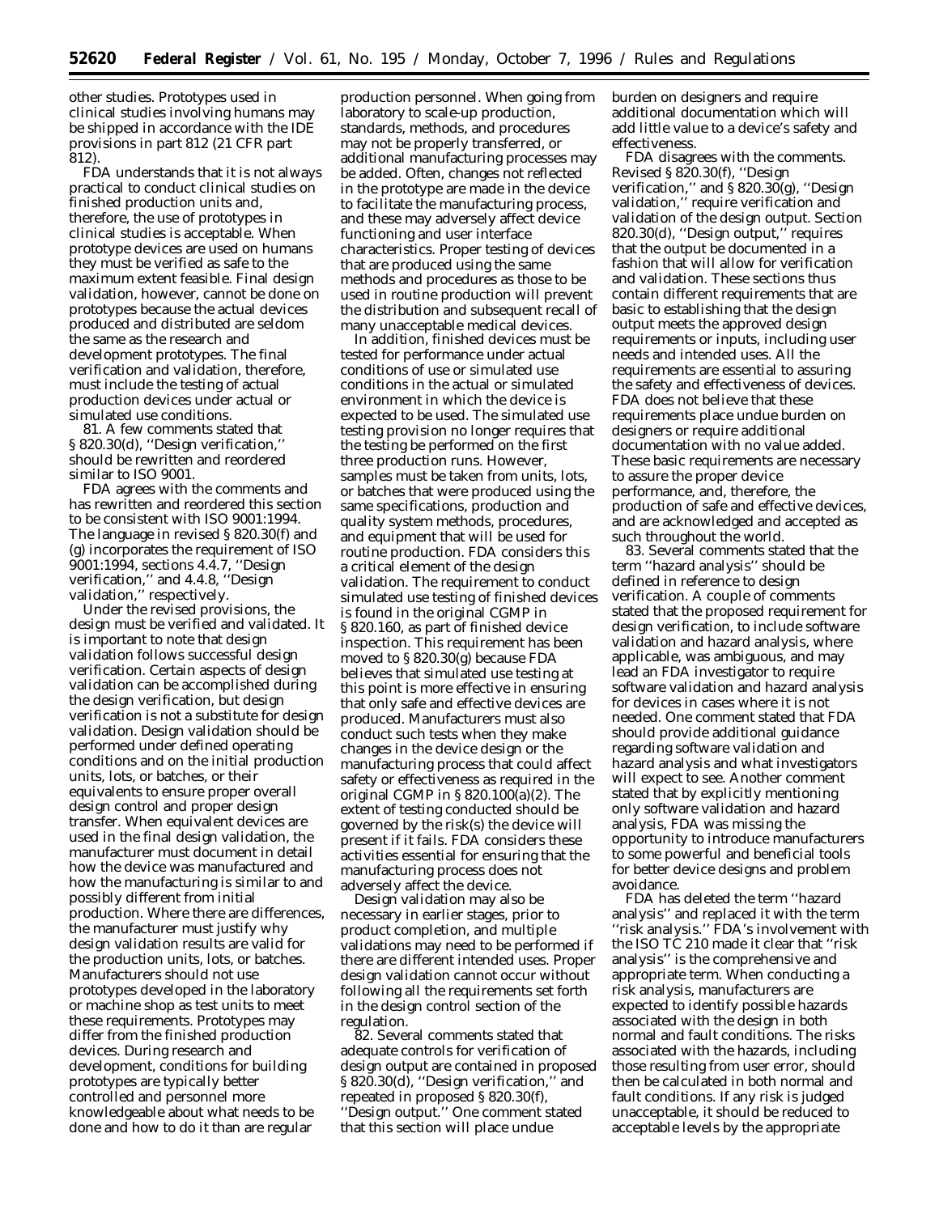other studies. Prototypes used in clinical studies involving humans may be shipped in accordance with the IDE provisions in part 812 (21 CFR part 812).

FDA understands that it is not always practical to conduct clinical studies on finished production units and, therefore, the use of prototypes in clinical studies is acceptable. When prototype devices are used on humans they must be verified as safe to the maximum extent feasible. Final design validation, however, cannot be done on prototypes because the actual devices produced and distributed are seldom the same as the research and development prototypes. The final verification and validation, therefore, must include the testing of actual production devices under actual or simulated use conditions.

81. A few comments stated that § 820.30(d), ''Design verification,'' should be rewritten and reordered similar to ISO 9001.

FDA agrees with the comments and has rewritten and reordered this section to be consistent with ISO 9001:1994. The language in revised § 820.30(f) and (g) incorporates the requirement of ISO 9001:1994, sections 4.4.7, ''Design verification,'' and 4.4.8, ''Design validation,'' respectively.

Under the revised provisions, the design must be verified and validated. It is important to note that design validation follows successful design verification. Certain aspects of design validation can be accomplished during the design verification, but design verification is not a substitute for design validation. Design validation should be performed under defined operating conditions and on the initial production units, lots, or batches, or their equivalents to ensure proper overall design control and proper design transfer. When equivalent devices are used in the final design validation, the manufacturer must document in detail how the device was manufactured and how the manufacturing is similar to and possibly different from initial production. Where there are differences, the manufacturer must justify why design validation results are valid for the production units, lots, or batches. Manufacturers should not use prototypes developed in the laboratory or machine shop as test units to meet these requirements. Prototypes may differ from the finished production devices. During research and development, conditions for building prototypes are typically better controlled and personnel more knowledgeable about what needs to be done and how to do it than are regular production personnel. When going from laboratory to scale-up production, standards, methods, and procedures may not be properly transferred, or additional manufacturing processes may be added. Often, changes not reflected in the prototype are made in the device to facilitate the manufacturing process, and these may adversely affect device functioning and user interface characteristics. Proper testing of devices that are produced using the same methods and procedures as those to be used in routine production will prevent the distribution and subsequent recall of many unacceptable medical devices.

In addition, finished devices must be tested for performance under actual conditions of use or simulated use conditions in the actual or simulated environment in which the device is expected to be used. The simulated use testing provision no longer requires that the testing be performed on the first three production runs. However, samples must be taken from units, lots, or batches that were produced using the same specifications, production and quality system methods, procedures, and equipment that will be used for routine production. FDA considers this a critical element of the design validation. The requirement to conduct simulated use testing of finished devices is found in the original CGMP in § 820.160, as part of finished device inspection. This requirement has been moved to § 820.30(g) because FDA believes that simulated use testing at this point is more effective in ensuring that only safe and effective devices are produced. Manufacturers must also conduct such tests when they make changes in the device design or the manufacturing process that could affect safety or effectiveness as required in the original CGMP in § 820.100(a)(2). The extent of testing conducted should be governed by the risk(s) the device will present if it fails. FDA considers these activities essential for ensuring that the manufacturing process does not adversely affect the device.

Design validation may also be necessary in earlier stages, prior to product completion, and multiple validations may need to be performed if there are different intended uses. Proper design validation cannot occur without following all the requirements set forth in the design control section of the regulation.

82. Several comments stated that adequate controls for verification of design output are contained in proposed § 820.30(d), ''Design verification,'' and repeated in proposed § 820.30(f), ''Design output.'' One comment stated that this section will place undue burden on designers and require additional documentation which will add little value to a device's safety and effectiveness.

FDA disagrees with the comments. Revised § 820.30(f), ''Design verification,'' and § 820.30(g), ''Design validation,'' require verification and validation of the design output. Section 820.30(d), ''Design output,'' requires that the output be documented in a fashion that will allow for verification and validation. These sections thus contain different requirements that are basic to establishing that the design output meets the approved design requirements or inputs, including user needs and intended uses. All the requirements are essential to assuring the safety and effectiveness of devices. FDA does not believe that these requirements place undue burden on designers or require additional documentation with no value added. These basic requirements are necessary to assure the proper device performance, and, therefore, the production of safe and effective devices, and are acknowledged and accepted as such throughout the world.

83. Several comments stated that the term ''hazard analysis'' should be defined in reference to design verification. A couple of comments stated that the proposed requirement for design verification, to include software validation and hazard analysis, where applicable, was ambiguous, and may lead an FDA investigator to require software validation and hazard analysis for devices in cases where it is not needed. One comment stated that FDA should provide additional guidance regarding software validation and hazard analysis and what investigators will expect to see. Another comment stated that by explicitly mentioning only software validation and hazard analysis, FDA was missing the opportunity to introduce manufacturers to some powerful and beneficial tools for better device designs and problem avoidance.

FDA has deleted the term ''hazard analysis'' and replaced it with the term ''risk analysis.'' FDA's involvement with the ISO TC 210 made it clear that ''risk analysis'' is the comprehensive and appropriate term. When conducting a risk analysis, manufacturers are expected to identify possible hazards associated with the design in both normal and fault conditions. The risks associated with the hazards, including those resulting from user error, should then be calculated in both normal and fault conditions. If any risk is judged unacceptable, it should be reduced to acceptable levels by the appropriate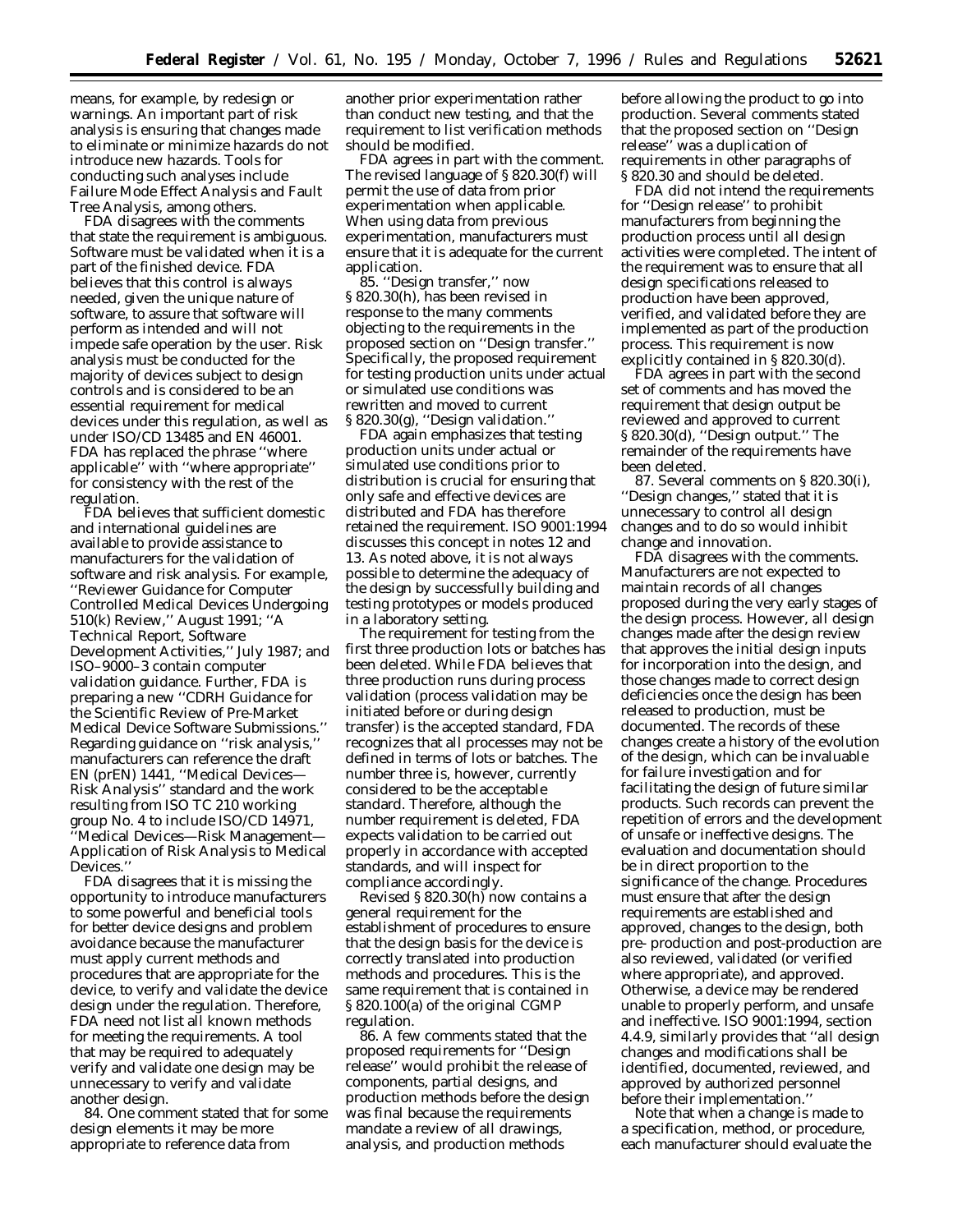means, for example, by redesign or warnings. An important part of risk analysis is ensuring that changes made to eliminate or minimize hazards do not introduce new hazards. Tools for conducting such analyses include Failure Mode Effect Analysis and Fault Tree Analysis, among others.

FDA disagrees with the comments that state the requirement is ambiguous. Software must be validated when it is a part of the finished device. FDA believes that this control is always needed, given the unique nature of software, to assure that software will perform as intended and will not impede safe operation by the user. Risk analysis must be conducted for the majority of devices subject to design controls and is considered to be an essential requirement for medical devices under this regulation, as well as under ISO/CD 13485 and EN 46001. FDA has replaced the phrase ''where applicable'' with ''where appropriate'' for consistency with the rest of the regulation.

FDA believes that sufficient domestic and international guidelines are available to provide assistance to manufacturers for the validation of software and risk analysis. For example, ''Reviewer Guidance for Computer Controlled Medical Devices Undergoing 510(k) Review,'' August 1991; ''A Technical Report, Software Development Activities,'' July 1987; and ISO–9000–3 contain computer validation guidance. Further, FDA is preparing a new ''CDRH Guidance for the Scientific Review of Pre-Market Medical Device Software Submissions.'' Regarding guidance on ''risk analysis,'' manufacturers can reference the draft EN (prEN) 1441, ''Medical Devices—Risk Analysis'' standard and the work resulting from ISO TC 210 working group No. 4 to include ISO/CD 14971, ''Medical Devices—Risk Management—Application of Risk Analysis to Medical Devices.''

FDA disagrees that it is missing the opportunity to introduce manufacturers to some powerful and beneficial tools for better device designs and problem avoidance because the manufacturer must apply current methods and procedures that are appropriate for the device, to verify and validate the device design under the regulation. Therefore, FDA need not list all known methods for meeting the requirements. A tool that may be required to adequately verify and validate one design may be unnecessary to verify and validate another design.

84. One comment stated that for some design elements it may be more appropriate to reference data from another prior experimentation rather than conduct new testing, and that the requirement to list verification methods should be modified.

FDA agrees in part with the comment. The revised language of § 820.30(f) will permit the use of data from prior experimentation when applicable. When using data from previous experimentation, manufacturers must ensure that it is adequate for the current application.

85. ''Design transfer,'' now § 820.30(h), has been revised in response to the many comments objecting to the requirements in the proposed section on ''Design transfer.'' Specifically, the proposed requirement for testing production units under actual or simulated use conditions was rewritten and moved to current § 820.30(g), ''Design validation.''

FDA again emphasizes that testing production units under actual or simulated use conditions prior to distribution is crucial for ensuring that only safe and effective devices are distributed and FDA has therefore retained the requirement. ISO 9001:1994 discusses this concept in notes 12 and 13. As noted above, it is not always possible to determine the adequacy of the design by successfully building and testing prototypes or models produced in a laboratory setting.

The requirement for testing from the first three production lots or batches has been deleted. While FDA believes that three production runs during process validation (process validation may be initiated before or during design transfer) is the accepted standard, FDA recognizes that all processes may not be defined in terms of lots or batches. The number three is, however, currently considered to be the acceptable standard. Therefore, although the number requirement is deleted, FDA expects validation to be carried out properly in accordance with accepted standards, and will inspect for compliance accordingly.

Revised § 820.30(h) now contains a general requirement for the establishment of procedures to ensure that the design basis for the device is correctly translated into production methods and procedures. This is the same requirement that is contained in § 820.100(a) of the original CGMP regulation.

86. A few comments stated that the proposed requirements for ''Design release'' would prohibit the release of components, partial designs, and production methods before the design was final because the requirements mandate a review of all drawings, analysis, and production methods before allowing the product to go into production. Several comments stated that the proposed section on ''Design release'' was a duplication of requirements in other paragraphs of § 820.30 and should be deleted.

FDA did not intend the requirements for ''Design release'' to prohibit manufacturers from beginning the production process until all design activities were completed. The intent of the requirement was to ensure that all design specifications released to production have been approved, verified, and validated before they are implemented as part of the production process. This requirement is now explicitly contained in § 820.30(d).

FDA agrees in part with the second set of comments and has moved the requirement that design output be reviewed and approved to current § 820.30(d), ''Design output.'' The remainder of the requirements have been deleted.

87. Several comments on § 820.30(i), ''Design changes,'' stated that it is unnecessary to control all design changes and to do so would inhibit change and innovation.

FDA disagrees with the comments. Manufacturers are not expected to maintain records of all changes proposed during the very early stages of the design process. However, all design changes made after the design review that approves the initial design inputs for incorporation into the design, and those changes made to correct design deficiencies once the design has been released to production, must be documented. The records of these changes create a history of the evolution of the design, which can be invaluable for failure investigation and for facilitating the design of future similar products. Such records can prevent the repetition of errors and the development of unsafe or ineffective designs. The evaluation and documentation should be in direct proportion to the significance of the change. Procedures must ensure that after the design requirements are established and approved, changes to the design, both pre- production and post-production are also reviewed, validated (or verified where appropriate), and approved. Otherwise, a device may be rendered unable to properly perform, and unsafe and ineffective. ISO 9001:1994, section 4.4.9, similarly provides that ''all design changes and modifications shall be identified, documented, reviewed, and approved by authorized personnel before their implementation.''

Note that when a change is made to a specification, method, or procedure, each manufacturer should evaluate the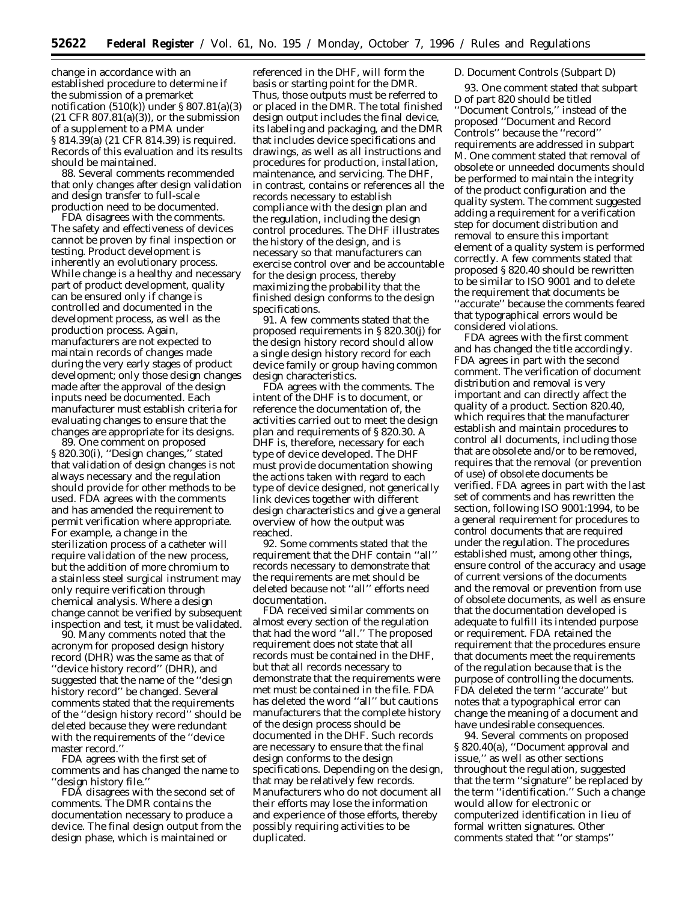change in accordance with an established procedure to determine if the submission of a premarket notification (510(k)) under § 807.81(a)(3) (21 CFR 807.81(a)(3)), or the submission of a supplement to a PMA under § 814.39(a) (21 CFR 814.39) is required. Records of this evaluation and its results should be maintained.

88. Several comments recommended that only changes after design validation and design transfer to full-scale production need to be documented.

FDA disagrees with the comments. The safety and effectiveness of devices cannot be proven by final inspection or testing. Product development is inherently an evolutionary process. While change is a healthy and necessary part of product development, quality can be ensured only if change is controlled and documented in the development process, as well as the production process. Again, manufacturers are not expected to maintain records of changes made during the very early stages of product development; only those design changes made after the approval of the design inputs need be documented. Each manufacturer must establish criteria for evaluating changes to ensure that the changes are appropriate for its designs.

89. One comment on proposed § 820.30(i), ''Design changes,'' stated that validation of design changes is not always necessary and the regulation should provide for other methods to be used. FDA agrees with the comments and has amended the requirement to permit verification where appropriate. For example, a change in the sterilization process of a catheter will require validation of the new process, but the addition of more chromium to a stainless steel surgical instrument may only require verification through chemical analysis. Where a design change cannot be verified by subsequent inspection and test, it must be validated.

90. Many comments noted that the acronym for proposed design history record (DHR) was the same as that of ''device history record'' (DHR), and suggested that the name of the ''design history record'' be changed. Several comments stated that the requirements of the ''design history record'' should be deleted because they were redundant with the requirements of the ''device master record.''

FDA agrees with the first set of comments and has changed the name to ''design history file.''

FDA disagrees with the second set of comments. The DMR contains the documentation necessary to produce a device. The final design output from the design phase, which is maintained or referenced in the DHF, will form the basis or starting point for the DMR. Thus, those outputs must be referred to or placed in the DMR. The total finished design output includes the final device, its labeling and packaging, and the DMR that includes device specifications and drawings, as well as all instructions and procedures for production, installation, maintenance, and servicing. The DHF, in contrast, contains or references all the records necessary to establish compliance with the design plan and the regulation, including the design control procedures. The DHF illustrates the history of the design, and is necessary so that manufacturers can exercise control over and be accountable for the design process, thereby maximizing the probability that the finished design conforms to the design specifications.

91. A few comments stated that the proposed requirements in § 820.30(j) for the design history record should allow a single design history record for each device family or group having common design characteristics.

FDA agrees with the comments. The intent of the DHF is to document, or reference the documentation of, the activities carried out to meet the design plan and requirements of § 820.30. A DHF is, therefore, necessary for each type of device developed. The DHF must provide documentation showing the actions taken with regard to each type of device designed, not generically link devices together with different design characteristics and give a general overview of how the output was reached.

92. Some comments stated that the requirement that the DHF contain ''all'' records necessary to demonstrate that the requirements are met should be deleted because not ''all'' efforts need documentation.

FDA received similar comments on almost every section of the regulation that had the word ''all.'' The proposed requirement does not state that all records must be contained in the DHF, but that all records necessary to demonstrate that the requirements were met must be contained in the file. FDA has deleted the word ''all'' but cautions manufacturers that the complete history of the design process should be documented in the DHF. Such records are necessary to ensure that the final design conforms to the design specifications. Depending on the design, that may be relatively few records. Manufacturers who do not document all their efforts may lose the information and experience of those efforts, thereby possibly requiring activities to be duplicated.

### *D. Document Controls (Subpart D)*

93. One comment stated that subpart D of part 820 should be titled ''Document Controls,'' instead of the proposed ''Document and Record Controls'' because the ''record'' requirements are addressed in subpart M. One comment stated that removal of obsolete or unneeded documents should be performed to maintain the integrity of the product configuration and the quality system. The comment suggested adding a requirement for a verification step for document distribution and removal to ensure this important element of a quality system is performed correctly. A few comments stated that proposed § 820.40 should be rewritten to be similar to ISO 9001 and to delete the requirement that documents be ''accurate'' because the comments feared that typographical errors would be considered violations.

FDA agrees with the first comment and has changed the title accordingly. FDA agrees in part with the second comment. The verification of document distribution and removal is very important and can directly affect the quality of a product. Section 820.40, which requires that the manufacturer establish and maintain procedures to control all documents, including those that are obsolete and/or to be removed, requires that the removal (or prevention of use) of obsolete documents be verified. FDA agrees in part with the last set of comments and has rewritten the section, following ISO 9001:1994, to be a general requirement for procedures to control documents that are required under the regulation. The procedures established must, among other things, ensure control of the accuracy and usage of current versions of the documents and the removal or prevention from use of obsolete documents, as well as ensure that the documentation developed is adequate to fulfill its intended purpose or requirement. FDA retained the requirement that the procedures ensure that documents meet the requirements of the regulation because that is the purpose of controlling the documents. FDA deleted the term ''accurate'' but notes that a typographical error can change the meaning of a document and have undesirable consequences.

94. Several comments on proposed § 820.40(a), ''Document approval and issue,'' as well as other sections throughout the regulation, suggested that the term ''signature'' be replaced by the term ''identification.'' Such a change would allow for electronic or computerized identification in lieu of formal written signatures. Other comments stated that ''or stamps''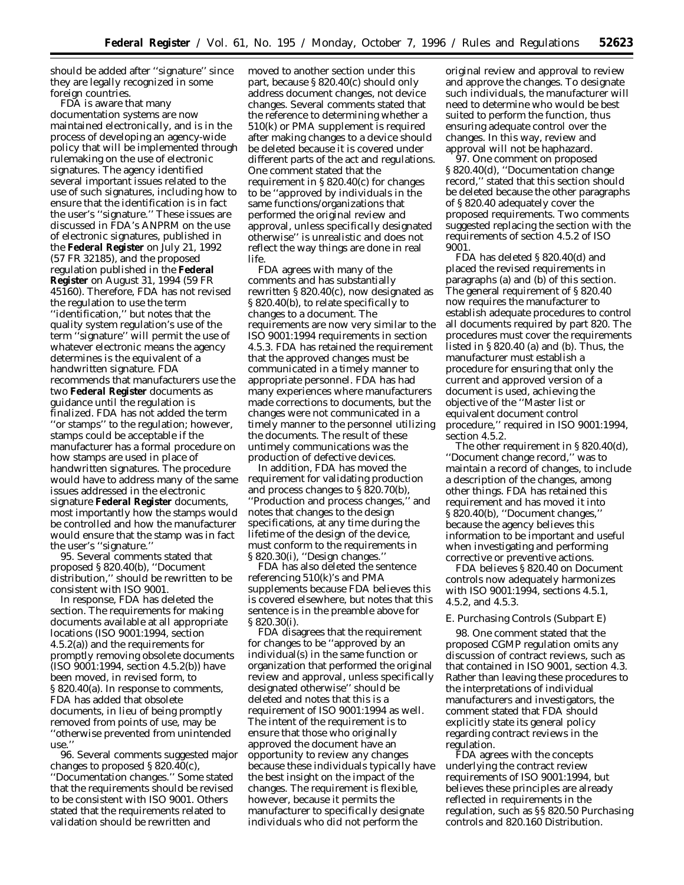should be added after ''signature'' since they are legally recognized in some foreign countries.

FDA is aware that many documentation systems are now maintained electronically, and is in the process of developing an agency-wide policy that will be implemented through rulemaking on the use of electronic signatures. The agency identified several important issues related to the use of such signatures, including how to ensure that the identification is in fact the user's ''signature.'' These issues are discussed in FDA's ANPRM on the use of electronic signatures, published in the **Federal Register** on July 21, 1992 (57 FR 32185), and the proposed regulation published in the **Federal Register** on August 31, 1994 (59 FR 45160). Therefore, FDA has not revised the regulation to use the term ''identification,'' but notes that the quality system regulation's use of the term ''signature'' will permit the use of whatever electronic means the agency determines is the equivalent of a handwritten signature. FDA recommends that manufacturers use the two **Federal Register** documents as guidance until the regulation is finalized. FDA has not added the term ''or stamps'' to the regulation; however, stamps could be acceptable if the manufacturer has a formal procedure on how stamps are used in place of handwritten signatures. The procedure would have to address many of the same issues addressed in the electronic signature **Federal Register** documents, most importantly how the stamps would be controlled and how the manufacturer would ensure that the stamp was in fact the user's ''signature.''

95. Several comments stated that proposed § 820.40(b), ''Document distribution,'' should be rewritten to be consistent with ISO 9001.

In response, FDA has deleted the section. The requirements for making documents available at all appropriate locations (ISO 9001:1994, section 4.5.2(a)) and the requirements for promptly removing obsolete documents (ISO 9001:1994, section 4.5.2(b)) have been moved, in revised form, to § 820.40(a). In response to comments, FDA has added that obsolete documents, in lieu of being promptly removed from points of use, may be ''otherwise prevented from unintended use.''

96. Several comments suggested major changes to proposed § 820.40(c), ''Documentation changes.'' Some stated that the requirements should be revised to be consistent with ISO 9001. Others stated that the requirements related to validation should be rewritten and moved to another section under this part, because § 820.40(c) should only address document changes, not device changes. Several comments stated that the reference to determining whether a 510(k) or PMA supplement is required after making changes to a device should be deleted because it is covered under different parts of the act and regulations. One comment stated that the requirement in § 820.40(c) for changes to be ''approved by individuals in the same functions/organizations that performed the original review and approval, unless specifically designated otherwise'' is unrealistic and does not reflect the way things are done in real life.

FDA agrees with many of the comments and has substantially rewritten § 820.40(c), now designated as § 820.40(b), to relate specifically to changes to a document. The requirements are now very similar to the ISO 9001:1994 requirements in section 4.5.3. FDA has retained the requirement that the approved changes must be communicated in a timely manner to appropriate personnel. FDA has had many experiences where manufacturers made corrections to documents, but the changes were not communicated in a timely manner to the personnel utilizing the documents. The result of these untimely communications was the production of defective devices.

In addition, FDA has moved the requirement for validating production and process changes to § 820.70(b), ''Production and process changes,'' and notes that changes to the design specifications, at any time during the lifetime of the design of the device, must conform to the requirements in § 820.30(i), ''Design changes.''

FDA has also deleted the sentence referencing 510(k)'s and PMA supplements because FDA believes this is covered elsewhere, but notes that this sentence is in the preamble above for § 820.30(i).

FDA disagrees that the requirement for changes to be ''approved by an individual(s) in the same function or organization that performed the original review and approval, unless specifically designated otherwise'' should be deleted and notes that this is a requirement of ISO 9001:1994 as well. The intent of the requirement is to ensure that those who originally approved the document have an opportunity to review any changes because these individuals typically have the best insight on the impact of the changes. The requirement is flexible, however, because it permits the manufacturer to specifically designate individuals who did not perform the original review and approval to review and approve the changes. To designate such individuals, the manufacturer will need to determine who would be best suited to perform the function, thus ensuring adequate control over the changes. In this way, review and approval will not be haphazard.

97. One comment on proposed § 820.40(d), ''Documentation change record,'' stated that this section should be deleted because the other paragraphs of § 820.40 adequately cover the proposed requirements. Two comments suggested replacing the section with the requirements of section 4.5.2 of ISO 9001.

FDA has deleted § 820.40(d) and placed the revised requirements in paragraphs (a) and (b) of this section. The general requirement of § 820.40 now requires the manufacturer to establish adequate procedures to control all documents required by part 820. The procedures must cover the requirements listed in § 820.40 (a) and (b). Thus, the manufacturer must establish a procedure for ensuring that only the current and approved version of a document is used, achieving the objective of the ''Master list or equivalent document control procedure,'' required in ISO 9001:1994, section 4.5.2.

The other requirement in § 820.40(d), ''Document change record,'' was to maintain a record of changes, to include a description of the changes, among other things. FDA has retained this requirement and has moved it into § 820.40(b), ''Document changes,'' because the agency believes this information to be important and useful when investigating and performing corrective or preventive actions.

FDA believes § 820.40 on Document controls now adequately harmonizes with ISO 9001:1994, sections 4.5.1, 4.5.2, and 4.5.3.

## E. Purchasing Controls (Subpart E)

98. One comment stated that the proposed CGMP regulation omits any discussion of contract reviews, such as that contained in ISO 9001, section 4.3. Rather than leaving these procedures to the interpretations of individual manufacturers and investigators, the comment stated that FDA should explicitly state its general policy regarding contract reviews in the regulation.

FDA agrees with the concepts underlying the contract review requirements of ISO 9001:1994, but believes these principles are already reflected in requirements in the regulation, such as §§ 820.50 Purchasing controls and 820.160 Distribution.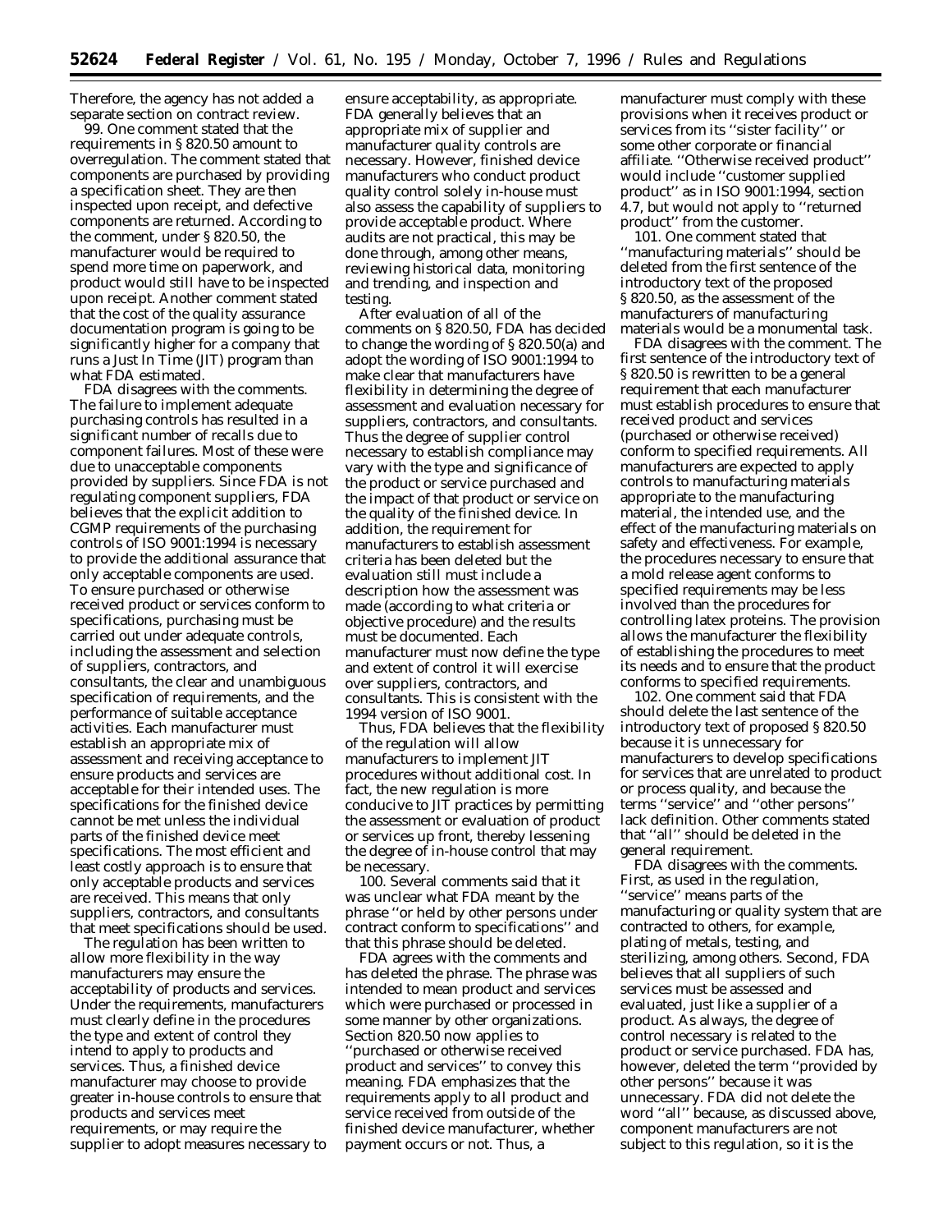Therefore, the agency has not added a separate section on contract review.

99. One comment stated that the requirements in § 820.50 amount to overregulation. The comment stated that components are purchased by providing a specification sheet. They are then inspected upon receipt, and defective components are returned. According to the comment, under § 820.50, the manufacturer would be required to spend more time on paperwork, and product would still have to be inspected upon receipt. Another comment stated that the cost of the quality assurance documentation program is going to be significantly higher for a company that runs a Just In Time (JIT) program than what FDA estimated.

FDA disagrees with the comments. The failure to implement adequate purchasing controls has resulted in a significant number of recalls due to component failures. Most of these were due to unacceptable components provided by suppliers. Since FDA is not regulating component suppliers, FDA believes that the explicit addition to CGMP requirements of the purchasing controls of ISO 9001:1994 is necessary to provide the additional assurance that only acceptable components are used. To ensure purchased or otherwise received product or services conform to specifications, purchasing must be carried out under adequate controls, including the assessment and selection of suppliers, contractors, and consultants, the clear and unambiguous specification of requirements, and the performance of suitable acceptance activities. Each manufacturer must establish an appropriate mix of assessment and receiving acceptance to ensure products and services are acceptable for their intended uses. The specifications for the finished device cannot be met unless the individual parts of the finished device meet specifications. The most efficient and least costly approach is to ensure that only acceptable products and services are received. This means that only suppliers, contractors, and consultants that meet specifications should be used.

The regulation has been written to allow more flexibility in the way manufacturers may ensure the acceptability of products and services. Under the requirements, manufacturers must clearly define in the procedures the type and extent of control they intend to apply to products and services. Thus, a finished device manufacturer may choose to provide greater in-house controls to ensure that products and services meet requirements, or may require the supplier to adopt measures necessary to ensure acceptability, as appropriate. FDA generally believes that an appropriate mix of supplier and manufacturer quality controls are necessary. However, finished device manufacturers who conduct product quality control solely in-house must also assess the capability of suppliers to provide acceptable product. Where audits are not practical, this may be done through, among other means, reviewing historical data, monitoring and trending, and inspection and testing.

After evaluation of all of the comments on § 820.50, FDA has decided to change the wording of § 820.50(a) and adopt the wording of ISO 9001:1994 to make clear that manufacturers have flexibility in determining the degree of assessment and evaluation necessary for suppliers, contractors, and consultants. Thus the degree of supplier control necessary to establish compliance may vary with the type and significance of the product or service purchased and the impact of that product or service on the quality of the finished device. In addition, the requirement for manufacturers to establish assessment criteria has been deleted but the evaluation still must include a description how the assessment was made (according to what criteria or objective procedure) and the results must be documented. Each manufacturer must now define the type and extent of control it will exercise over suppliers, contractors, and consultants. This is consistent with the 1994 version of ISO 9001.

Thus, FDA believes that the flexibility of the regulation will allow manufacturers to implement JIT procedures without additional cost. In fact, the new regulation is more conducive to JIT practices by permitting the assessment or evaluation of product or services up front, thereby lessening the degree of in-house control that may be necessary.

100. Several comments said that it was unclear what FDA meant by the phrase ''or held by other persons under contract conform to specifications'' and that this phrase should be deleted.

FDA agrees with the comments and has deleted the phrase. The phrase was intended to mean product and services which were purchased or processed in some manner by other organizations. Section 820.50 now applies to ''purchased or otherwise received product and services'' to convey this meaning. FDA emphasizes that the requirements apply to all product and service received from outside of the finished device manufacturer, whether payment occurs or not. Thus, a manufacturer must comply with these provisions when it receives product or services from its ''sister facility'' or some other corporate or financial affiliate. ''Otherwise received product'' would include ''customer supplied product'' as in ISO 9001:1994, section 4.7, but would not apply to ''returned product'' from the customer.

101. One comment stated that ''manufacturing materials'' should be deleted from the first sentence of the introductory text of the proposed § 820.50, as the assessment of the manufacturers of manufacturing materials would be a monumental task.

FDA disagrees with the comment. The first sentence of the introductory text of § 820.50 is rewritten to be a general requirement that each manufacturer must establish procedures to ensure that received product and services (purchased or otherwise received) conform to specified requirements. All manufacturers are expected to apply controls to manufacturing materials appropriate to the manufacturing material, the intended use, and the effect of the manufacturing materials on safety and effectiveness. For example, the procedures necessary to ensure that a mold release agent conforms to specified requirements may be less involved than the procedures for controlling latex proteins. The provision allows the manufacturer the flexibility of establishing the procedures to meet its needs and to ensure that the product conforms to specified requirements.

102. One comment said that FDA should delete the last sentence of the introductory text of proposed § 820.50 because it is unnecessary for manufacturers to develop specifications for services that are unrelated to product or process quality, and because the terms ''service'' and ''other persons'' lack definition. Other comments stated that ''all'' should be deleted in the general requirement.

FDA disagrees with the comments. First, as used in the regulation, ''service'' means parts of the manufacturing or quality system that are contracted to others, for example, plating of metals, testing, and sterilizing, among others. Second, FDA believes that all suppliers of such services must be assessed and evaluated, just like a supplier of a product. As always, the degree of control necessary is related to the product or service purchased. FDA has, however, deleted the term ''provided by other persons'' because it was unnecessary. FDA did not delete the word ''all'' because, as discussed above, component manufacturers are not subject to this regulation, so it is the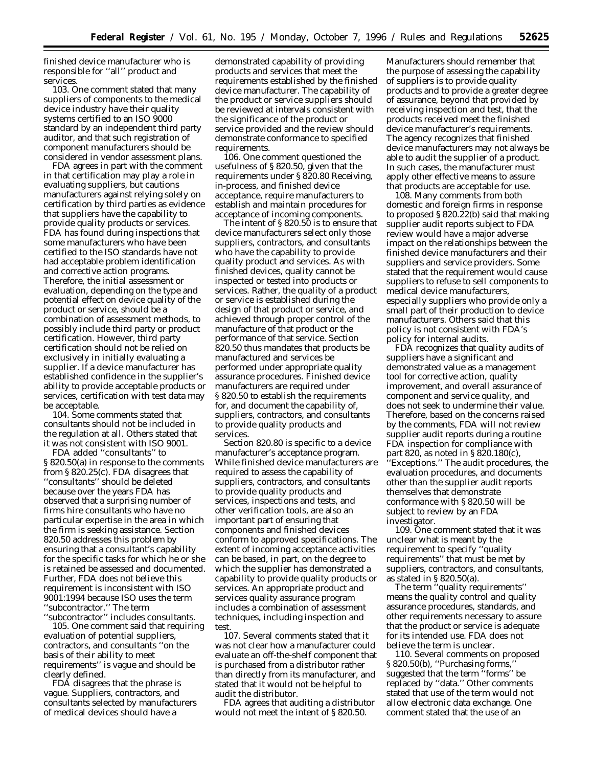finished device manufacturer who is responsible for ''all'' product and services.

103. One comment stated that many suppliers of components to the medical device industry have their quality systems certified to an ISO 9000 standard by an independent third party auditor, and that such registration of component manufacturers should be considered in vendor assessment plans.

FDA agrees in part with the comment in that certification may play a role in evaluating suppliers, but cautions manufacturers against relying solely on certification by third parties as evidence that suppliers have the capability to provide quality products or services. FDA has found during inspections that some manufacturers who have been certified to the ISO standards have not had acceptable problem identification and corrective action programs. Therefore, the initial assessment or evaluation, depending on the type and potential effect on device quality of the product or service, should be a combination of assessment methods, to possibly include third party or product certification. However, third party certification should not be relied on exclusively in initially evaluating a supplier. If a device manufacturer has established confidence in the supplier's ability to provide acceptable products or services, certification with test data may be acceptable.

104. Some comments stated that consultants should not be included in the regulation at all. Others stated that it was not consistent with ISO 9001.

FDA added ''consultants'' to § 820.50(a) in response to the comments from § 820.25(c). FDA disagrees that ''consultants'' should be deleted because over the years FDA has observed that a surprising number of firms hire consultants who have no particular expertise in the area in which the firm is seeking assistance. Section 820.50 addresses this problem by ensuring that a consultant's capability for the specific tasks for which he or she is retained be assessed and documented. Further, FDA does not believe this requirement is inconsistent with ISO 9001:1994 because ISO uses the term ''subcontractor.'' The term ''subcontractor'' includes consultants.

105. One comment said that requiring evaluation of potential suppliers, contractors, and consultants ''on the basis of their ability to meet requirements'' is vague and should be clearly defined.

FDA disagrees that the phrase is vague. Suppliers, contractors, and consultants selected by manufacturers of medical devices should have a demonstrated capability of providing products and services that meet the requirements established by the finished device manufacturer. The capability of the product or service suppliers should be reviewed at intervals consistent with the significance of the product or service provided and the review should demonstrate conformance to specified requirements.

106. One comment questioned the usefulness of § 820.50, given that the requirements under § 820.80 Receiving, in-process, and finished device acceptance, require manufacturers to establish and maintain procedures for acceptance of incoming components.

The intent of § 820.50 is to ensure that device manufacturers select only those suppliers, contractors, and consultants who have the capability to provide quality product and services. As with finished devices, quality cannot be inspected or tested into products or services. Rather, the quality of a product or service is established during the design of that product or service, and achieved through proper control of the manufacture of that product or the performance of that service. Section 820.50 thus mandates that products be manufactured and services be performed under appropriate quality assurance procedures. Finished device manufacturers are required under § 820.50 to establish the requirements for, and document the capability of, suppliers, contractors, and consultants to provide quality products and services.

Section 820.80 is specific to a device manufacturer's acceptance program. While finished device manufacturers are required to assess the capability of suppliers, contractors, and consultants to provide quality products and services, inspections and tests, and other verification tools, are also an important part of ensuring that components and finished devices conform to approved specifications. The extent of incoming acceptance activities can be based, in part, on the degree to which the supplier has demonstrated a capability to provide quality products or services. An appropriate product and services quality assurance program includes a combination of assessment techniques, including inspection and test.

107. Several comments stated that it was not clear how a manufacturer could evaluate an off-the-shelf component that is purchased from a distributor rather than directly from its manufacturer, and stated that it would not be helpful to audit the distributor.

FDA agrees that auditing a distributor would not meet the intent of § 820.50. Manufacturers should remember that the purpose of assessing the capability of suppliers is to provide quality products and to provide a greater degree of assurance, beyond that provided by receiving inspection and test, that the products received meet the finished device manufacturer's requirements. The agency recognizes that finished device manufacturers may not always be able to audit the supplier of a product. In such cases, the manufacturer must apply other effective means to assure that products are acceptable for use.

108. Many comments from both domestic and foreign firms in response to proposed § 820.22(b) said that making supplier audit reports subject to FDA review would have a major adverse impact on the relationships between the finished device manufacturers and their suppliers and service providers. Some stated that the requirement would cause suppliers to refuse to sell components to medical device manufacturers, especially suppliers who provide only a small part of their production to device manufacturers. Others said that this policy is not consistent with FDA's policy for internal audits.

FDA recognizes that quality audits of suppliers have a significant and demonstrated value as a management tool for corrective action, quality improvement, and overall assurance of component and service quality, and does not seek to undermine their value. Therefore, based on the concerns raised by the comments, FDA will not review supplier audit reports during a routine FDA inspection for compliance with part 820, as noted in § 820.180(c), ''Exceptions.'' The audit procedures, the evaluation procedures, and documents other than the supplier audit reports themselves that demonstrate conformance with § 820.50 will be subject to review by an FDA investigator.

109. One comment stated that it was unclear what is meant by the requirement to specify ''quality requirements'' that must be met by suppliers, contractors, and consultants, as stated in § 820.50(a).

The term ''quality requirements'' means the quality control and quality assurance procedures, standards, and other requirements necessary to assure that the product or service is adequate for its intended use. FDA does not believe the term is unclear.

110. Several comments on proposed § 820.50(b), ''Purchasing forms,'' suggested that the term ''forms'' be replaced by ''data.'' Other comments stated that use of the term would not allow electronic data exchange. One comment stated that the use of an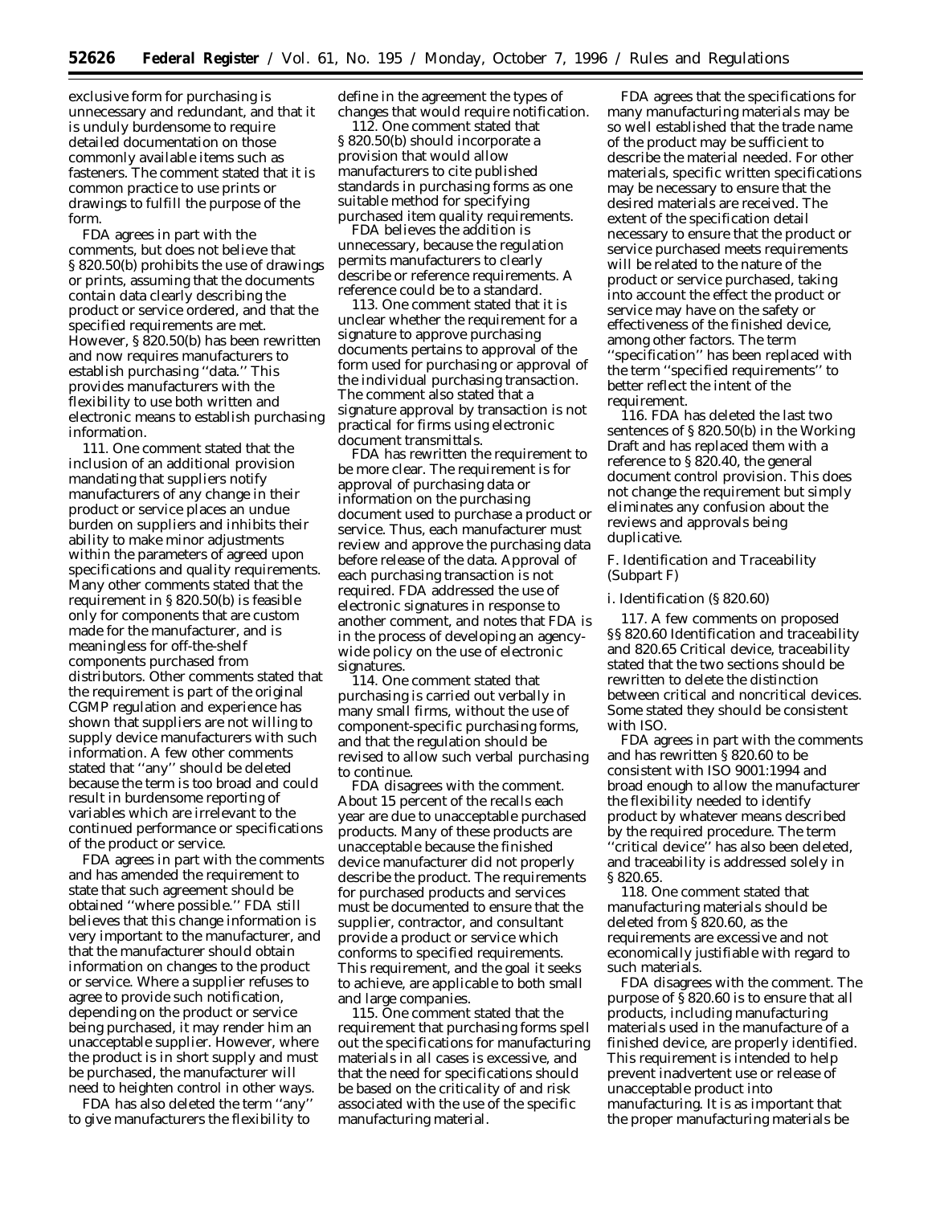exclusive form for purchasing is unnecessary and redundant, and that it is unduly burdensome to require detailed documentation on those commonly available items such as fasteners. The comment stated that it is common practice to use prints or drawings to fulfill the purpose of the form.

FDA agrees in part with the comments, but does not believe that § 820.50(b) prohibits the use of drawings or prints, assuming that the documents contain data clearly describing the product or service ordered, and that the specified requirements are met. However, § 820.50(b) has been rewritten and now requires manufacturers to establish purchasing "data." This provides manufacturers with the flexibility to use both written and electronic means to establish purchasing information.

111. One comment stated that the inclusion of an additional provision mandating that suppliers notify manufacturers of any change in their product or service places an undue burden on suppliers and inhibits their ability to make minor adjustments within the parameters of agreed upon specifications and quality requirements. Many other comments stated that the requirement in § 820.50(b) is feasible only for components that are custom made for the manufacturer, and is meaningless for off-the-shelf components purchased from distributors. Other comments stated that the requirement is part of the original CGMP regulation and experience has shown that suppliers are not willing to supply device manufacturers with such information. A few other comments stated that "any" should be deleted because the term is too broad and could result in burdensome reporting of variables which are irrelevant to the continued performance or specifications of the product or service.

FDA agrees in part with the comments and has amended the requirement to state that such agreement should be obtained "where possible." FDA still believes that this change information is very important to the manufacturer, and that the manufacturer should obtain information on changes to the product or service. Where a supplier refuses to agree to provide such notification, depending on the product or service being purchased, it may render him an unacceptable supplier. However, where the product is in short supply and must be purchased, the manufacturer will need to heighten control in other ways.

FDA has also deleted the term "any" to give manufacturers the flexibility to define in the agreement the types of changes that would require notification.

112. One comment stated that § 820.50(b) should incorporate a provision that would allow manufacturers to cite published standards in purchasing forms as one suitable method for specifying purchased item quality requirements.

FDA believes the addition is unnecessary, because the regulation permits manufacturers to clearly describe or reference requirements. A reference could be to a standard.

113. One comment stated that it is unclear whether the requirement for a signature to approve purchasing documents pertains to approval of the form used for purchasing or approval of the individual purchasing transaction. The comment also stated that a signature approval by transaction is not practical for firms using electronic document transmittals.

FDA has rewritten the requirement to be more clear. The requirement is for approval of purchasing data or information on the purchasing document used to purchase a product or service. Thus, each manufacturer must review and approve the purchasing data before release of the data. Approval of each purchasing transaction is not required. FDA addressed the use of electronic signatures in response to another comment, and notes that FDA is in the process of developing an agency-wide policy on the use of electronic signatures.

114. One comment stated that purchasing is carried out verbally in many small firms, without the use of component-specific purchasing forms, and that the regulation should be revised to allow such verbal purchasing to continue.

FDA disagrees with the comment. About 15 percent of the recalls each year are due to unacceptable purchased products. Many of these products are unacceptable because the finished device manufacturer did not properly describe the product. The requirements for purchased products and services must be documented to ensure that the supplier, contractor, and consultant provide a product or service which conforms to specified requirements. This requirement, and the goal it seeks to achieve, are applicable to both small and large companies.

115. One comment stated that the requirement that purchasing forms spell out the specifications for manufacturing materials in all cases is excessive, and that the need for specifications should be based on the criticality of and risk associated with the use of the specific manufacturing material.

FDA agrees that the specifications for many manufacturing materials may be so well established that the trade name of the product may be sufficient to describe the material needed. For other materials, specific written specifications may be necessary to ensure that the desired materials are received. The extent of the specification detail necessary to ensure that the product or service purchased meets requirements will be related to the nature of the product or service purchased, taking into account the effect the product or service may have on the safety or effectiveness of the finished device, among other factors. The term "specification" has been replaced with the term "specified requirements" to better reflect the intent of the requirement.

116. FDA has deleted the last two sentences of § 820.50(b) in the Working Draft and has replaced them with a reference to § 820.40, the general document control provision. This does not change the requirement but simply eliminates any confusion about the reviews and approvals being duplicative.

### *F. Identification and Traceability (Subpart F)*

#### *i. Identification (§ 820.60)*

117. A few comments on proposed §§ 820.60 Identification and traceability and 820.65 Critical device, traceability stated that the two sections should be rewritten to delete the distinction between critical and noncritical devices. Some stated they should be consistent with ISO.

FDA agrees in part with the comments and has rewritten § 820.60 to be consistent with ISO 9001:1994 and broad enough to allow the manufacturer the flexibility needed to identify product by whatever means described by the required procedure. The term "critical device" has also been deleted, and traceability is addressed solely in § 820.65.

118. One comment stated that manufacturing materials should be deleted from § 820.60, as the requirements are excessive and not economically justifiable with regard to such materials.

FDA disagrees with the comment. The purpose of § 820.60 is to ensure that all products, including manufacturing materials used in the manufacture of a finished device, are properly identified. This requirement is intended to help prevent inadvertent use or release of unacceptable product into manufacturing. It is as important that the proper manufacturing materials be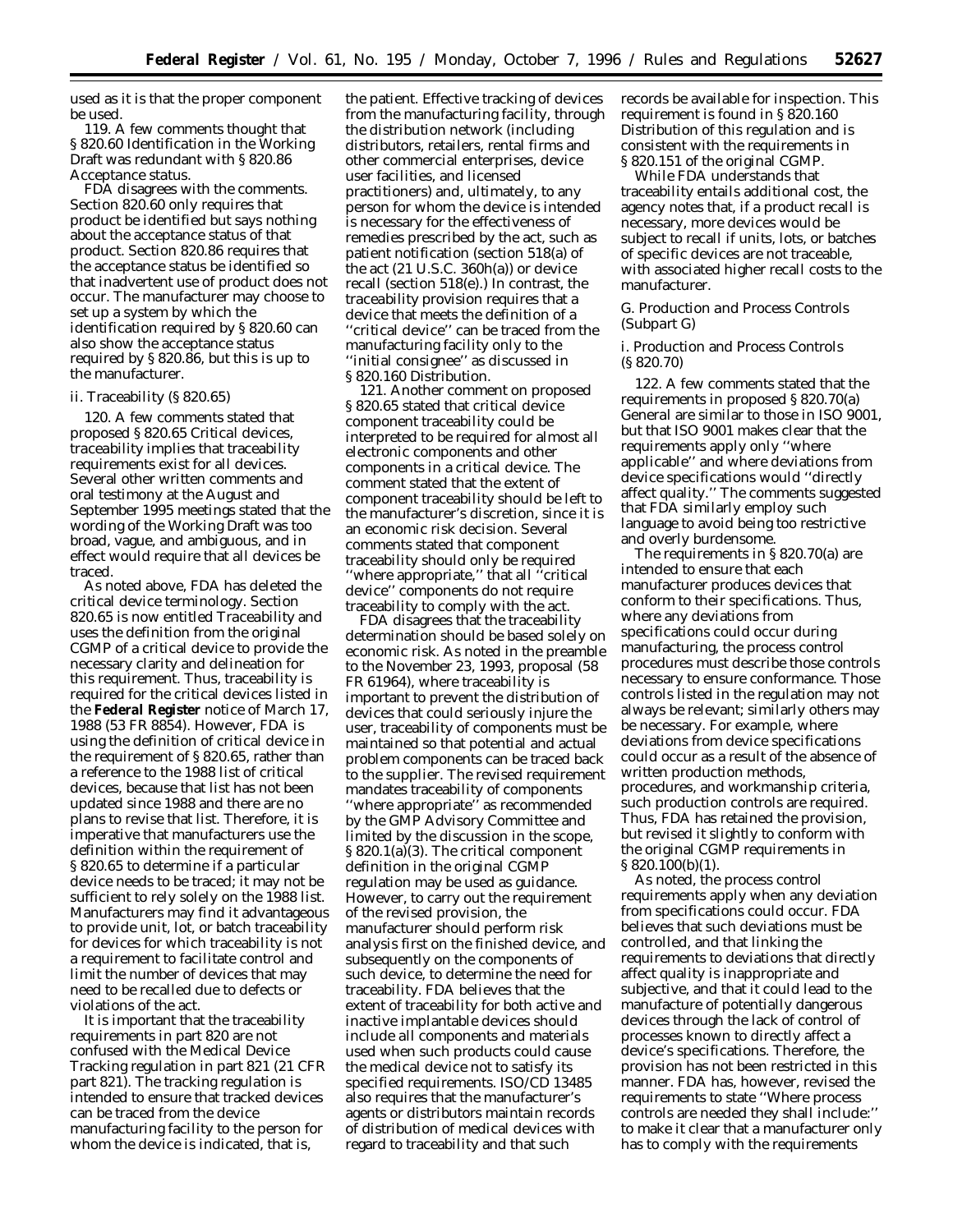used as it is that the proper component be used.

119. A few comments thought that § 820.60 Identification in the Working Draft was redundant with § 820.86 Acceptance status.

FDA disagrees with the comments. Section 820.60 only requires that product be identified but says nothing about the acceptance status of that product. Section 820.86 requires that the acceptance status be identified so that inadvertent use of product does not occur. The manufacturer may choose to set up a system by which the identification required by § 820.60 can also show the acceptance status required by § 820.86, but this is up to the manufacturer.

### ii. Traceability (§ 820.65)

120. A few comments stated that proposed § 820.65 Critical devices, traceability implies that traceability requirements exist for all devices. Several other written comments and oral testimony at the August and September 1995 meetings stated that the wording of the Working Draft was too broad, vague, and ambiguous, and in effect would require that all devices be traced.

As noted above, FDA has deleted the critical device terminology. Section 820.65 is now entitled Traceability and uses the definition from the original CGMP of a critical device to provide the necessary clarity and delineation for this requirement. Thus, traceability is required for the critical devices listed in the **Federal Register** notice of March 17, 1988 (53 FR 8854). However, FDA is using the definition of critical device in the requirement of § 820.65, rather than a reference to the 1988 list of critical devices, because that list has not been updated since 1988 and there are no plans to revise that list. Therefore, it is imperative that manufacturers use the definition within the requirement of § 820.65 to determine if a particular device needs to be traced; it may not be sufficient to rely solely on the 1988 list. Manufacturers may find it advantageous to provide unit, lot, or batch traceability for devices for which traceability is not a requirement to facilitate control and limit the number of devices that may need to be recalled due to defects or violations of the act.

It is important that the traceability requirements in part 820 are not confused with the Medical Device Tracking regulation in part 821 (21 CFR part 821). The tracking regulation is intended to ensure that tracked devices can be traced from the device manufacturing facility to the person for whom the device is indicated, that is, the patient. Effective tracking of devices from the manufacturing facility, through the distribution network (including distributors, retailers, rental firms and other commercial enterprises, device user facilities, and licensed practitioners) and, ultimately, to any person for whom the device is intended is necessary for the effectiveness of remedies prescribed by the act, such as patient notification (section 518(a) of the act (21 U.S.C. 360h(a)) or device recall (section 518(e).) In contrast, the traceability provision requires that a device that meets the definition of a ''critical device'' can be traced from the manufacturing facility only to the ''initial consignee'' as discussed in § 820.160 Distribution.

121. Another comment on proposed § 820.65 stated that critical device component traceability could be interpreted to be required for almost all electronic components and other components in a critical device. The comment stated that the extent of component traceability should be left to the manufacturer's discretion, since it is an economic risk decision. Several comments stated that component traceability should only be required ''where appropriate,'' that all ''critical device'' components do not require traceability to comply with the act.

FDA disagrees that the traceability determination should be based solely on economic risk. As noted in the preamble to the November 23, 1993, proposal (58 FR 61964), where traceability is important to prevent the distribution of devices that could seriously injure the user, traceability of components must be maintained so that potential and actual problem components can be traced back to the supplier. The revised requirement mandates traceability of components ''where appropriate'' as recommended by the GMP Advisory Committee and limited by the discussion in the scope, § 820.1(a)(3). The critical component definition in the original CGMP regulation may be used as guidance. However, to carry out the requirement of the revised provision, the manufacturer should perform risk analysis first on the finished device, and subsequently on the components of such device, to determine the need for traceability. FDA believes that the extent of traceability for both active and inactive implantable devices should include all components and materials used when such products could cause the medical device not to satisfy its specified requirements. ISO/CD 13485 also requires that the manufacturer's agents or distributors maintain records of distribution of medical devices with regard to traceability and that such records be available for inspection. This requirement is found in § 820.160 Distribution of this regulation and is consistent with the requirements in § 820.151 of the original CGMP.

While FDA understands that traceability entails additional cost, the agency notes that, if a product recall is necessary, more devices would be subject to recall if units, lots, or batches of specific devices are not traceable, with associated higher recall costs to the manufacturer.

## G. Production and Process Controls (Subpart G)

### i. Production and Process Controls (§ 820.70)

122. A few comments stated that the requirements in proposed § 820.70(a) General are similar to those in ISO 9001, but that ISO 9001 makes clear that the requirements apply only ''where applicable'' and where deviations from device specifications would ''directly affect quality.'' The comments suggested that FDA similarly employ such language to avoid being too restrictive and overly burdensome.

The requirements in § 820.70(a) are intended to ensure that each manufacturer produces devices that conform to their specifications. Thus, where any deviations from specifications could occur during manufacturing, the process control procedures must describe those controls necessary to ensure conformance. Those controls listed in the regulation may not always be relevant; similarly others may be necessary. For example, where deviations from device specifications could occur as a result of the absence of written production methods, procedures, and workmanship criteria, such production controls are required. Thus, FDA has retained the provision, but revised it slightly to conform with the original CGMP requirements in § 820.100(b)(1).

As noted, the process control requirements apply when any deviation from specifications could occur. FDA believes that such deviations must be controlled, and that linking the requirements to deviations that directly affect quality is inappropriate and subjective, and that it could lead to the manufacture of potentially dangerous devices through the lack of control of processes known to directly affect a device's specifications. Therefore, the provision has not been restricted in this manner. FDA has, however, revised the requirements to state ''Where process controls are needed they shall include:'' to make it clear that a manufacturer only has to comply with the requirements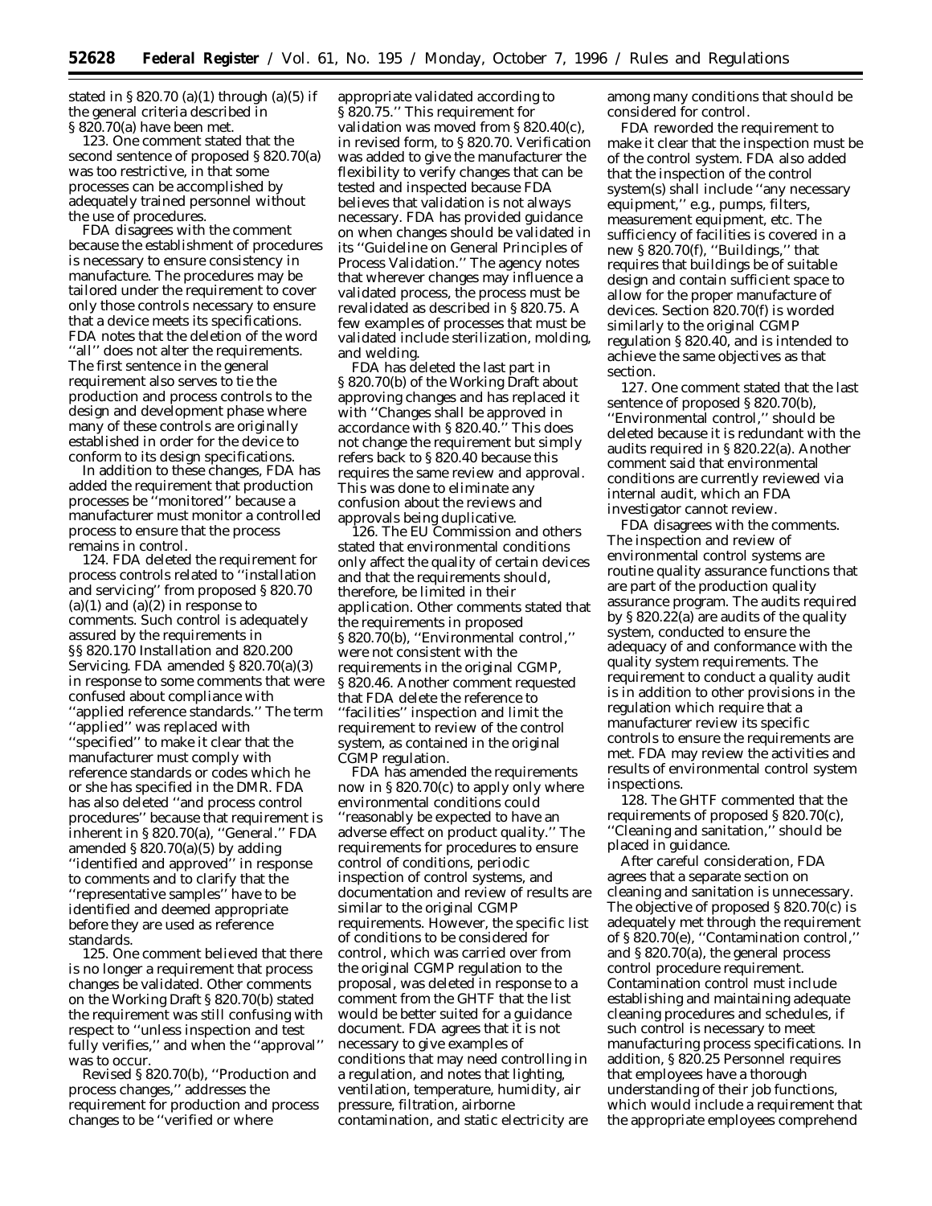stated in § 820.70 (a)(1) through (a)(5) if the general criteria described in § 820.70(a) have been met.

123. One comment stated that the second sentence of proposed § 820.70(a) was too restrictive, in that some processes can be accomplished by adequately trained personnel without the use of procedures.

FDA disagrees with the comment because the establishment of procedures is necessary to ensure consistency in manufacture. The procedures may be tailored under the requirement to cover only those controls necessary to ensure that a device meets its specifications. FDA notes that the deletion of the word ''all'' does not alter the requirements. The first sentence in the general requirement also serves to tie the production and process controls to the design and development phase where many of these controls are originally established in order for the device to conform to its design specifications.

In addition to these changes, FDA has added the requirement that production processes be ''monitored'' because a manufacturer must monitor a controlled process to ensure that the process remains in control.

124. FDA deleted the requirement for process controls related to ''installation and servicing'' from proposed § 820.70 (a)(1) and (a)(2) in response to comments. Such control is adequately assured by the requirements in §§ 820.170 Installation and 820.200 Servicing. FDA amended § 820.70(a)(3) in response to some comments that were confused about compliance with ''applied reference standards.'' The term ''applied'' was replaced with ''specified'' to make it clear that the manufacturer must comply with reference standards or codes which he or she has specified in the DMR. FDA has also deleted ''and process control procedures'' because that requirement is inherent in § 820.70(a), ''General.'' FDA amended § 820.70(a)(5) by adding ''identified and approved'' in response to comments and to clarify that the ''representative samples'' have to be identified and deemed appropriate before they are used as reference standards.

125. One comment believed that there is no longer a requirement that process changes be validated. Other comments on the Working Draft § 820.70(b) stated the requirement was still confusing with respect to ''unless inspection and test fully verifies,'' and when the ''approval'' was to occur.

Revised § 820.70(b), ''Production and process changes,'' addresses the requirement for production and process changes to be ''verified or where appropriate validated according to § 820.75.'' This requirement for validation was moved from § 820.40(c), in revised form, to § 820.70. Verification was added to give the manufacturer the flexibility to verify changes that can be tested and inspected because FDA believes that validation is not always necessary. FDA has provided guidance on when changes should be validated in its ''Guideline on General Principles of Process Validation.'' The agency notes that wherever changes may influence a validated process, the process must be revalidated as described in § 820.75. A few examples of processes that must be validated include sterilization, molding, and welding.

FDA has deleted the last part in § 820.70(b) of the Working Draft about approving changes and has replaced it with ''Changes shall be approved in accordance with § 820.40.'' This does not change the requirement but simply refers back to § 820.40 because this requires the same review and approval. This was done to eliminate any confusion about the reviews and approvals being duplicative.

126. The EU Commission and others stated that environmental conditions only affect the quality of certain devices and that the requirements should, therefore, be limited in their application. Other comments stated that the requirements in proposed § 820.70(b), ''Environmental control,'' were not consistent with the requirements in the original CGMP, § 820.46. Another comment requested that FDA delete the reference to ''facilities'' inspection and limit the requirement to review of the control system, as contained in the original CGMP regulation.

FDA has amended the requirements now in § 820.70(c) to apply only where environmental conditions could ''reasonably be expected to have an adverse effect on product quality.'' The requirements for procedures to ensure control of conditions, periodic inspection of control systems, and documentation and review of results are similar to the original CGMP requirements. However, the specific list of conditions to be considered for control, which was carried over from the original CGMP regulation to the proposal, was deleted in response to a comment from the GHTF that the list would be better suited for a guidance document. FDA agrees that it is not necessary to give examples of conditions that may need controlling in a regulation, and notes that lighting, ventilation, temperature, humidity, air pressure, filtration, airborne contamination, and static electricity are among many conditions that should be considered for control.

FDA reworded the requirement to make it clear that the inspection must be of the control system. FDA also added that the inspection of the control system(s) shall include ''any necessary equipment,'' e.g., pumps, filters, measurement equipment, etc. The sufficiency of facilities is covered in a new § 820.70(f), ''Buildings,'' that requires that buildings be of suitable design and contain sufficient space to allow for the proper manufacture of devices. Section 820.70(f) is worded similarly to the original CGMP regulation § 820.40, and is intended to achieve the same objectives as that section.

127. One comment stated that the last sentence of proposed § 820.70(b), ''Environmental control,'' should be deleted because it is redundant with the audits required in § 820.22(a). Another comment said that environmental conditions are currently reviewed via internal audit, which an FDA investigator cannot review.

FDA disagrees with the comments. The inspection and review of environmental control systems are routine quality assurance functions that are part of the production quality assurance program. The audits required by § 820.22(a) are audits of the quality system, conducted to ensure the adequacy of and conformance with the quality system requirements. The requirement to conduct a quality audit is in addition to other provisions in the regulation which require that a manufacturer review its specific controls to ensure the requirements are met. FDA may review the activities and results of environmental control system inspections.

128. The GHTF commented that the requirements of proposed § 820.70(c), ''Cleaning and sanitation,'' should be placed in guidance.

After careful consideration, FDA agrees that a separate section on cleaning and sanitation is unnecessary. The objective of proposed § 820.70(c) is adequately met through the requirement of § 820.70(e), ''Contamination control,'' and § 820.70(a), the general process control procedure requirement. Contamination control must include establishing and maintaining adequate cleaning procedures and schedules, if such control is necessary to meet manufacturing process specifications. In addition, § 820.25 Personnel requires that employees have a thorough understanding of their job functions, which would include a requirement that the appropriate employees comprehend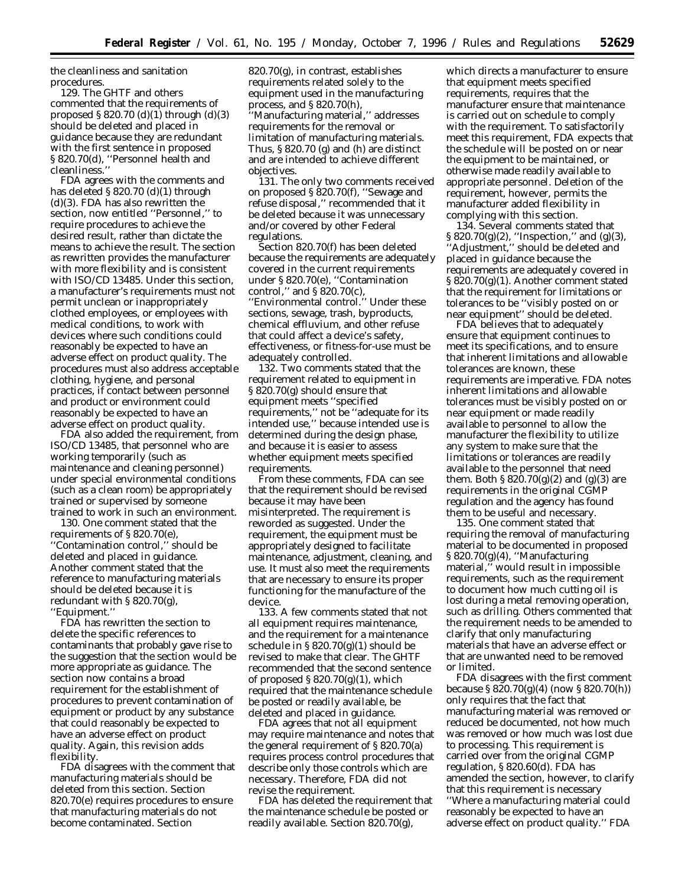the cleanliness and sanitation procedures.

129. The GHTF and others commented that the requirements of proposed § 820.70 (d)(1) through (d)(3) should be deleted and placed in guidance because they are redundant with the first sentence in proposed § 820.70(d), ''Personnel health and cleanliness.''

FDA agrees with the comments and has deleted § 820.70 (d)(1) through (d)(3). FDA has also rewritten the section, now entitled ''Personnel,'' to require procedures to achieve the desired result, rather than dictate the means to achieve the result. The section as rewritten provides the manufacturer with more flexibility and is consistent with ISO/CD 13485. Under this section, a manufacturer's requirements must not permit unclean or inappropriately clothed employees, or employees with medical conditions, to work with devices where such conditions could reasonably be expected to have an adverse effect on product quality. The procedures must also address acceptable clothing, hygiene, and personal practices, if contact between personnel and product or environment could reasonably be expected to have an adverse effect on product quality.

FDA also added the requirement, from ISO/CD 13485, that personnel who are working temporarily (such as maintenance and cleaning personnel) under special environmental conditions (such as a clean room) be appropriately trained or supervised by someone trained to work in such an environment.

130. One comment stated that the requirements of § 820.70(e), ''Contamination control,'' should be deleted and placed in guidance. Another comment stated that the reference to manufacturing materials should be deleted because it is redundant with § 820.70(g), ''Equipment.''

FDA has rewritten the section to delete the specific references to contaminants that probably gave rise to the suggestion that the section would be more appropriate as guidance. The section now contains a broad requirement for the establishment of procedures to prevent contamination of equipment or product by any substance that could reasonably be expected to have an adverse effect on product quality. Again, this revision adds flexibility.

FDA disagrees with the comment that manufacturing materials should be deleted from this section. Section 820.70(e) requires procedures to ensure that manufacturing materials do not become contaminated. Section 820.70(g), in contrast, establishes requirements related solely to the equipment used in the manufacturing process, and § 820.70(h), ''Manufacturing material,'' addresses requirements for the removal or limitation of manufacturing materials. Thus, § 820.70 (g) and (h) are distinct and are intended to achieve different objectives.

131. The only two comments received on proposed § 820.70(f), ''Sewage and refuse disposal,'' recommended that it be deleted because it was unnecessary and/or covered by other Federal regulations.

Section 820.70(f) has been deleted because the requirements are adequately covered in the current requirements under § 820.70(e), ''Contamination control,'' and § 820.70(c), ''Environmental control.'' Under these sections, sewage, trash, byproducts, chemical effluvium, and other refuse that could affect a device's safety, effectiveness, or fitness-for-use must be adequately controlled.

132. Two comments stated that the requirement related to equipment in § 820.70(g) should ensure that equipment meets ''specified requirements,'' not be ''adequate for its intended use,'' because intended use is determined during the design phase, and because it is easier to assess whether equipment meets specified requirements.

From these comments, FDA can see that the requirement should be revised because it may have been misinterpreted. The requirement is reworded as suggested. Under the requirement, the equipment must be appropriately designed to facilitate maintenance, adjustment, cleaning, and use. It must also meet the requirements that are necessary to ensure its proper functioning for the manufacture of the device.

133. A few comments stated that not all equipment requires maintenance, and the requirement for a maintenance schedule in § 820.70(g)(1) should be revised to make that clear. The GHTF recommended that the second sentence of proposed § 820.70(g)(1), which required that the maintenance schedule be posted or readily available, be deleted and placed in guidance.

FDA agrees that not all equipment may require maintenance and notes that the general requirement of § 820.70(a) requires process control procedures that describe only those controls which are necessary. Therefore, FDA did not revise the requirement.

FDA has deleted the requirement that the maintenance schedule be posted or readily available. Section 820.70(g), which directs a manufacturer to ensure that equipment meets specified requirements, requires that the manufacturer ensure that maintenance is carried out on schedule to comply with the requirement. To satisfactorily meet this requirement, FDA expects that the schedule will be posted on or near the equipment to be maintained, or otherwise made readily available to appropriate personnel. Deletion of the requirement, however, permits the manufacturer added flexibility in complying with this section.

134. Several comments stated that § 820.70(g)(2), ''Inspection,'' and (g)(3), ''Adjustment,'' should be deleted and placed in guidance because the requirements are adequately covered in § 820.70(g)(1). Another comment stated that the requirement for limitations or tolerances to be ''visibly posted on or near equipment'' should be deleted.

FDA believes that to adequately ensure that equipment continues to meet its specifications, and to ensure that inherent limitations and allowable tolerances are known, these requirements are imperative. FDA notes inherent limitations and allowable tolerances must be visibly posted on or near equipment or made readily available to personnel to allow the manufacturer the flexibility to utilize any system to make sure that the limitations or tolerances are readily available to the personnel that need them. Both § 820.70(g)(2) and (g)(3) are requirements in the original CGMP regulation and the agency has found them to be useful and necessary.

135. One comment stated that requiring the removal of manufacturing material to be documented in proposed § 820.70(g)(4), ''Manufacturing material,'' would result in impossible requirements, such as the requirement to document how much cutting oil is lost during a metal removing operation, such as drilling. Others commented that the requirement needs to be amended to clarify that only manufacturing materials that have an adverse effect or that are unwanted need to be removed or limited.

FDA disagrees with the first comment because § 820.70(g)(4) (now § 820.70(h)) only requires that the fact that manufacturing material was removed or reduced be documented, not how much was removed or how much was lost due to processing. This requirement is carried over from the original CGMP regulation, § 820.60(d). FDA has amended the section, however, to clarify that this requirement is necessary ''Where a manufacturing material could reasonably be expected to have an adverse effect on product quality.'' FDA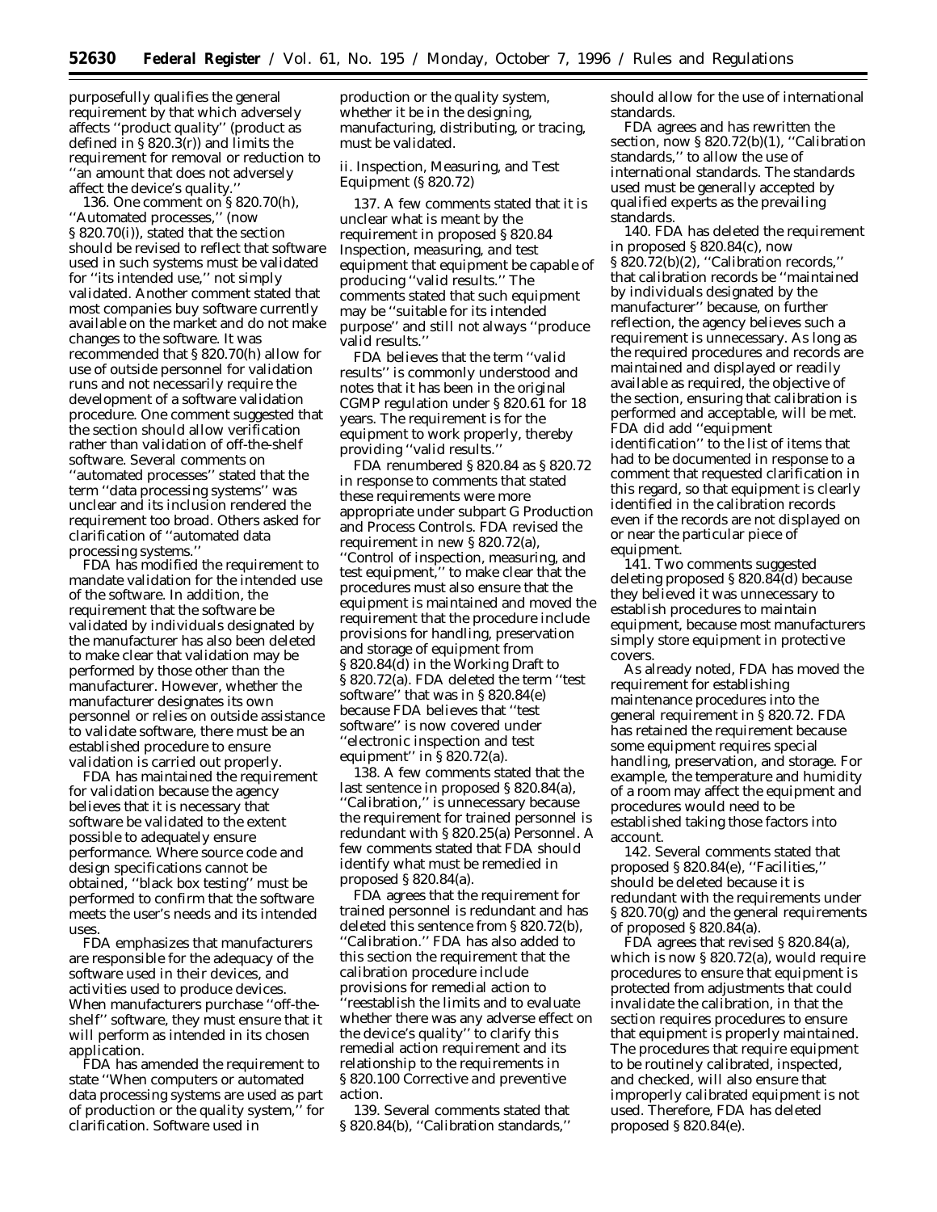purposefully qualifies the general requirement by that which adversely affects ''product quality'' (product as defined in § 820.3(r)) and limits the requirement for removal or reduction to ''an amount that does not adversely affect the device's quality.''

136. One comment on § 820.70(h), ''Automated processes,'' (now § 820.70(i)), stated that the section should be revised to reflect that software used in such systems must be validated for ''its intended use,'' not simply validated. Another comment stated that most companies buy software currently available on the market and do not make changes to the software. It was recommended that § 820.70(h) allow for use of outside personnel for validation runs and not necessarily require the development of a software validation procedure. One comment suggested that the section should allow verification rather than validation of off-the-shelf software. Several comments on ''automated processes'' stated that the term ''data processing systems'' was unclear and its inclusion rendered the requirement too broad. Others asked for clarification of ''automated data processing systems.''

FDA has modified the requirement to mandate validation for the intended use of the software. In addition, the requirement that the software be validated by individuals designated by the manufacturer has also been deleted to make clear that validation may be performed by those other than the manufacturer. However, whether the manufacturer designates its own personnel or relies on outside assistance to validate software, there must be an established procedure to ensure validation is carried out properly.

FDA has maintained the requirement for validation because the agency believes that it is necessary that software be validated to the extent possible to adequately ensure performance. Where source code and design specifications cannot be obtained, ''black box testing'' must be performed to confirm that the software meets the user's needs and its intended uses.

FDA emphasizes that manufacturers are responsible for the adequacy of the software used in their devices, and activities used to produce devices. When manufacturers purchase ''off-the-shelf'' software, they must ensure that it will perform as intended in its chosen application.

FDA has amended the requirement to state ''When computers or automated data processing systems are used as part of production or the quality system,'' for clarification. Software used in production or the quality system, whether it be in the designing, manufacturing, distributing, or tracing, must be validated.

*ii. Inspection, Measuring, and Test Equipment (§ 820.72)*

137. A few comments stated that it is unclear what is meant by the requirement in proposed § 820.84 Inspection, measuring, and test equipment that equipment be capable of producing ''valid results.'' The comments stated that such equipment may be ''suitable for its intended purpose'' and still not always ''produce valid results.''

FDA believes that the term ''valid results'' is commonly understood and notes that it has been in the original CGMP regulation under § 820.61 for 18 years. The requirement is for the equipment to work properly, thereby providing ''valid results.''

FDA renumbered § 820.84 as § 820.72 in response to comments that stated these requirements were more appropriate under subpart G Production and Process Controls. FDA revised the requirement in new § 820.72(a), ''Control of inspection, measuring, and test equipment,'' to make clear that the procedures must also ensure that the equipment is maintained and moved the requirement that the procedure include provisions for handling, preservation and storage of equipment from § 820.84(d) in the Working Draft to § 820.72(a). FDA deleted the term ''test software'' that was in § 820.84(e) because FDA believes that ''test software'' is now covered under ''electronic inspection and test equipment'' in § 820.72(a).

138. A few comments stated that the last sentence in proposed § 820.84(a), ''Calibration,'' is unnecessary because the requirement for trained personnel is redundant with § 820.25(a) Personnel. A few comments stated that FDA should identify what must be remedied in proposed § 820.84(a).

FDA agrees that the requirement for trained personnel is redundant and has deleted this sentence from § 820.72(b), ''Calibration.'' FDA has also added to this section the requirement that the calibration procedure include provisions for remedial action to ''reestablish the limits and to evaluate whether there was any adverse effect on the device's quality'' to clarify this remedial action requirement and its relationship to the requirements in § 820.100 Corrective and preventive action.

139. Several comments stated that § 820.84(b), ''Calibration standards,'' should allow for the use of international standards.

FDA agrees and has rewritten the section, now § 820.72(b)(1), ''Calibration standards,'' to allow the use of international standards. The standards used must be generally accepted by qualified experts as the prevailing standards.

140. FDA has deleted the requirement in proposed § 820.84(c), now § 820.72(b)(2), ''Calibration records,'' that calibration records be ''maintained by individuals designated by the manufacturer'' because, on further reflection, the agency believes such a requirement is unnecessary. As long as the required procedures and records are maintained and displayed or readily available as required, the objective of the section, ensuring that calibration is performed and acceptable, will be met. FDA did add ''equipment identification'' to the list of items that had to be documented in response to a comment that requested clarification in this regard, so that equipment is clearly identified in the calibration records even if the records are not displayed on or near the particular piece of equipment.

141. Two comments suggested deleting proposed § 820.84(d) because they believed it was unnecessary to establish procedures to maintain equipment, because most manufacturers simply store equipment in protective covers.

As already noted, FDA has moved the requirement for establishing maintenance procedures into the general requirement in § 820.72. FDA has retained the requirement because some equipment requires special handling, preservation, and storage. For example, the temperature and humidity of a room may affect the equipment and procedures would need to be established taking those factors into account.

142. Several comments stated that proposed § 820.84(e), ''Facilities,'' should be deleted because it is redundant with the requirements under § 820.70(g) and the general requirements of proposed § 820.84(a).

FDA agrees that revised § 820.84(a), which is now § 820.72(a), would require procedures to ensure that equipment is protected from adjustments that could invalidate the calibration, in that the section requires procedures to ensure that equipment is properly maintained. The procedures that require equipment to be routinely calibrated, inspected, and checked, will also ensure that improperly calibrated equipment is not used. Therefore, FDA has deleted proposed § 820.84(e).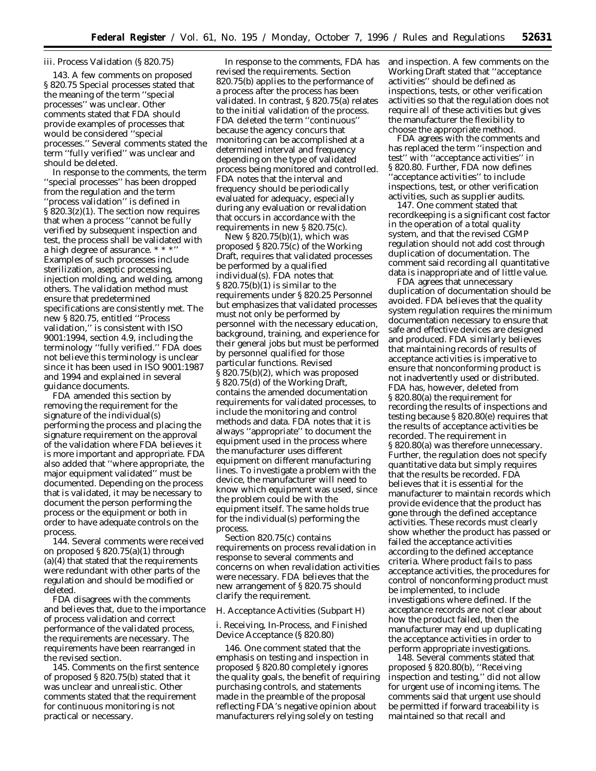*iii. Process Validation (§ 820.75)*

143. A few comments on proposed § 820.75 Special processes stated that the meaning of the term ''special processes'' was unclear. Other comments stated that FDA should provide examples of processes that would be considered ''special processes.'' Several comments stated the term ''fully verified'' was unclear and should be deleted.

In response to the comments, the term ''special processes'' has been dropped from the regulation and the term ''process validation'' is defined in § 820.3(z)(1). The section now requires that when a process ''cannot be fully verified by subsequent inspection and test, the process shall be validated with a high degree of assurance. * * *'' Examples of such processes include sterilization, aseptic processing, injection molding, and welding, among others. The validation method must ensure that predetermined specifications are consistently met. The new § 820.75, entitled ''Process validation,'' is consistent with ISO 9001:1994, section 4.9, including the terminology ''fully verified.'' FDA does not believe this terminology is unclear since it has been used in ISO 9001:1987 and 1994 and explained in several guidance documents.

FDA amended this section by removing the requirement for the signature of the individual(s) performing the process and placing the signature requirement on the approval of the validation where FDA believes it is more important and appropriate. FDA also added that ''where appropriate, the major equipment validated'' must be documented. Depending on the process that is validated, it may be necessary to document the person performing the process or the equipment or both in order to have adequate controls on the process.

144. Several comments were received on proposed § 820.75(a)(1) through (a)(4) that stated that the requirements were redundant with other parts of the regulation and should be modified or deleted.

FDA disagrees with the comments and believes that, due to the importance of process validation and correct performance of the validated process, the requirements are necessary. The requirements have been rearranged in the revised section.

145. Comments on the first sentence of proposed § 820.75(b) stated that it was unclear and unrealistic. Other comments stated that the requirement for continuous monitoring is not practical or necessary.

In response to the comments, FDA has revised the requirements. Section 820.75(b) applies to the performance of a process after the process has been validated. In contrast, § 820.75(a) relates to the initial validation of the process. FDA deleted the term ''continuous'' because the agency concurs that monitoring can be accomplished at a determined interval and frequency depending on the type of validated process being monitored and controlled. FDA notes that the interval and frequency should be periodically evaluated for adequacy, especially during any evaluation or revalidation that occurs in accordance with the requirements in new § 820.75(c).

New § 820.75(b)(1), which was proposed § 820.75(c) of the Working Draft, requires that validated processes be performed by a qualified individual(s). FDA notes that § 820.75(b)(1) is similar to the requirements under § 820.25 Personnel but emphasizes that validated processes must not only be performed by personnel with the necessary education, background, training, and experience for their general jobs but must be performed by personnel qualified for those particular functions. Revised § 820.75(b)(2), which was proposed § 820.75(d) of the Working Draft, contains the amended documentation requirements for validated processes, to include the monitoring and control methods and data. FDA notes that it is always ''appropriate'' to document the equipment used in the process where the manufacturer uses different equipment on different manufacturing lines. To investigate a problem with the device, the manufacturer will need to know which equipment was used, since the problem could be with the equipment itself. The same holds true for the individual(s) performing the process.

Section 820.75(c) contains requirements on process revalidation in response to several comments and concerns on when revalidation activities were necessary. FDA believes that the new arrangement of § 820.75 should clarify the requirement.

*H. Acceptance Activities (Subpart H)*

*i. Receiving, In-Process, and Finished Device Acceptance (§ 820.80)*

146. One comment stated that the emphasis on testing and inspection in proposed § 820.80 completely ignores the quality goals, the benefit of requiring purchasing controls, and statements made in the preamble of the proposal reflecting FDA's negative opinion about manufacturers relying solely on testing and inspection. A few comments on the Working Draft stated that ''acceptance activities'' should be defined as inspections, tests, or other verification activities so that the regulation does not require all of these activities but gives the manufacturer the flexibility to choose the appropriate method.

FDA agrees with the comments and has replaced the term ''inspection and test'' with ''acceptance activities'' in § 820.80. Further, FDA now defines ''acceptance activities'' to include inspections, test, or other verification activities, such as supplier audits.

147. One comment stated that recordkeeping is a significant cost factor in the operation of a total quality system, and that the revised CGMP regulation should not add cost through duplication of documentation. The comment said recording all quantitative data is inappropriate and of little value.

FDA agrees that unnecessary duplication of documentation should be avoided. FDA believes that the quality system regulation requires the minimum documentation necessary to ensure that safe and effective devices are designed and produced. FDA similarly believes that maintaining records of results of acceptance activities is imperative to ensure that nonconforming product is not inadvertently used or distributed. FDA has, however, deleted from § 820.80(a) the requirement for recording the results of inspections and testing because § 820.80(e) requires that the results of acceptance activities be recorded. The requirement in § 820.80(a) was therefore unnecessary. Further, the regulation does not specify quantitative data but simply requires that the results be recorded. FDA believes that it is essential for the manufacturer to maintain records which provide evidence that the product has gone through the defined acceptance activities. These records must clearly show whether the product has passed or failed the acceptance activities according to the defined acceptance criteria. Where product fails to pass acceptance activities, the procedures for control of nonconforming product must be implemented, to include investigations where defined. If the acceptance records are not clear about how the product failed, then the manufacturer may end up duplicating the acceptance activities in order to perform appropriate investigations.

148. Several comments stated that proposed § 820.80(b), ''Receiving inspection and testing,'' did not allow for urgent use of incoming items. The comments said that urgent use should be permitted if forward traceability is maintained so that recall and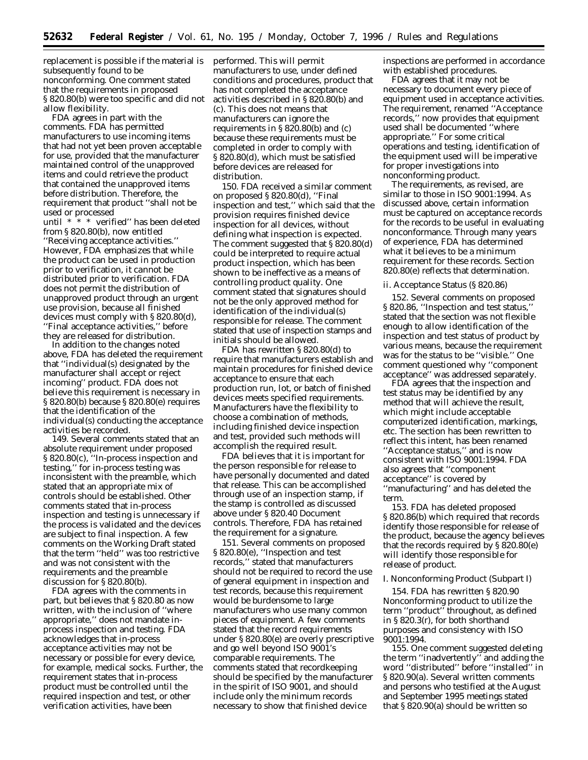replacement is possible if the material is subsequently found to be nonconforming. One comment stated that the requirements in proposed § 820.80(b) were too specific and did not allow flexibility.

FDA agrees in part with the comments. FDA has permitted manufacturers to use incoming items that had not yet been proven acceptable for use, provided that the manufacturer maintained control of the unapproved items and could retrieve the product that contained the unapproved items before distribution. Therefore, the requirement that product ''shall not be used or processed until * * * verified'' has been deleted from § 820.80(b), now entitled ''Receiving acceptance activities.'' However, FDA emphasizes that while the product can be used in production prior to verification, it cannot be distributed prior to verification. FDA does not permit the distribution of unapproved product through an urgent use provision, because all finished devices must comply with § 820.80(d), ''Final acceptance activities,'' before they are released for distribution.

In addition to the changes noted above, FDA has deleted the requirement that ''individual(s) designated by the manufacturer shall accept or reject incoming'' product. FDA does not believe this requirement is necessary in § 820.80(b) because § 820.80(e) requires that the identification of the individual(s) conducting the acceptance activities be recorded.

149. Several comments stated that an absolute requirement under proposed § 820.80(c), ''In-process inspection and testing,'' for in-process testing was inconsistent with the preamble, which stated that an appropriate mix of controls should be established. Other comments stated that in-process inspection and testing is unnecessary if the process is validated and the devices are subject to final inspection. A few comments on the Working Draft stated that the term ''held'' was too restrictive and was not consistent with the requirements and the preamble discussion for § 820.80(b).

FDA agrees with the comments in part, but believes that § 820.80 as now written, with the inclusion of ''where appropriate,'' does not mandate in-process inspection and testing. FDA acknowledges that in-process acceptance activities may not be necessary or possible for every device, for example, medical socks. Further, the requirement states that in-process product must be controlled until the required inspection and test, or other verification activities, have been performed. This will permit manufacturers to use, under defined conditions and procedures, product that has not completed the acceptance activities described in § 820.80(b) and (c). This does not means that manufacturers can ignore the requirements in § 820.80(b) and (c) because these requirements must be completed in order to comply with § 820.80(d), which must be satisfied before devices are released for distribution.

150. FDA received a similar comment on proposed § 820.80(d), ''Final inspection and test,'' which said that the provision requires finished device inspection for all devices, without defining what inspection is expected. The comment suggested that § 820.80(d) could be interpreted to require actual product inspection, which has been shown to be ineffective as a means of controlling product quality. One comment stated that signatures should not be the only approved method for identification of the individual(s) responsible for release. The comment stated that use of inspection stamps and initials should be allowed.

FDA has rewritten § 820.80(d) to require that manufacturers establish and maintain procedures for finished device acceptance to ensure that each production run, lot, or batch of finished devices meets specified requirements. Manufacturers have the flexibility to choose a combination of methods, including finished device inspection and test, provided such methods will accomplish the required result.

FDA believes that it is important for the person responsible for release to have personally documented and dated that release. This can be accomplished through use of an inspection stamp, if the stamp is controlled as discussed above under § 820.40 Document controls. Therefore, FDA has retained the requirement for a signature.

151. Several comments on proposed § 820.80(e), ''Inspection and test records,'' stated that manufacturers should not be required to record the use of general equipment in inspection and test records, because this requirement would be burdensome to large manufacturers who use many common pieces of equipment. A few comments stated that the record requirements under § 820.80(e) are overly prescriptive and go well beyond ISO 9001's comparable requirements. The comments stated that recordkeeping should be specified by the manufacturer in the spirit of ISO 9001, and should include only the minimum records necessary to show that finished device inspections are performed in accordance with established procedures.

FDA agrees that it may not be necessary to document every piece of equipment used in acceptance activities. The requirement, renamed ''Acceptance records,'' now provides that equipment used shall be documented ''where appropriate.'' For some critical operations and testing, identification of the equipment used will be imperative for proper investigations into nonconforming product.

The requirements, as revised, are similar to those in ISO 9001:1994. As discussed above, certain information must be captured on acceptance records for the records to be useful in evaluating nonconformance. Through many years of experience, FDA has determined what it believes to be a minimum requirement for these records. Section 820.80(e) reflects that determination.

*ii. Acceptance Status (§ 820.86)*

152. Several comments on proposed § 820.86, ''Inspection and test status,'' stated that the section was not flexible enough to allow identification of the inspection and test status of product by various means, because the requirement was for the status to be ''visible.'' One comment questioned why ''component acceptance'' was addressed separately.

FDA agrees that the inspection and test status may be identified by any method that will achieve the result, which might include acceptable computerized identification, markings, etc. The section has been rewritten to reflect this intent, has been renamed ''Acceptance status,'' and is now consistent with ISO 9001:1994. FDA also agrees that ''component acceptance'' is covered by ''manufacturing'' and has deleted the term.

153. FDA has deleted proposed § 820.86(b) which required that records identify those responsible for release of the product, because the agency believes that the records required by § 820.80(e) will identify those responsible for release of product.

*I. Nonconforming Product (Subpart I)*

154. FDA has rewritten § 820.90 Nonconforming product to utilize the term ''product'' throughout, as defined in § 820.3(r), for both shorthand purposes and consistency with ISO 9001:1994.

155. One comment suggested deleting the term ''inadvertently'' and adding the word ''distributed'' before ''installed'' in § 820.90(a). Several written comments and persons who testified at the August and September 1995 meetings stated that § 820.90(a) should be written so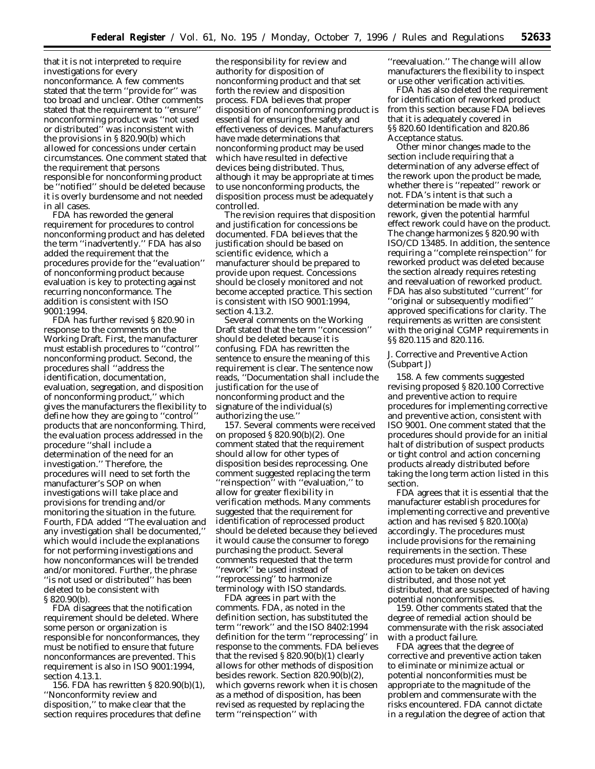that it is not interpreted to require investigations for every nonconformance. A few comments stated that the term ''provide for'' was too broad and unclear. Other comments stated that the requirement to ''ensure'' nonconforming product was ''not used or distributed'' was inconsistent with the provisions in § 820.90(b) which allowed for concessions under certain circumstances. One comment stated that the requirement that persons responsible for nonconforming product be ''notified'' should be deleted because it is overly burdensome and not needed in all cases.

FDA has reworded the general requirement for procedures to control nonconforming product and has deleted the term ''inadvertently.'' FDA has also added the requirement that the procedures provide for the ''evaluation'' of nonconforming product because evaluation is key to protecting against recurring nonconformance. The addition is consistent with ISO 9001:1994.

FDA has further revised § 820.90 in response to the comments on the Working Draft. First, the manufacturer must establish procedures to ''control'' nonconforming product. Second, the procedures shall ''address the identification, documentation, evaluation, segregation, and disposition of nonconforming product,'' which gives the manufacturers the flexibility to define how they are going to ''control'' products that are nonconforming. Third, the evaluation process addressed in the procedure ''shall include a determination of the need for an investigation.'' Therefore, the procedures will need to set forth the manufacturer's SOP on when investigations will take place and provisions for trending and/or monitoring the situation in the future. Fourth, FDA added ''The evaluation and any investigation shall be documented,'' which would include the explanations for not performing investigations and how nonconformances will be trended and/or monitored. Further, the phrase ''is not used or distributed'' has been deleted to be consistent with § 820.90(b).

FDA disagrees that the notification requirement should be deleted. Where some person or organization is responsible for nonconformances, they must be notified to ensure that future nonconformances are prevented. This requirement is also in ISO 9001:1994, section 4.13.1.

156. FDA has rewritten § 820.90(b)(1), ''Nonconformity review and disposition,'' to make clear that the section requires procedures that define the responsibility for review and authority for disposition of nonconforming product and that set forth the review and disposition process. FDA believes that proper disposition of nonconforming product is essential for ensuring the safety and effectiveness of devices. Manufacturers have made determinations that nonconforming product may be used which have resulted in defective devices being distributed. Thus, although it may be appropriate at times to use nonconforming products, the disposition process must be adequately controlled.

The revision requires that disposition and justification for concessions be documented. FDA believes that the justification should be based on scientific evidence, which a manufacturer should be prepared to provide upon request. Concessions should be closely monitored and not become accepted practice. This section is consistent with ISO 9001:1994, section 4.13.2.

Several comments on the Working Draft stated that the term ''concession'' should be deleted because it is confusing. FDA has rewritten the sentence to ensure the meaning of this requirement is clear. The sentence now reads, ''Documentation shall include the justification for the use of nonconforming product and the signature of the individual(s) authorizing the use.''

157. Several comments were received on proposed § 820.90(b)(2). One comment stated that the requirement should allow for other types of disposition besides reprocessing. One comment suggested replacing the term ''reinspection'' with ''evaluation,'' to allow for greater flexibility in verification methods. Many comments suggested that the requirement for identification of reprocessed product should be deleted because they believed it would cause the consumer to forego purchasing the product. Several comments requested that the term ''rework'' be used instead of ''reprocessing'' to harmonize terminology with ISO standards.

FDA agrees in part with the comments. FDA, as noted in the definition section, has substituted the term ''rework'' and the ISO 8402:1994 definition for the term ''reprocessing'' in response to the comments. FDA believes that the revised § 820.90(b)(1) clearly allows for other methods of disposition besides rework. Section 820.90(b)(2), which governs rework when it is chosen as a method of disposition, has been revised as requested by replacing the term ''reinspection'' with ''reevaluation.'' The change will allow manufacturers the flexibility to inspect or use other verification activities.

FDA has also deleted the requirement for identification of reworked product from this section because FDA believes that it is adequately covered in §§ 820.60 Identification and 820.86 Acceptance status.

Other minor changes made to the section include requiring that a determination of any adverse effect of the rework upon the product be made, whether there is ''repeated'' rework or not. FDA's intent is that such a determination be made with any rework, given the potential harmful effect rework could have on the product. The change harmonizes § 820.90 with ISO/CD 13485. In addition, the sentence requiring a ''complete reinspection'' for reworked product was deleted because the section already requires retesting and reevaluation of reworked product. FDA has also substituted ''current'' for ''original or subsequently modified'' approved specifications for clarity. The requirements as written are consistent with the original CGMP requirements in §§ 820.115 and 820.116.

## *J. Corrective and Preventive Action (Subpart J)*

158. A few comments suggested revising proposed § 820.100 Corrective and preventive action to require procedures for implementing corrective and preventive action, consistent with ISO 9001. One comment stated that the procedures should provide for an initial halt of distribution of suspect products or tight control and action concerning products already distributed before taking the long term action listed in this section.

FDA agrees that it is essential that the manufacturer establish procedures for implementing corrective and preventive action and has revised § 820.100(a) accordingly. The procedures must include provisions for the remaining requirements in the section. These procedures must provide for control and action to be taken on devices distributed, and those not yet distributed, that are suspected of having potential nonconformities.

159. Other comments stated that the degree of remedial action should be commensurate with the risk associated with a product failure.

FDA agrees that the degree of corrective and preventive action taken to eliminate or minimize actual or potential nonconformities must be appropriate to the magnitude of the problem and commensurate with the risks encountered. FDA cannot dictate in a regulation the degree of action that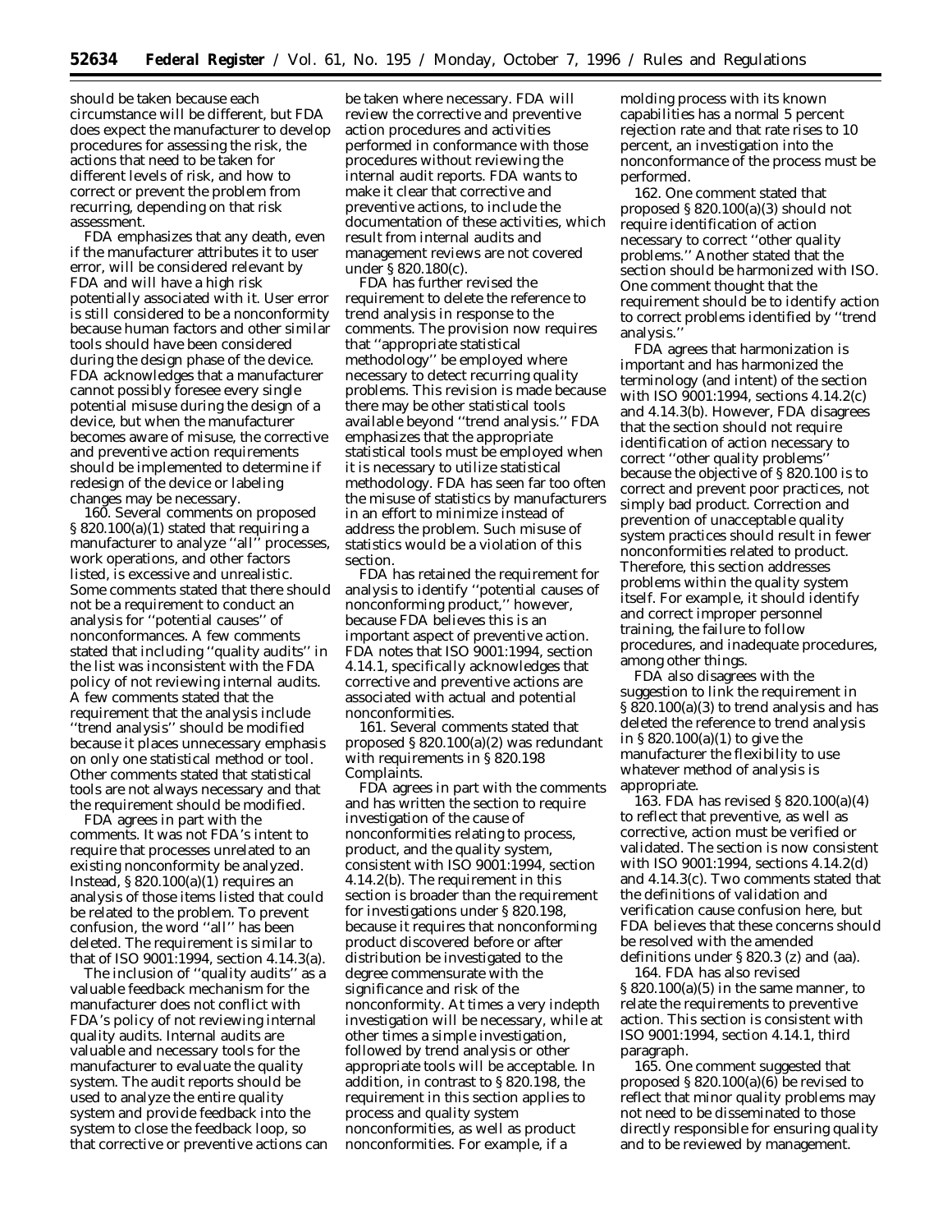should be taken because each circumstance will be different, but FDA does expect the manufacturer to develop procedures for assessing the risk, the actions that need to be taken for different levels of risk, and how to correct or prevent the problem from recurring, depending on that risk assessment.

FDA emphasizes that any death, even if the manufacturer attributes it to user error, will be considered relevant by FDA and will have a high risk potentially associated with it. User error is still considered to be a nonconformity because human factors and other similar tools should have been considered during the design phase of the device. FDA acknowledges that a manufacturer cannot possibly foresee every single potential misuse during the design of a device, but when the manufacturer becomes aware of misuse, the corrective and preventive action requirements should be implemented to determine if redesign of the device or labeling changes may be necessary.

160. Several comments on proposed § 820.100(a)(1) stated that requiring a manufacturer to analyze ''all'' processes, work operations, and other factors listed, is excessive and unrealistic. Some comments stated that there should not be a requirement to conduct an analysis for ''potential causes'' of nonconformances. A few comments stated that including ''quality audits'' in the list was inconsistent with the FDA policy of not reviewing internal audits. A few comments stated that the requirement that the analysis include ''trend analysis'' should be modified because it places unnecessary emphasis on only one statistical method or tool. Other comments stated that statistical tools are not always necessary and that the requirement should be modified.

FDA agrees in part with the comments. It was not FDA's intent to require that processes unrelated to an existing nonconformity be analyzed. Instead, § 820.100(a)(1) requires an analysis of those items listed that could be related to the problem. To prevent confusion, the word ''all'' has been deleted. The requirement is similar to that of ISO 9001:1994, section 4.14.3(a).

The inclusion of ''quality audits'' as a valuable feedback mechanism for the manufacturer does not conflict with FDA's policy of not reviewing internal quality audits. Internal audits are valuable and necessary tools for the manufacturer to evaluate the quality system. The audit reports should be used to analyze the entire quality system and provide feedback into the system to close the feedback loop, so that corrective or preventive actions can be taken where necessary. FDA will review the corrective and preventive action procedures and activities performed in conformance with those procedures without reviewing the internal audit reports. FDA wants to make it clear that corrective and preventive actions, to include the documentation of these activities, which result from internal audits and management reviews are not covered under § 820.180(c).

FDA has further revised the requirement to delete the reference to trend analysis in response to the comments. The provision now requires that ''appropriate statistical methodology'' be employed where necessary to detect recurring quality problems. This revision is made because there may be other statistical tools available beyond ''trend analysis.'' FDA emphasizes that the appropriate statistical tools must be employed when it is necessary to utilize statistical methodology. FDA has seen far too often the misuse of statistics by manufacturers in an effort to minimize instead of address the problem. Such misuse of statistics would be a violation of this section.

FDA has retained the requirement for analysis to identify ''potential causes of nonconforming product,'' however, because FDA believes this is an important aspect of preventive action. FDA notes that ISO 9001:1994, section 4.14.1, specifically acknowledges that corrective and preventive actions are associated with actual and potential nonconformities.

161. Several comments stated that proposed § 820.100(a)(2) was redundant with requirements in § 820.198 Complaints.

FDA agrees in part with the comments and has written the section to require investigation of the cause of nonconformities relating to process, product, and the quality system, consistent with ISO 9001:1994, section 4.14.2(b). The requirement in this section is broader than the requirement for investigations under § 820.198, because it requires that nonconforming product discovered before or after distribution be investigated to the degree commensurate with the significance and risk of the nonconformity. At times a very indepth investigation will be necessary, while at other times a simple investigation, followed by trend analysis or other appropriate tools will be acceptable. In addition, in contrast to § 820.198, the requirement in this section applies to process and quality system nonconformities, as well as product nonconformities. For example, if a molding process with its known capabilities has a normal 5 percent rejection rate and that rate rises to 10 percent, an investigation into the nonconformance of the process must be performed.

162. One comment stated that proposed § 820.100(a)(3) should not require identification of action necessary to correct ''other quality problems.'' Another stated that the section should be harmonized with ISO. One comment thought that the requirement should be to identify action to correct problems identified by ''trend analysis.''

FDA agrees that harmonization is important and has harmonized the terminology (and intent) of the section with ISO 9001:1994, sections 4.14.2(c) and 4.14.3(b). However, FDA disagrees that the section should not require identification of action necessary to correct ''other quality problems'' because the objective of § 820.100 is to correct and prevent poor practices, not simply bad product. Correction and prevention of unacceptable quality system practices should result in fewer nonconformities related to product. Therefore, this section addresses problems within the quality system itself. For example, it should identify and correct improper personnel training, the failure to follow procedures, and inadequate procedures, among other things.

FDA also disagrees with the suggestion to link the requirement in § 820.100(a)(3) to trend analysis and has deleted the reference to trend analysis in § 820.100(a)(1) to give the manufacturer the flexibility to use whatever method of analysis is appropriate.

163. FDA has revised § 820.100(a)(4) to reflect that preventive, as well as corrective, action must be verified or validated. The section is now consistent with ISO 9001:1994, sections 4.14.2(d) and 4.14.3(c). Two comments stated that the definitions of validation and verification cause confusion here, but FDA believes that these concerns should be resolved with the amended definitions under § 820.3 (z) and (aa).

164. FDA has also revised § 820.100(a)(5) in the same manner, to relate the requirements to preventive action. This section is consistent with ISO 9001:1994, section 4.14.1, third paragraph.

165. One comment suggested that proposed § 820.100(a)(6) be revised to reflect that minor quality problems may not need to be disseminated to those directly responsible for ensuring quality and to be reviewed by management.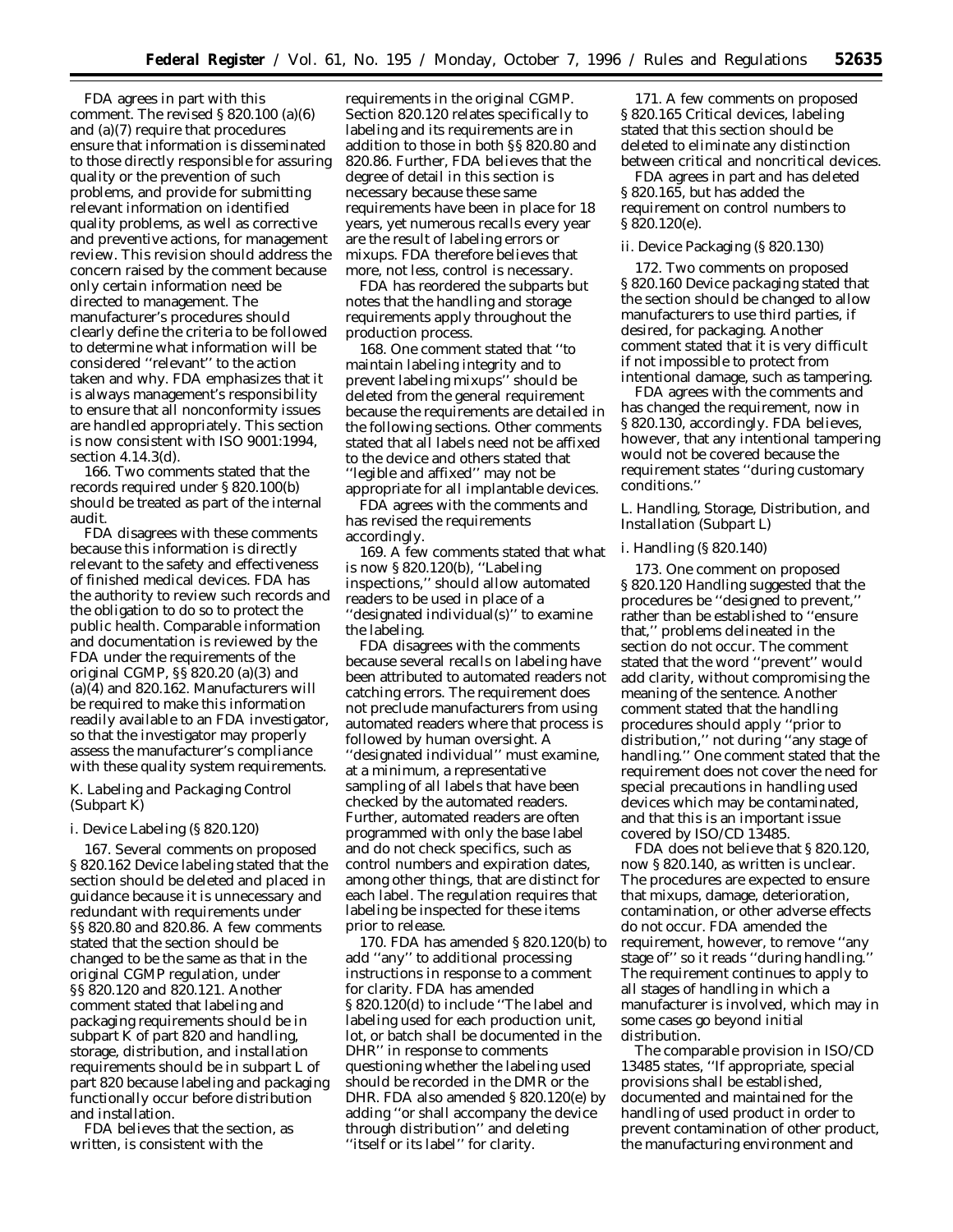FDA agrees in part with this comment. The revised § 820.100 (a)(6) and (a)(7) require that procedures ensure that information is disseminated to those directly responsible for assuring quality or the prevention of such problems, and provide for submitting relevant information on identified quality problems, as well as corrective and preventive actions, for management review. This revision should address the concern raised by the comment because only certain information need be directed to management. The manufacturer's procedures should clearly define the criteria to be followed to determine what information will be considered ''relevant'' to the action taken and why. FDA emphasizes that it is always management's responsibility to ensure that all nonconformity issues are handled appropriately. This section is now consistent with ISO 9001:1994, section 4.14.3(d).

166. Two comments stated that the records required under § 820.100(b) should be treated as part of the internal audit.

FDA disagrees with these comments because this information is directly relevant to the safety and effectiveness of finished medical devices. FDA has the authority to review such records and the obligation to do so to protect the public health. Comparable information and documentation is reviewed by the FDA under the requirements of the original CGMP, §§ 820.20 (a)(3) and (a)(4) and 820.162. Manufacturers will be required to make this information readily available to an FDA investigator, so that the investigator may properly assess the manufacturer's compliance with these quality system requirements.

## *K. Labeling and Packaging Control (Subpart K)*

### *i. Device Labeling (§ 820.120)*

167. Several comments on proposed § 820.162 Device labeling stated that the section should be deleted and placed in guidance because it is unnecessary and redundant with requirements under §§ 820.80 and 820.86. A few comments stated that the section should be changed to be the same as that in the original CGMP regulation, under §§ 820.120 and 820.121. Another comment stated that labeling and packaging requirements should be in subpart K of part 820 and handling, storage, distribution, and installation requirements should be in subpart L of part 820 because labeling and packaging functionally occur before distribution and installation.

FDA believes that the section, as written, is consistent with the requirements in the original CGMP. Section 820.120 relates specifically to labeling and its requirements are in addition to those in both §§ 820.80 and 820.86. Further, FDA believes that the degree of detail in this section is necessary because these same requirements have been in place for 18 years, yet numerous recalls every year are the result of labeling errors or mixups. FDA therefore believes that more, not less, control is necessary.

FDA has reordered the subparts but notes that the handling and storage requirements apply throughout the production process.

168. One comment stated that ''to maintain labeling integrity and to prevent labeling mixups'' should be deleted from the general requirement because the requirements are detailed in the following sections. Other comments stated that all labels need not be affixed to the device and others stated that ''legible and affixed'' may not be appropriate for all implantable devices.

FDA agrees with the comments and has revised the requirements accordingly.

169. A few comments stated that what is now § 820.120(b), ''Labeling inspections,'' should allow automated readers to be used in place of a ''designated individual(s)'' to examine the labeling.

FDA disagrees with the comments because several recalls on labeling have been attributed to automated readers not catching errors. The requirement does not preclude manufacturers from using automated readers where that process is followed by human oversight. A ''designated individual'' must examine, at a minimum, a representative sampling of all labels that have been checked by the automated readers. Further, automated readers are often programmed with only the base label and do not check specifics, such as control numbers and expiration dates, among other things, that are distinct for each label. The regulation requires that labeling be inspected for these items prior to release.

170. FDA has amended § 820.120(b) to add ''any'' to additional processing instructions in response to a comment for clarity. FDA has amended § 820.120(d) to include ''The label and labeling used for each production unit, lot, or batch shall be documented in the DHR'' in response to comments questioning whether the labeling used should be recorded in the DMR or the DHR. FDA also amended § 820.120(e) by adding ''or shall accompany the device through distribution'' and deleting ''itself or its label'' for clarity.

171. A few comments on proposed § 820.165 Critical devices, labeling stated that this section should be deleted to eliminate any distinction between critical and noncritical devices.

FDA agrees in part and has deleted § 820.165, but has added the requirement on control numbers to § 820.120(e).

### *ii. Device Packaging (§ 820.130)*

172. Two comments on proposed § 820.160 Device packaging stated that the section should be changed to allow manufacturers to use third parties, if desired, for packaging. Another comment stated that it is very difficult if not impossible to protect from intentional damage, such as tampering.

FDA agrees with the comments and has changed the requirement, now in § 820.130, accordingly. FDA believes, however, that any intentional tampering would not be covered because the requirement states ''during customary conditions.''

## *L. Handling, Storage, Distribution, and Installation (Subpart L)*

### *i. Handling (§ 820.140)*

173. One comment on proposed § 820.120 Handling suggested that the procedures be ''designed to prevent,'' rather than be established to ''ensure that,'' problems delineated in the section do not occur. The comment stated that the word ''prevent'' would add clarity, without compromising the meaning of the sentence. Another comment stated that the handling procedures should apply ''prior to distribution,'' not during ''any stage of handling.'' One comment stated that the requirement does not cover the need for special precautions in handling used devices which may be contaminated, and that this is an important issue covered by ISO/CD 13485.

FDA does not believe that § 820.120, now § 820.140, as written is unclear. The procedures are expected to ensure that mixups, damage, deterioration, contamination, or other adverse effects do not occur. FDA amended the requirement, however, to remove ''any stage of'' so it reads ''during handling.'' The requirement continues to apply to all stages of handling in which a manufacturer is involved, which may in some cases go beyond initial distribution.

The comparable provision in ISO/CD 13485 states, ''If appropriate, special provisions shall be established, documented and maintained for the handling of used product in order to prevent contamination of other product, the manufacturing environment and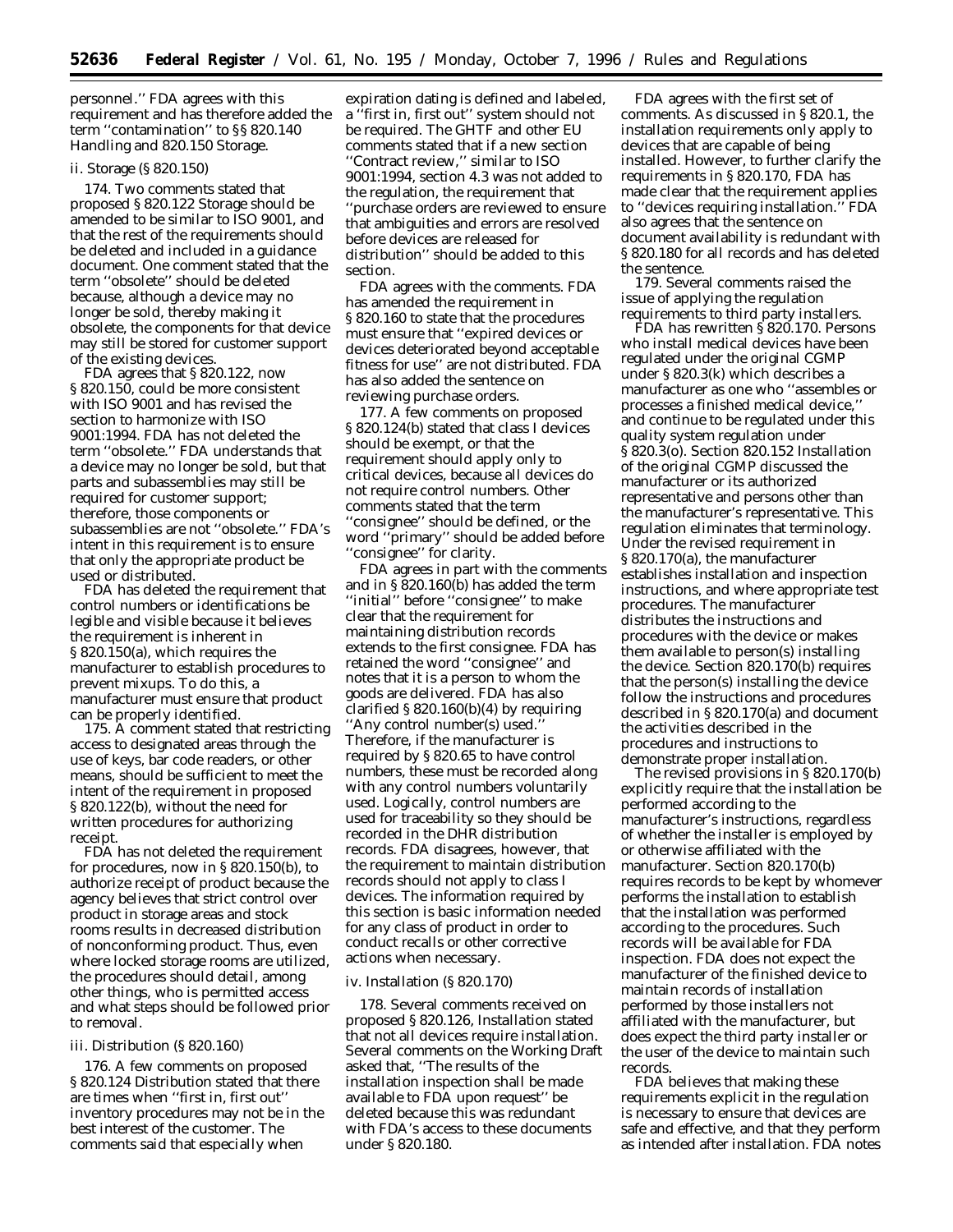personnel.'' FDA agrees with this requirement and has therefore added the term ''contamination'' to §§ 820.140 Handling and 820.150 Storage.

*ii. Storage (§ 820.150)*

174. Two comments stated that proposed § 820.122 Storage should be amended to be similar to ISO 9001, and that the rest of the requirements should be deleted and included in a guidance document. One comment stated that the term ''obsolete'' should be deleted because, although a device may no longer be sold, thereby making it obsolete, the components for that device may still be stored for customer support of the existing devices.

FDA agrees that § 820.122, now § 820.150, could be more consistent with ISO 9001 and has revised the section to harmonize with ISO 9001:1994. FDA has not deleted the term ''obsolete.'' FDA understands that a device may no longer be sold, but that parts and subassemblies may still be required for customer support; therefore, those components or subassemblies are not ''obsolete.'' FDA's intent in this requirement is to ensure that only the appropriate product be used or distributed.

FDA has deleted the requirement that control numbers or identifications be legible and visible because it believes the requirement is inherent in § 820.150(a), which requires the manufacturer to establish procedures to prevent mixups. To do this, a manufacturer must ensure that product can be properly identified.

175. A comment stated that restricting access to designated areas through the use of keys, bar code readers, or other means, should be sufficient to meet the intent of the requirement in proposed § 820.122(b), without the need for written procedures for authorizing receipt.

FDA has not deleted the requirement for procedures, now in § 820.150(b), to authorize receipt of product because the agency believes that strict control over product in storage areas and stock rooms results in decreased distribution of nonconforming product. Thus, even where locked storage rooms are utilized, the procedures should detail, among other things, who is permitted access and what steps should be followed prior to removal.

*iii. Distribution (§ 820.160)*

176. A few comments on proposed § 820.124 Distribution stated that there are times when ''first in, first out'' inventory procedures may not be in the best interest of the customer. The comments said that especially when expiration dating is defined and labeled, a ''first in, first out'' system should not be required. The GHTF and other EU comments stated that if a new section ''Contract review,'' similar to ISO 9001:1994, section 4.3 was not added to the regulation, the requirement that ''purchase orders are reviewed to ensure that ambiguities and errors are resolved before devices are released for distribution'' should be added to this section.

FDA agrees with the comments. FDA has amended the requirement in § 820.160 to state that the procedures must ensure that ''expired devices or devices deteriorated beyond acceptable fitness for use'' are not distributed. FDA has also added the sentence on reviewing purchase orders.

177. A few comments on proposed § 820.124(b) stated that class I devices should be exempt, or that the requirement should apply only to critical devices, because all devices do not require control numbers. Other comments stated that the term ''consignee'' should be defined, or the word ''primary'' should be added before ''consignee'' for clarity.

FDA agrees in part with the comments and in § 820.160(b) has added the term ''initial'' before ''consignee'' to make clear that the requirement for maintaining distribution records extends to the first consignee. FDA has retained the word ''consignee'' and notes that it is a person to whom the goods are delivered. FDA has also clarified § 820.160(b)(4) by requiring ''Any control number(s) used.'' Therefore, if the manufacturer is required by § 820.65 to have control numbers, these must be recorded along with any control numbers voluntarily used. Logically, control numbers are used for traceability so they should be recorded in the DHR distribution records. FDA disagrees, however, that the requirement to maintain distribution records should not apply to class I devices. The information required by this section is basic information needed for any class of product in order to conduct recalls or other corrective actions when necessary.

*iv. Installation (§ 820.170)*

178. Several comments received on proposed § 820.126, Installation stated that not all devices require installation. Several comments on the Working Draft asked that, ''The results of the installation inspection shall be made available to FDA upon request'' be deleted because this was redundant with FDA's access to these documents under § 820.180.

FDA agrees with the first set of comments. As discussed in § 820.1, the installation requirements only apply to devices that are capable of being installed. However, to further clarify the requirements in § 820.170, FDA has made clear that the requirement applies to ''devices requiring installation.'' FDA also agrees that the sentence on document availability is redundant with § 820.180 for all records and has deleted the sentence.

179. Several comments raised the issue of applying the regulation requirements to third party installers.

FDA has rewritten § 820.170. Persons who install medical devices have been regulated under the original CGMP under § 820.3(k) which describes a manufacturer as one who ''assembles or processes a finished medical device,'' and continue to be regulated under this quality system regulation under § 820.3(o). Section 820.152 Installation of the original CGMP discussed the manufacturer or its authorized representative and persons other than the manufacturer's representative. This regulation eliminates that terminology. Under the revised requirement in § 820.170(a), the manufacturer establishes installation and inspection instructions, and where appropriate test procedures. The manufacturer distributes the instructions and procedures with the device or makes them available to person(s) installing the device. Section 820.170(b) requires that the person(s) installing the device follow the instructions and procedures described in § 820.170(a) and document the activities described in the procedures and instructions to demonstrate proper installation.

The revised provisions in § 820.170(b) explicitly require that the installation be performed according to the manufacturer's instructions, regardless of whether the installer is employed by or otherwise affiliated with the manufacturer. Section 820.170(b) requires records to be kept by whomever performs the installation to establish that the installation was performed according to the procedures. Such records will be available for FDA inspection. FDA does not expect the manufacturer of the finished device to maintain records of installation performed by those installers not affiliated with the manufacturer, but does expect the third party installer or the user of the device to maintain such records.

FDA believes that making these requirements explicit in the regulation is necessary to ensure that devices are safe and effective, and that they perform as intended after installation. FDA notes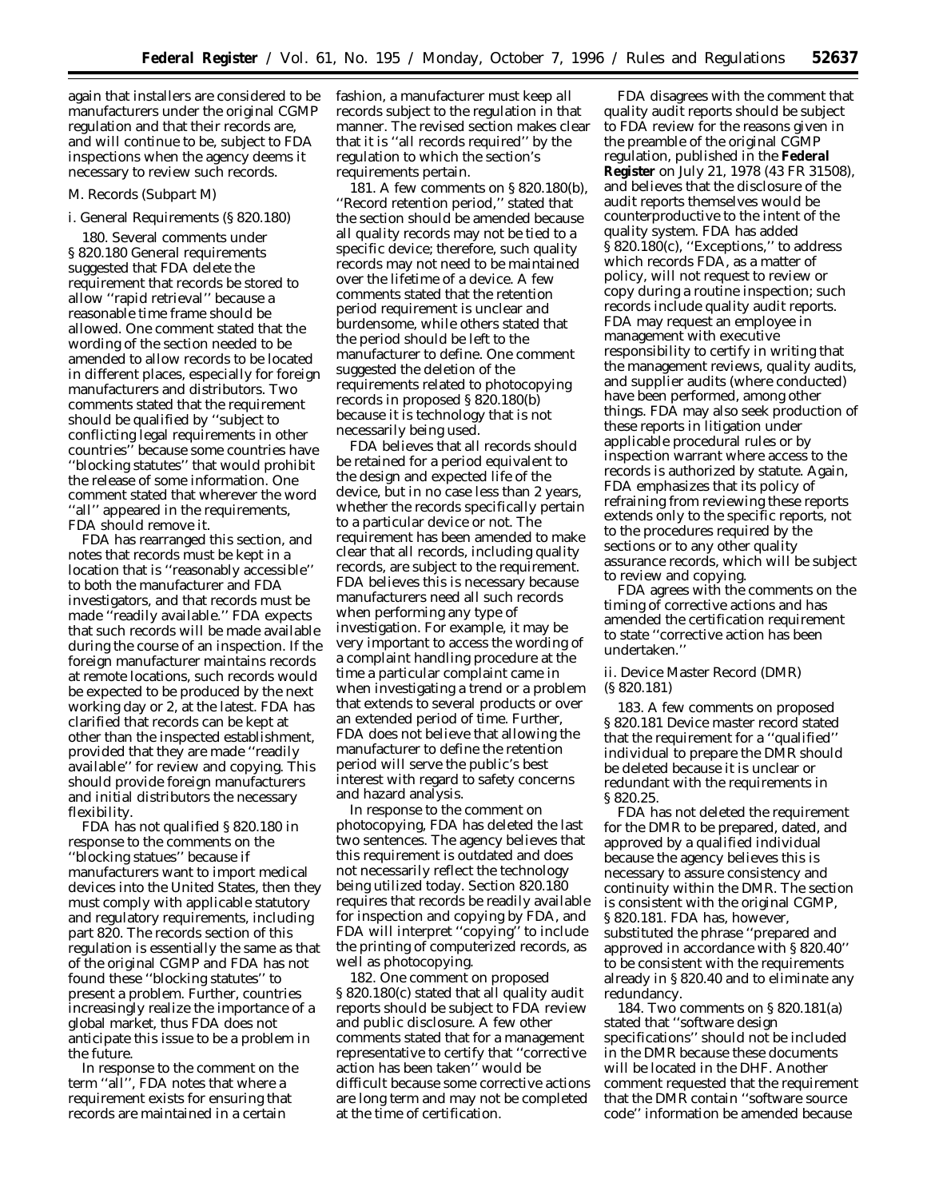again that installers are considered to be manufacturers under the original CGMP regulation and that their records are, and will continue to be, subject to FDA inspections when the agency deems it necessary to review such records.

### M. Records (Subpart M)

#### i. General Requirements (§ 820.180)

180. Several comments under § 820.180 General requirements suggested that FDA delete the requirement that records be stored to allow ''rapid retrieval'' because a reasonable time frame should be allowed. One comment stated that the wording of the section needed to be amended to allow records to be located in different places, especially for foreign manufacturers and distributors. Two comments stated that the requirement should be qualified by ''subject to conflicting legal requirements in other countries'' because some countries have ''blocking statutes'' that would prohibit the release of some information. One comment stated that wherever the word ''all'' appeared in the requirements, FDA should remove it.

FDA has rearranged this section, and notes that records must be kept in a location that is ''reasonably accessible'' to both the manufacturer and FDA investigators, and that records must be made ''readily available.'' FDA expects that such records will be made available during the course of an inspection. If the foreign manufacturer maintains records at remote locations, such records would be expected to be produced by the next working day or 2, at the latest. FDA has clarified that records can be kept at other than the inspected establishment, provided that they are made ''readily available'' for review and copying. This should provide foreign manufacturers and initial distributors the necessary flexibility.

FDA has not qualified § 820.180 in response to the comments on the ''blocking statues'' because if manufacturers want to import medical devices into the United States, then they must comply with applicable statutory and regulatory requirements, including part 820. The records section of this regulation is essentially the same as that of the original CGMP and FDA has not found these ''blocking statutes'' to present a problem. Further, countries increasingly realize the importance of a global market, thus FDA does not anticipate this issue to be a problem in the future.

In response to the comment on the term ''all'', FDA notes that where a requirement exists for ensuring that records are maintained in a certain fashion, a manufacturer must keep all records subject to the regulation in that manner. The revised section makes clear that it is ''all records required'' by the regulation to which the section's requirements pertain.

181. A few comments on § 820.180(b), ''Record retention period,'' stated that the section should be amended because all quality records may not be tied to a specific device; therefore, such quality records may not need to be maintained over the lifetime of a device. A few comments stated that the retention period requirement is unclear and burdensome, while others stated that the period should be left to the manufacturer to define. One comment suggested the deletion of the requirements related to photocopying records in proposed § 820.180(b) because it is technology that is not necessarily being used.

FDA believes that all records should be retained for a period equivalent to the design and expected life of the device, but in no case less than 2 years, whether the records specifically pertain to a particular device or not. The requirement has been amended to make clear that all records, including quality records, are subject to the requirement. FDA believes this is necessary because manufacturers need all such records when performing any type of investigation. For example, it may be very important to access the wording of a complaint handling procedure at the time a particular complaint came in when investigating a trend or a problem that extends to several products or over an extended period of time. Further, FDA does not believe that allowing the manufacturer to define the retention period will serve the public's best interest with regard to safety concerns and hazard analysis.

In response to the comment on photocopying, FDA has deleted the last two sentences. The agency believes that this requirement is outdated and does not necessarily reflect the technology being utilized today. Section 820.180 requires that records be readily available for inspection and copying by FDA, and FDA will interpret ''copying'' to include the printing of computerized records, as well as photocopying.

182. One comment on proposed § 820.180(c) stated that all quality audit reports should be subject to FDA review and public disclosure. A few other comments stated that for a management representative to certify that ''corrective action has been taken'' would be difficult because some corrective actions are long term and may not be completed at the time of certification.

FDA disagrees with the comment that quality audit reports should be subject to FDA review for the reasons given in the preamble of the original CGMP regulation, published in the **Federal Register** on July 21, 1978 (43 FR 31508), and believes that the disclosure of the audit reports themselves would be counterproductive to the intent of the quality system. FDA has added § 820.180(c), ''Exceptions,'' to address which records FDA, as a matter of policy, will not request to review or copy during a routine inspection; such records include quality audit reports. FDA may request an employee in management with executive responsibility to certify in writing that the management reviews, quality audits, and supplier audits (where conducted) have been performed, among other things. FDA may also seek production of these reports in litigation under applicable procedural rules or by inspection warrant where access to the records is authorized by statute. Again, FDA emphasizes that its policy of refraining from reviewing these reports extends only to the specific reports, not to the procedures required by the sections or to any other quality assurance records, which will be subject to review and copying.

FDA agrees with the comments on the timing of corrective actions and has amended the certification requirement to state ''corrective action has been undertaken.''

#### ii. Device Master Record (DMR) (§ 820.181)

183. A few comments on proposed § 820.181 Device master record stated that the requirement for a ''qualified'' individual to prepare the DMR should be deleted because it is unclear or redundant with the requirements in § 820.25.

FDA has not deleted the requirement for the DMR to be prepared, dated, and approved by a qualified individual because the agency believes this is necessary to assure consistency and continuity within the DMR. The section is consistent with the original CGMP, § 820.181. FDA has, however, substituted the phrase ''prepared and approved in accordance with § 820.40'' to be consistent with the requirements already in § 820.40 and to eliminate any redundancy.

184. Two comments on § 820.181(a) stated that ''software design specifications'' should not be included in the DMR because these documents will be located in the DHF. Another comment requested that the requirement that the DMR contain ''software source code'' information be amended because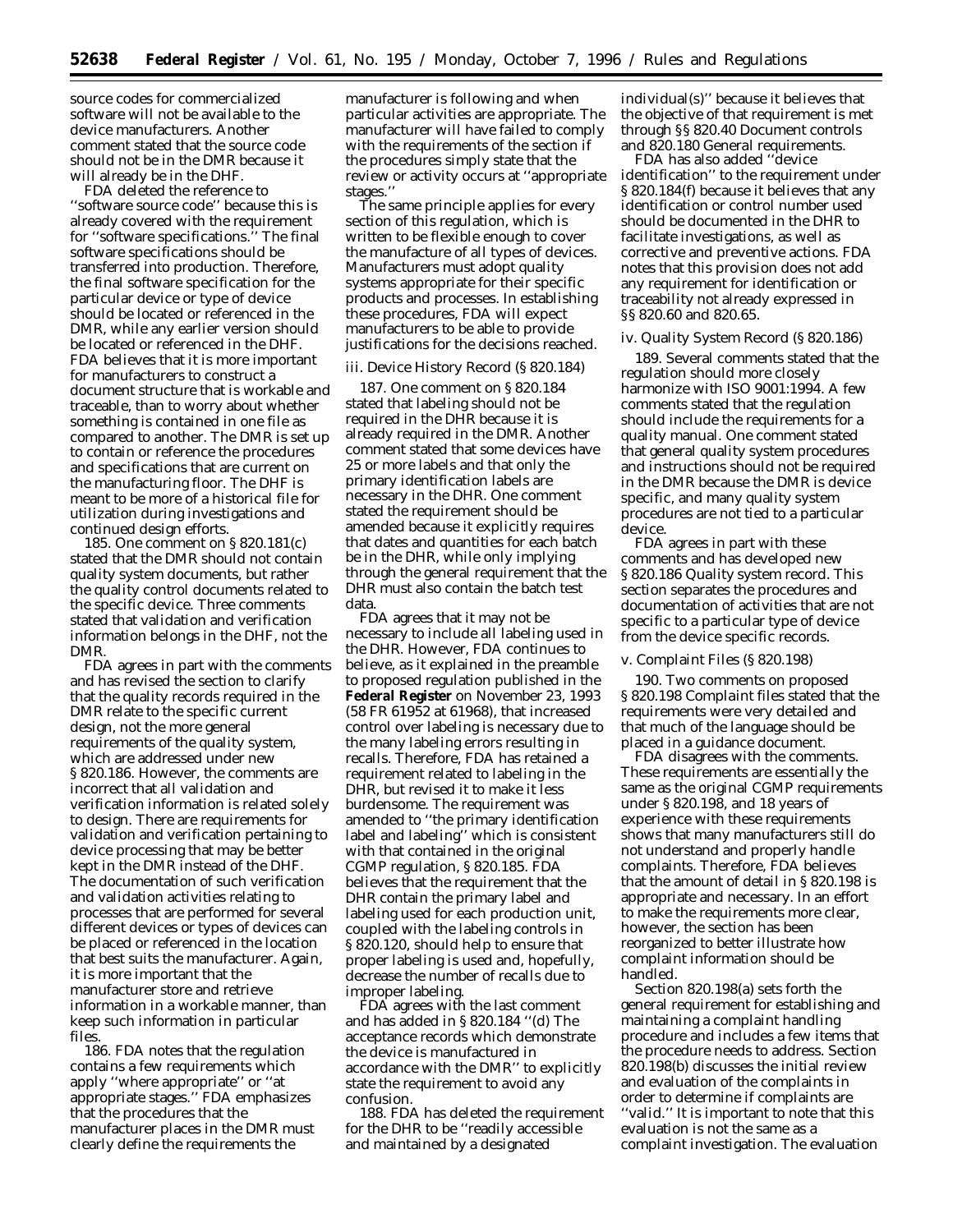source codes for commercialized software will not be available to the device manufacturers. Another comment stated that the source code should not be in the DMR because it will already be in the DHF.

FDA deleted the reference to ''software source code'' because this is already covered with the requirement for ''software specifications.'' The final software specifications should be transferred into production. Therefore, the final software specification for the particular device or type of device should be located or referenced in the DMR, while any earlier version should be located or referenced in the DHF. FDA believes that it is more important for manufacturers to construct a document structure that is workable and traceable, than to worry about whether something is contained in one file as compared to another. The DMR is set up to contain or reference the procedures and specifications that are current on the manufacturing floor. The DHF is meant to be more of a historical file for utilization during investigations and continued design efforts.

185. One comment on § 820.181(c) stated that the DMR should not contain quality system documents, but rather the quality control documents related to the specific device. Three comments stated that validation and verification information belongs in the DHF, not the DMR.

FDA agrees in part with the comments and has revised the section to clarify that the quality records required in the DMR relate to the specific current design, not the more general requirements of the quality system, which are addressed under new § 820.186. However, the comments are incorrect that all validation and verification information is related solely to design. There are requirements for validation and verification pertaining to device processing that may be better kept in the DMR instead of the DHF. The documentation of such verification and validation activities relating to processes that are performed for several different devices or types of devices can be placed or referenced in the location that best suits the manufacturer. Again, it is more important that the manufacturer store and retrieve information in a workable manner, than keep such information in particular files.

186. FDA notes that the regulation contains a few requirements which apply ''where appropriate'' or ''at appropriate stages.'' FDA emphasizes that the procedures that the manufacturer places in the DMR must clearly define the requirements the manufacturer is following and when particular activities are appropriate. The manufacturer will have failed to comply with the requirements of the section if the procedures simply state that the review or activity occurs at ''appropriate stages.''

The same principle applies for every section of this regulation, which is written to be flexible enough to cover the manufacture of all types of devices. Manufacturers must adopt quality systems appropriate for their specific products and processes. In establishing these procedures, FDA will expect manufacturers to be able to provide justifications for the decisions reached.

*iii. Device History Record (§ 820.184)*

187. One comment on § 820.184 stated that labeling should not be required in the DHR because it is already required in the DMR. Another comment stated that some devices have 25 or more labels and that only the primary identification labels are necessary in the DHR. One comment stated the requirement should be amended because it explicitly requires that dates and quantities for each batch be in the DHR, while only implying through the general requirement that the DHR must also contain the batch test data.

FDA agrees that it may not be necessary to include all labeling used in the DHR. However, FDA continues to believe, as it explained in the preamble to proposed regulation published in the **Federal Register** on November 23, 1993 (58 FR 61952 at 61968), that increased control over labeling is necessary due to the many labeling errors resulting in recalls. Therefore, FDA has retained a requirement related to labeling in the DHR, but revised it to make it less burdensome. The requirement was amended to ''the primary identification label and labeling'' which is consistent with that contained in the original CGMP regulation, § 820.185. FDA believes that the requirement that the DHR contain the primary label and labeling used for each production unit, coupled with the labeling controls in § 820.120, should help to ensure that proper labeling is used and, hopefully, decrease the number of recalls due to improper labeling.

FDA agrees with the last comment and has added in § 820.184 ''(d) The acceptance records which demonstrate the device is manufactured in accordance with the DMR'' to explicitly state the requirement to avoid any confusion.

188. FDA has deleted the requirement for the DHR to be ''readily accessible and maintained by a designated individual(s)'' because it believes that the objective of that requirement is met through §§ 820.40 Document controls and 820.180 General requirements.

FDA has also added ''device identification'' to the requirement under § 820.184(f) because it believes that any identification or control number used should be documented in the DHR to facilitate investigations, as well as corrective and preventive actions. FDA notes that this provision does not add any requirement for identification or traceability not already expressed in §§ 820.60 and 820.65.

*iv. Quality System Record (§ 820.186)*

189. Several comments stated that the regulation should more closely harmonize with ISO 9001:1994. A few comments stated that the regulation should include the requirements for a quality manual. One comment stated that general quality system procedures and instructions should not be required in the DMR because the DMR is device specific, and many quality system procedures are not tied to a particular device.

FDA agrees in part with these comments and has developed new § 820.186 Quality system record. This section separates the procedures and documentation of activities that are not specific to a particular type of device from the device specific records.

*v. Complaint Files (§ 820.198)*

190. Two comments on proposed § 820.198 Complaint files stated that the requirements were very detailed and that much of the language should be placed in a guidance document.

FDA disagrees with the comments. These requirements are essentially the same as the original CGMP requirements under § 820.198, and 18 years of experience with these requirements shows that many manufacturers still do not understand and properly handle complaints. Therefore, FDA believes that the amount of detail in § 820.198 is appropriate and necessary. In an effort to make the requirements more clear, however, the section has been reorganized to better illustrate how complaint information should be handled.

Section 820.198(a) sets forth the general requirement for establishing and maintaining a complaint handling procedure and includes a few items that the procedure needs to address. Section 820.198(b) discusses the initial review and evaluation of the complaints in order to determine if complaints are ''valid.'' It is important to note that this evaluation is not the same as a complaint investigation. The evaluation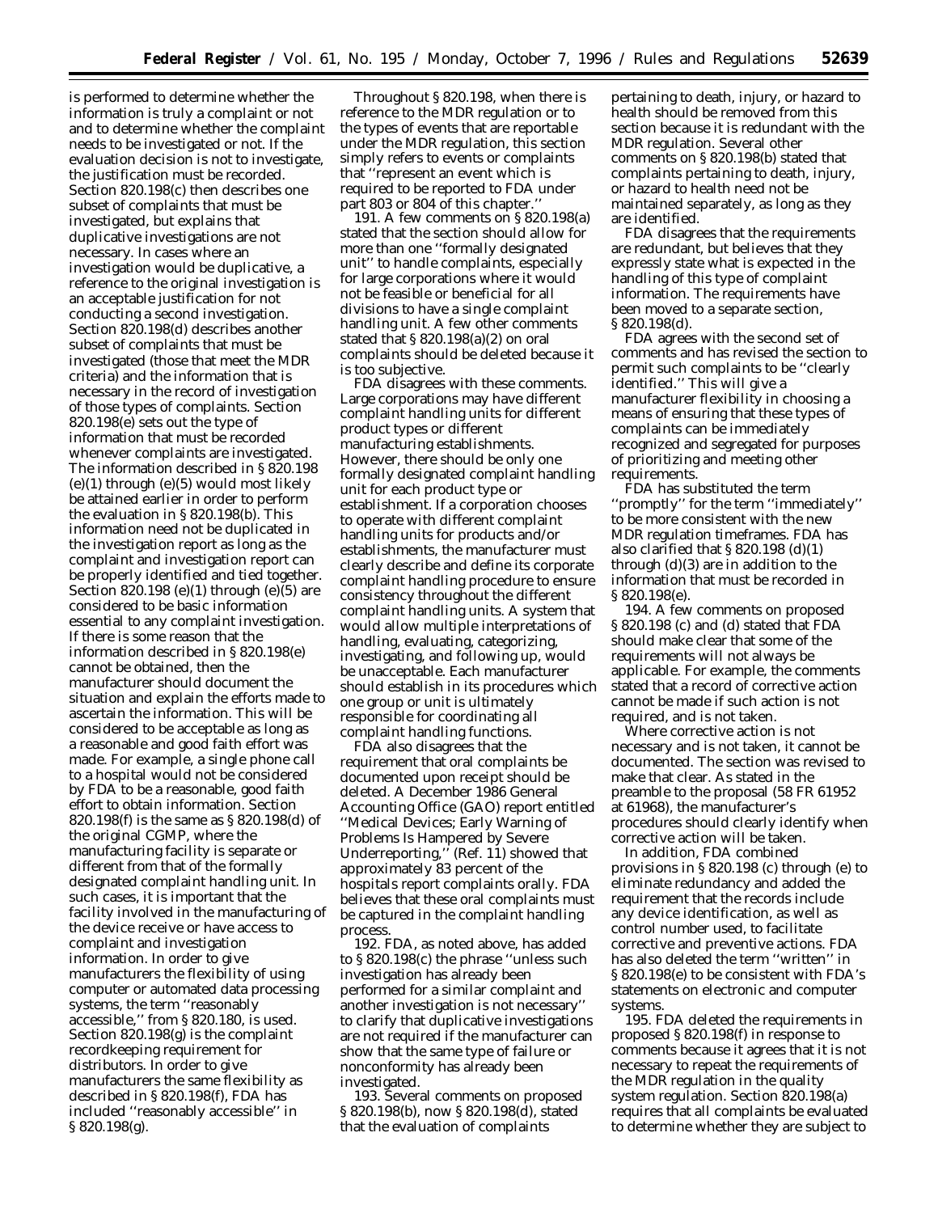is performed to determine whether the information is truly a complaint or not and to determine whether the complaint needs to be investigated or not. If the evaluation decision is not to investigate, the justification must be recorded. Section 820.198(c) then describes one subset of complaints that must be investigated, but explains that duplicative investigations are not necessary. In cases where an investigation would be duplicative, a reference to the original investigation is an acceptable justification for not conducting a second investigation. Section 820.198(d) describes another subset of complaints that must be investigated (those that meet the MDR criteria) and the information that is necessary in the record of investigation of those types of complaints. Section 820.198(e) sets out the type of information that must be recorded whenever complaints are investigated. The information described in § 820.198 (e)(1) through (e)(5) would most likely be attained earlier in order to perform the evaluation in § 820.198(b). This information need not be duplicated in the investigation report as long as the complaint and investigation report can be properly identified and tied together. Section 820.198 (e)(1) through (e)(5) are considered to be basic information essential to any complaint investigation. If there is some reason that the information described in § 820.198(e) cannot be obtained, then the manufacturer should document the situation and explain the efforts made to ascertain the information. This will be considered to be acceptable as long as a reasonable and good faith effort was made. For example, a single phone call to a hospital would not be considered by FDA to be a reasonable, good faith effort to obtain information. Section 820.198(f) is the same as § 820.198(d) of the original CGMP, where the manufacturing facility is separate or different from that of the formally designated complaint handling unit. In such cases, it is important that the facility involved in the manufacturing of the device receive or have access to complaint and investigation information. In order to give manufacturers the flexibility of using computer or automated data processing systems, the term ''reasonably accessible,'' from § 820.180, is used. Section 820.198(g) is the complaint recordkeeping requirement for distributors. In order to give manufacturers the same flexibility as described in § 820.198(f), FDA has included ''reasonably accessible'' in § 820.198(g).

Throughout § 820.198, when there is reference to the MDR regulation or to the types of events that are reportable under the MDR regulation, this section simply refers to events or complaints that ''represent an event which is required to be reported to FDA under part 803 or 804 of this chapter.''

191. A few comments on § 820.198(a) stated that the section should allow for more than one ''formally designated unit'' to handle complaints, especially for large corporations where it would not be feasible or beneficial for all divisions to have a single complaint handling unit. A few other comments stated that § 820.198(a)(2) on oral complaints should be deleted because it is too subjective.

FDA disagrees with these comments. Large corporations may have different complaint handling units for different product types or different manufacturing establishments. However, there should be only one formally designated complaint handling unit for each product type or establishment. If a corporation chooses to operate with different complaint handling units for products and/or establishments, the manufacturer must clearly describe and define its corporate complaint handling procedure to ensure consistency throughout the different complaint handling units. A system that would allow multiple interpretations of handling, evaluating, categorizing, investigating, and following up, would be unacceptable. Each manufacturer should establish in its procedures which one group or unit is ultimately responsible for coordinating all complaint handling functions.

FDA also disagrees that the requirement that oral complaints be documented upon receipt should be deleted. A December 1986 General Accounting Office (GAO) report entitled ''Medical Devices; Early Warning of Problems Is Hampered by Severe Underreporting,'' (Ref. 11) showed that approximately 83 percent of the hospitals report complaints orally. FDA believes that these oral complaints must be captured in the complaint handling process.

192. FDA, as noted above, has added to § 820.198(c) the phrase ''unless such investigation has already been performed for a similar complaint and another investigation is not necessary'' to clarify that duplicative investigations are not required if the manufacturer can show that the same type of failure or nonconformity has already been investigated.

193. Several comments on proposed § 820.198(b), now § 820.198(d), stated that the evaluation of complaints pertaining to death, injury, or hazard to health should be removed from this section because it is redundant with the MDR regulation. Several other comments on § 820.198(b) stated that complaints pertaining to death, injury, or hazard to health need not be maintained separately, as long as they are identified.

FDA disagrees that the requirements are redundant, but believes that they expressly state what is expected in the handling of this type of complaint information. The requirements have been moved to a separate section, § 820.198(d).

FDA agrees with the second set of comments and has revised the section to permit such complaints to be ''clearly identified.'' This will give a manufacturer flexibility in choosing a means of ensuring that these types of complaints can be immediately recognized and segregated for purposes of prioritizing and meeting other requirements.

FDA has substituted the term ''promptly'' for the term ''immediately'' to be more consistent with the new MDR regulation timeframes. FDA has also clarified that § 820.198 (d)(1) through (d)(3) are in addition to the information that must be recorded in § 820.198(e).

194. A few comments on proposed § 820.198 (c) and (d) stated that FDA should make clear that some of the requirements will not always be applicable. For example, the comments stated that a record of corrective action cannot be made if such action is not required, and is not taken.

Where corrective action is not necessary and is not taken, it cannot be documented. The section was revised to make that clear. As stated in the preamble to the proposal (58 FR 61952 at 61968), the manufacturer's procedures should clearly identify when corrective action will be taken.

In addition, FDA combined provisions in § 820.198 (c) through (e) to eliminate redundancy and added the requirement that the records include any device identification, as well as control number used, to facilitate corrective and preventive actions. FDA has also deleted the term ''written'' in § 820.198(e) to be consistent with FDA's statements on electronic and computer systems.

195. FDA deleted the requirements in proposed § 820.198(f) in response to comments because it agrees that it is not necessary to repeat the requirements of the MDR regulation in the quality system regulation. Section 820.198(a) requires that all complaints be evaluated to determine whether they are subject to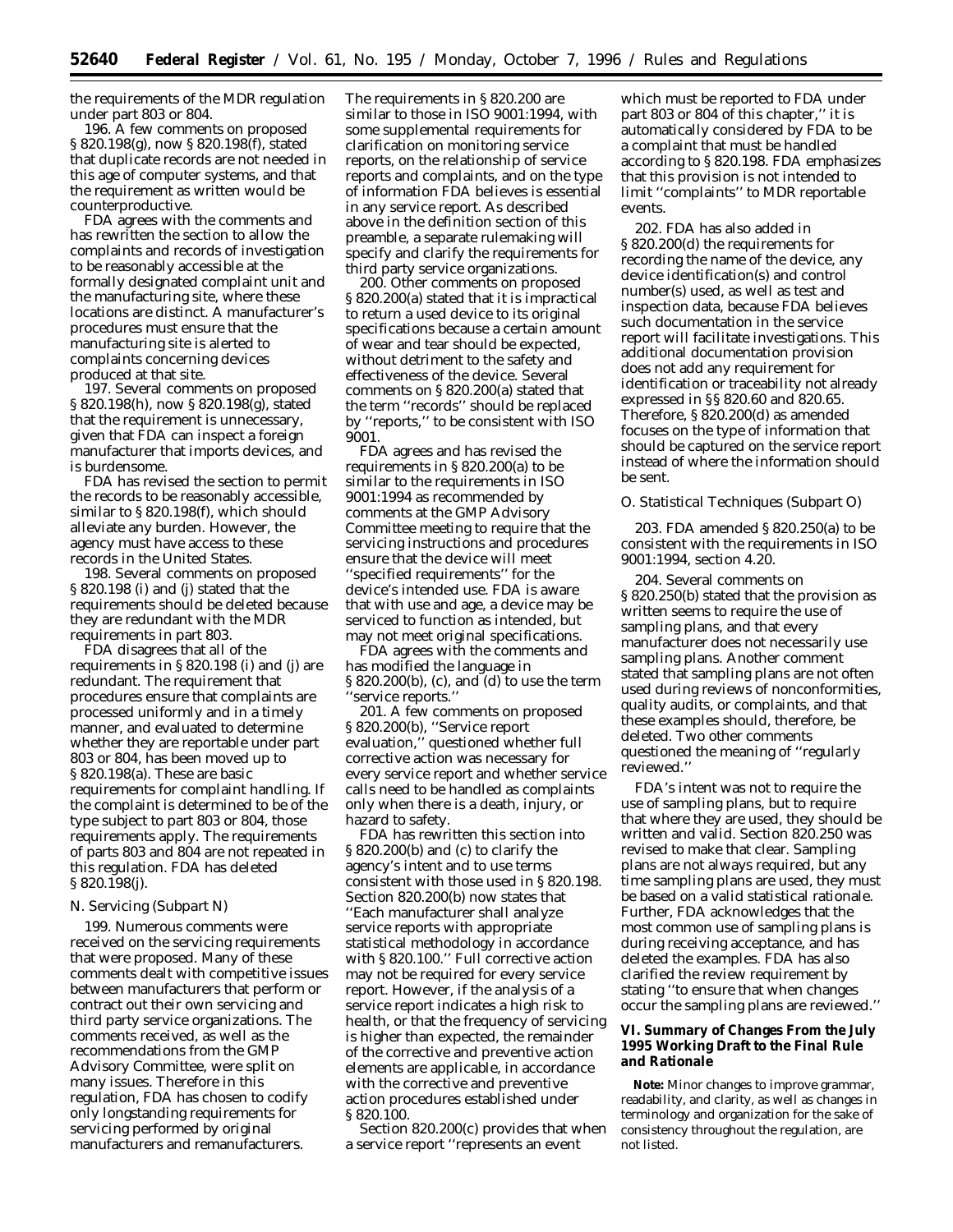the requirements of the MDR regulation under part 803 or 804.

196. A few comments on proposed § 820.198(g), now § 820.198(f), stated that duplicate records are not needed in this age of computer systems, and that the requirement as written would be counterproductive.

FDA agrees with the comments and has rewritten the section to allow the complaints and records of investigation to be reasonably accessible at the formally designated complaint unit and the manufacturing site, where these locations are distinct. A manufacturer's procedures must ensure that the manufacturing site is alerted to complaints concerning devices produced at that site.

197. Several comments on proposed § 820.198(h), now § 820.198(g), stated that the requirement is unnecessary, given that FDA can inspect a foreign manufacturer that imports devices, and is burdensome.

FDA has revised the section to permit the records to be reasonably accessible, similar to § 820.198(f), which should alleviate any burden. However, the agency must have access to these records in the United States.

198. Several comments on proposed § 820.198 (i) and (j) stated that the requirements should be deleted because they are redundant with the MDR requirements in part 803.

FDA disagrees that all of the requirements in § 820.198 (i) and (j) are redundant. The requirement that procedures ensure that complaints are processed uniformly and in a timely manner, and evaluated to determine whether they are reportable under part 803 or 804, has been moved up to § 820.198(a). These are basic requirements for complaint handling. If the complaint is determined to be of the type subject to part 803 or 804, those requirements apply. The requirements of parts 803 and 804 are not repeated in this regulation. FDA has deleted § 820.198(j).

*N. Servicing (Subpart N)*

199. Numerous comments were received on the servicing requirements that were proposed. Many of these comments dealt with competitive issues between manufacturers that perform or contract out their own servicing and third party service organizations. The comments received, as well as the recommendations from the GMP Advisory Committee, were split on many issues. Therefore in this regulation, FDA has chosen to codify only longstanding requirements for servicing performed by original manufacturers and remanufacturers. The requirements in § 820.200 are similar to those in ISO 9001:1994, with some supplemental requirements for clarification on monitoring service reports, on the relationship of service reports and complaints, and on the type of information FDA believes is essential in any service report. As described above in the definition section of this preamble, a separate rulemaking will specify and clarify the requirements for third party service organizations.

200. Other comments on proposed § 820.200(a) stated that it is impractical to return a used device to its original specifications because a certain amount of wear and tear should be expected, without detriment to the safety and effectiveness of the device. Several comments on § 820.200(a) stated that the term ''records'' should be replaced by ''reports,'' to be consistent with ISO 9001.

FDA agrees and has revised the requirements in § 820.200(a) to be similar to the requirements in ISO 9001:1994 as recommended by comments at the GMP Advisory Committee meeting to require that the servicing instructions and procedures ensure that the device will meet ''specified requirements'' for the device's intended use. FDA is aware that with use and age, a device may be serviced to function as intended, but may not meet original specifications.

FDA agrees with the comments and has modified the language in § 820.200(b), (c), and (d) to use the term ''service reports.''

201. A few comments on proposed § 820.200(b), ''Service report evaluation,'' questioned whether full corrective action was necessary for every service report and whether service calls need to be handled as complaints only when there is a death, injury, or hazard to safety.

FDA has rewritten this section into § 820.200(b) and (c) to clarify the agency's intent and to use terms consistent with those used in § 820.198. Section 820.200(b) now states that ''Each manufacturer shall analyze service reports with appropriate statistical methodology in accordance with § 820.100.'' Full corrective action may not be required for every service report. However, if the analysis of a service report indicates a high risk to health, or that the frequency of servicing is higher than expected, the remainder of the corrective and preventive action elements are applicable, in accordance with the corrective and preventive action procedures established under § 820.100.

Section 820.200(c) provides that when a service report ''represents an event which must be reported to FDA under part 803 or 804 of this chapter,'' it is automatically considered by FDA to be a complaint that must be handled according to § 820.198. FDA emphasizes that this provision is not intended to limit ''complaints'' to MDR reportable events.

202. FDA has also added in § 820.200(d) the requirements for recording the name of the device, any device identification(s) and control number(s) used, as well as test and inspection data, because FDA believes such documentation in the service report will facilitate investigations. This additional documentation provision does not add any requirement for identification or traceability not already expressed in §§ 820.60 and 820.65. Therefore, § 820.200(d) as amended focuses on the type of information that should be captured on the service report instead of where the information should be sent.

*O. Statistical Techniques (Subpart O)*

203. FDA amended § 820.250(a) to be consistent with the requirements in ISO 9001:1994, section 4.20.

204. Several comments on § 820.250(b) stated that the provision as written seems to require the use of sampling plans, and that every manufacturer does not necessarily use sampling plans. Another comment stated that sampling plans are not often used during reviews of nonconformities, quality audits, or complaints, and that these examples should, therefore, be deleted. Two other comments questioned the meaning of ''regularly reviewed.''

FDA's intent was not to require the use of sampling plans, but to require that where they are used, they should be written and valid. Section 820.250 was revised to make that clear. Sampling plans are not always required, but any time sampling plans are used, they must be based on a valid statistical rationale. Further, FDA acknowledges that the most common use of sampling plans is during receiving acceptance, and has deleted the examples. FDA has also clarified the review requirement by stating ''to ensure that when changes occur the sampling plans are reviewed.''

## VI. Summary of Changes From the July 1995 Working Draft to the Final Rule and Rationale

**Note:** Minor changes to improve grammar, readability, and clarity, as well as changes in terminology and organization for the sake of consistency throughout the regulation, are not listed.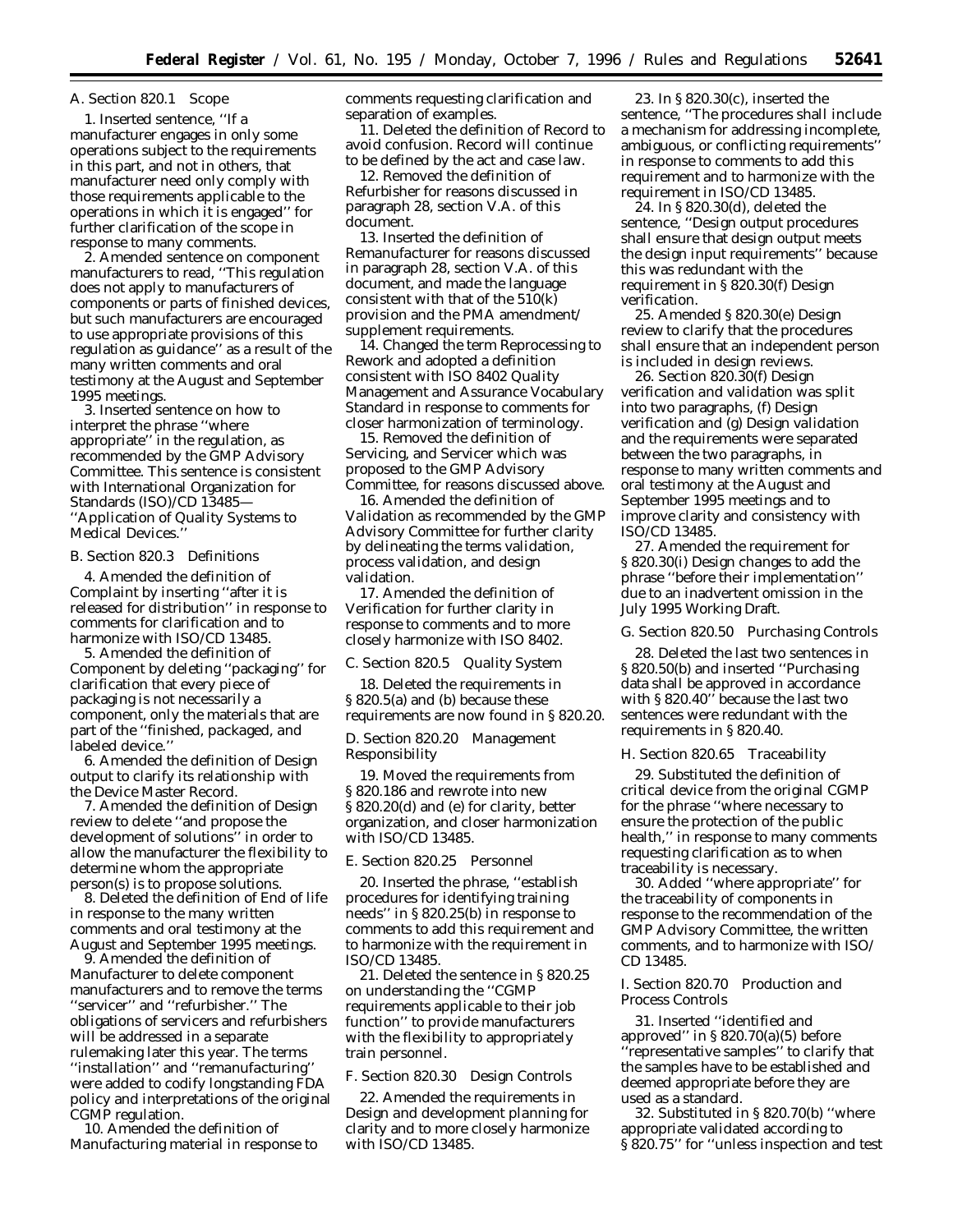A. Section 820.1 Scope

1. Inserted sentence, ''If a manufacturer engages in only some operations subject to the requirements in this part, and not in others, that manufacturer need only comply with those requirements applicable to the operations in which it is engaged'' for further clarification of the scope in response to many comments.

2. Amended sentence on component manufacturers to read, ''This regulation does not apply to manufacturers of components or parts of finished devices, but such manufacturers are encouraged to use appropriate provisions of this regulation as guidance'' as a result of the many written comments and oral testimony at the August and September 1995 meetings.

3. Inserted sentence on how to interpret the phrase ''where appropriate'' in the regulation, as recommended by the GMP Advisory Committee. This sentence is consistent with International Organization for Standards (ISO)/CD 13485—''Application of Quality Systems to Medical Devices.''

B. Section 820.3 Definitions

4. Amended the definition of Complaint by inserting ''after it is released for distribution'' in response to comments for clarification and to harmonize with ISO/CD 13485.

5. Amended the definition of Component by deleting ''packaging'' for clarification that every piece of packaging is not necessarily a component, only the materials that are part of the ''finished, packaged, and labeled device.''

6. Amended the definition of Design output to clarify its relationship with the Device Master Record.

7. Amended the definition of Design review to delete ''and propose the development of solutions'' in order to allow the manufacturer the flexibility to determine whom the appropriate person(s) is to propose solutions.

8. Deleted the definition of End of life in response to the many written comments and oral testimony at the August and September 1995 meetings.

9. Amended the definition of Manufacturer to delete component manufacturers and to remove the terms ''servicer'' and ''refurbisher.'' The obligations of servicers and refurbishers will be addressed in a separate rulemaking later this year. The terms ''installation'' and ''remanufacturing'' were added to codify longstanding FDA policy and interpretations of the original CGMP regulation.

10. Amended the definition of Manufacturing material in response to comments requesting clarification and separation of examples.

11. Deleted the definition of Record to avoid confusion. Record will continue to be defined by the act and case law.

12. Removed the definition of Refurbisher for reasons discussed in paragraph 28, section V.A. of this document.

13. Inserted the definition of Remanufacturer for reasons discussed in paragraph 28, section V.A. of this document, and made the language consistent with that of the 510(k) provision and the PMA amendment/supplement requirements.

14. Changed the term Reprocessing to Rework and adopted a definition consistent with ISO 8402 Quality Management and Assurance Vocabulary Standard in response to comments for closer harmonization of terminology.

15. Removed the definition of Servicing, and Servicer which was proposed to the GMP Advisory Committee, for reasons discussed above.

16. Amended the definition of Validation as recommended by the GMP Advisory Committee for further clarity by delineating the terms validation, process validation, and design validation.

17. Amended the definition of Verification for further clarity in response to comments and to more closely harmonize with ISO 8402.

C. Section 820.5 Quality System

18. Deleted the requirements in § 820.5(a) and (b) because these requirements are now found in § 820.20.

D. Section 820.20 Management Responsibility

19. Moved the requirements from § 820.186 and rewrote into new § 820.20(d) and (e) for clarity, better organization, and closer harmonization with ISO/CD 13485.

E. Section 820.25 Personnel

20. Inserted the phrase, ''establish procedures for identifying training needs'' in § 820.25(b) in response to comments to add this requirement and to harmonize with the requirement in ISO/CD 13485.

21. Deleted the sentence in § 820.25 on understanding the ''CGMP requirements applicable to their job function'' to provide manufacturers with the flexibility to appropriately train personnel.

F. Section 820.30 Design Controls

22. Amended the requirements in Design and development planning for clarity and to more closely harmonize with ISO/CD 13485.

23. In § 820.30(c), inserted the sentence, ''The procedures shall include a mechanism for addressing incomplete, ambiguous, or conflicting requirements'' in response to comments to add this requirement and to harmonize with the requirement in ISO/CD 13485.

24. In § 820.30(d), deleted the sentence, ''Design output procedures shall ensure that design output meets the design input requirements'' because this was redundant with the requirement in § 820.30(f) Design verification.

25. Amended § 820.30(e) Design review to clarify that the procedures shall ensure that an independent person is included in design reviews.

26. Section 820.30(f) Design verification and validation was split into two paragraphs, (f) Design verification and (g) Design validation and the requirements were separated between the two paragraphs, in response to many written comments and oral testimony at the August and September 1995 meetings and to improve clarity and consistency with ISO/CD 13485.

27. Amended the requirement for § 820.30(i) Design changes to add the phrase ''before their implementation'' due to an inadvertent omission in the July 1995 Working Draft.

G. Section 820.50 Purchasing Controls

28. Deleted the last two sentences in § 820.50(b) and inserted ''Purchasing data shall be approved in accordance with § 820.40'' because the last two sentences were redundant with the requirements in § 820.40.

H. Section 820.65 Traceability

29. Substituted the definition of critical device from the original CGMP for the phrase ''where necessary to ensure the protection of the public health,'' in response to many comments requesting clarification as to when traceability is necessary.

30. Added ''where appropriate'' for the traceability of components in response to the recommendation of the GMP Advisory Committee, the written comments, and to harmonize with ISO/CD 13485.

I. Section 820.70 Production and Process Controls

31. Inserted ''identified and approved'' in § 820.70(a)(5) before ''representative samples'' to clarify that the samples have to be established and deemed appropriate before they are used as a standard.

32. Substituted in § 820.70(b) ''where appropriate validated according to § 820.75'' for ''unless inspection and test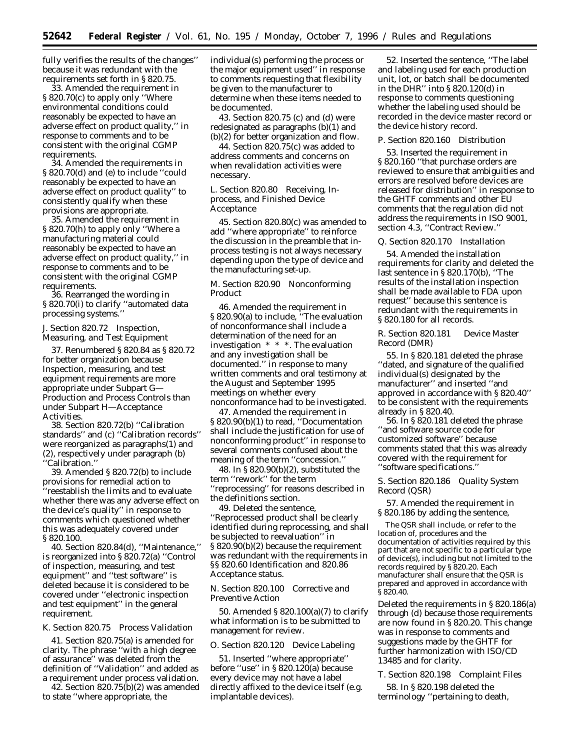fully verifies the results of the changes'' because it was redundant with the requirements set forth in § 820.75.

33. Amended the requirement in § 820.70(c) to apply only ''Where environmental conditions could reasonably be expected to have an adverse effect on product quality,'' in response to comments and to be consistent with the original CGMP requirements.

34. Amended the requirements in § 820.70(d) and (e) to include ''could reasonably be expected to have an adverse effect on product quality'' to consistently qualify when these provisions are appropriate.

35. Amended the requirement in § 820.70(h) to apply only ''Where a manufacturing material could reasonably be expected to have an adverse effect on product quality,'' in response to comments and to be consistent with the original CGMP requirements.

36. Rearranged the wording in § 820.70(i) to clarify ''automated data processing systems.''

*J. Section 820.72 Inspection, Measuring, and Test Equipment*

37. Renumbered § 820.84 as § 820.72 for better organization because Inspection, measuring, and test equipment requirements are more appropriate under Subpart G—Production and Process Controls than under Subpart H—Acceptance Activities.

38. Section 820.72(b) ''Calibration standards'' and (c) ''Calibration records'' were reorganized as paragraphs(1) and (2), respectively under paragraph (b) ''Calibration.''

39. Amended § 820.72(b) to include provisions for remedial action to ''reestablish the limits and to evaluate whether there was any adverse effect on the device's quality'' in response to comments which questioned whether this was adequately covered under § 820.100.

40. Section 820.84(d), ''Maintenance,'' is reorganized into § 820.72(a) ''Control of inspection, measuring, and test equipment'' and ''test software'' is deleted because it is considered to be covered under ''electronic inspection and test equipment'' in the general requirement.

*K. Section 820.75 Process Validation*

41. Section 820.75(a) is amended for clarity. The phrase ''with a high degree of assurance'' was deleted from the definition of ''Validation'' and added as a requirement under process validation.

42. Section 820.75(b)(2) was amended to state ''where appropriate, the individual(s) performing the process or the major equipment used'' in response to comments requesting that flexibility be given to the manufacturer to determine when these items needed to be documented.

43. Section 820.75 (c) and (d) were redesignated as paragraphs (b)(1) and (b)(2) for better organization and flow.

44. Section 820.75(c) was added to address comments and concerns on when revalidation activities were necessary.

*L. Section 820.80 Receiving, In-process, and Finished Device Acceptance*

45. Section 820.80(c) was amended to add ''where appropriate'' to reinforce the discussion in the preamble that in-process testing is not always necessary depending upon the type of device and the manufacturing set-up.

*M. Section 820.90 Nonconforming Product*

46. Amended the requirement in § 820.90(a) to include, ''The evaluation of nonconformance shall include a determination of the need for an investigation * * *. The evaluation and any investigation shall be documented.'' in response to many written comments and oral testimony at the August and September 1995 meetings on whether every nonconformance had to be investigated.

47. Amended the requirement in § 820.90(b)(1) to read, ''Documentation shall include the justification for use of nonconforming product'' in response to several comments confused about the meaning of the term ''concession.''

48. In § 820.90(b)(2), substituted the term ''rework'' for the term ''reprocessing'' for reasons described in the definitions section.

49. Deleted the sentence, ''Reprocessed product shall be clearly identified during reprocessing, and shall be subjected to reevaluation'' in § 820.90(b)(2) because the requirement was redundant with the requirements in §§ 820.60 Identification and 820.86 Acceptance status.

*N. Section 820.100 Corrective and Preventive Action*

50. Amended § 820.100(a)(7) to clarify what information is to be submitted to management for review.

*O. Section 820.120 Device Labeling*

51. Inserted ''where appropriate'' before ''use'' in § 820.120(a) because every device may not have a label directly affixed to the device itself (e.g. implantable devices).

52. Inserted the sentence, ''The label and labeling used for each production unit, lot, or batch shall be documented in the DHR'' into § 820.120(d) in response to comments questioning whether the labeling used should be recorded in the device master record or the device history record.

*P. Section 820.160 Distribution*

53. Inserted the requirement in § 820.160 ''that purchase orders are reviewed to ensure that ambiguities and errors are resolved before devices are released for distribution'' in response to the GHTF comments and other EU comments that the regulation did not address the requirements in ISO 9001, section 4.3, ''Contract Review.''

*Q. Section 820.170 Installation*

54. Amended the installation requirements for clarity and deleted the last sentence in § 820.170(b), ''The results of the installation inspection shall be made available to FDA upon request'' because this sentence is redundant with the requirements in § 820.180 for all records.

*R. Section 820.181 Device Master Record (DMR)*

55. In § 820.181 deleted the phrase ''dated, and signature of the qualified individual(s) designated by the manufacturer'' and inserted ''and approved in accordance with § 820.40'' to be consistent with the requirements already in § 820.40.

56. In § 820.181 deleted the phrase ''and software source code for customized software'' because comments stated that this was already covered with the requirement for ''software specifications.''

*S. Section 820.186 Quality System Record (QSR)*

57. Amended the requirement in § 820.186 by adding the sentence,

> The QSR shall include, or refer to the location of, procedures and the documentation of activities required by this part that are not specific to a particular type of device(s), including but not limited to the records required by § 820.20. Each manufacturer shall ensure that the QSR is prepared and approved in accordance with § 820.40.

Deleted the requirements in § 820.186(a) through (d) because those requirements are now found in § 820.20. This change was in response to comments and suggestions made by the GHTF for further harmonization with ISO/CD 13485 and for clarity.

*T. Section 820.198 Complaint Files*

58. In § 820.198 deleted the terminology ''pertaining to death,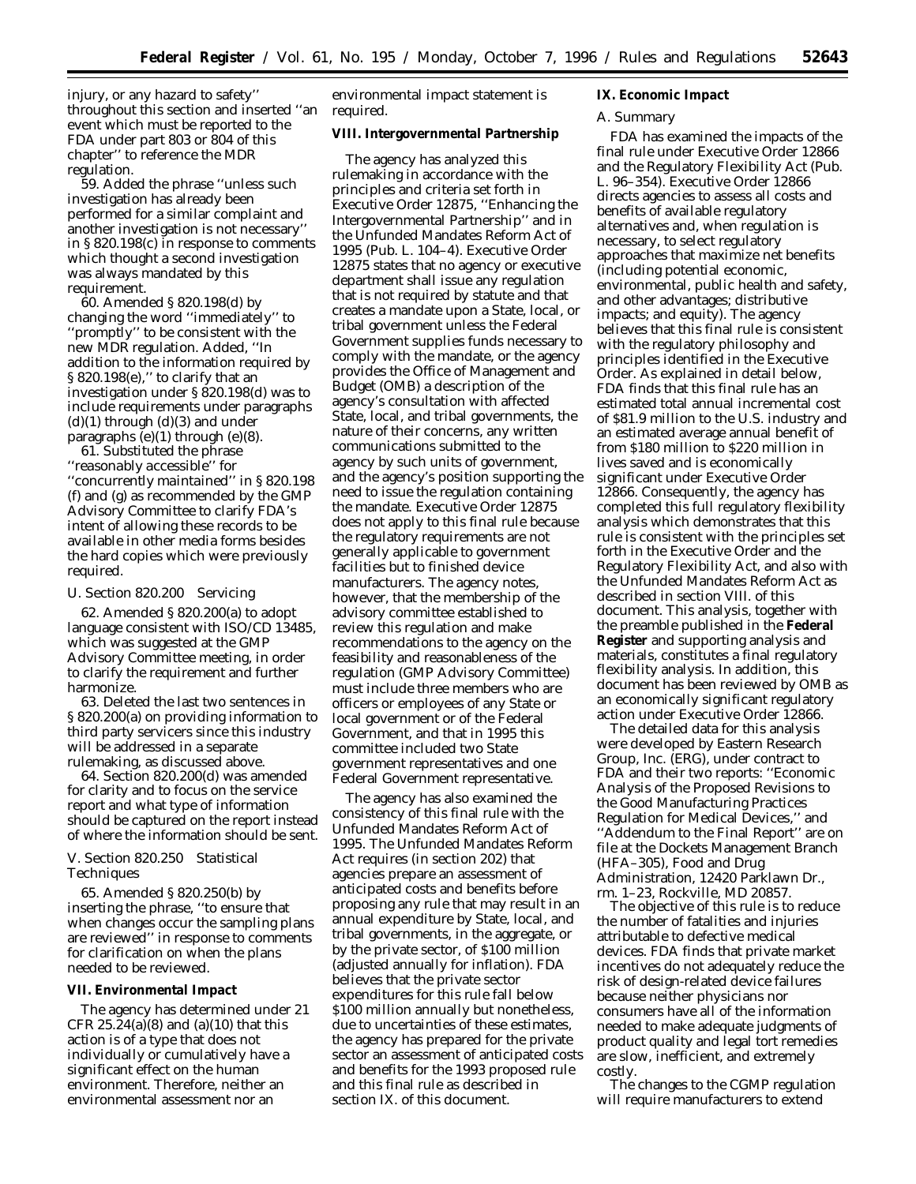injury, or any hazard to safety'' throughout this section and inserted ''an event which must be reported to the FDA under part 803 or 804 of this chapter'' to reference the MDR regulation.

59. Added the phrase ''unless such investigation has already been performed for a similar complaint and another investigation is not necessary'' in § 820.198(c) in response to comments which thought a second investigation was always mandated by this requirement.

60. Amended § 820.198(d) by changing the word ''immediately'' to ''promptly'' to be consistent with the new MDR regulation. Added, ''In addition to the information required by § 820.198(e),'' to clarify that an investigation under § 820.198(d) was to include requirements under paragraphs (d)(1) through (d)(3) and under paragraphs (e)(1) through (e)(8).

61. Substituted the phrase ''reasonably accessible'' for ''concurrently maintained'' in § 820.198 (f) and (g) as recommended by the GMP Advisory Committee to clarify FDA's intent of allowing these records to be available in other media forms besides the hard copies which were previously required.

### U. Section 820.200 Servicing

62. Amended § 820.200(a) to adopt language consistent with ISO/CD 13485, which was suggested at the GMP Advisory Committee meeting, in order to clarify the requirement and further harmonize.

63. Deleted the last two sentences in § 820.200(a) on providing information to third party servicers since this industry will be addressed in a separate rulemaking, as discussed above.

64. Section 820.200(d) was amended for clarity and to focus on the service report and what type of information should be captured on the report instead of where the information should be sent.

### V. Section 820.250 Statistical Techniques

65. Amended § 820.250(b) by inserting the phrase, ''to ensure that when changes occur the sampling plans are reviewed'' in response to comments for clarification on when the plans needed to be reviewed.

## VII. Environmental Impact

The agency has determined under 21 CFR 25.24(a)(8) and (a)(10) that this action is of a type that does not individually or cumulatively have a significant effect on the human environment. Therefore, neither an environmental assessment nor an environmental impact statement is required.

## VIII. Intergovernmental Partnership

The agency has analyzed this rulemaking in accordance with the principles and criteria set forth in Executive Order 12875, ''Enhancing the Intergovernmental Partnership'' and in the Unfunded Mandates Reform Act of 1995 (Pub. L. 104–4). Executive Order 12875 states that no agency or executive department shall issue any regulation that is not required by statute and that creates a mandate upon a State, local, or tribal government unless the Federal Government supplies funds necessary to comply with the mandate, or the agency provides the Office of Management and Budget (OMB) a description of the agency's consultation with affected State, local, and tribal governments, the nature of their concerns, any written communications submitted to the agency by such units of government, and the agency's position supporting the need to issue the regulation containing the mandate. Executive Order 12875 does not apply to this final rule because the regulatory requirements are not generally applicable to government facilities but to finished device manufacturers. The agency notes, however, that the membership of the advisory committee established to review this regulation and make recommendations to the agency on the feasibility and reasonableness of the regulation (GMP Advisory Committee) must include three members who are officers or employees of any State or local government or of the Federal Government, and that in 1995 this committee included two State government representatives and one Federal Government representative.

The agency has also examined the consistency of this final rule with the Unfunded Mandates Reform Act of 1995. The Unfunded Mandates Reform Act requires (in section 202) that agencies prepare an assessment of anticipated costs and benefits before proposing any rule that may result in an annual expenditure by State, local, and tribal governments, in the aggregate, or by the private sector, of $100 million (adjusted annually for inflation). FDA believes that the private sector expenditures for this rule fall below $100 million annually but nonetheless, due to uncertainties of these estimates, the agency has prepared for the private sector an assessment of anticipated costs and benefits for the 1993 proposed rule and this final rule as described in section IX. of this document.

## IX. Economic Impact

### A. Summary

FDA has examined the impacts of the final rule under Executive Order 12866 and the Regulatory Flexibility Act (Pub. L. 96–354). Executive Order 12866 directs agencies to assess all costs and benefits of available regulatory alternatives and, when regulation is necessary, to select regulatory approaches that maximize net benefits (including potential economic, environmental, public health and safety, and other advantages; distributive impacts; and equity). The agency believes that this final rule is consistent with the regulatory philosophy and principles identified in the Executive Order. As explained in detail below, FDA finds that this final rule has an estimated total annual incremental cost of $81.9 million to the U.S. industry and an estimated average annual benefit of from $180 million to $220 million in lives saved and is economically significant under Executive Order 12866. Consequently, the agency has completed this full regulatory flexibility analysis which demonstrates that this rule is consistent with the principles set forth in the Executive Order and the Regulatory Flexibility Act, and also with the Unfunded Mandates Reform Act as described in section VIII. of this document. This analysis, together with the preamble published in the **Federal Register** and supporting analysis and materials, constitutes a final regulatory flexibility analysis. In addition, this document has been reviewed by OMB as an economically significant regulatory action under Executive Order 12866.

The detailed data for this analysis were developed by Eastern Research Group, Inc. (ERG), under contract to FDA and their two reports: ''Economic Analysis of the Proposed Revisions to the Good Manufacturing Practices Regulation for Medical Devices,'' and ''Addendum to the Final Report'' are on file at the Dockets Management Branch (HFA–305), Food and Drug Administration, 12420 Parklawn Dr., rm. 1–23, Rockville, MD 20857.

The objective of this rule is to reduce the number of fatalities and injuries attributable to defective medical devices. FDA finds that private market incentives do not adequately reduce the risk of design-related device failures because neither physicians nor consumers have all of the information needed to make adequate judgments of product quality and legal tort remedies are slow, inefficient, and extremely costly.

The changes to the CGMP regulation will require manufacturers to extend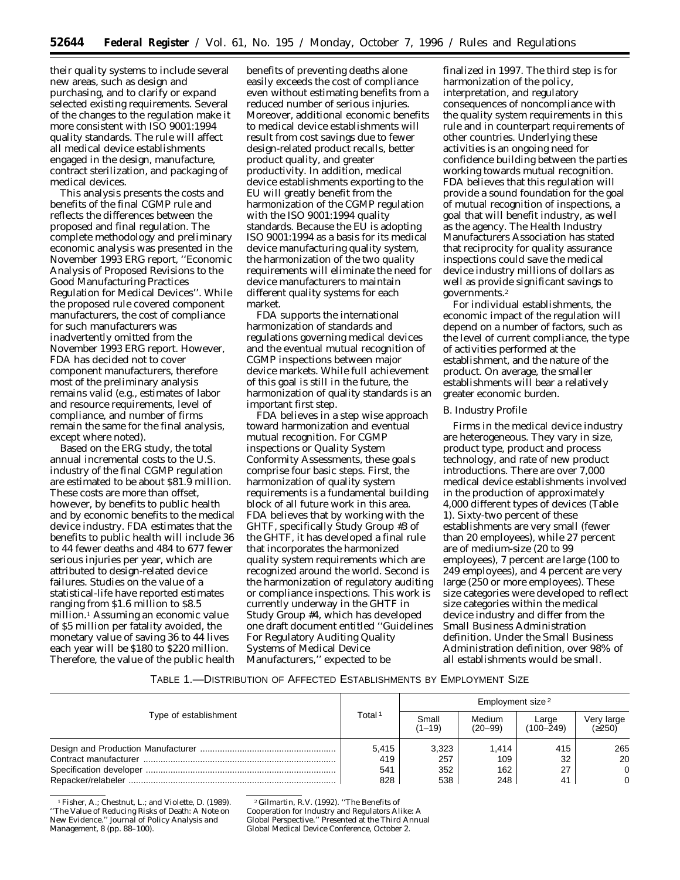their quality systems to include several new areas, such as design and purchasing, and to clarify or expand selected existing requirements. Several of the changes to the regulation make it more consistent with ISO 9001:1994 quality standards. The rule will affect all medical device establishments engaged in the design, manufacture, contract sterilization, and packaging of medical devices.

This analysis presents the costs and benefits of the final CGMP rule and reflects the differences between the proposed and final regulation. The complete methodology and preliminary economic analysis was presented in the November 1993 ERG report, ''Economic Analysis of Proposed Revisions to the Good Manufacturing Practices Regulation for Medical Devices''. While the proposed rule covered component manufacturers, the cost of compliance for such manufacturers was inadvertently omitted from the November 1993 ERG report. However, FDA has decided not to cover component manufacturers, therefore most of the preliminary analysis remains valid (e.g., estimates of labor and resource requirements, level of compliance, and number of firms remain the same for the final analysis, except where noted).

Based on the ERG study, the total annual incremental costs to the U.S. industry of the final CGMP regulation are estimated to be about $81.9 million. These costs are more than offset, however, by benefits to public health and by economic benefits to the medical device industry. FDA estimates that the benefits to public health will include 36 to 44 fewer deaths and 484 to 677 fewer serious injuries per year, which are attributed to design-related device failures. Studies on the value of a statistical-life have reported estimates ranging from $1.6 million to $8.5 million.[1] Assuming an economic value of $5 million per fatality avoided, the monetary value of saving 36 to 44 lives each year will be $180 to $220 million. Therefore, the value of the public health benefits of preventing deaths alone easily exceeds the cost of compliance even without estimating benefits from a reduced number of serious injuries. Moreover, additional economic benefits to medical device establishments will result from cost savings due to fewer design-related product recalls, better product quality, and greater productivity. In addition, medical device establishments exporting to the EU will greatly benefit from the harmonization of the CGMP regulation with the ISO 9001:1994 quality standards. Because the EU is adopting ISO 9001:1994 as a basis for its medical device manufacturing quality system, the harmonization of the two quality requirements will eliminate the need for device manufacturers to maintain different quality systems for each market.

FDA supports the international harmonization of standards and regulations governing medical devices and the eventual mutual recognition of CGMP inspections between major device markets. While full achievement of this goal is still in the future, the harmonization of quality standards is an important first step.

FDA believes in a step wise approach toward harmonization and eventual mutual recognition. For CGMP inspections or Quality System Conformity Assessments, these goals comprise four basic steps. First, the harmonization of quality system requirements is a fundamental building block of all future work in this area. FDA believes that by working with the GHTF, specifically Study Group #3 of the GHTF, it has developed a final rule that incorporates the harmonized quality system requirements which are recognized around the world. Second is the harmonization of regulatory auditing or compliance inspections. This work is currently underway in the GHTF in Study Group #4, which has developed one draft document entitled ''Guidelines For Regulatory Auditing Quality Systems of Medical Device Manufacturers,'' expected to be finalized in 1997. The third step is for harmonization of the policy, interpretation, and regulatory consequences of noncompliance with the quality system requirements in this rule and in counterpart requirements of other countries. Underlying these activities is an ongoing need for confidence building between the parties working towards mutual recognition. FDA believes that this regulation will provide a sound foundation for the goal of mutual recognition of inspections, a goal that will benefit industry, as well as the agency. The Health Industry Manufacturers Association has stated that reciprocity for quality assurance inspections could save the medical device industry millions of dollars as well as provide significant savings to governments.[2]

For individual establishments, the economic impact of the regulation will depend on a number of factors, such as the level of current compliance, the type of activities performed at the establishment, and the nature of the product. On average, the smaller establishments will bear a relatively greater economic burden.

### B. Industry Profile

Firms in the medical device industry are heterogeneous. They vary in size, product type, product and process technology, and rate of new product introductions. There are over 7,000 medical device establishments involved in the production of approximately 4,000 different types of devices (Table 1). Sixty-two percent of these establishments are very small (fewer than 20 employees), while 27 percent are of medium-size (20 to 99 employees), 7 percent are large (100 to 249 employees), and 4 percent are very large (250 or more employees). These size categories were developed to reflect size categories within the medical device industry and differ from the Small Business Administration definition. Under the Small Business Administration definition, over 98% of all establishments would be small.

TABLE 1.—DISTRIBUTION OF AFFECTED ESTABLISHMENTS BY EMPLOYMENT SIZE

| Type of establishment | Total [1] | Employment size [2] | | | |
|---|---|---|---|---|---|
| | | Small (1–19) | Medium (20–99) | Large (100–249) | Very large (≥250) |
| Design and Production Manufacturer | 5,415 | 3,323 | 1,414 | 415 | 265 |
| Contract manufacturer | 419 | 257 | 109 | 32 | 20 |
| Specification developer | 541 | 352 | 162 | 27 | 0 |
| Repacker/relabeler | 828 | 538 | 248 | 41 | 0 |

[1] Fisher, A.; Chestnut, L.; and Violette, D. (1989). ''The Value of Reducing Risks of Death: A Note on New Evidence.'' Journal of Policy Analysis and Management, 8 (pp. 88–100).

[2] Gilmartin, R.V. (1992). ''The Benefits of Cooperation for Industry and Regulators Alike: A Global Perspective.'' Presented at the Third Annual Global Medical Device Conference, October 2.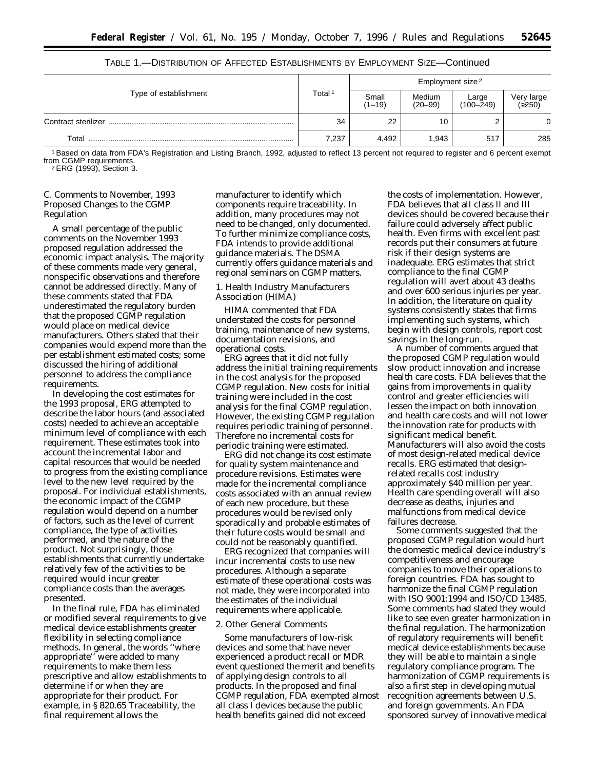TABLE 1.—DISTRIBUTION OF AFFECTED ESTABLISHMENTS BY EMPLOYMENT SIZE—Continued

| Type of establishment | Total [1] | Employment size [2] | | | |
|---|---|---|---|---|---|
| | | Small (1–19) | Medium (20–99) | Large (100–249) | Very large (≥250) |
| Contract sterilizer | 34 | 22 | 10 | 2 | 0 |
| Total | 7,237 | 4,492 | 1,943 | 517 | 285 |

[1] Based on data from FDA's Registration and Listing Branch, 1992, adjusted to reflect 13 percent not required to register and 6 percent exempt from CGMP requirements.
[2] ERG (1993), Section 3.

*C. Comments to November, 1993 Proposed Changes to the CGMP Regulation*

A small percentage of the public comments on the November 1993 proposed regulation addressed the economic impact analysis. The majority of these comments made very general, nonspecific observations and therefore cannot be addressed directly. Many of these comments stated that FDA underestimated the regulatory burden that the proposed CGMP regulation would place on medical device manufacturers. Others stated that their companies would expend more than the per establishment estimated costs; some discussed the hiring of additional personnel to address the compliance requirements.

In developing the cost estimates for the 1993 proposal, ERG attempted to describe the labor hours (and associated costs) needed to achieve an acceptable minimum level of compliance with each requirement. These estimates took into account the incremental labor and capital resources that would be needed to progress from the existing compliance level to the new level required by the proposal. For individual establishments, the economic impact of the CGMP regulation would depend on a number of factors, such as the level of current compliance, the type of activities performed, and the nature of the product. Not surprisingly, those establishments that currently undertake relatively few of the activities to be required would incur greater compliance costs than the averages presented.

In the final rule, FDA has eliminated or modified several requirements to give medical device establishments greater flexibility in selecting compliance methods. In general, the words ''where appropriate'' were added to many requirements to make them less prescriptive and allow establishments to determine if or when they are appropriate for their product. For example, in § 820.65 Traceability, the final requirement allows the manufacturer to identify which components require traceability. In addition, many procedures may not need to be changed, only documented. To further minimize compliance costs, FDA intends to provide additional guidance materials. The DSMA currently offers guidance materials and regional seminars on CGMP matters.

*1. Health Industry Manufacturers Association (HIMA)*

HIMA commented that FDA understated the costs for personnel training, maintenance of new systems, documentation revisions, and operational costs.

ERG agrees that it did not fully address the initial training requirements in the cost analysis for the proposed CGMP regulation. New costs for initial training were included in the cost analysis for the final CGMP regulation. However, the existing CGMP regulation requires periodic training of personnel. Therefore no incremental costs for periodic training were estimated.

ERG did not change its cost estimate for quality system maintenance and procedure revisions. Estimates were made for the incremental compliance costs associated with an annual review of each new procedure, but these procedures would be revised only sporadically and probable estimates of their future costs would be small and could not be reasonably quantified.

ERG recognized that companies will incur incremental costs to use new procedures. Although a separate estimate of these operational costs was not made, they were incorporated into the estimates of the individual requirements where applicable.

*2. Other General Comments*

Some manufacturers of low-risk devices and some that have never experienced a product recall or MDR event questioned the merit and benefits of applying design controls to all products. In the proposed and final CGMP regulation, FDA exempted almost all class I devices because the public health benefits gained did not exceed the costs of implementation. However, FDA believes that all class II and III devices should be covered because their failure could adversely affect public health. Even firms with excellent past records put their consumers at future risk if their design systems are inadequate. ERG estimates that strict compliance to the final CGMP regulation will avert about 43 deaths and over 600 serious injuries per year. In addition, the literature on quality systems consistently states that firms implementing such systems, which begin with design controls, report cost savings in the long-run.

A number of comments argued that the proposed CGMP regulation would slow product innovation and increase health care costs. FDA believes that the gains from improvements in quality control and greater efficiencies will lessen the impact on both innovation and health care costs and will not lower the innovation rate for products with significant medical benefit. Manufacturers will also avoid the costs of most design-related medical device recalls. ERG estimated that design-related recalls cost industry approximately $40 million per year. Health care spending overall will also decrease as deaths, injuries and malfunctions from medical device failures decrease.

Some comments suggested that the proposed CGMP regulation would hurt the domestic medical device industry's competitiveness and encourage companies to move their operations to foreign countries. FDA has sought to harmonize the final CGMP regulation with ISO 9001:1994 and ISO/CD 13485. Some comments had stated they would like to see even greater harmonization in the final regulation. The harmonization of regulatory requirements will benefit medical device establishments because they will be able to maintain a single regulatory compliance program. The harmonization of CGMP requirements is also a first step in developing mutual recognition agreements between U.S. and foreign governments. An FDA sponsored survey of innovative medical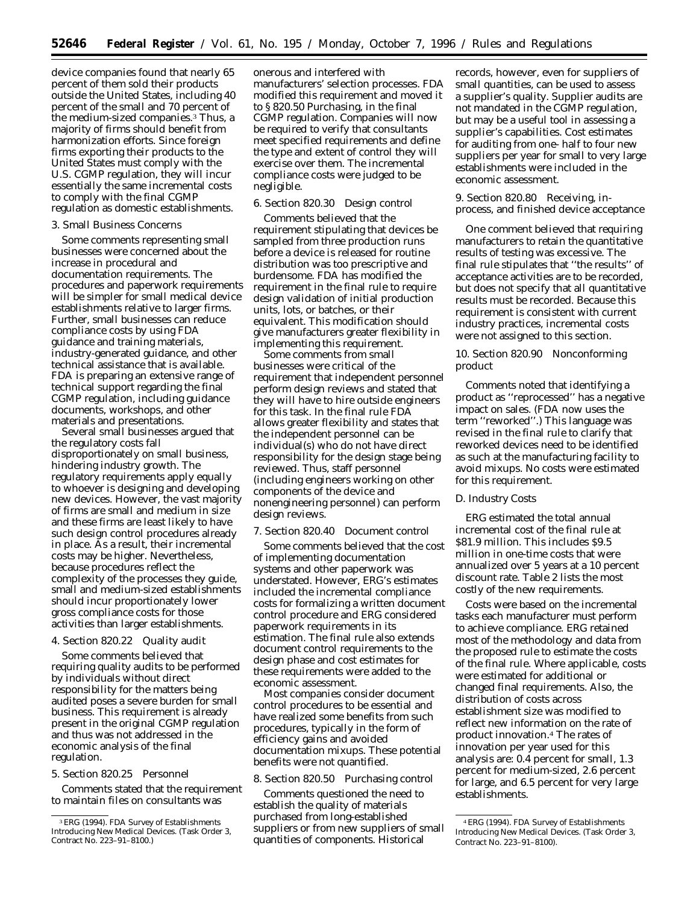device companies found that nearly 65 percent of them sold their products outside the United States, including 40 percent of the small and 70 percent of the medium-sized companies.[3] Thus, a majority of firms should benefit from harmonization efforts. Since foreign firms exporting their products to the United States must comply with the U.S. CGMP regulation, they will incur essentially the same incremental costs to comply with the final CGMP regulation as domestic establishments.

3. Small Business Concerns

Some comments representing small businesses were concerned about the increase in procedural and documentation requirements. The procedures and paperwork requirements will be simpler for small medical device establishments relative to larger firms. Further, small businesses can reduce compliance costs by using FDA guidance and training materials, industry-generated guidance, and other technical assistance that is available. FDA is preparing an extensive range of technical support regarding the final CGMP regulation, including guidance documents, workshops, and other materials and presentations.

Several small businesses argued that the regulatory costs fall disproportionately on small business, hindering industry growth. The regulatory requirements apply equally to whoever is designing and developing new devices. However, the vast majority of firms are small and medium in size and these firms are least likely to have such design control procedures already in place. As a result, their incremental costs may be higher. Nevertheless, because procedures reflect the complexity of the processes they guide, small and medium-sized establishments should incur proportionately lower gross compliance costs for those activities than larger establishments.

4. Section 820.22 Quality audit

Some comments believed that requiring quality audits to be performed by individuals without direct responsibility for the matters being audited poses a severe burden for small business. This requirement is already present in the original CGMP regulation and thus was not addressed in the economic analysis of the final regulation.

5. Section 820.25 Personnel

Comments stated that the requirement to maintain files on consultants was onerous and interfered with manufacturers' selection processes. FDA modified this requirement and moved it to § 820.50 Purchasing, in the final CGMP regulation. Companies will now be required to verify that consultants meet specified requirements and define the type and extent of control they will exercise over them. The incremental compliance costs were judged to be negligible.

6. Section 820.30 Design control

Comments believed that the requirement stipulating that devices be sampled from three production runs before a device is released for routine distribution was too prescriptive and burdensome. FDA has modified the requirement in the final rule to require design validation of initial production units, lots, or batches, or their equivalent. This modification should give manufacturers greater flexibility in implementing this requirement.

Some comments from small businesses were critical of the requirement that independent personnel perform design reviews and stated that they will have to hire outside engineers for this task. In the final rule FDA allows greater flexibility and states that the independent personnel can be individual(s) who do not have direct responsibility for the design stage being reviewed. Thus, staff personnel (including engineers working on other components of the device and nonengineering personnel) can perform design reviews.

7. Section 820.40 Document control

Some comments believed that the cost of implementing documentation systems and other paperwork was understated. However, ERG's estimates included the incremental compliance costs for formalizing a written document control procedure and ERG considered paperwork requirements in its estimation. The final rule also extends document control requirements to the design phase and cost estimates for these requirements were added to the economic assessment.

Most companies consider document control procedures to be essential and have realized some benefits from such procedures, typically in the form of efficiency gains and avoided documentation mixups. These potential benefits were not quantified.

8. Section 820.50 Purchasing control

Comments questioned the need to establish the quality of materials purchased from long-established suppliers or from new suppliers of small quantities of components. Historical records, however, even for suppliers of small quantities, can be used to assess a supplier's quality. Supplier audits are not mandated in the CGMP regulation, but may be a useful tool in assessing a supplier's capabilities. Cost estimates for auditing from one- half to four new suppliers per year for small to very large establishments were included in the economic assessment.

9. Section 820.80 Receiving, in-process, and finished device acceptance

One comment believed that requiring manufacturers to retain the quantitative results of testing was excessive. The final rule stipulates that "the results" of acceptance activities are to be recorded, but does not specify that all quantitative results must be recorded. Because this requirement is consistent with current industry practices, incremental costs were not assigned to this section.

10. Section 820.90 Nonconforming product

Comments noted that identifying a product as "reprocessed" has a negative impact on sales. (FDA now uses the term "reworked".) This language was revised in the final rule to clarify that reworked devices need to be identified as such at the manufacturing facility to avoid mixups. No costs were estimated for this requirement.

D. Industry Costs

ERG estimated the total annual incremental cost of the final rule at $81.9 million. This includes $9.5 million in one-time costs that were annualized over 5 years at a 10 percent discount rate. Table 2 lists the most costly of the new requirements.

Costs were based on the incremental tasks each manufacturer must perform to achieve compliance. ERG retained most of the methodology and data from the proposed rule to estimate the costs of the final rule. Where applicable, costs were estimated for additional or changed final requirements. Also, the distribution of costs across establishment size was modified to reflect new information on the rate of product innovation.[4] The rates of innovation per year used for this analysis are: 0.4 percent for small, 1.3 percent for medium-sized, 2.6 percent for large, and 6.5 percent for very large establishments.

[3] ERG (1994). FDA Survey of Establishments Introducing New Medical Devices. (Task Order 3, Contract No. 223–91–8100.)

[4] ERG (1994). FDA Survey of Establishments Introducing New Medical Devices. (Task Order 3, Contract No. 223–91–8100).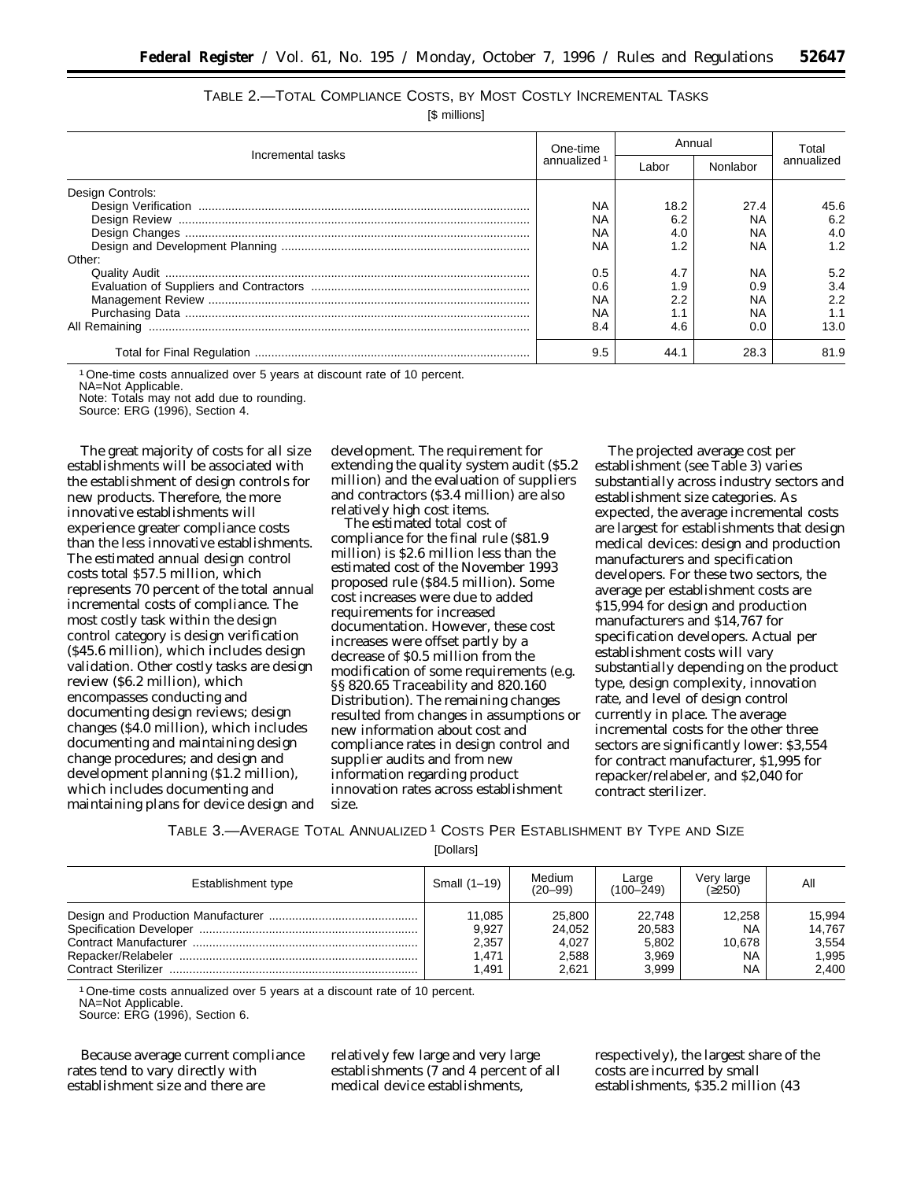TABLE 2.—TOTAL COMPLIANCE COSTS, BY MOST COSTLY INCREMENTAL TASKS

[$ millions]

| Incremental tasks | One-time annualized [1] | Annual | | Total annualized |
|---|---|---|---|---|
| | | Labor | Nonlabor | |
| Design Controls: | | | | |
| Design Verification | NA | 18.2 | 27.4 | 45.6 |
| Design Review | NA | 6.2 | NA | 6.2 |
| Design Changes | NA | 4.0 | NA | 4.0 |
| Design and Development Planning | NA | 1.2 | NA | 1.2 |
| Other: | | | | |
| Quality Audit | 0.5 | 4.7 | NA | 5.2 |
| Evaluation of Suppliers and Contractors | 0.6 | 1.9 | 0.9 | 3.4 |
| Management Review | NA | 2.2 | NA | 2.2 |
| Purchasing Data | NA | 1.1 | NA | 1.1 |
| All Remaining | 8.4 | 4.6 | 0.0 | 13.0 |
| Total for Final Regulation | 9.5 | 44.1 | 28.3 | 81.9 |

[1] One-time costs annualized over 5 years at discount rate of 10 percent.
NA=Not Applicable.
Note: Totals may not add due to rounding.
Source: ERG (1996), Section 4.

The great majority of costs for all size establishments will be associated with the establishment of design controls for new products. Therefore, the more innovative establishments will experience greater compliance costs than the less innovative establishments. The estimated annual design control costs total $57.5 million, which represents 70 percent of the total annual incremental costs of compliance. The most costly task within the design control category is design verification ($45.6 million), which includes design validation. Other costly tasks are design review ($6.2 million), which encompasses conducting and documenting design reviews; design changes ($4.0 million), which includes documenting and maintaining design change procedures; and design and development planning ($1.2 million), which includes documenting and maintaining plans for device design and development. The requirement for extending the quality system audit ($5.2 million) and the evaluation of suppliers and contractors ($3.4 million) are also relatively high cost items.

The estimated total cost of compliance for the final rule ($81.9 million) is $2.6 million less than the estimated cost of the November 1993 proposed rule ($84.5 million). Some cost increases were due to added requirements for increased documentation. However, these cost increases were offset partly by a decrease of $0.5 million from the modification of some requirements (e.g. §§ 820.65 Traceability and 820.160 Distribution). The remaining changes resulted from changes in assumptions or new information about cost and compliance rates in design control and supplier audits and from new information regarding product innovation rates across establishment size.

The projected average cost per establishment (see Table 3) varies substantially across industry sectors and establishment size categories. As expected, the average incremental costs are largest for establishments that design medical devices: design and production manufacturers and specification developers. For these two sectors, the average per establishment costs are $15,994 for design and production manufacturers and $14,767 for specification developers. Actual per establishment costs will vary substantially depending on the product type, design complexity, innovation rate, and level of design control currently in place. The average incremental costs for the other three sectors are significantly lower: $3,554 for contract manufacturer, $1,995 for repacker/relabeler, and $2,040 for contract sterilizer.

TABLE 3.—AVERAGE TOTAL ANNUALIZED [1] COSTS PER ESTABLISHMENT BY TYPE AND SIZE

[Dollars]

| Establishment type | Small (1–19) | Medium (20–99) | Large (100–249) | Very large (≥250) | All |
|---|---|---|---|---|---|
| Design and Production Manufacturer | 11,085 | 25,800 | 22,748 | 12,258 | 15,994 |
| Specification Developer | 9,927 | 24,052 | 20,583 | NA | 14,767 |
| Contract Manufacturer | 2,357 | 4,027 | 5,802 | 10,678 | 3,554 |
| Repacker/Relabeler | 1,471 | 2,588 | 3,969 | NA | 1,995 |
| Contract Sterilizer | 1,491 | 2,621 | 3,999 | NA | 2,400 |

[1] One-time costs annualized over 5 years at a discount rate of 10 percent.
NA=Not Applicable.
Source: ERG (1996), Section 6.

Because average current compliance rates tend to vary directly with establishment size and there are relatively few large and very large establishments (7 and 4 percent of all medical device establishments, respectively), the largest share of the costs are incurred by small establishments, $35.2 million (43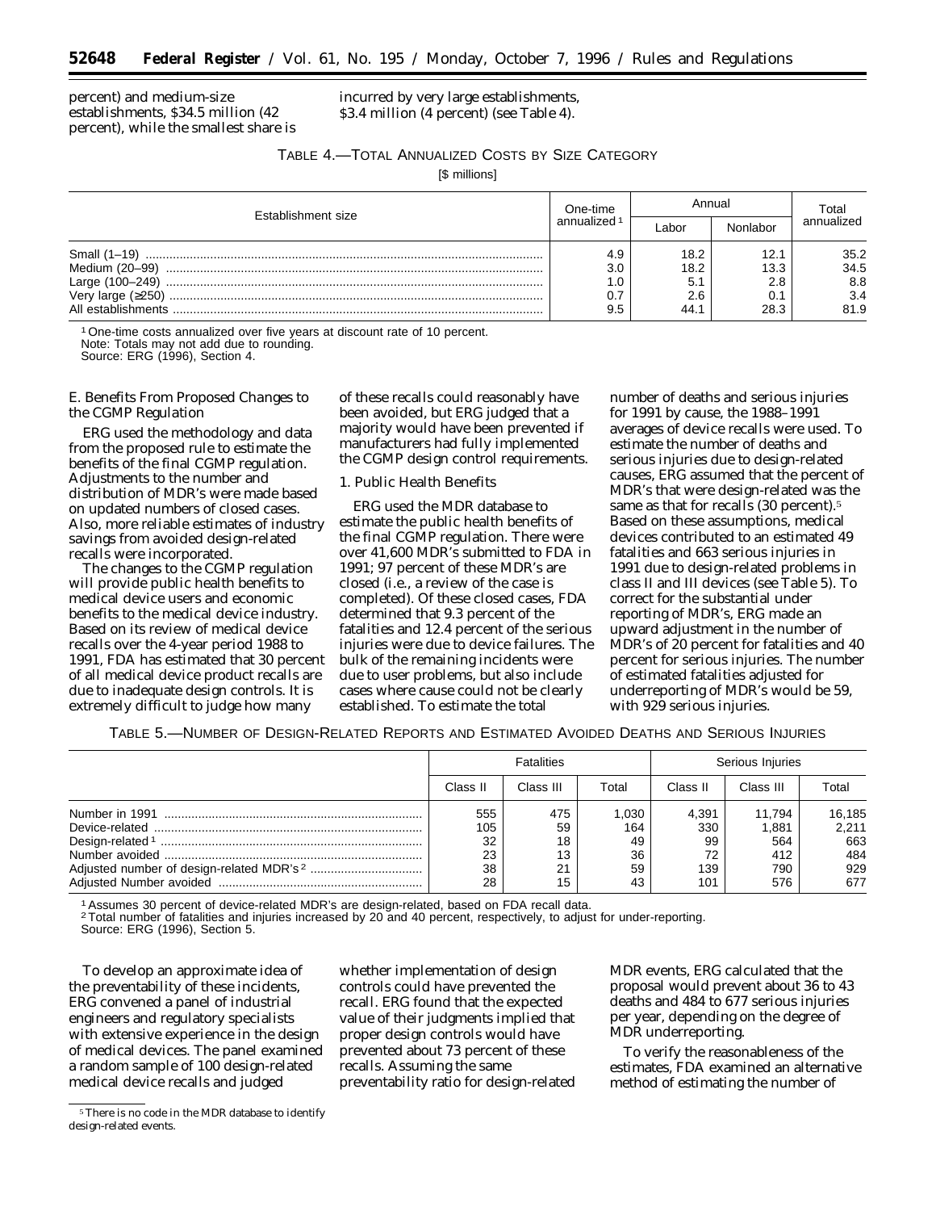percent) and medium-size establishments, $34.5 million (42 percent), while the smallest share is incurred by very large establishments, $3.4 million (4 percent) (see Table 4).

TABLE 4.—TOTAL ANNUALIZED COSTS BY SIZE CATEGORY

[$ millions]

| Establishment size | One-time annualized [1] | Annual | | Total annualized |
|---|---|---|---|---|
| | | Labor | Nonlabor | |
| Small (1–19) | 4.9 | 18.2 | 12.1 | 35.2 |
| Medium (20–99) | 3.0 | 18.2 | 13.3 | 34.5 |
| Large (100–249) | 1.0 | 5.1 | 2.8 | 8.8 |
| Very large (≥250) | 0.7 | 2.6 | 0.1 | 3.4 |
| All establishments | 9.5 | 44.1 | 28.3 | 81.9 |

[1] One-time costs annualized over five years at discount rate of 10 percent.
Note: Totals may not add due to rounding.
Source: ERG (1996), Section 4.

*E. Benefits From Proposed Changes to the CGMP Regulation*

ERG used the methodology and data from the proposed rule to estimate the benefits of the final CGMP regulation. Adjustments to the number and distribution of MDR's were made based on updated numbers of closed cases. Also, more reliable estimates of industry savings from avoided design-related recalls were incorporated.

The changes to the CGMP regulation will provide public health benefits to medical device users and economic benefits to the medical device industry. Based on its review of medical device recalls over the 4-year period 1988 to 1991, FDA has estimated that 30 percent of all medical device product recalls are due to inadequate design controls. It is extremely difficult to judge how many of these recalls could reasonably have been avoided, but ERG judged that a majority would have been prevented if manufacturers had fully implemented the CGMP design control requirements.

*1. Public Health Benefits*

ERG used the MDR database to estimate the public health benefits of the final CGMP regulation. There were over 41,600 MDR's submitted to FDA in 1991; 97 percent of these MDR's are closed (i.e., a review of the case is completed). Of these closed cases, FDA determined that 9.3 percent of the fatalities and 12.4 percent of the serious injuries were due to device failures. The bulk of the remaining incidents were due to user problems, but also include cases where cause could not be clearly established. To estimate the total number of deaths and serious injuries for 1991 by cause, the 1988–1991 averages of device recalls were used. To estimate the number of deaths and serious injuries due to design-related causes, ERG assumed that the percent of MDR's that were design-related was the same as that for recalls (30 percent).[5] Based on these assumptions, medical devices contributed to an estimated 49 fatalities and 663 serious injuries in 1991 due to design-related problems in class II and III devices (see Table 5). To correct for the substantial under reporting of MDR's, ERG made an upward adjustment in the number of MDR's of 20 percent for fatalities and 40 percent for serious injuries. The number of estimated fatalities adjusted for underreporting of MDR's would be 59, with 929 serious injuries.

TABLE 5.—NUMBER OF DESIGN-RELATED REPORTS AND ESTIMATED AVOIDED DEATHS AND SERIOUS INJURIES

| | Fatalities | | | Serious Injuries | | |
|---|---|---|---|---|---|---|
| | Class II | Class III | Total | Class II | Class III | Total |
| Number in 1991 | 555 | 475 | 1,030 | 4,391 | 11,794 | 16,185 |
| Device-related | 105 | 59 | 164 | 330 | 1,881 | 2,211 |
| Design-related [1] | 32 | 18 | 49 | 99 | 564 | 663 |
| Number avoided | 23 | 13 | 36 | 72 | 412 | 484 |
| Adjusted number of design-related MDR's [2] | 38 | 21 | 59 | 139 | 790 | 929 |
| Adjusted Number avoided | 28 | 15 | 43 | 101 | 576 | 677 |

[1] Assumes 30 percent of device-related MDR's are design-related, based on FDA recall data.
[2] Total number of fatalities and injuries increased by 20 and 40 percent, respectively, to adjust for under-reporting.
Source: ERG (1996), Section 5.

To develop an approximate idea of the preventability of these incidents, ERG convened a panel of industrial engineers and regulatory specialists with extensive experience in the design of medical devices. The panel examined a random sample of 100 design-related medical device recalls and judged whether implementation of design controls could have prevented the recall. ERG found that the expected value of their judgments implied that proper design controls would have prevented about 73 percent of these recalls. Assuming the same preventability ratio for design-related MDR events, ERG calculated that the proposal would prevent about 36 to 43 deaths and 484 to 677 serious injuries per year, depending on the degree of MDR underreporting.

To verify the reasonableness of the estimates, FDA examined an alternative method of estimating the number of

[5] There is no code in the MDR database to identify design-related events.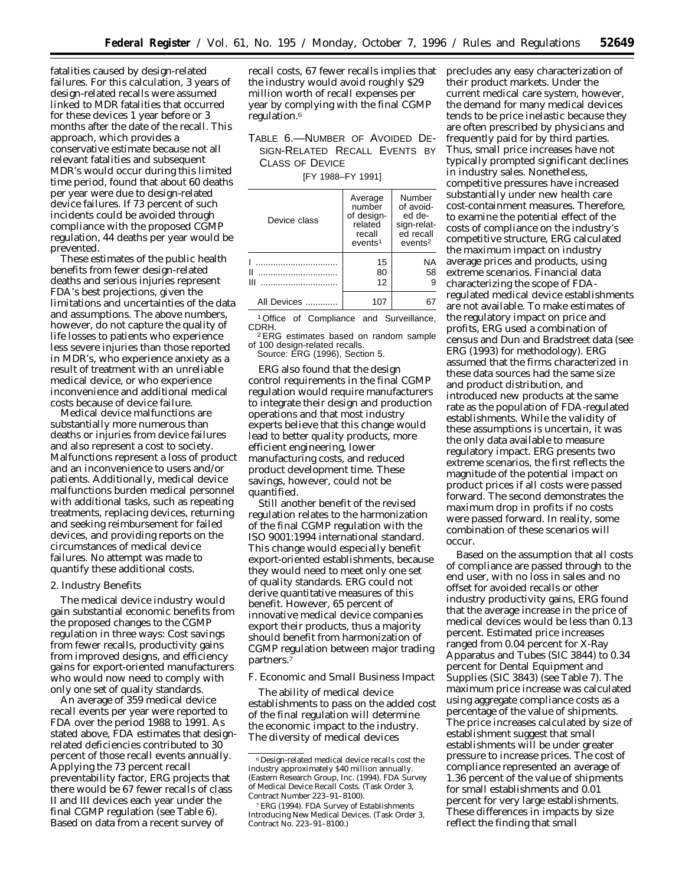fatalities caused by design-related failures. For this calculation, 3 years of design-related recalls were assumed linked to MDR fatalities that occurred for these devices 1 year before or 3 months after the date of the recall. This approach, which provides a conservative estimate because not all relevant fatalities and subsequent MDR's would occur during this limited time period, found that about 60 deaths per year were due to design-related device failures. If 73 percent of such incidents could be avoided through compliance with the proposed CGMP regulation, 44 deaths per year would be prevented.

These estimates of the public health benefits from fewer design-related deaths and serious injuries represent FDA's best projections, given the limitations and uncertainties of the data and assumptions. The above numbers, however, do not capture the quality of life losses to patients who experience less severe injuries than those reported in MDR's, who experience anxiety as a result of treatment with an unreliable medical device, or who experience inconvenience and additional medical costs because of device failure.

Medical device malfunctions are substantially more numerous than deaths or injuries from device failures and also represent a cost to society. Malfunctions represent a loss of product and an inconvenience to users and/or patients. Additionally, medical device malfunctions burden medical personnel with additional tasks, such as repeating treatments, replacing devices, returning and seeking reimbursement for failed devices, and providing reports on the circumstances of medical device failures. No attempt was made to quantify these additional costs.

## 2. Industry Benefits

The medical device industry would gain substantial economic benefits from the proposed changes to the CGMP regulation in three ways: Cost savings from fewer recalls, productivity gains from improved designs, and efficiency gains for export-oriented manufacturers who would now need to comply with only one set of quality standards.

An average of 359 medical device recall events per year were reported to FDA over the period 1988 to 1991. As stated above, FDA estimates that design-related deficiencies contributed to 30 percent of those recall events annually. Applying the 73 percent recall preventability factor, ERG projects that there would be 67 fewer recalls of class II and III devices each year under the final CGMP regulation (see Table 6). Based on data from a recent survey of recall costs, 67 fewer recalls implies that the industry would avoid roughly $29 million worth of recall expenses per year by complying with the final CGMP regulation.[6]

TABLE 6.—NUMBER OF AVOIDED DESIGN-RELATED RECALL EVENTS BY CLASS OF DEVICE

[FY 1988–FY 1991]

| Device class | Average number of design-related recall events[1] | Number of avoided design-related recall events[2] |
|---|---|---|
| I | 15 | NA |
| II | 80 | 58 |
| III | 12 | 9 |
| All Devices | 107 | 67 |

[1] Office of Compliance and Surveillance, CDRH.
[2] ERG estimates based on random sample of 100 design-related recalls.
Source: ERG (1996), Section 5.

ERG also found that the design control requirements in the final CGMP regulation would require manufacturers to integrate their design and production operations and that most industry experts believe that this change would lead to better quality products, more efficient engineering, lower manufacturing costs, and reduced product development time. These savings, however, could not be quantified.

Still another benefit of the revised regulation relates to the harmonization of the final CGMP regulation with the ISO 9001:1994 international standard. This change would especially benefit export-oriented establishments, because they would need to meet only one set of quality standards. ERG could not derive quantitative measures of this benefit. However, 65 percent of innovative medical device companies export their products, thus a majority should benefit from harmonization of CGMP regulation between major trading partners.[7]

## F. Economic and Small Business Impact

The ability of medical device establishments to pass on the added cost of the final regulation will determine the economic impact to the industry. The diversity of medical devices precludes any easy characterization of their product markets. Under the current medical care system, however, the demand for many medical devices tends to be price inelastic because they are often prescribed by physicians and frequently paid for by third parties. Thus, small price increases have not typically prompted significant declines in industry sales. Nonetheless, competitive pressures have increased substantially under new health care cost-containment measures. Therefore, to examine the potential effect of the costs of compliance on the industry's competitive structure, ERG calculated the maximum impact on industry average prices and products, using extreme scenarios. Financial data characterizing the scope of FDA-regulated medical device establishments are not available. To make estimates of the regulatory impact on price and profits, ERG used a combination of census and Dun and Bradstreet data (see ERG (1993) for methodology). ERG assumed that the firms characterized in these data sources had the same size and product distribution, and introduced new products at the same rate as the population of FDA-regulated establishments. While the validity of these assumptions is uncertain, it was the only data available to measure regulatory impact. ERG presents two extreme scenarios, the first reflects the magnitude of the potential impact on product prices if all costs were passed forward. The second demonstrates the maximum drop in profits if no costs were passed forward. In reality, some combination of these scenarios will occur.

Based on the assumption that all costs of compliance are passed through to the end user, with no loss in sales and no offset for avoided recalls or other industry productivity gains, ERG found that the average increase in the price of medical devices would be less than 0.13 percent. Estimated price increases ranged from 0.04 percent for X-Ray Apparatus and Tubes (SIC 3844) to 0.34 percent for Dental Equipment and Supplies (SIC 3843) (see Table 7). The maximum price increase was calculated using aggregate compliance costs as a percentage of the value of shipments. The price increases calculated by size of establishment suggest that small establishments will be under greater pressure to increase prices. The cost of compliance represented an average of 1.36 percent of the value of shipments for small establishments and 0.01 percent for very large establishments. These differences in impacts by size reflect the finding that small

[6] Design-related medical device recalls cost the industry approximately $40 million annually. (Eastern Research Group, Inc. (1994). FDA Survey of Medical Device Recall Costs. (Task Order 3, Contract Number 223–91–8100).

[7] ERG (1994). FDA Survey of Establishments Introducing New Medical Devices. (Task Order 3, Contract No. 223–91–8100.)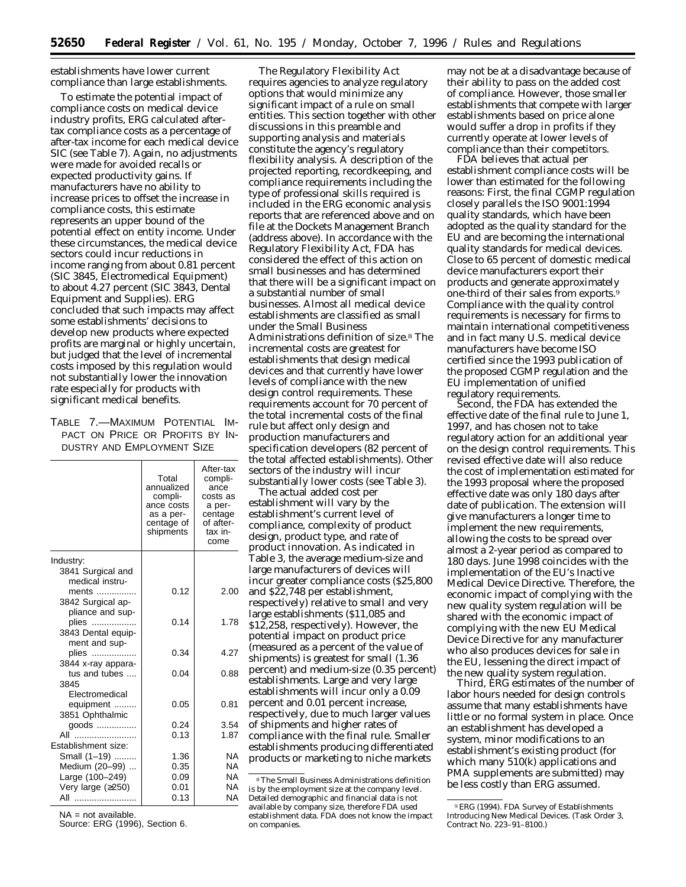establishments have lower current compliance than large establishments.

To estimate the potential impact of compliance costs on medical device industry profits, ERG calculated after-tax compliance costs as a percentage of after-tax income for each medical device SIC (see Table 7). Again, no adjustments were made for avoided recalls or expected productivity gains. If manufacturers have no ability to increase prices to offset the increase in compliance costs, this estimate represents an upper bound of the potential effect on entity income. Under these circumstances, the medical device sectors could incur reductions in income ranging from about 0.81 percent (SIC 3845, Electromedical Equipment) to about 4.27 percent (SIC 3843, Dental Equipment and Supplies). ERG concluded that such impacts may affect some establishments' decisions to develop new products where expected profits are marginal or highly uncertain, but judged that the level of incremental costs imposed by this regulation would not substantially lower the innovation rate especially for products with significant medical benefits.

TABLE 7.—MAXIMUM POTENTIAL IMPACT ON PRICE OR PROFITS BY INDUSTRY AND EMPLOYMENT SIZE

| | Total annualized compliance costs as a percentage of shipments | After-tax compliance costs as a percentage of after-tax income |
|---|---|---|
| Industry: | | |
| 3841 Surgical and medical instruments | 0.12 | 2.00 |
| 3842 Surgical appliance and supplies | 0.14 | 1.78 |
| 3843 Dental equipment and supplies | 0.34 | 4.27 |
| 3844 x-ray apparatus and tubes | 0.04 | 0.88 |
| 3845 Electromedical equipment | 0.05 | 0.81 |
| 3851 Ophthalmic goods | 0.24 | 3.54 |
| All | 0.13 | 1.87 |
| Establishment size: | | |
| Small (1–19) | 1.36 | NA |
| Medium (20–99) | 0.35 | NA |
| Large (100–249) | 0.09 | NA |
| Very large (≥250) | 0.01 | NA |
| All | 0.13 | NA |

NA = not available.
Source: ERG (1996), Section 6.

The Regulatory Flexibility Act requires agencies to analyze regulatory options that would minimize any significant impact of a rule on small entities. This section together with other discussions in this preamble and supporting analysis and materials constitute the agency's regulatory flexibility analysis. A description of the projected reporting, recordkeeping, and compliance requirements including the type of professional skills required is included in the ERG economic analysis reports that are referenced above and on file at the Dockets Management Branch (address above). In accordance with the Regulatory Flexibility Act, FDA has considered the effect of this action on small businesses and has determined that there will be a significant impact on a substantial number of small businesses. Almost all medical device establishments are classified as small under the Small Business Administrations definition of size.[8] The incremental costs are greatest for establishments that design medical devices and that currently have lower levels of compliance with the new design control requirements. These requirements account for 70 percent of the total incremental costs of the final rule but affect only design and production manufacturers and specification developers (82 percent of the total affected establishments). Other sectors of the industry will incur substantially lower costs (see Table 3).

The actual added cost per establishment will vary by the establishment's current level of compliance, complexity of product design, product type, and rate of product innovation. As indicated in Table 3, the average medium-size and large manufacturers of devices will incur greater compliance costs ($25,800 and $22,748 per establishment, respectively) relative to small and very large establishments ($11,085 and $12,258, respectively). However, the potential impact on product price (measured as a percent of the value of shipments) is greatest for small (1.36 percent) and medium-size (0.35 percent) establishments. Large and very large establishments will incur only a 0.09 percent and 0.01 percent increase, respectively, due to much larger values of shipments and higher rates of compliance with the final rule. Smaller establishments producing differentiated products or marketing to niche markets may not be at a disadvantage because of their ability to pass on the added cost of compliance. However, those smaller establishments that compete with larger establishments based on price alone would suffer a drop in profits if they currently operate at lower levels of compliance than their competitors.

FDA believes that actual per establishment compliance costs will be lower than estimated for the following reasons: First, the final CGMP regulation closely parallels the ISO 9001:1994 quality standards, which have been adopted as the quality standard for the EU and are becoming the international quality standards for medical devices. Close to 65 percent of domestic medical device manufacturers export their products and generate approximately one-third of their sales from exports.[9] Compliance with the quality control requirements is necessary for firms to maintain international competitiveness and in fact many U.S. medical device manufacturers have become ISO certified since the 1993 publication of the proposed CGMP regulation and the EU implementation of unified regulatory requirements.

Second, the FDA has extended the effective date of the final rule to June 1, 1997, and has chosen not to take regulatory action for an additional year on the design control requirements. This revised effective date will also reduce the cost of implementation estimated for the 1993 proposal where the proposed effective date was only 180 days after date of publication. The extension will give manufacturers a longer time to implement the new requirements, allowing the costs to be spread over almost a 2-year period as compared to 180 days. June 1998 coincides with the implementation of the EU's Inactive Medical Device Directive. Therefore, the economic impact of complying with the new quality system regulation will be shared with the economic impact of complying with the new EU Medical Device Directive for any manufacturer who also produces devices for sale in the EU, lessening the direct impact of the new quality system regulation.

Third, ERG estimates of the number of labor hours needed for design controls assume that many establishments have little or no formal system in place. Once an establishment has developed a system, minor modifications to an establishment's existing product (for which many 510(k) applications and PMA supplements are submitted) may be less costly than ERG assumed.

[8] The Small Business Administrations definition is by the employment size at the company level. Detailed demographic and financial data is not available by company size, therefore FDA used establishment data. FDA does not know the impact on companies.

[9] ERG (1994). FDA Survey of Establishments Introducing New Medical Devices. (Task Order 3, Contract No. 223–91–8100.)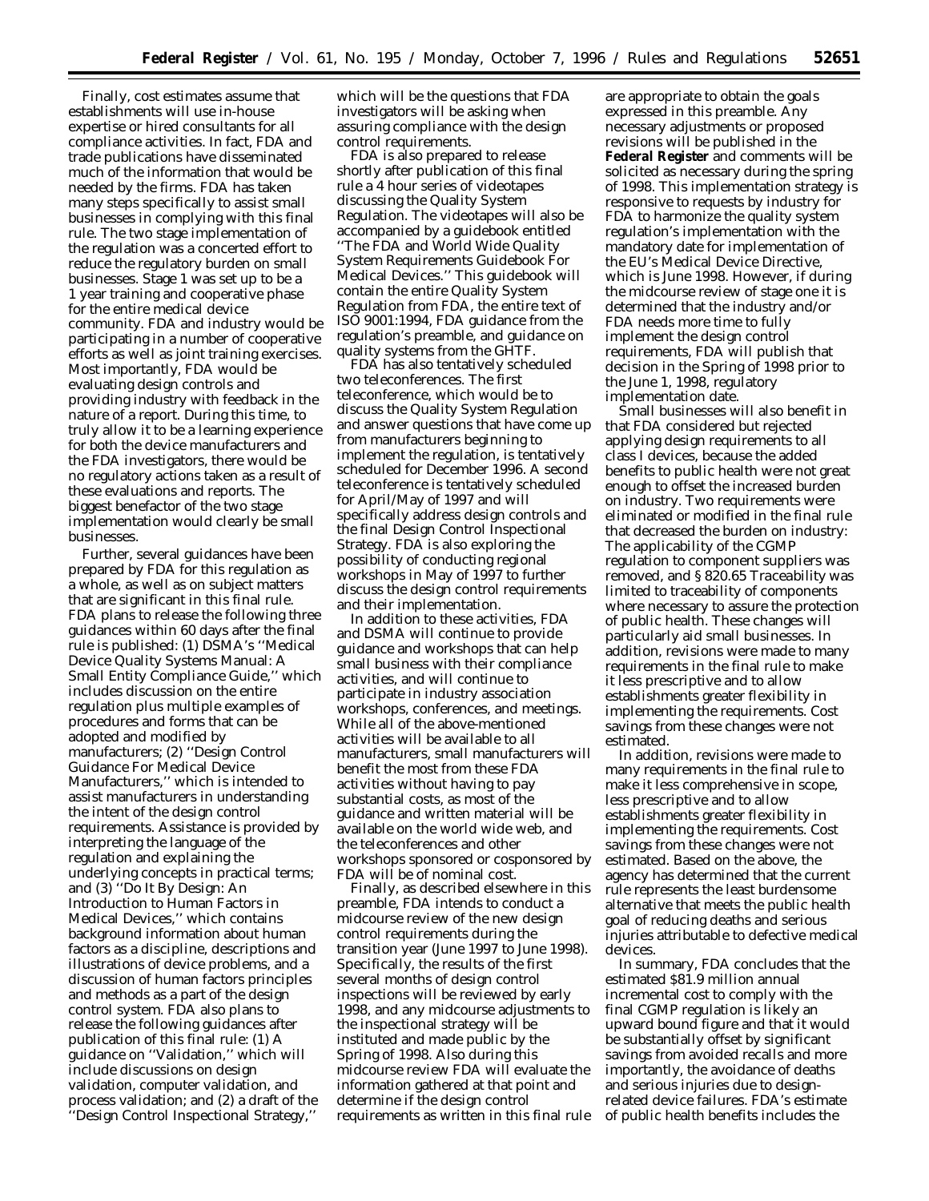Finally, cost estimates assume that establishments will use in-house expertise or hired consultants for all compliance activities. In fact, FDA and trade publications have disseminated much of the information that would be needed by the firms. FDA has taken many steps specifically to assist small businesses in complying with this final rule. The two stage implementation of the regulation was a concerted effort to reduce the regulatory burden on small businesses. Stage 1 was set up to be a 1 year training and cooperative phase for the entire medical device community. FDA and industry would be participating in a number of cooperative efforts as well as joint training exercises. Most importantly, FDA would be evaluating design controls and providing industry with feedback in the nature of a report. During this time, to truly allow it to be a learning experience for both the device manufacturers and the FDA investigators, there would be no regulatory actions taken as a result of these evaluations and reports. The biggest benefactor of the two stage implementation would clearly be small businesses.

Further, several guidances have been prepared by FDA for this regulation as a whole, as well as on subject matters that are significant in this final rule. FDA plans to release the following three guidances within 60 days after the final rule is published: (1) DSMA's ''Medical Device Quality Systems Manual: A Small Entity Compliance Guide,'' which includes discussion on the entire regulation plus multiple examples of procedures and forms that can be adopted and modified by manufacturers; (2) ''Design Control Guidance For Medical Device Manufacturers,'' which is intended to assist manufacturers in understanding the intent of the design control requirements. Assistance is provided by interpreting the language of the regulation and explaining the underlying concepts in practical terms; and (3) ''Do It By Design: An Introduction to Human Factors in Medical Devices,'' which contains background information about human factors as a discipline, descriptions and illustrations of device problems, and a discussion of human factors principles and methods as a part of the design control system. FDA also plans to release the following guidances after publication of this final rule: (1) A guidance on ''Validation,'' which will include discussions on design validation, computer validation, and process validation; and (2) a draft of the ''Design Control Inspectional Strategy,'' which will be the questions that FDA investigators will be asking when assuring compliance with the design control requirements.

FDA is also prepared to release shortly after publication of this final rule a 4 hour series of videotapes discussing the Quality System Regulation. The videotapes will also be accompanied by a guidebook entitled ''The FDA and World Wide Quality System Requirements Guidebook For Medical Devices.'' This guidebook will contain the entire Quality System Regulation from FDA, the entire text of ISO 9001:1994, FDA guidance from the regulation's preamble, and guidance on quality systems from the GHTF.

FDA has also tentatively scheduled two teleconferences. The first teleconference, which would be to discuss the Quality System Regulation and answer questions that have come up from manufacturers beginning to implement the regulation, is tentatively scheduled for December 1996. A second teleconference is tentatively scheduled for April/May of 1997 and will specifically address design controls and the final Design Control Inspectional Strategy. FDA is also exploring the possibility of conducting regional workshops in May of 1997 to further discuss the design control requirements and their implementation.

In addition to these activities, FDA and DSMA will continue to provide guidance and workshops that can help small business with their compliance activities, and will continue to participate in industry association workshops, conferences, and meetings. While all of the above-mentioned activities will be available to all manufacturers, small manufacturers will benefit the most from these FDA activities without having to pay substantial costs, as most of the guidance and written material will be available on the world wide web, and the teleconferences and other workshops sponsored or cosponsored by FDA will be of nominal cost.

Finally, as described elsewhere in this preamble, FDA intends to conduct a midcourse review of the new design control requirements during the transition year (June 1997 to June 1998). Specifically, the results of the first several months of design control inspections will be reviewed by early 1998, and any midcourse adjustments to the inspectional strategy will be instituted and made public by the Spring of 1998. Also during this midcourse review FDA will evaluate the information gathered at that point and determine if the design control requirements as written in this final rule are appropriate to obtain the goals expressed in this preamble. Any necessary adjustments or proposed revisions will be published in the **Federal Register** and comments will be solicited as necessary during the spring of 1998. This implementation strategy is responsive to requests by industry for FDA to harmonize the quality system regulation's implementation with the mandatory date for implementation of the EU's Medical Device Directive, which is June 1998. However, if during the midcourse review of stage one it is determined that the industry and/or FDA needs more time to fully implement the design control requirements, FDA will publish that decision in the Spring of 1998 prior to the June 1, 1998, regulatory implementation date.

Small businesses will also benefit in that FDA considered but rejected applying design requirements to all class I devices, because the added benefits to public health were not great enough to offset the increased burden on industry. Two requirements were eliminated or modified in the final rule that decreased the burden on industry: The applicability of the CGMP regulation to component suppliers was removed, and § 820.65 Traceability was limited to traceability of components where necessary to assure the protection of public health. These changes will particularly aid small businesses. In addition, revisions were made to many requirements in the final rule to make it less prescriptive and to allow establishments greater flexibility in implementing the requirements. Cost savings from these changes were not estimated.

In addition, revisions were made to many requirements in the final rule to make it less comprehensive in scope, less prescriptive and to allow establishments greater flexibility in implementing the requirements. Cost savings from these changes were not estimated. Based on the above, the agency has determined that the current rule represents the least burdensome alternative that meets the public health goal of reducing deaths and serious injuries attributable to defective medical devices.

In summary, FDA concludes that the estimated $81.9 million annual incremental cost to comply with the final CGMP regulation is likely an upward bound figure and that it would be substantially offset by significant savings from avoided recalls and more importantly, the avoidance of deaths and serious injuries due to design-related device failures. FDA's estimate of public health benefits includes the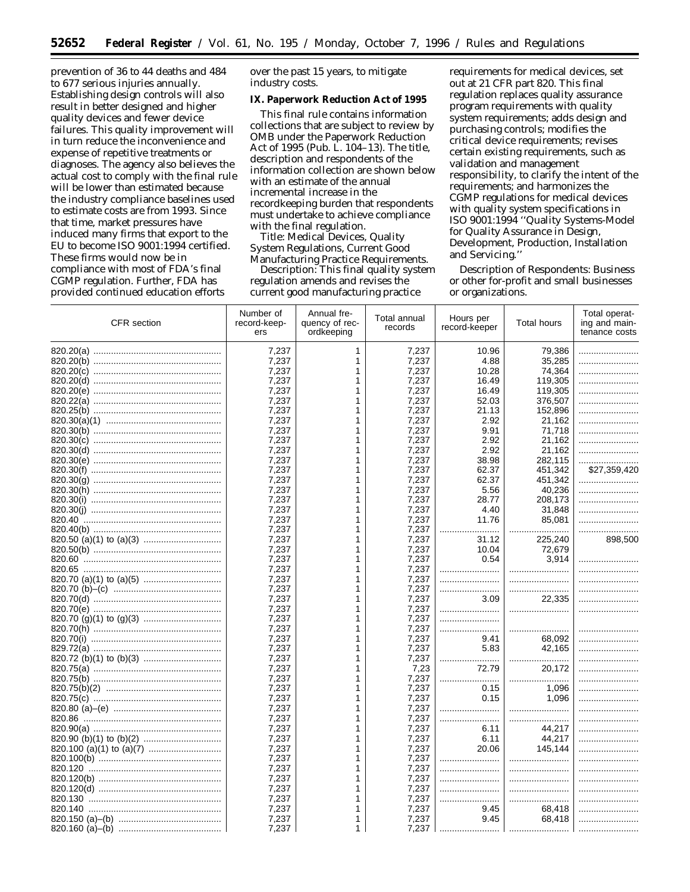prevention of 36 to 44 deaths and 484 to 677 serious injuries annually. Establishing design controls will also result in better designed and higher quality devices and fewer device failures. This quality improvement will in turn reduce the inconvenience and expense of repetitive treatments or diagnoses. The agency also believes the actual cost to comply with the final rule will be lower than estimated because the industry compliance baselines used to estimate costs are from 1993. Since that time, market pressures have induced many firms that export to the EU to become ISO 9001:1994 certified. These firms would now be in compliance with most of FDA's final CGMP regulation. Further, FDA has provided continued education efforts over the past 15 years, to mitigate industry costs.

## IX. Paperwork Reduction Act of 1995

This final rule contains information collections that are subject to review by OMB under the Paperwork Reduction Act of 1995 (Pub. L. 104–13). The title, description and respondents of the information collection are shown below with an estimate of the annual incremental increase in the recordkeeping burden that respondents must undertake to achieve compliance with the final regulation.

Title: Medical Devices, Quality System Regulations, Current Good Manufacturing Practice Requirements.

Description: This final quality system regulation amends and revises the current good manufacturing practice requirements for medical devices, set out at 21 CFR part 820. This final regulation replaces quality assurance program requirements with quality system requirements; adds design and purchasing controls; modifies the critical device requirements; revises certain existing requirements, such as validation and management responsibility, to clarify the intent of the requirements; and harmonizes the CGMP regulations for medical devices with quality system specifications in ISO 9001:1994 ''Quality Systems-Model for Quality Assurance in Design, Development, Production, Installation and Servicing.''

Description of Respondents: Business or other for-profit and small businesses or organizations.

| CFR section | Number of record-keepers | Annual frequency of recordkeeping | Total annual records | Hours per record-keeper | Total hours | Total operating and maintenance costs |
|---|---|---|---|---|---|---|
| 820.20(a) | 7,237 | 1 | 7,237 | 10.96 | 79,386 | |
| 820.20(b) | 7,237 | 1 | 7,237 | 4.88 | 35,285 | |
| 820.20(c) | 7,237 | 1 | 7,237 | 10.28 | 74,364 | |
| 820.20(d) | 7,237 | 1 | 7,237 | 16.49 | 119,305 | |
| 820.20(e) | 7,237 | 1 | 7,237 | 16.49 | 119,305 | |
| 820.22(a) | 7,237 | 1 | 7,237 | 52.03 | 376,507 | |
| 820.25(b) | 7,237 | 1 | 7,237 | 21.13 | 152,896 | |
| 820.30(a)(1) | 7,237 | 1 | 7,237 | 2.92 | 21,162 | |
| 820.30(b) | 7,237 | 1 | 7,237 | 9.91 | 71,718 | |
| 820.30(c) | 7,237 | 1 | 7,237 | 2.92 | 21,162 | |
| 820.30(d) | 7,237 | 1 | 7,237 | 2.92 | 21,162 | |
| 820.30(e) | 7,237 | 1 | 7,237 | 38.98 | 282,115 | |
| 820.30(f) | 7,237 | 1 | 7,237 | 62.37 | 451,342 | $27,359,420 |
| 820.30(g) | 7,237 | 1 | 7,237 | 62.37 | 451,342 | |
| 820.30(h) | 7,237 | 1 | 7,237 | 5.56 | 40,236 | |
| 820.30(i) | 7,237 | 1 | 7,237 | 28.77 | 208,173 | |
| 820.30(j) | 7,237 | 1 | 7,237 | 4.40 | 31,848 | |
| 820.40 | 7,237 | 1 | 7,237 | 11.76 | 85,081 | |
| 820.40(b) | 7,237 | 1 | 7,237 | | | |
| 820.50 (a)(1) to (a)(3) | 7,237 | 1 | 7,237 | 31.12 | 225,240 | 898,500 |
| 820.50(b) | 7,237 | 1 | 7,237 | 10.04 | 72,679 | |
| 820.60 | 7,237 | 1 | 7,237 | 0.54 | 3,914 | |
| 820.65 | 7,237 | 1 | 7,237 | | | |
| 820.70 (a)(1) to (a)(5) | 7,237 | 1 | 7,237 | | | |
| 820.70 (b)–(c) | 7,237 | 1 | 7,237 | | | |
| 820.70(d) | 7,237 | 1 | 7,237 | 3.09 | 22,335 | |
| 820.70(e) | 7,237 | 1 | 7,237 | | | |
| 820.70 (g)(1) to (g)(3) | 7,237 | 1 | 7,237 | | | |
| 820.70(h) | 7,237 | 1 | 7,237 | | | |
| 820.70(i) | 7,237 | 1 | 7,237 | 9.41 | 68,092 | |
| 829.72(a) | 7,237 | 1 | 7,237 | 5.83 | 42,165 | |
| 820.72 (b)(1) to (b)(3) | 7,237 | 1 | 7,237 | | | |
| 820.75(a) | 7,237 | 1 | 7,23 | 72.79 | 20,172 | |
| 820.75(b) | 7,237 | 1 | 7,237 | | | |
| 820.75(b)(2) | 7,237 | 1 | 7,237 | 0.15 | 1,096 | |
| 820.75(c) | 7,237 | 1 | 7,237 | 0.15 | 1,096 | |
| 820.80 (a)–(e) | 7,237 | 1 | 7,237 | | | |
| 820.86 | 7,237 | 1 | 7,237 | | | |
| 820.90(a) | 7,237 | 1 | 7,237 | 6.11 | 44,217 | |
| 820.90 (b)(1) to (b)(2) | 7,237 | 1 | 7,237 | 6.11 | 44,217 | |
| 820.100 (a)(1) to (a)(7) | 7,237 | 1 | 7,237 | 20.06 | 145,144 | |
| 820.100(b) | 7,237 | 1 | 7,237 | | | |
| 820.120 | 7,237 | 1 | 7,237 | | | |
| 820.120(b) | 7,237 | 1 | 7,237 | | | |
| 820.120(d) | 7,237 | 1 | 7,237 | | | |
| 820.130 | 7,237 | 1 | 7,237 | | | |
| 820.140 | 7,237 | 1 | 7,237 | 9.45 | 68,418 | |
| 820.150 (a)–(b) | 7,237 | 1 | 7,237 | 9.45 | 68,418 | |
| 820.160 (a)–(b) | 7,237 | 1 | 7,237 | | | |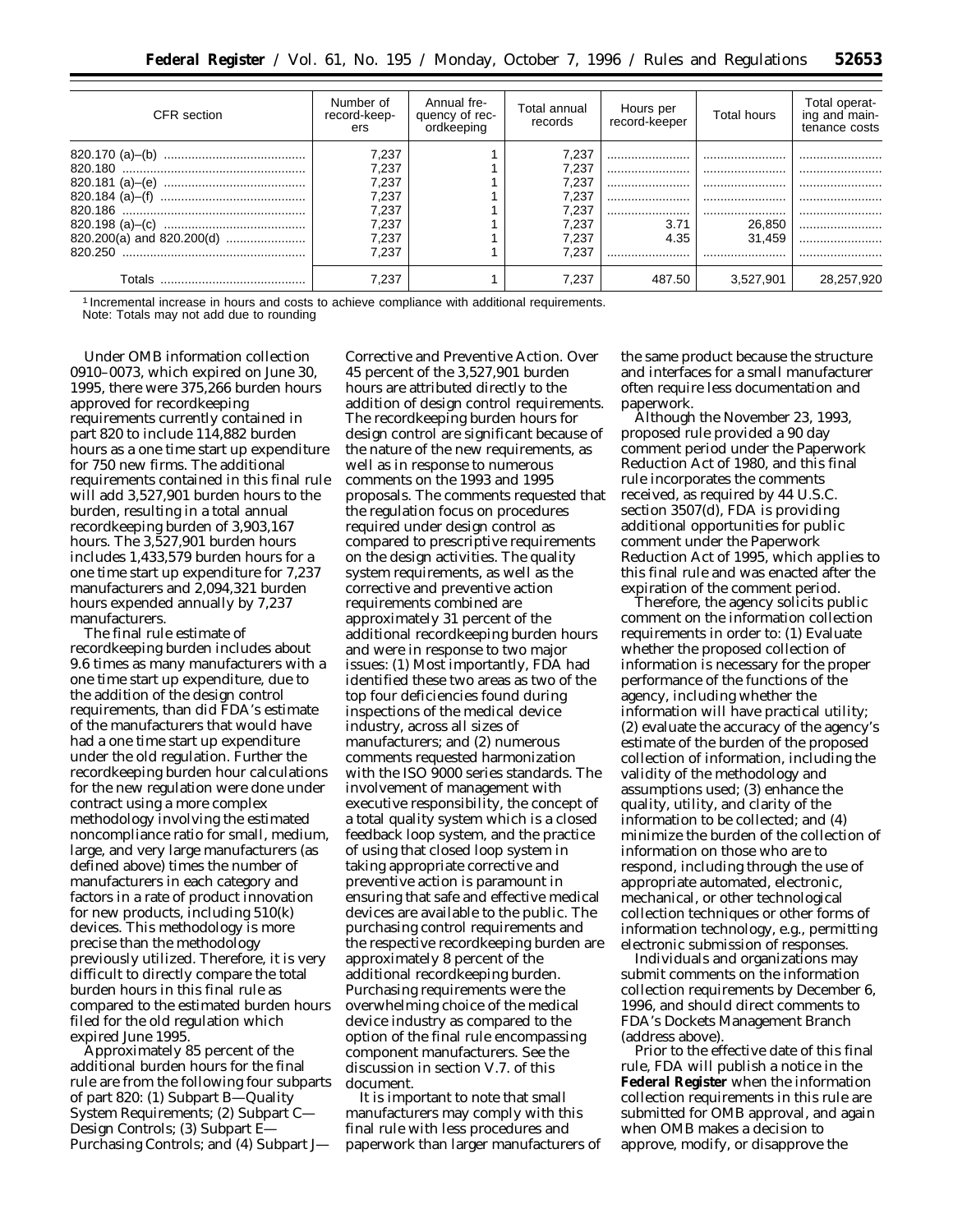| CFR section | Number of record-keepers | Annual frequency of recordkeeping | Total annual records | Hours per record-keeper | Total hours | Total operating and maintenance costs |
|---|---|---|---|---|---|---|
| 820.170 (a)–(b) | 7,237 | 1 | 7,237 | | | |
| 820.180 | 7,237 | 1 | 7,237 | | | |
| 820.181 (a)–(e) | 7,237 | 1 | 7,237 | | | |
| 820.184 (a)–(f) | 7,237 | 1 | 7,237 | | | |
| 820.186 | 7,237 | 1 | 7,237 | | | |
| 820.198 (a)–(c) | 7,237 | 1 | 7,237 | 3.71 | 26,850 | |
| 820.200(a) and 820.200(d) | 7,237 | 1 | 7,237 | 4.35 | 31,459 | |
| 820.250 | 7,237 | 1 | 7,237 | | | |
| Totals | 7,237 | 1 | 7,237 | 487.50 | 3,527,901 | 28,257,920 |

[1] Incremental increase in hours and costs to achieve compliance with additional requirements.
Note: Totals may not add due to rounding

Under OMB information collection 0910–0073, which expired on June 30, 1995, there were 375,266 burden hours approved for recordkeeping requirements currently contained in part 820 to include 114,882 burden hours as a one time start up expenditure for 750 new firms. The additional requirements contained in this final rule will add 3,527,901 burden hours to the burden, resulting in a total annual recordkeeping burden of 3,903,167 hours. The 3,527,901 burden hours includes 1,433,579 burden hours for a one time start up expenditure for 7,237 manufacturers and 2,094,321 burden hours expended annually by 7,237 manufacturers.

The final rule estimate of recordkeeping burden includes about 9.6 times as many manufacturers with a one time start up expenditure, due to the addition of the design control requirements, than did FDA's estimate of the manufacturers that would have had a one time start up expenditure under the old regulation. Further the recordkeeping burden hour calculations for the new regulation were done under contract using a more complex methodology involving the estimated noncompliance ratio for small, medium, large, and very large manufacturers (as defined above) times the number of manufacturers in each category and factors in a rate of product innovation for new products, including 510(k) devices. This methodology is more precise than the methodology previously utilized. Therefore, it is very difficult to directly compare the total burden hours in this final rule as compared to the estimated burden hours filed for the old regulation which expired June 1995.

Approximately 85 percent of the additional burden hours for the final rule are from the following four subparts of part 820: (1) Subpart B—Quality System Requirements; (2) Subpart C—Design Controls; (3) Subpart E—Purchasing Controls; and (4) Subpart J—Corrective and Preventive Action. Over 45 percent of the 3,527,901 burden hours are attributed directly to the addition of design control requirements. The recordkeeping burden hours for design control are significant because of the nature of the new requirements, as well as in response to numerous comments on the 1993 and 1995 proposals. The comments requested that the regulation focus on procedures required under design control as compared to prescriptive requirements on the design activities. The quality system requirements, as well as the corrective and preventive action requirements combined are approximately 31 percent of the additional recordkeeping burden hours and were in response to two major issues: (1) Most importantly, FDA had identified these two areas as two of the top four deficiencies found during inspections of the medical device industry, across all sizes of manufacturers; and (2) numerous comments requested harmonization with the ISO 9000 series standards. The involvement of management with executive responsibility, the concept of a total quality system which is a closed feedback loop system, and the practice of using that closed loop system in taking appropriate corrective and preventive action is paramount in ensuring that safe and effective medical devices are available to the public. The purchasing control requirements and the respective recordkeeping burden are approximately 8 percent of the additional recordkeeping burden. Purchasing requirements were the overwhelming choice of the medical device industry as compared to the option of the final rule encompassing component manufacturers. See the discussion in section V.7. of this document.

It is important to note that small manufacturers may comply with this final rule with less procedures and paperwork than larger manufacturers of the same product because the structure and interfaces for a small manufacturer often require less documentation and paperwork.

Although the November 23, 1993, proposed rule provided a 90 day comment period under the Paperwork Reduction Act of 1980, and this final rule incorporates the comments received, as required by 44 U.S.C. section 3507(d), FDA is providing additional opportunities for public comment under the Paperwork Reduction Act of 1995, which applies to this final rule and was enacted after the expiration of the comment period.

Therefore, the agency solicits public comment on the information collection requirements in order to: (1) Evaluate whether the proposed collection of information is necessary for the proper performance of the functions of the agency, including whether the information will have practical utility; (2) evaluate the accuracy of the agency's estimate of the burden of the proposed collection of information, including the validity of the methodology and assumptions used; (3) enhance the quality, utility, and clarity of the information to be collected; and (4) minimize the burden of the collection of information on those who are to respond, including through the use of appropriate automated, electronic, mechanical, or other technological collection techniques or other forms of information technology, e.g., permitting electronic submission of responses.

Individuals and organizations may submit comments on the information collection requirements by December 6, 1996, and should direct comments to FDA's Dockets Management Branch (address above).

Prior to the effective date of this final rule, FDA will publish a notice in the **Federal Register** when the information collection requirements in this rule are submitted for OMB approval, and again when OMB makes a decision to approve, modify, or disapprove the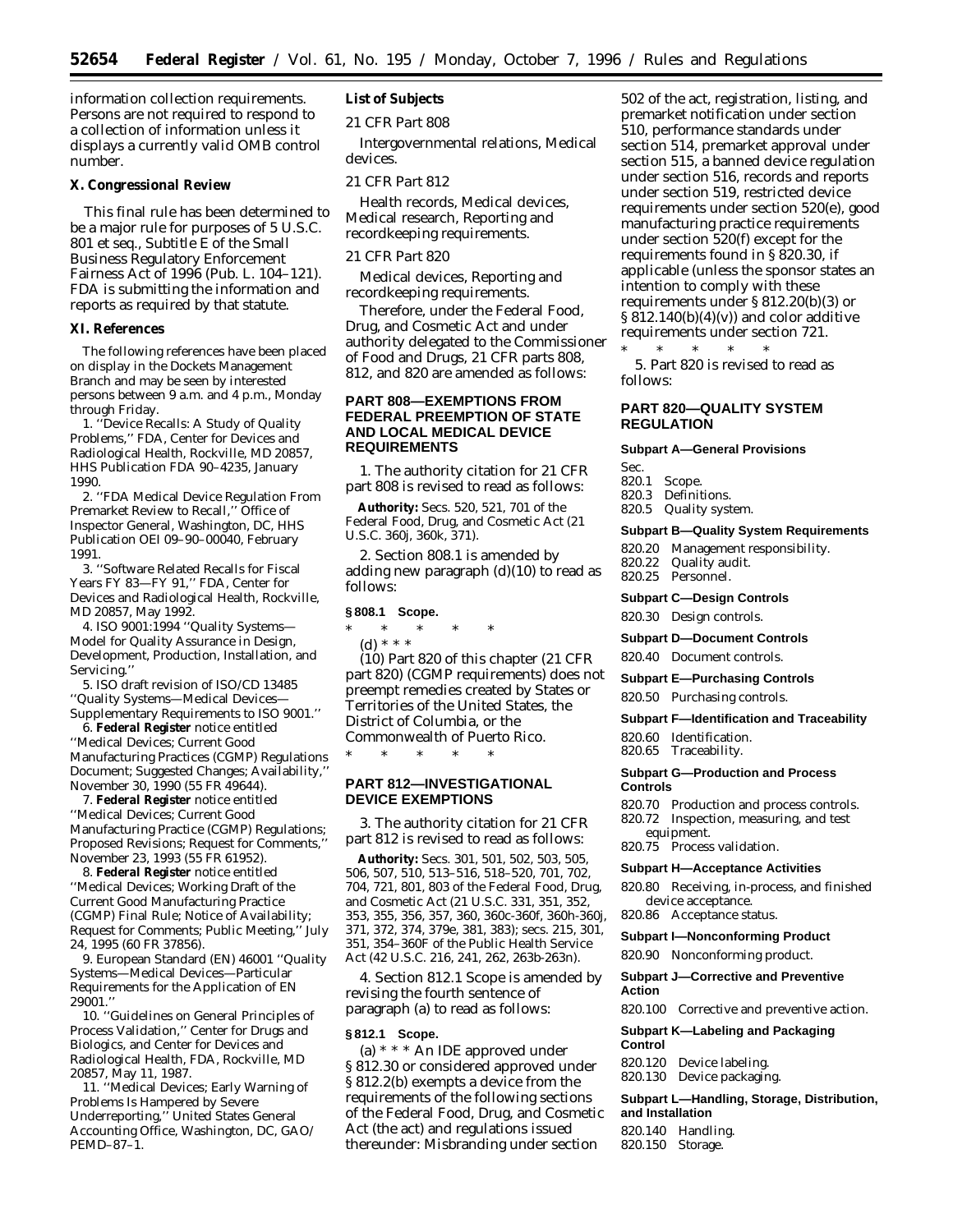information collection requirements. Persons are not required to respond to a collection of information unless it displays a currently valid OMB control number.

**X. Congressional Review**

This final rule has been determined to be a major rule for purposes of 5 U.S.C. 801 et seq., Subtitle E of the Small Business Regulatory Enforcement Fairness Act of 1996 (Pub. L. 104–121). FDA is submitting the information and reports as required by that statute.

**XI. References**

The following references have been placed on display in the Dockets Management Branch and may be seen by interested persons between 9 a.m. and 4 p.m., Monday through Friday.

1. ''Device Recalls: A Study of Quality Problems,'' FDA, Center for Devices and Radiological Health, Rockville, MD 20857, HHS Publication FDA 90–4235, January 1990.

2. ''FDA Medical Device Regulation From Premarket Review to Recall,'' Office of Inspector General, Washington, DC, HHS Publication OEI 09–90–00040, February 1991.

3. ''Software Related Recalls for Fiscal Years FY 83—FY 91,'' FDA, Center for Devices and Radiological Health, Rockville, MD 20857, May 1992.

4. ISO 9001:1994 ''Quality Systems—Model for Quality Assurance in Design, Development, Production, Installation, and Servicing.''

5. ISO draft revision of ISO/CD 13485 ''Quality Systems—Medical Devices—Supplementary Requirements to ISO 9001.''

6. **Federal Register** notice entitled ''Medical Devices; Current Good Manufacturing Practices (CGMP) Regulations Document; Suggested Changes; Availability,'' November 30, 1990 (55 FR 49644).

7. **Federal Register** notice entitled ''Medical Devices; Current Good Manufacturing Practice (CGMP) Regulations; Proposed Revisions; Request for Comments,'' November 23, 1993 (55 FR 61952).

8. **Federal Register** notice entitled ''Medical Devices; Working Draft of the Current Good Manufacturing Practice (CGMP) Final Rule; Notice of Availability; Request for Comments; Public Meeting,'' July 24, 1995 (60 FR 37856).

9. European Standard (EN) 46001 ''Quality Systems—Medical Devices—Particular Requirements for the Application of EN 29001.''

10. ''Guidelines on General Principles of Process Validation,'' Center for Drugs and Biologics, and Center for Devices and Radiological Health, FDA, Rockville, MD 20857, May 11, 1987.

11. ''Medical Devices; Early Warning of Problems Is Hampered by Severe Underreporting,'' United States General Accounting Office, Washington, DC, GAO/PEMD–87–1.

**List of Subjects**

*21 CFR Part 808*

Intergovernmental relations, Medical devices.

*21 CFR Part 812*

Health records, Medical devices, Medical research, Reporting and recordkeeping requirements.

*21 CFR Part 820*

Medical devices, Reporting and recordkeeping requirements.

Therefore, under the Federal Food, Drug, and Cosmetic Act and under authority delegated to the Commissioner of Food and Drugs, 21 CFR parts 808, 812, and 820 are amended as follows:

## PART 808—EXEMPTIONS FROM FEDERAL PREEMPTION OF STATE AND LOCAL MEDICAL DEVICE REQUIREMENTS

1. The authority citation for 21 CFR part 808 is revised to read as follows:

**Authority:** Secs. 520, 521, 701 of the Federal Food, Drug, and Cosmetic Act (21 U.S.C. 360j, 360k, 371).

2. Section 808.1 is amended by adding new paragraph (d)(10) to read as follows:

**§ 808.1 Scope.**

\* \* \* \* \*

(d) \* \* \*

(10) Part 820 of this chapter (21 CFR part 820) (CGMP requirements) does not preempt remedies created by States or Territories of the United States, the District of Columbia, or the Commonwealth of Puerto Rico.

\* \* \* \* \*

## PART 812—INVESTIGATIONAL DEVICE EXEMPTIONS

3. The authority citation for 21 CFR part 812 is revised to read as follows:

**Authority:** Secs. 301, 501, 502, 503, 505, 506, 507, 510, 513–516, 518–520, 701, 702, 704, 721, 801, 803 of the Federal Food, Drug, and Cosmetic Act (21 U.S.C. 331, 351, 352, 353, 355, 356, 357, 360, 360c-360f, 360h-360j, 371, 372, 374, 379e, 381, 383); secs. 215, 301, 351, 354–360F of the Public Health Service Act (42 U.S.C. 216, 241, 262, 263b-263n).

4. Section 812.1 Scope is amended by revising the fourth sentence of paragraph (a) to read as follows:

**§ 812.1 Scope.**

(a) \* \* \* An IDE approved under § 812.30 or considered approved under § 812.2(b) exempts a device from the requirements of the following sections of the Federal Food, Drug, and Cosmetic Act (the act) and regulations issued thereunder: Misbranding under section 502 of the act, registration, listing, and premarket notification under section 510, performance standards under section 514, premarket approval under section 515, a banned device regulation under section 516, records and reports under section 519, restricted device requirements under section 520(e), good manufacturing practice requirements under section 520(f) except for the requirements found in § 820.30, if applicable (unless the sponsor states an intention to comply with these requirements under § 812.20(b)(3) or § 812.140(b)(4)(v)) and color additive requirements under section 721.

\* \* \* \* \*

5. Part 820 is revised to read as follows:

## PART 820—QUALITY SYSTEM REGULATION

**Subpart A—General Provisions**

Sec.
820.1 Scope.
820.3 Definitions.
820.5 Quality system.

**Subpart B—Quality System Requirements**

820.20 Management responsibility.
820.22 Quality audit.
820.25 Personnel.

**Subpart C—Design Controls**

820.30 Design controls.

**Subpart D—Document Controls**

820.40 Document controls.

**Subpart E—Purchasing Controls**

820.50 Purchasing controls.

**Subpart F—Identification and Traceability**

820.60 Identification.
820.65 Traceability.

**Subpart G—Production and Process Controls**

820.70 Production and process controls.
820.72 Inspection, measuring, and test equipment.
820.75 Process validation.

**Subpart H—Acceptance Activities**

820.80 Receiving, in-process, and finished device acceptance.
820.86 Acceptance status.

**Subpart I—Nonconforming Product**

820.90 Nonconforming product.

**Subpart J—Corrective and Preventive Action**

820.100 Corrective and preventive action.

**Subpart K—Labeling and Packaging Control**

820.120 Device labeling.
820.130 Device packaging.

**Subpart L—Handling, Storage, Distribution, and Installation**

820.140 Handling.
820.150 Storage.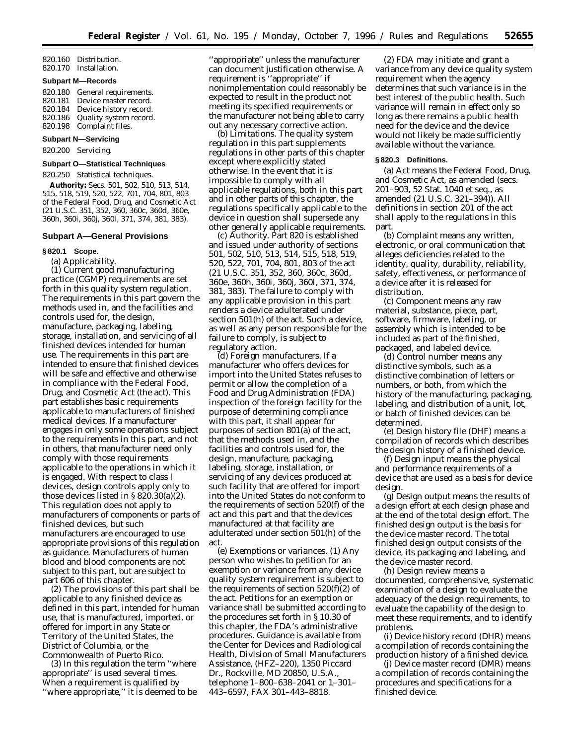820.160 Distribution.
820.170 Installation.

**Subpart M—Records**

820.180 General requirements.
820.181 Device master record.
820.184 Device history record.
820.186 Quality system record.
820.198 Complaint files.

**Subpart N—Servicing**

820.200 Servicing.

**Subpart O—Statistical Techniques**

820.250 Statistical techniques.

**Authority:** Secs. 501, 502, 510, 513, 514, 515, 518, 519, 520, 522, 701, 704, 801, 803 of the Federal Food, Drug, and Cosmetic Act (21 U.S.C. 351, 352, 360, 360c, 360d, 360e, 360h, 360i, 360j, 360l, 371, 374, 381, 383).

## Subpart A—General Provisions

### § 820.1 Scope.

(a) *Applicability.*

(1) Current good manufacturing practice (CGMP) requirements are set forth in this quality system regulation. The requirements in this part govern the methods used in, and the facilities and controls used for, the design, manufacture, packaging, labeling, storage, installation, and servicing of all finished devices intended for human use. The requirements in this part are intended to ensure that finished devices will be safe and effective and otherwise in compliance with the Federal Food, Drug, and Cosmetic Act (the act). This part establishes basic requirements applicable to manufacturers of finished medical devices. If a manufacturer engages in only some operations subject to the requirements in this part, and not in others, that manufacturer need only comply with those requirements applicable to the operations in which it is engaged. With respect to class I devices, design controls apply only to those devices listed in § 820.30(a)(2). This regulation does not apply to manufacturers of components or parts of finished devices, but such manufacturers are encouraged to use appropriate provisions of this regulation as guidance. Manufacturers of human blood and blood components are not subject to this part, but are subject to part 606 of this chapter.

(2) The provisions of this part shall be applicable to any finished device as defined in this part, intended for human use, that is manufactured, imported, or offered for import in any State or Territory of the United States, the District of Columbia, or the Commonwealth of Puerto Rico.

(3) In this regulation the term ''where appropriate'' is used several times. When a requirement is qualified by ''where appropriate,'' it is deemed to be ''appropriate'' unless the manufacturer can document justification otherwise. A requirement is ''appropriate'' if nonimplementation could reasonably be expected to result in the product not meeting its specified requirements or the manufacturer not being able to carry out any necessary corrective action.

(b) *Limitations.* The quality system regulation in this part supplements regulations in other parts of this chapter except where explicitly stated otherwise. In the event that it is impossible to comply with all applicable regulations, both in this part and in other parts of this chapter, the regulations specifically applicable to the device in question shall supersede any other generally applicable requirements.

(c) *Authority.* Part 820 is established and issued under authority of sections 501, 502, 510, 513, 514, 515, 518, 519, 520, 522, 701, 704, 801, 803 of the act (21 U.S.C. 351, 352, 360, 360c, 360d, 360e, 360h, 360i, 360j, 360l, 371, 374, 381, 383). The failure to comply with any applicable provision in this part renders a device adulterated under section 501(h) of the act. Such a device, as well as any person responsible for the failure to comply, is subject to regulatory action.

(d) *Foreign manufacturers.* If a manufacturer who offers devices for import into the United States refuses to permit or allow the completion of a Food and Drug Administration (FDA) inspection of the foreign facility for the purpose of determining compliance with this part, it shall appear for purposes of section 801(a) of the act, that the methods used in, and the facilities and controls used for, the design, manufacture, packaging, labeling, storage, installation, or servicing of any devices produced at such facility that are offered for import into the United States do not conform to the requirements of section 520(f) of the act and this part and that the devices manufactured at that facility are adulterated under section 501(h) of the act.

(e) *Exemptions or variances.* (1) Any person who wishes to petition for an exemption or variance from any device quality system requirement is subject to the requirements of section 520(f)(2) of the act. Petitions for an exemption or variance shall be submitted according to the procedures set forth in § 10.30 of this chapter, the FDA's administrative procedures. Guidance is available from the Center for Devices and Radiological Health, Division of Small Manufacturers Assistance, (HFZ–220), 1350 Piccard Dr., Rockville, MD 20850, U.S.A., telephone 1–800–638–2041 or 1–301–443–6597, FAX 301–443–8818.

(2) FDA may initiate and grant a variance from any device quality system requirement when the agency determines that such variance is in the best interest of the public health. Such variance will remain in effect only so long as there remains a public health need for the device and the device would not likely be made sufficiently available without the variance.

### § 820.3 Definitions.

(a) *Act* means the Federal Food, Drug, and Cosmetic Act, as amended (secs. 201–903, 52 Stat. 1040 et seq., as amended (21 U.S.C. 321–394)). All definitions in section 201 of the act shall apply to the regulations in this part.

(b) *Complaint* means any written, electronic, or oral communication that alleges deficiencies related to the identity, quality, durability, reliability, safety, effectiveness, or performance of a device after it is released for distribution.

(c) *Component* means any raw material, substance, piece, part, software, firmware, labeling, or assembly which is intended to be included as part of the finished, packaged, and labeled device.

(d) *Control number* means any distinctive symbols, such as a distinctive combination of letters or numbers, or both, from which the history of the manufacturing, packaging, labeling, and distribution of a unit, lot, or batch of finished devices can be determined.

(e) *Design history file (DHF)* means a compilation of records which describes the design history of a finished device.

(f) *Design input* means the physical and performance requirements of a device that are used as a basis for device design.

(g) *Design output* means the results of a design effort at each design phase and at the end of the total design effort. The finished design output is the basis for the device master record. The total finished design output consists of the device, its packaging and labeling, and the device master record.

(h) *Design review* means a documented, comprehensive, systematic examination of a design to evaluate the adequacy of the design requirements, to evaluate the capability of the design to meet these requirements, and to identify problems.

(i) *Device history record (DHR)* means a compilation of records containing the production history of a finished device.

(j) *Device master record (DMR)* means a compilation of records containing the procedures and specifications for a finished device.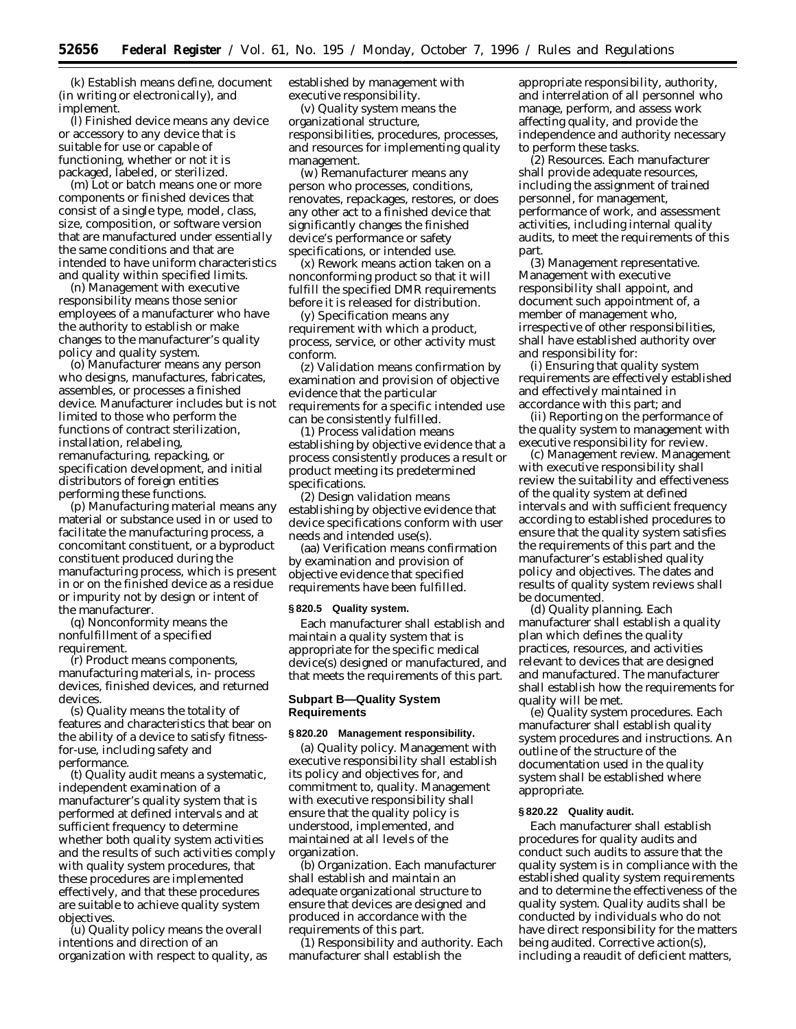(k) *Establish* means define, document (in writing or electronically), and implement.

(l) *Finished device* means any device or accessory to any device that is suitable for use or capable of functioning, whether or not it is packaged, labeled, or sterilized.

(m) *Lot or batch* means one or more components or finished devices that consist of a single type, model, class, size, composition, or software version that are manufactured under essentially the same conditions and that are intended to have uniform characteristics and quality within specified limits.

(n) *Management with executive responsibility* means those senior employees of a manufacturer who have the authority to establish or make changes to the manufacturer's quality policy and quality system.

(o) *Manufacturer* means any person who designs, manufactures, fabricates, assembles, or processes a finished device. Manufacturer includes but is not limited to those who perform the functions of contract sterilization, installation, relabeling, remanufacturing, repacking, or specification development, and initial distributors of foreign entities performing these functions.

(p) *Manufacturing material* means any material or substance used in or used to facilitate the manufacturing process, a concomitant constituent, or a byproduct constituent produced during the manufacturing process, which is present in or on the finished device as a residue or impurity not by design or intent of the manufacturer.

(q) *Nonconformity* means the nonfulfillment of a specified requirement.

(r) *Product* means components, manufacturing materials, in- process devices, finished devices, and returned devices.

(s) *Quality* means the totality of features and characteristics that bear on the ability of a device to satisfy fitness-for-use, including safety and performance.

(t) *Quality audit* means a systematic, independent examination of a manufacturer's quality system that is performed at defined intervals and at sufficient frequency to determine whether both quality system activities and the results of such activities comply with quality system procedures, that these procedures are implemented effectively, and that these procedures are suitable to achieve quality system objectives.

(u) *Quality policy* means the overall intentions and direction of an organization with respect to quality, as established by management with executive responsibility.

(v) *Quality system* means the organizational structure, responsibilities, procedures, processes, and resources for implementing quality management.

(w) *Remanufacturer* means any person who processes, conditions, renovates, repackages, restores, or does any other act to a finished device that significantly changes the finished device's performance or safety specifications, or intended use.

(x) *Rework* means action taken on a nonconforming product so that it will fulfill the specified DMR requirements before it is released for distribution.

(y) *Specification* means any requirement with which a product, process, service, or other activity must conform.

(z) *Validation* means confirmation by examination and provision of objective evidence that the particular requirements for a specific intended use can be consistently fulfilled.

(1) *Process validation* means establishing by objective evidence that a process consistently produces a result or product meeting its predetermined specifications.

(2) *Design validation* means establishing by objective evidence that device specifications conform with user needs and intended use(s).

(aa) *Verification* means confirmation by examination and provision of objective evidence that specified requirements have been fulfilled.

**§ 820.5 Quality system.**

Each manufacturer shall establish and maintain a quality system that is appropriate for the specific medical device(s) designed or manufactured, and that meets the requirements of this part.

## Subpart B—Quality System Requirements

**§ 820.20 Management responsibility.**

(a) *Quality policy.* Management with executive responsibility shall establish its policy and objectives for, and commitment to, quality. Management with executive responsibility shall ensure that the quality policy is understood, implemented, and maintained at all levels of the organization.

(b) *Organization.* Each manufacturer shall establish and maintain an adequate organizational structure to ensure that devices are designed and produced in accordance with the requirements of this part.

(1) *Responsibility and authority.* Each manufacturer shall establish the appropriate responsibility, authority, and interrelation of all personnel who manage, perform, and assess work affecting quality, and provide the independence and authority necessary to perform these tasks.

(2) *Resources.* Each manufacturer shall provide adequate resources, including the assignment of trained personnel, for management, performance of work, and assessment activities, including internal quality audits, to meet the requirements of this part.

(3) *Management representative.* Management with executive responsibility shall appoint, and document such appointment of, a member of management who, irrespective of other responsibilities, shall have established authority over and responsibility for:

(i) Ensuring that quality system requirements are effectively established and effectively maintained in accordance with this part; and

(ii) Reporting on the performance of the quality system to management with executive responsibility for review.

(c) *Management review.* Management with executive responsibility shall review the suitability and effectiveness of the quality system at defined intervals and with sufficient frequency according to established procedures to ensure that the quality system satisfies the requirements of this part and the manufacturer's established quality policy and objectives. The dates and results of quality system reviews shall be documented.

(d) *Quality planning.* Each manufacturer shall establish a quality plan which defines the quality practices, resources, and activities relevant to devices that are designed and manufactured. The manufacturer shall establish how the requirements for quality will be met.

(e) *Quality system procedures.* Each manufacturer shall establish quality system procedures and instructions. An outline of the structure of the documentation used in the quality system shall be established where appropriate.

**§ 820.22 Quality audit.**

Each manufacturer shall establish procedures for quality audits and conduct such audits to assure that the quality system is in compliance with the established quality system requirements and to determine the effectiveness of the quality system. Quality audits shall be conducted by individuals who do not have direct responsibility for the matters being audited. Corrective action(s), including a reaudit of deficient matters,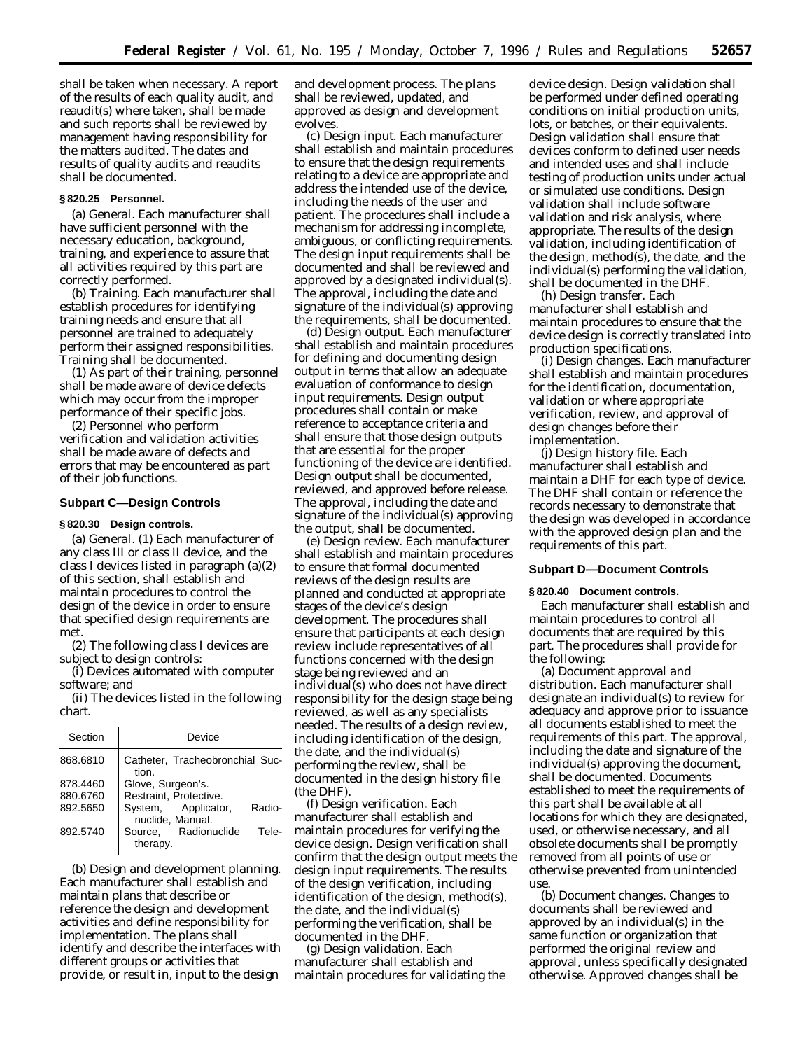shall be taken when necessary. A report of the results of each quality audit, and reaudit(s) where taken, shall be made and such reports shall be reviewed by management having responsibility for the matters audited. The dates and results of quality audits and reaudits shall be documented.

**§ 820.25 Personnel.**

(a) *General.* Each manufacturer shall have sufficient personnel with the necessary education, background, training, and experience to assure that all activities required by this part are correctly performed.

(b) *Training.* Each manufacturer shall establish procedures for identifying training needs and ensure that all personnel are trained to adequately perform their assigned responsibilities. Training shall be documented.

(1) As part of their training, personnel shall be made aware of device defects which may occur from the improper performance of their specific jobs.

(2) Personnel who perform verification and validation activities shall be made aware of defects and errors that may be encountered as part of their job functions.

## Subpart C—Design Controls

**§ 820.30 Design controls.**

(a) *General.* (1) Each manufacturer of any class III or class II device, and the class I devices listed in paragraph (a)(2) of this section, shall establish and maintain procedures to control the design of the device in order to ensure that specified design requirements are met.

(2) The following class I devices are subject to design controls:

(i) Devices automated with computer software; and

(ii) The devices listed in the following chart.

| Section | Device |
|---|---|
| 868.6810 | Catheter, Tracheobronchial Suction. |
| 878.4460 | Glove, Surgeon's. |
| 880.6760 | Restraint, Protective. |
| 892.5650 | System, Applicator, Radionuclide, Manual. |
| 892.5740 | Source, Radionuclide Teletherapy. |

(b) *Design and development planning.* Each manufacturer shall establish and maintain plans that describe or reference the design and development activities and define responsibility for implementation. The plans shall identify and describe the interfaces with different groups or activities that provide, or result in, input to the design and development process. The plans shall be reviewed, updated, and approved as design and development evolves.

(c) *Design input.* Each manufacturer shall establish and maintain procedures to ensure that the design requirements relating to a device are appropriate and address the intended use of the device, including the needs of the user and patient. The procedures shall include a mechanism for addressing incomplete, ambiguous, or conflicting requirements. The design input requirements shall be documented and shall be reviewed and approved by a designated individual(s). The approval, including the date and signature of the individual(s) approving the requirements, shall be documented.

(d) *Design output.* Each manufacturer shall establish and maintain procedures for defining and documenting design output in terms that allow an adequate evaluation of conformance to design input requirements. Design output procedures shall contain or make reference to acceptance criteria and shall ensure that those design outputs that are essential for the proper functioning of the device are identified. Design output shall be documented, reviewed, and approved before release. The approval, including the date and signature of the individual(s) approving the output, shall be documented.

(e) *Design review.* Each manufacturer shall establish and maintain procedures to ensure that formal documented reviews of the design results are planned and conducted at appropriate stages of the device's design development. The procedures shall ensure that participants at each design review include representatives of all functions concerned with the design stage being reviewed and an individual(s) who does not have direct responsibility for the design stage being reviewed, as well as any specialists needed. The results of a design review, including identification of the design, the date, and the individual(s) performing the review, shall be documented in the design history file (the DHF).

(f) *Design verification.* Each manufacturer shall establish and maintain procedures for verifying the device design. Design verification shall confirm that the design output meets the design input requirements. The results of the design verification, including identification of the design, method(s), the date, and the individual(s) performing the verification, shall be documented in the DHF.

(g) *Design validation.* Each manufacturer shall establish and maintain procedures for validating the device design. Design validation shall be performed under defined operating conditions on initial production units, lots, or batches, or their equivalents. Design validation shall ensure that devices conform to defined user needs and intended uses and shall include testing of production units under actual or simulated use conditions. Design validation shall include software validation and risk analysis, where appropriate. The results of the design validation, including identification of the design, method(s), the date, and the individual(s) performing the validation, shall be documented in the DHF.

(h) *Design transfer.* Each manufacturer shall establish and maintain procedures to ensure that the device design is correctly translated into production specifications.

(i) *Design changes.* Each manufacturer shall establish and maintain procedures for the identification, documentation, validation or where appropriate verification, review, and approval of design changes before their implementation.

(j) *Design history file.* Each manufacturer shall establish and maintain a DHF for each type of device. The DHF shall contain or reference the records necessary to demonstrate that the design was developed in accordance with the approved design plan and the requirements of this part.

## Subpart D—Document Controls

**§ 820.40 Document controls.**

Each manufacturer shall establish and maintain procedures to control all documents that are required by this part. The procedures shall provide for the following:

(a) *Document approval and distribution.* Each manufacturer shall designate an individual(s) to review for adequacy and approve prior to issuance all documents established to meet the requirements of this part. The approval, including the date and signature of the individual(s) approving the document, shall be documented. Documents established to meet the requirements of this part shall be available at all locations for which they are designated, used, or otherwise necessary, and all obsolete documents shall be promptly removed from all points of use or otherwise prevented from unintended use.

(b) *Document changes.* Changes to documents shall be reviewed and approved by an individual(s) in the same function or organization that performed the original review and approval, unless specifically designated otherwise. Approved changes shall be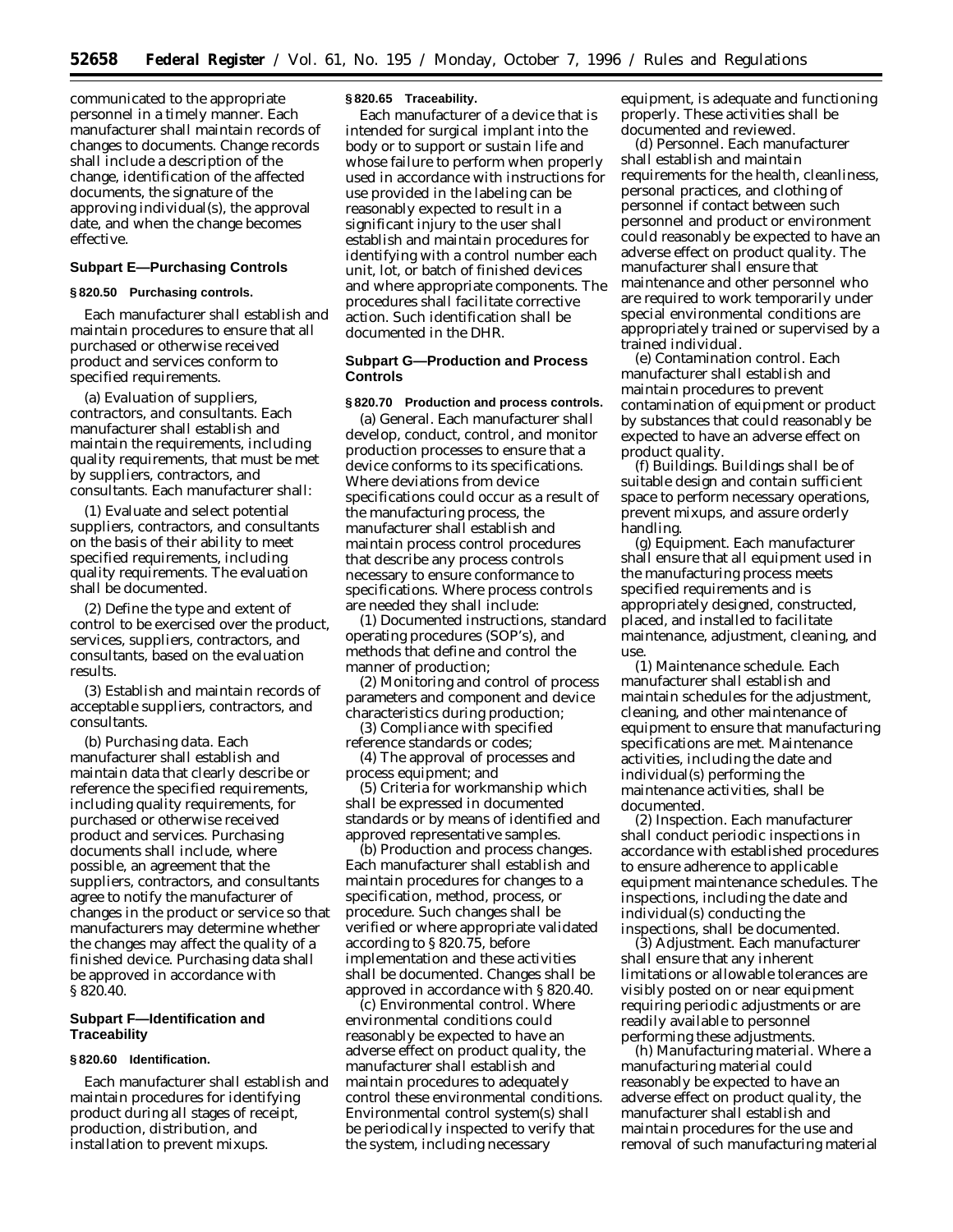communicated to the appropriate personnel in a timely manner. Each manufacturer shall maintain records of changes to documents. Change records shall include a description of the change, identification of the affected documents, the signature of the approving individual(s), the approval date, and when the change becomes effective.

## Subpart E—Purchasing Controls

### § 820.50 Purchasing controls.

Each manufacturer shall establish and maintain procedures to ensure that all purchased or otherwise received product and services conform to specified requirements.

(a) *Evaluation of suppliers, contractors, and consultants.* Each manufacturer shall establish and maintain the requirements, including quality requirements, that must be met by suppliers, contractors, and consultants. Each manufacturer shall:

(1) Evaluate and select potential suppliers, contractors, and consultants on the basis of their ability to meet specified requirements, including quality requirements. The evaluation shall be documented.

(2) Define the type and extent of control to be exercised over the product, services, suppliers, contractors, and consultants, based on the evaluation results.

(3) Establish and maintain records of acceptable suppliers, contractors, and consultants.

(b) *Purchasing data.* Each manufacturer shall establish and maintain data that clearly describe or reference the specified requirements, including quality requirements, for purchased or otherwise received product and services. Purchasing documents shall include, where possible, an agreement that the suppliers, contractors, and consultants agree to notify the manufacturer of changes in the product or service so that manufacturers may determine whether the changes may affect the quality of a finished device. Purchasing data shall be approved in accordance with § 820.40.

## Subpart F—Identification and Traceability

### § 820.60 Identification.

Each manufacturer shall establish and maintain procedures for identifying product during all stages of receipt, production, distribution, and installation to prevent mixups.

### § 820.65 Traceability.

Each manufacturer of a device that is intended for surgical implant into the body or to support or sustain life and whose failure to perform when properly used in accordance with instructions for use provided in the labeling can be reasonably expected to result in a significant injury to the user shall establish and maintain procedures for identifying with a control number each unit, lot, or batch of finished devices and where appropriate components. The procedures shall facilitate corrective action. Such identification shall be documented in the DHR.

## Subpart G—Production and Process Controls

### § 820.70 Production and process controls.

(a) *General.* Each manufacturer shall develop, conduct, control, and monitor production processes to ensure that a device conforms to its specifications. Where deviations from device specifications could occur as a result of the manufacturing process, the manufacturer shall establish and maintain process control procedures that describe any process controls necessary to ensure conformance to specifications. Where process controls are needed they shall include:

(1) Documented instructions, standard operating procedures (SOP's), and methods that define and control the manner of production;

(2) Monitoring and control of process parameters and component and device characteristics during production;

(3) Compliance with specified reference standards or codes;

(4) The approval of processes and process equipment; and

(5) Criteria for workmanship which shall be expressed in documented standards or by means of identified and approved representative samples.

(b) *Production and process changes.* Each manufacturer shall establish and maintain procedures for changes to a specification, method, process, or procedure. Such changes shall be verified or where appropriate validated according to § 820.75, before implementation and these activities shall be documented. Changes shall be approved in accordance with § 820.40.

(c) *Environmental control.* Where environmental conditions could reasonably be expected to have an adverse effect on product quality, the manufacturer shall establish and maintain procedures to adequately control these environmental conditions. Environmental control system(s) shall be periodically inspected to verify that the system, including necessary equipment, is adequate and functioning properly. These activities shall be documented and reviewed.

(d) *Personnel.* Each manufacturer shall establish and maintain requirements for the health, cleanliness, personal practices, and clothing of personnel if contact between such personnel and product or environment could reasonably be expected to have an adverse effect on product quality. The manufacturer shall ensure that maintenance and other personnel who are required to work temporarily under special environmental conditions are appropriately trained or supervised by a trained individual.

(e) *Contamination control.* Each manufacturer shall establish and maintain procedures to prevent contamination of equipment or product by substances that could reasonably be expected to have an adverse effect on product quality.

(f) *Buildings.* Buildings shall be of suitable design and contain sufficient space to perform necessary operations, prevent mixups, and assure orderly handling.

(g) *Equipment.* Each manufacturer shall ensure that all equipment used in the manufacturing process meets specified requirements and is appropriately designed, constructed, placed, and installed to facilitate maintenance, adjustment, cleaning, and use.

(1) *Maintenance schedule.* Each manufacturer shall establish and maintain schedules for the adjustment, cleaning, and other maintenance of equipment to ensure that manufacturing specifications are met. Maintenance activities, including the date and individual(s) performing the maintenance activities, shall be documented.

(2) *Inspection.* Each manufacturer shall conduct periodic inspections in accordance with established procedures to ensure adherence to applicable equipment maintenance schedules. The inspections, including the date and individual(s) conducting the inspections, shall be documented.

(3) *Adjustment.* Each manufacturer shall ensure that any inherent limitations or allowable tolerances are visibly posted on or near equipment requiring periodic adjustments or are readily available to personnel performing these adjustments.

(h) *Manufacturing material.* Where a manufacturing material could reasonably be expected to have an adverse effect on product quality, the manufacturer shall establish and maintain procedures for the use and removal of such manufacturing material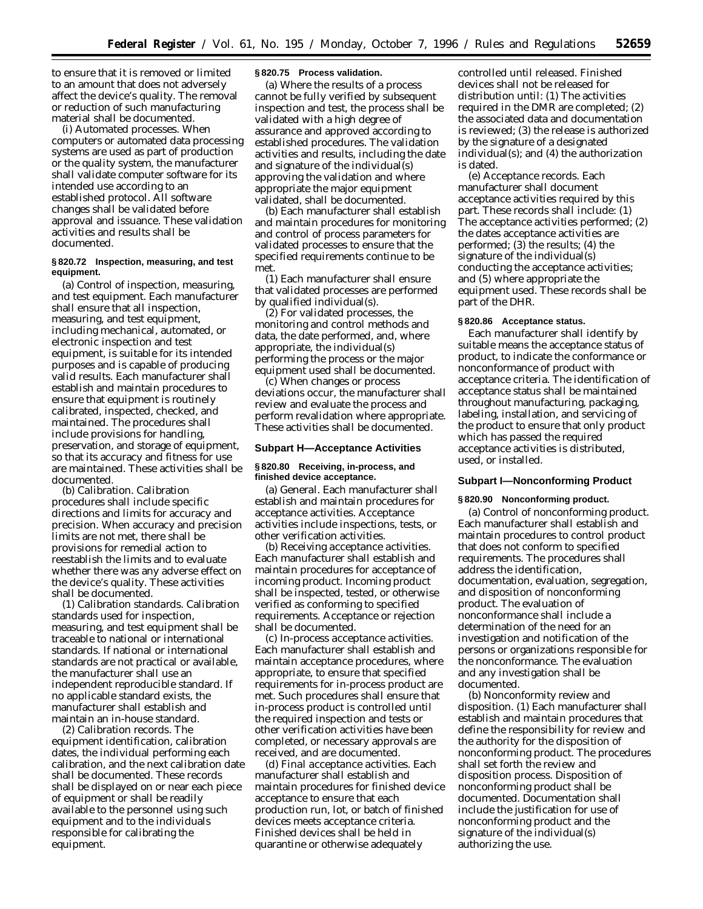to ensure that it is removed or limited to an amount that does not adversely affect the device's quality. The removal or reduction of such manufacturing material shall be documented.

(i) *Automated processes.* When computers or automated data processing systems are used as part of production or the quality system, the manufacturer shall validate computer software for its intended use according to an established protocol. All software changes shall be validated before approval and issuance. These validation activities and results shall be documented.

**§ 820.72 Inspection, measuring, and test equipment.**

(a) *Control of inspection, measuring, and test equipment.* Each manufacturer shall ensure that all inspection, measuring, and test equipment, including mechanical, automated, or electronic inspection and test equipment, is suitable for its intended purposes and is capable of producing valid results. Each manufacturer shall establish and maintain procedures to ensure that equipment is routinely calibrated, inspected, checked, and maintained. The procedures shall include provisions for handling, preservation, and storage of equipment, so that its accuracy and fitness for use are maintained. These activities shall be documented.

(b) *Calibration.* Calibration procedures shall include specific directions and limits for accuracy and precision. When accuracy and precision limits are not met, there shall be provisions for remedial action to reestablish the limits and to evaluate whether there was any adverse effect on the device's quality. These activities shall be documented.

(1) *Calibration standards.* Calibration standards used for inspection, measuring, and test equipment shall be traceable to national or international standards. If national or international standards are not practical or available, the manufacturer shall use an independent reproducible standard. If no applicable standard exists, the manufacturer shall establish and maintain an in-house standard.

(2) *Calibration records.* The equipment identification, calibration dates, the individual performing each calibration, and the next calibration date shall be documented. These records shall be displayed on or near each piece of equipment or shall be readily available to the personnel using such equipment and to the individuals responsible for calibrating the equipment.

**§ 820.75 Process validation.**

(a) Where the results of a process cannot be fully verified by subsequent inspection and test, the process shall be validated with a high degree of assurance and approved according to established procedures. The validation activities and results, including the date and signature of the individual(s) approving the validation and where appropriate the major equipment validated, shall be documented.

(b) Each manufacturer shall establish and maintain procedures for monitoring and control of process parameters for validated processes to ensure that the specified requirements continue to be met.

(1) Each manufacturer shall ensure that validated processes are performed by qualified individual(s).

(2) For validated processes, the monitoring and control methods and data, the date performed, and, where appropriate, the individual(s) performing the process or the major equipment used shall be documented.

(c) When changes or process deviations occur, the manufacturer shall review and evaluate the process and perform revalidation where appropriate. These activities shall be documented.

## Subpart H—Acceptance Activities

**§ 820.80 Receiving, in-process, and finished device acceptance.**

(a) *General.* Each manufacturer shall establish and maintain procedures for acceptance activities. Acceptance activities include inspections, tests, or other verification activities.

(b) *Receiving acceptance activities.* Each manufacturer shall establish and maintain procedures for acceptance of incoming product. Incoming product shall be inspected, tested, or otherwise verified as conforming to specified requirements. Acceptance or rejection shall be documented.

(c) *In-process acceptance activities.* Each manufacturer shall establish and maintain acceptance procedures, where appropriate, to ensure that specified requirements for in-process product are met. Such procedures shall ensure that in-process product is controlled until the required inspection and tests or other verification activities have been completed, or necessary approvals are received, and are documented.

(d) *Final acceptance activities.* Each manufacturer shall establish and maintain procedures for finished device acceptance to ensure that each production run, lot, or batch of finished devices meets acceptance criteria. Finished devices shall be held in quarantine or otherwise adequately controlled until released. Finished devices shall not be released for distribution until: (1) The activities required in the DMR are completed; (2) the associated data and documentation is reviewed; (3) the release is authorized by the signature of a designated individual(s); and (4) the authorization is dated.

(e) *Acceptance records.* Each manufacturer shall document acceptance activities required by this part. These records shall include: (1) The acceptance activities performed; (2) the dates acceptance activities are performed; (3) the results; (4) the signature of the individual(s) conducting the acceptance activities; and (5) where appropriate the equipment used. These records shall be part of the DHR.

**§ 820.86 Acceptance status.**

Each manufacturer shall identify by suitable means the acceptance status of product, to indicate the conformance or nonconformance of product with acceptance criteria. The identification of acceptance status shall be maintained throughout manufacturing, packaging, labeling, installation, and servicing of the product to ensure that only product which has passed the required acceptance activities is distributed, used, or installed.

## Subpart I—Nonconforming Product

**§ 820.90 Nonconforming product.**

(a) *Control of nonconforming product.* Each manufacturer shall establish and maintain procedures to control product that does not conform to specified requirements. The procedures shall address the identification, documentation, evaluation, segregation, and disposition of nonconforming product. The evaluation of nonconformance shall include a determination of the need for an investigation and notification of the persons or organizations responsible for the nonconformance. The evaluation and any investigation shall be documented.

(b) *Nonconformity review and disposition.* (1) Each manufacturer shall establish and maintain procedures that define the responsibility for review and the authority for the disposition of nonconforming product. The procedures shall set forth the review and disposition process. Disposition of nonconforming product shall be documented. Documentation shall include the justification for use of nonconforming product and the signature of the individual(s) authorizing the use.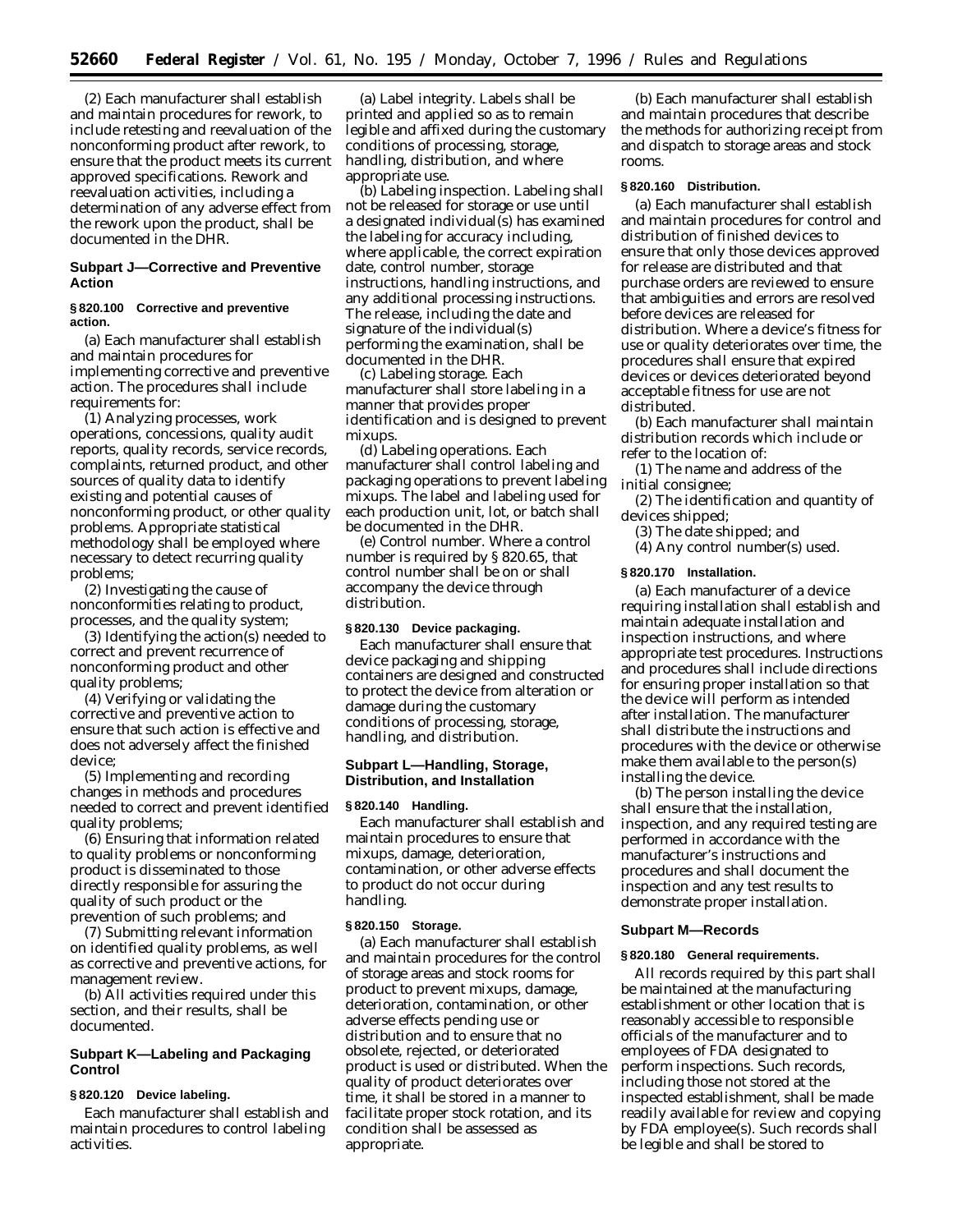(2) Each manufacturer shall establish and maintain procedures for rework, to include retesting and reevaluation of the nonconforming product after rework, to ensure that the product meets its current approved specifications. Rework and reevaluation activities, including a determination of any adverse effect from the rework upon the product, shall be documented in the DHR.

## Subpart J—Corrective and Preventive Action

### § 820.100 Corrective and preventive action.

(a) Each manufacturer shall establish and maintain procedures for implementing corrective and preventive action. The procedures shall include requirements for:

(1) Analyzing processes, work operations, concessions, quality audit reports, quality records, service records, complaints, returned product, and other sources of quality data to identify existing and potential causes of nonconforming product, or other quality problems. Appropriate statistical methodology shall be employed where necessary to detect recurring quality problems;

(2) Investigating the cause of nonconformities relating to product, processes, and the quality system;

(3) Identifying the action(s) needed to correct and prevent recurrence of nonconforming product and other quality problems;

(4) Verifying or validating the corrective and preventive action to ensure that such action is effective and does not adversely affect the finished device;

(5) Implementing and recording changes in methods and procedures needed to correct and prevent identified quality problems;

(6) Ensuring that information related to quality problems or nonconforming product is disseminated to those directly responsible for assuring the quality of such product or the prevention of such problems; and

(7) Submitting relevant information on identified quality problems, as well as corrective and preventive actions, for management review.

(b) All activities required under this section, and their results, shall be documented.

## Subpart K—Labeling and Packaging Control

### § 820.120 Device labeling.

Each manufacturer shall establish and maintain procedures to control labeling activities.

(a) *Label integrity.* Labels shall be printed and applied so as to remain legible and affixed during the customary conditions of processing, storage, handling, distribution, and where appropriate use.

(b) *Labeling inspection.* Labeling shall not be released for storage or use until a designated individual(s) has examined the labeling for accuracy including, where applicable, the correct expiration date, control number, storage instructions, handling instructions, and any additional processing instructions. The release, including the date and signature of the individual(s) performing the examination, shall be documented in the DHR.

(c) *Labeling storage.* Each manufacturer shall store labeling in a manner that provides proper identification and is designed to prevent mixups.

(d) *Labeling operations.* Each manufacturer shall control labeling and packaging operations to prevent labeling mixups. The label and labeling used for each production unit, lot, or batch shall be documented in the DHR.

(e) *Control number.* Where a control number is required by § 820.65, that control number shall be on or shall accompany the device through distribution.

### § 820.130 Device packaging.

Each manufacturer shall ensure that device packaging and shipping containers are designed and constructed to protect the device from alteration or damage during the customary conditions of processing, storage, handling, and distribution.

## Subpart L—Handling, Storage, Distribution, and Installation

### § 820.140 Handling.

Each manufacturer shall establish and maintain procedures to ensure that mixups, damage, deterioration, contamination, or other adverse effects to product do not occur during handling.

### § 820.150 Storage.

(a) Each manufacturer shall establish and maintain procedures for the control of storage areas and stock rooms for product to prevent mixups, damage, deterioration, contamination, or other adverse effects pending use or distribution and to ensure that no obsolete, rejected, or deteriorated product is used or distributed. When the quality of product deteriorates over time, it shall be stored in a manner to facilitate proper stock rotation, and its condition shall be assessed as appropriate.

(b) Each manufacturer shall establish and maintain procedures that describe the methods for authorizing receipt from and dispatch to storage areas and stock rooms.

### § 820.160 Distribution.

(a) Each manufacturer shall establish and maintain procedures for control and distribution of finished devices to ensure that only those devices approved for release are distributed and that purchase orders are reviewed to ensure that ambiguities and errors are resolved before devices are released for distribution. Where a device's fitness for use or quality deteriorates over time, the procedures shall ensure that expired devices or devices deteriorated beyond acceptable fitness for use are not distributed.

(b) Each manufacturer shall maintain distribution records which include or refer to the location of:

(1) The name and address of the initial consignee;

(2) The identification and quantity of devices shipped;

(3) The date shipped; and

(4) Any control number(s) used.

### § 820.170 Installation.

(a) Each manufacturer of a device requiring installation shall establish and maintain adequate installation and inspection instructions, and where appropriate test procedures. Instructions and procedures shall include directions for ensuring proper installation so that the device will perform as intended after installation. The manufacturer shall distribute the instructions and procedures with the device or otherwise make them available to the person(s) installing the device.

(b) The person installing the device shall ensure that the installation, inspection, and any required testing are performed in accordance with the manufacturer's instructions and procedures and shall document the inspection and any test results to demonstrate proper installation.

## Subpart M—Records

### § 820.180 General requirements.

All records required by this part shall be maintained at the manufacturing establishment or other location that is reasonably accessible to responsible officials of the manufacturer and to employees of FDA designated to perform inspections. Such records, including those not stored at the inspected establishment, shall be made readily available for review and copying by FDA employee(s). Such records shall be legible and shall be stored to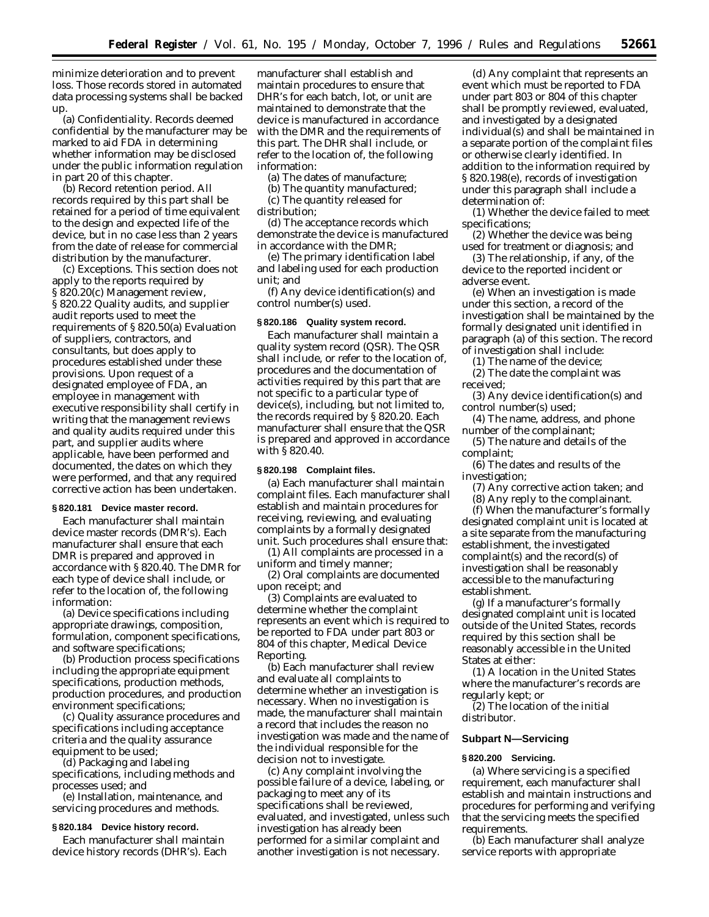minimize deterioration and to prevent loss. Those records stored in automated data processing systems shall be backed up.

(a) *Confidentiality.* Records deemed confidential by the manufacturer may be marked to aid FDA in determining whether information may be disclosed under the public information regulation in part 20 of this chapter.

(b) *Record retention period.* All records required by this part shall be retained for a period of time equivalent to the design and expected life of the device, but in no case less than 2 years from the date of release for commercial distribution by the manufacturer.

(c) *Exceptions.* This section does not apply to the reports required by § 820.20(c) Management review, § 820.22 Quality audits, and supplier audit reports used to meet the requirements of § 820.50(a) Evaluation of suppliers, contractors, and consultants, but does apply to procedures established under these provisions. Upon request of a designated employee of FDA, an employee in management with executive responsibility shall certify in writing that the management reviews and quality audits required under this part, and supplier audits where applicable, have been performed and documented, the dates on which they were performed, and that any required corrective action has been undertaken.

**§ 820.181 Device master record.**

Each manufacturer shall maintain device master records (DMR's). Each manufacturer shall ensure that each DMR is prepared and approved in accordance with § 820.40. The DMR for each type of device shall include, or refer to the location of, the following information:

(a) Device specifications including appropriate drawings, composition, formulation, component specifications, and software specifications;

(b) Production process specifications including the appropriate equipment specifications, production methods, production procedures, and production environment specifications;

(c) Quality assurance procedures and specifications including acceptance criteria and the quality assurance equipment to be used;

(d) Packaging and labeling specifications, including methods and processes used; and

(e) Installation, maintenance, and servicing procedures and methods.

**§ 820.184 Device history record.**

Each manufacturer shall maintain device history records (DHR's). Each manufacturer shall establish and maintain procedures to ensure that DHR's for each batch, lot, or unit are maintained to demonstrate that the device is manufactured in accordance with the DMR and the requirements of this part. The DHR shall include, or refer to the location of, the following information:

(a) The dates of manufacture;

(b) The quantity manufactured;

(c) The quantity released for distribution;

(d) The acceptance records which demonstrate the device is manufactured in accordance with the DMR;

(e) The primary identification label and labeling used for each production unit; and

(f) Any device identification(s) and control number(s) used.

**§ 820.186 Quality system record.**

Each manufacturer shall maintain a quality system record (QSR). The QSR shall include, or refer to the location of, procedures and the documentation of activities required by this part that are not specific to a particular type of device(s), including, but not limited to, the records required by § 820.20. Each manufacturer shall ensure that the QSR is prepared and approved in accordance with § 820.40.

**§ 820.198 Complaint files.**

(a) Each manufacturer shall maintain complaint files. Each manufacturer shall establish and maintain procedures for receiving, reviewing, and evaluating complaints by a formally designated unit. Such procedures shall ensure that:

(1) All complaints are processed in a uniform and timely manner;

(2) Oral complaints are documented upon receipt; and

(3) Complaints are evaluated to determine whether the complaint represents an event which is required to be reported to FDA under part 803 or 804 of this chapter, Medical Device Reporting.

(b) Each manufacturer shall review and evaluate all complaints to determine whether an investigation is necessary. When no investigation is made, the manufacturer shall maintain a record that includes the reason no investigation was made and the name of the individual responsible for the decision not to investigate.

(c) Any complaint involving the possible failure of a device, labeling, or packaging to meet any of its specifications shall be reviewed, evaluated, and investigated, unless such investigation has already been performed for a similar complaint and another investigation is not necessary.

(d) Any complaint that represents an event which must be reported to FDA under part 803 or 804 of this chapter shall be promptly reviewed, evaluated, and investigated by a designated individual(s) and shall be maintained in a separate portion of the complaint files or otherwise clearly identified. In addition to the information required by § 820.198(e), records of investigation under this paragraph shall include a determination of:

(1) Whether the device failed to meet specifications;

(2) Whether the device was being used for treatment or diagnosis; and

(3) The relationship, if any, of the device to the reported incident or adverse event.

(e) When an investigation is made under this section, a record of the investigation shall be maintained by the formally designated unit identified in paragraph (a) of this section. The record of investigation shall include:

(1) The name of the device;

(2) The date the complaint was received;

(3) Any device identification(s) and control number(s) used;

(4) The name, address, and phone number of the complainant;

(5) The nature and details of the complaint;

(6) The dates and results of the investigation;

(7) Any corrective action taken; and

(8) Any reply to the complainant.

(f) When the manufacturer's formally designated complaint unit is located at a site separate from the manufacturing establishment, the investigated complaint(s) and the record(s) of investigation shall be reasonably accessible to the manufacturing establishment.

(g) If a manufacturer's formally designated complaint unit is located outside of the United States, records required by this section shall be reasonably accessible in the United States at either:

(1) A location in the United States where the manufacturer's records are regularly kept; or

(2) The location of the initial distributor.

## Subpart N—Servicing

**§ 820.200 Servicing.**

(a) Where servicing is a specified requirement, each manufacturer shall establish and maintain instructions and procedures for performing and verifying that the servicing meets the specified requirements.

(b) Each manufacturer shall analyze service reports with appropriate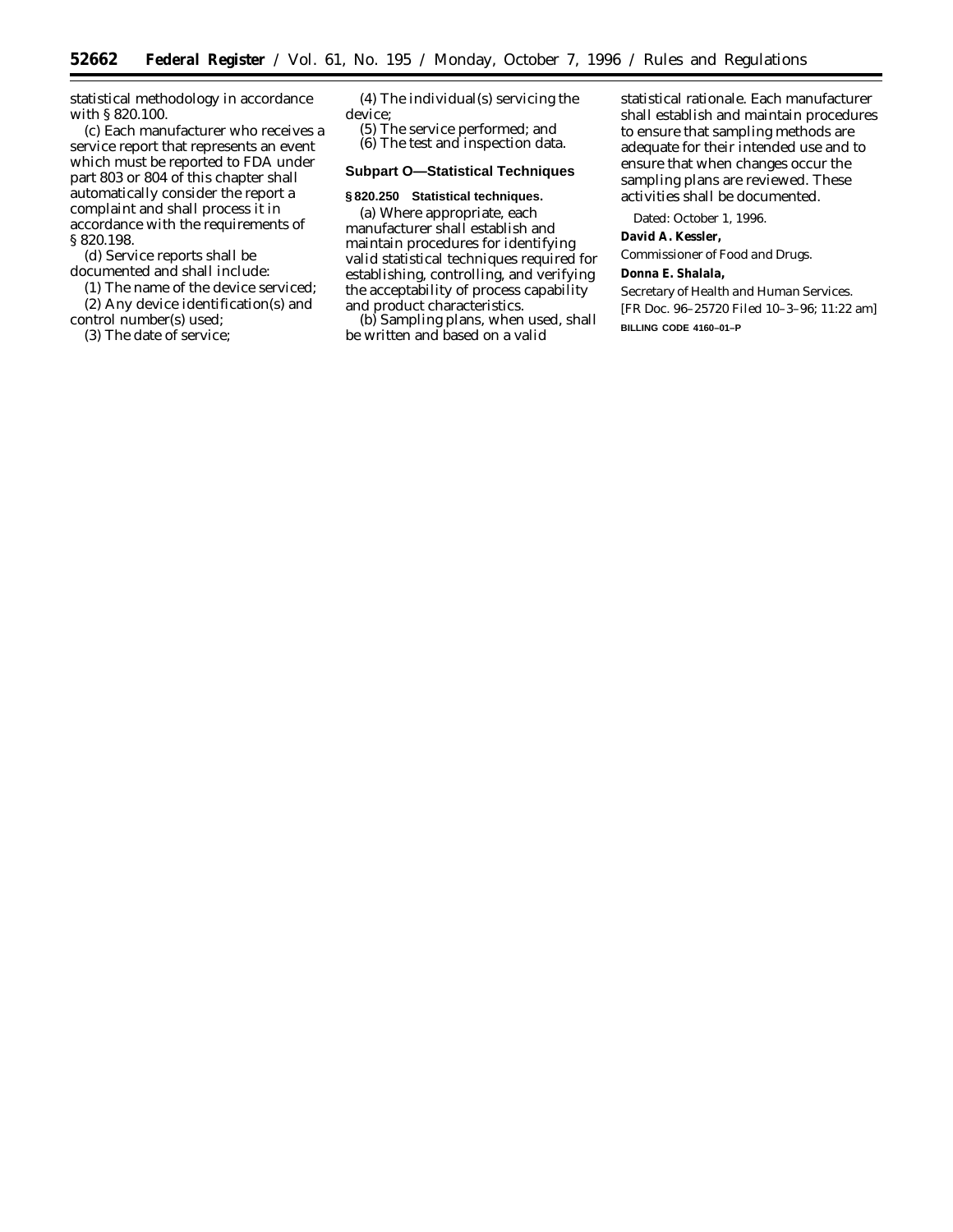statistical methodology in accordance with § 820.100.

(c) Each manufacturer who receives a service report that represents an event which must be reported to FDA under part 803 or 804 of this chapter shall automatically consider the report a complaint and shall process it in accordance with the requirements of § 820.198.

(d) Service reports shall be documented and shall include:

(1) The name of the device serviced;

(2) Any device identification(s) and control number(s) used;

(3) The date of service;

(4) The individual(s) servicing the device;

(5) The service performed; and

(6) The test and inspection data.

### Subpart O—Statistical Techniques

**§ 820.250 Statistical techniques.**

(a) Where appropriate, each manufacturer shall establish and maintain procedures for identifying valid statistical techniques required for establishing, controlling, and verifying the acceptability of process capability and product characteristics.

(b) Sampling plans, when used, shall be written and based on a valid statistical rationale. Each manufacturer shall establish and maintain procedures to ensure that sampling methods are adequate for their intended use and to ensure that when changes occur the sampling plans are reviewed. These activities shall be documented.

Dated: October 1, 1996.

**David A. Kessler,**

*Commissioner of Food and Drugs.*

**Donna E. Shalala,**

*Secretary of Health and Human Services.*

[FR Doc. 96–25720 Filed 10–3–96; 11:22 am]

**BILLING CODE 4160–01–P**